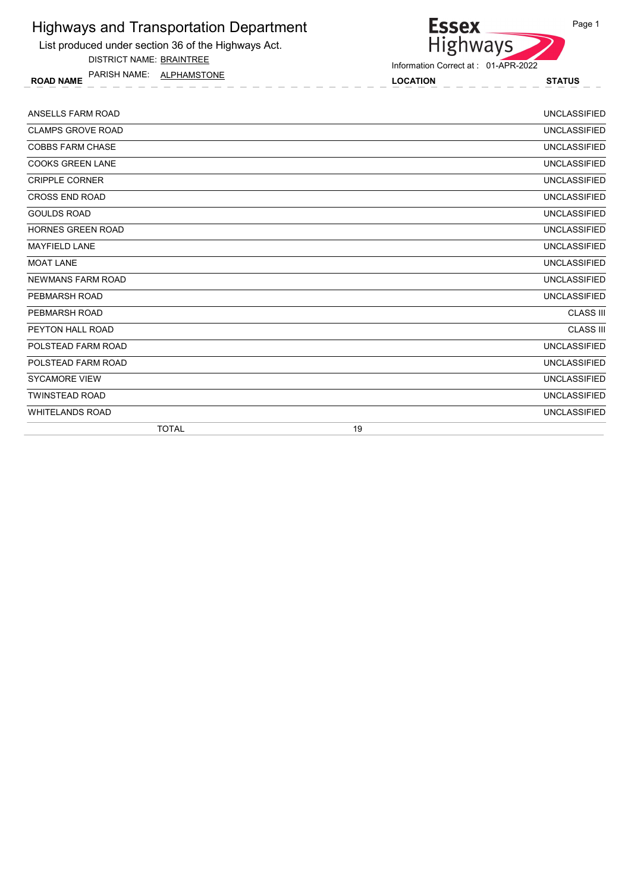# Highways and Transportation Department

List produced under section 36 of the Highways Act.

DISTRICT NAME: BRAINTREE

PARISH NAME: ALPHAMSTONE

Essex Highways

Information Correct at : 01-APR-2022

| ROAD NAME | LOCATION | STATUS |
|---|---|---|
| ANSELLS FARM ROAD | | UNCLASSIFIED |
| CLAMPS GROVE ROAD | | UNCLASSIFIED |
| COBBS FARM CHASE | | UNCLASSIFIED |
| COOKS GREEN LANE | | UNCLASSIFIED |
| CRIPPLE CORNER | | UNCLASSIFIED |
| CROSS END ROAD | | UNCLASSIFIED |
| GOULDS ROAD | | UNCLASSIFIED |
| HORNES GREEN ROAD | | UNCLASSIFIED |
| MAYFIELD LANE | | UNCLASSIFIED |
| MOAT LANE | | UNCLASSIFIED |
| NEWMANS FARM ROAD | | UNCLASSIFIED |
| PEBMARSH ROAD | | UNCLASSIFIED |
| PEBMARSH ROAD | | CLASS III |
| PEYTON HALL ROAD | | CLASS III |
| POLSTEAD FARM ROAD | | UNCLASSIFIED |
| POLSTEAD FARM ROAD | | UNCLASSIFIED |
| SYCAMORE VIEW | | UNCLASSIFIED |
| TWINSTEAD ROAD | | UNCLASSIFIED |
| WHITELANDS ROAD | | UNCLASSIFIED |
| TOTAL | 19 | |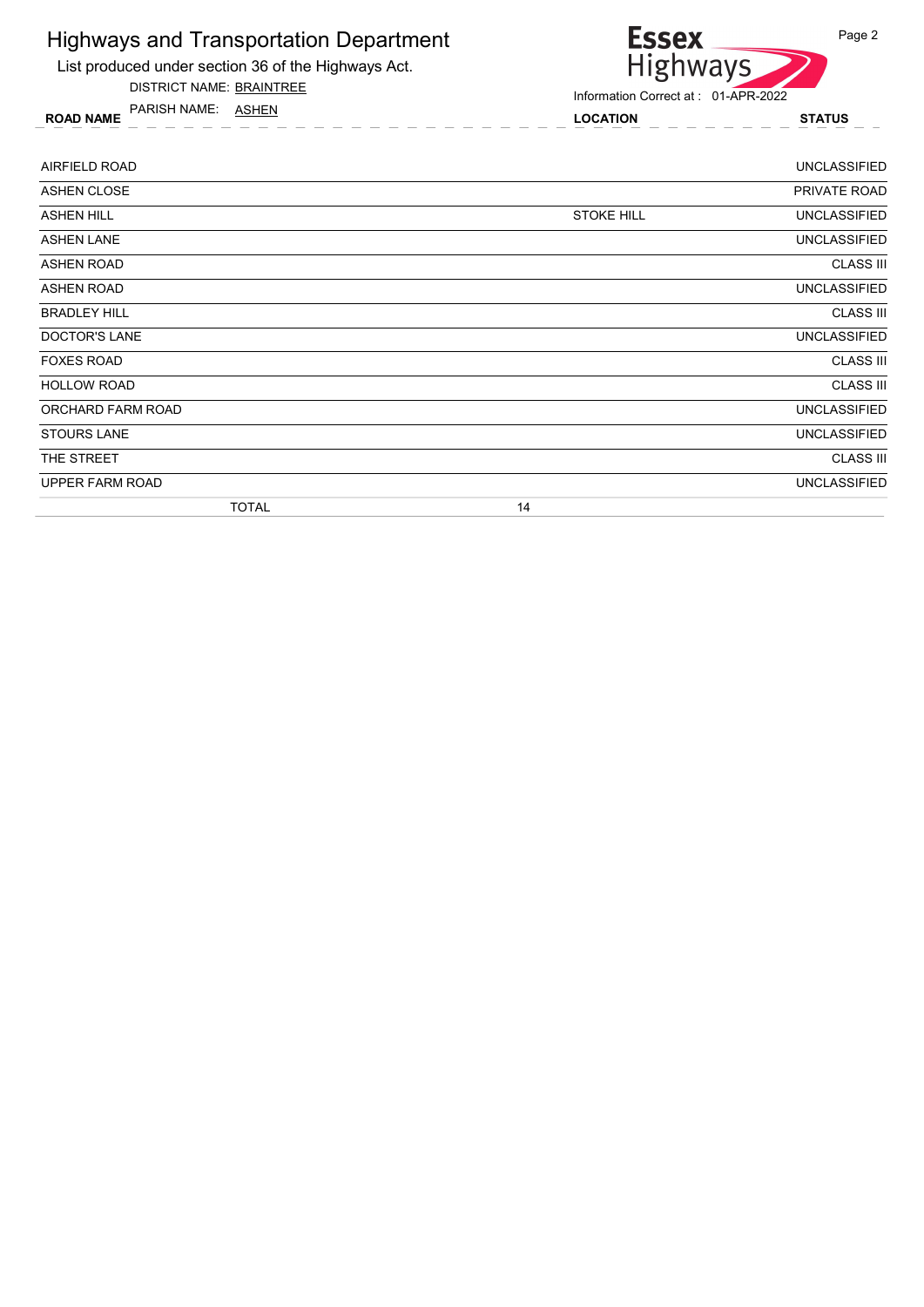# Highways and Transportation Department

List produced under section 36 of the Highways Act.

DISTRICT NAME: BRAINTREE

PARISH NAME: ASHEN

Information Correct at : 01-APR-2022

| ROAD NAME | LOCATION | STATUS |
|---|---|---|
| AIRFIELD ROAD | | UNCLASSIFIED |
| ASHEN CLOSE | | PRIVATE ROAD |
| ASHEN HILL | STOKE HILL | UNCLASSIFIED |
| ASHEN LANE | | UNCLASSIFIED |
| ASHEN ROAD | | CLASS III |
| ASHEN ROAD | | UNCLASSIFIED |
| BRADLEY HILL | | CLASS III |
| DOCTOR'S LANE | | UNCLASSIFIED |
| FOXES ROAD | | CLASS III |
| HOLLOW ROAD | | CLASS III |
| ORCHARD FARM ROAD | | UNCLASSIFIED |
| STOURS LANE | | UNCLASSIFIED |
| THE STREET | | CLASS III |
| UPPER FARM ROAD | | UNCLASSIFIED |
| TOTAL | 14 | |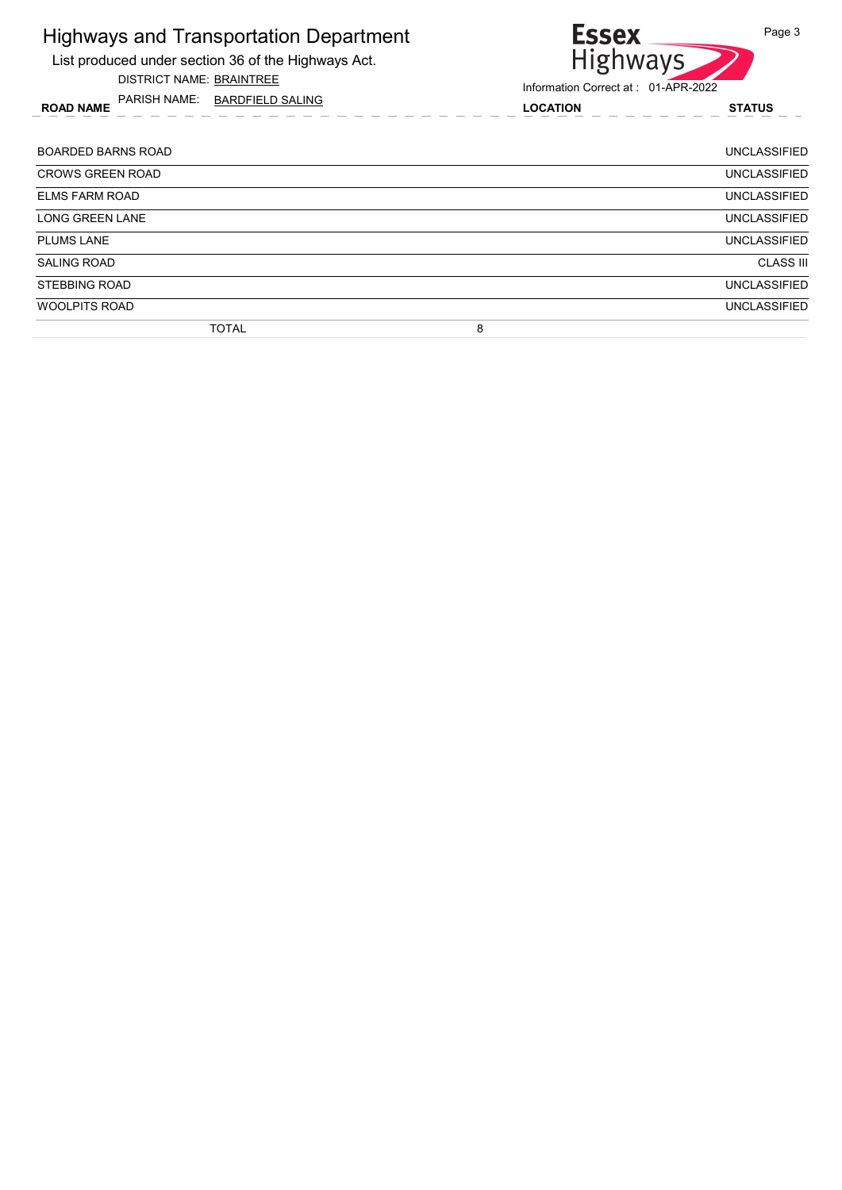# Highways and Transportation Department

List produced under section 36 of the Highways Act.

DISTRICT NAME: BRAINTREE

PARISH NAME: BARDFIELD SALING

Information Correct at : 01-APR-2022

| ROAD NAME | LOCATION | STATUS |
|---|---|---|
| BOARDED BARNS ROAD | | UNCLASSIFIED |
| CROWS GREEN ROAD | | UNCLASSIFIED |
| ELMS FARM ROAD | | UNCLASSIFIED |
| LONG GREEN LANE | | UNCLASSIFIED |
| PLUMS LANE | | UNCLASSIFIED |
| SALING ROAD | | CLASS III |
| STEBBING ROAD | | UNCLASSIFIED |
| WOOLPITS ROAD | | UNCLASSIFIED |
| TOTAL | 8 | |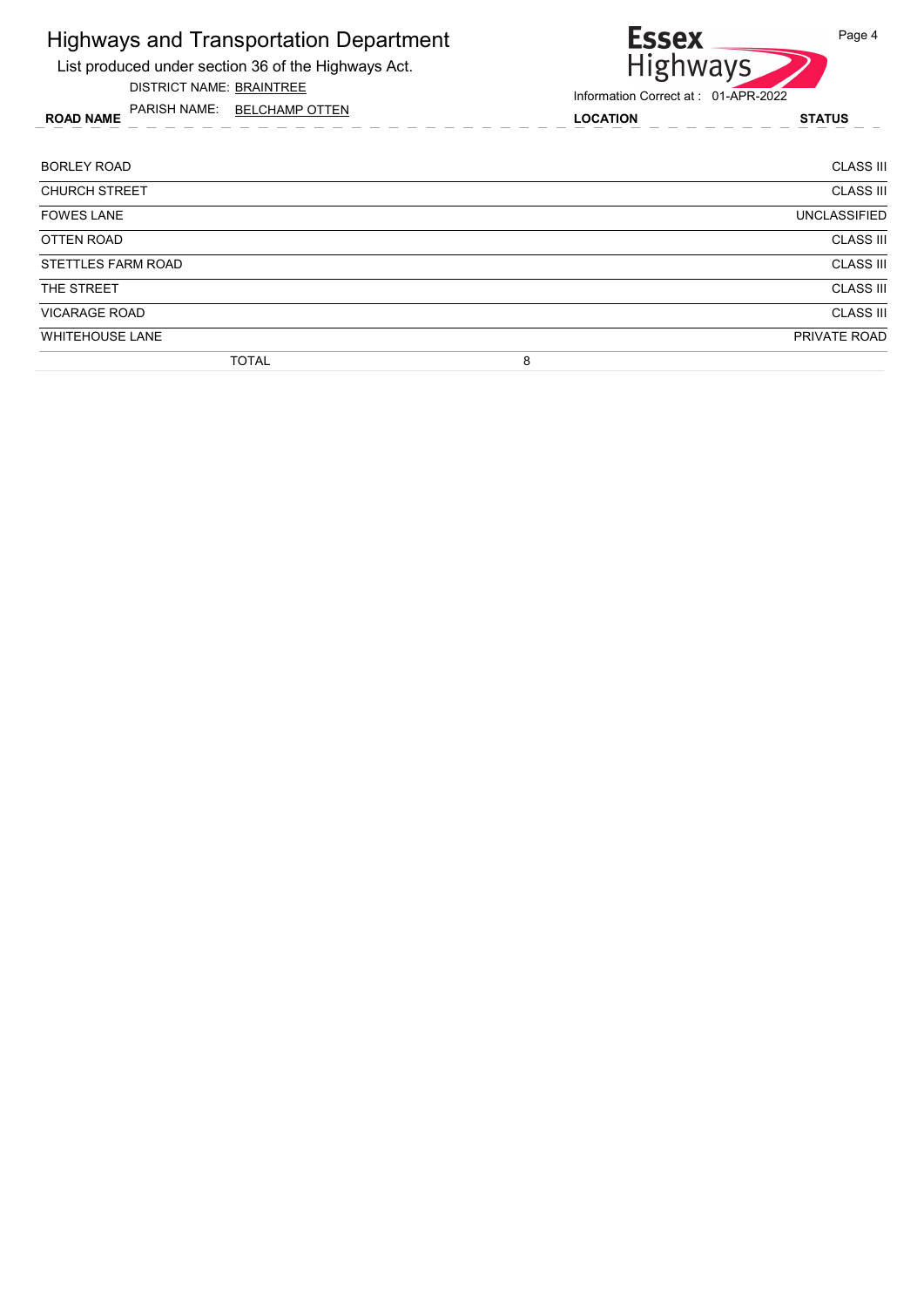# Highways and Transportation Department

List produced under section 36 of the Highways Act.

DISTRICT NAME: BRAINTREE

PARISH NAME: BELCHAMP OTTEN

Information Correct at : 01-APR-2022

| ROAD NAME | LOCATION | STATUS |
|---|---|---|
| BORLEY ROAD | | CLASS III |
| CHURCH STREET | | CLASS III |
| FOWES LANE | | UNCLASSIFIED |
| OTTEN ROAD | | CLASS III |
| STETTLES FARM ROAD | | CLASS III |
| THE STREET | | CLASS III |
| VICARAGE ROAD | | CLASS III |
| WHITEHOUSE LANE | | PRIVATE ROAD |
| TOTAL | 8 | |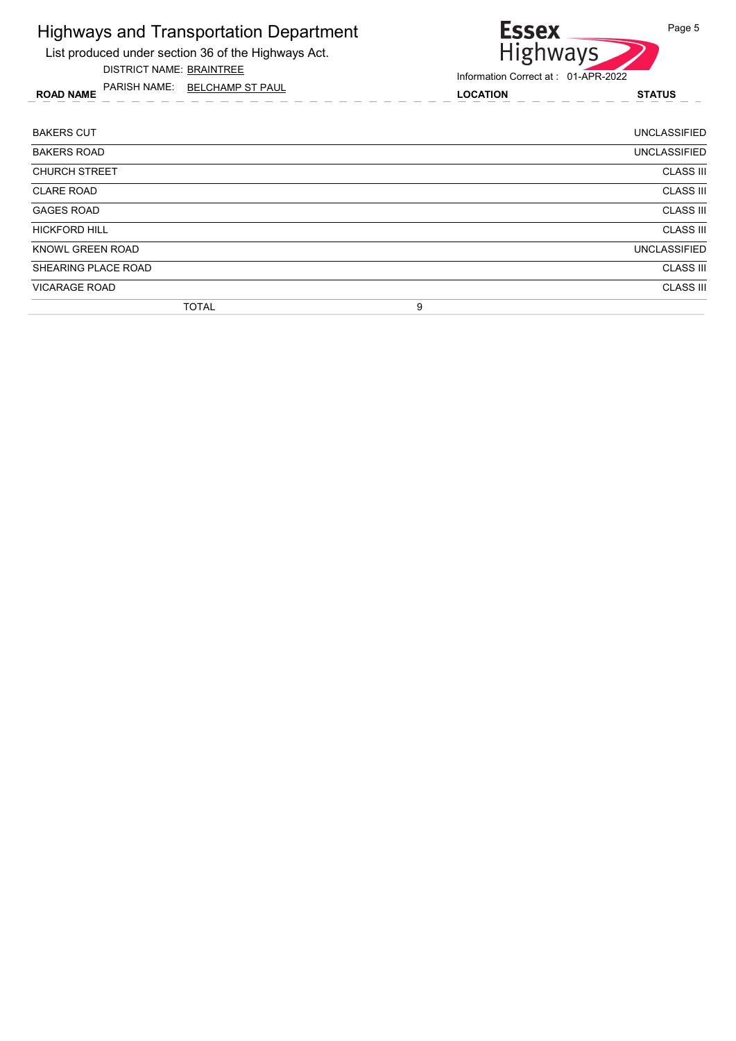# Highways and Transportation Department

List produced under section 36 of the Highways Act.

DISTRICT NAME: BRAINTREE

PARISH NAME: BELCHAMP ST PAUL

Information Correct at : 01-APR-2022

| ROAD NAME | LOCATION | STATUS |
|---|---|---|
| BAKERS CUT | | UNCLASSIFIED |
| BAKERS ROAD | | UNCLASSIFIED |
| CHURCH STREET | | CLASS III |
| CLARE ROAD | | CLASS III |
| GAGES ROAD | | CLASS III |
| HICKFORD HILL | | CLASS III |
| KNOWL GREEN ROAD | | UNCLASSIFIED |
| SHEARING PLACE ROAD | | CLASS III |
| VICARAGE ROAD | | CLASS III |
| TOTAL | 9 | |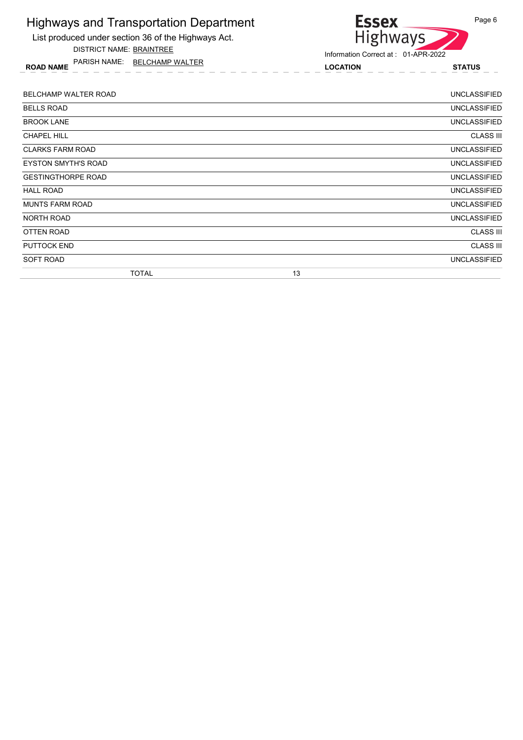# Highways and Transportation Department

List produced under section 36 of the Highways Act.

DISTRICT NAME: BRAINTREE

PARISH NAME: BELCHAMP WALTER

Information Correct at : 01-APR-2022

| ROAD NAME | LOCATION | STATUS |
|---|---|---|
| BELCHAMP WALTER ROAD | | UNCLASSIFIED |
| BELLS ROAD | | UNCLASSIFIED |
| BROOK LANE | | UNCLASSIFIED |
| CHAPEL HILL | | CLASS III |
| CLARKS FARM ROAD | | UNCLASSIFIED |
| EYSTON SMYTH'S ROAD | | UNCLASSIFIED |
| GESTINGTHORPE ROAD | | UNCLASSIFIED |
| HALL ROAD | | UNCLASSIFIED |
| MUNTS FARM ROAD | | UNCLASSIFIED |
| NORTH ROAD | | UNCLASSIFIED |
| OTTEN ROAD | | CLASS III |
| PUTTOCK END | | CLASS III |
| SOFT ROAD | | UNCLASSIFIED |
| TOTAL | 13 | |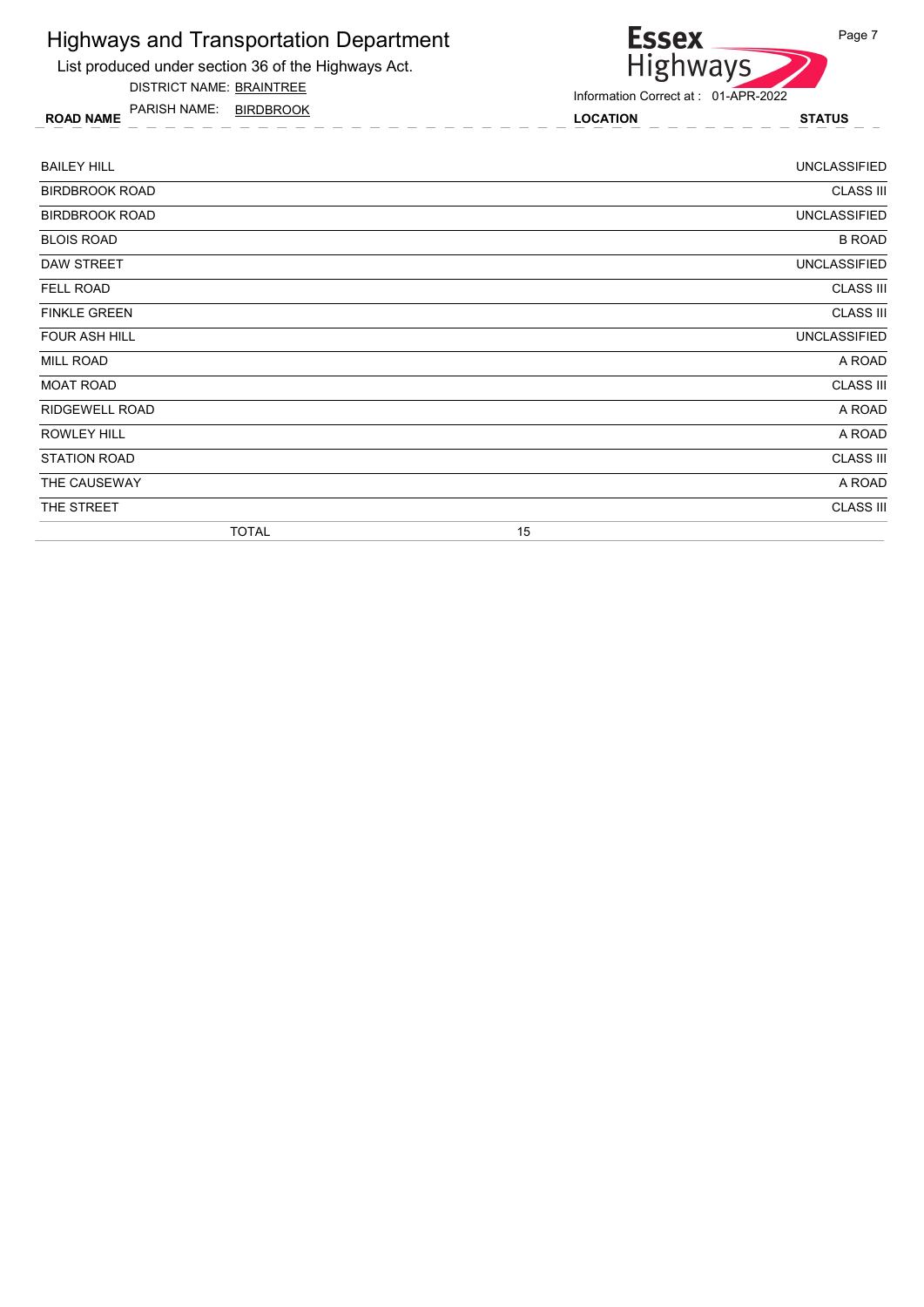# Highways and Transportation Department

List produced under section 36 of the Highways Act.

DISTRICT NAME: BRAINTREE

PARISH NAME: BIRDBROOK

Essex Highways

Information Correct at : 01-APR-2022

| ROAD NAME | LOCATION | STATUS |
|---|---|---|
| BAILEY HILL | | UNCLASSIFIED |
| BIRDBROOK ROAD | | CLASS III |
| BIRDBROOK ROAD | | UNCLASSIFIED |
| BLOIS ROAD | | B ROAD |
| DAW STREET | | UNCLASSIFIED |
| FELL ROAD | | CLASS III |
| FINKLE GREEN | | CLASS III |
| FOUR ASH HILL | | UNCLASSIFIED |
| MILL ROAD | | A ROAD |
| MOAT ROAD | | CLASS III |
| RIDGEWELL ROAD | | A ROAD |
| ROWLEY HILL | | A ROAD |
| STATION ROAD | | CLASS III |
| THE CAUSEWAY | | A ROAD |
| THE STREET | | CLASS III |
| TOTAL | 15 | |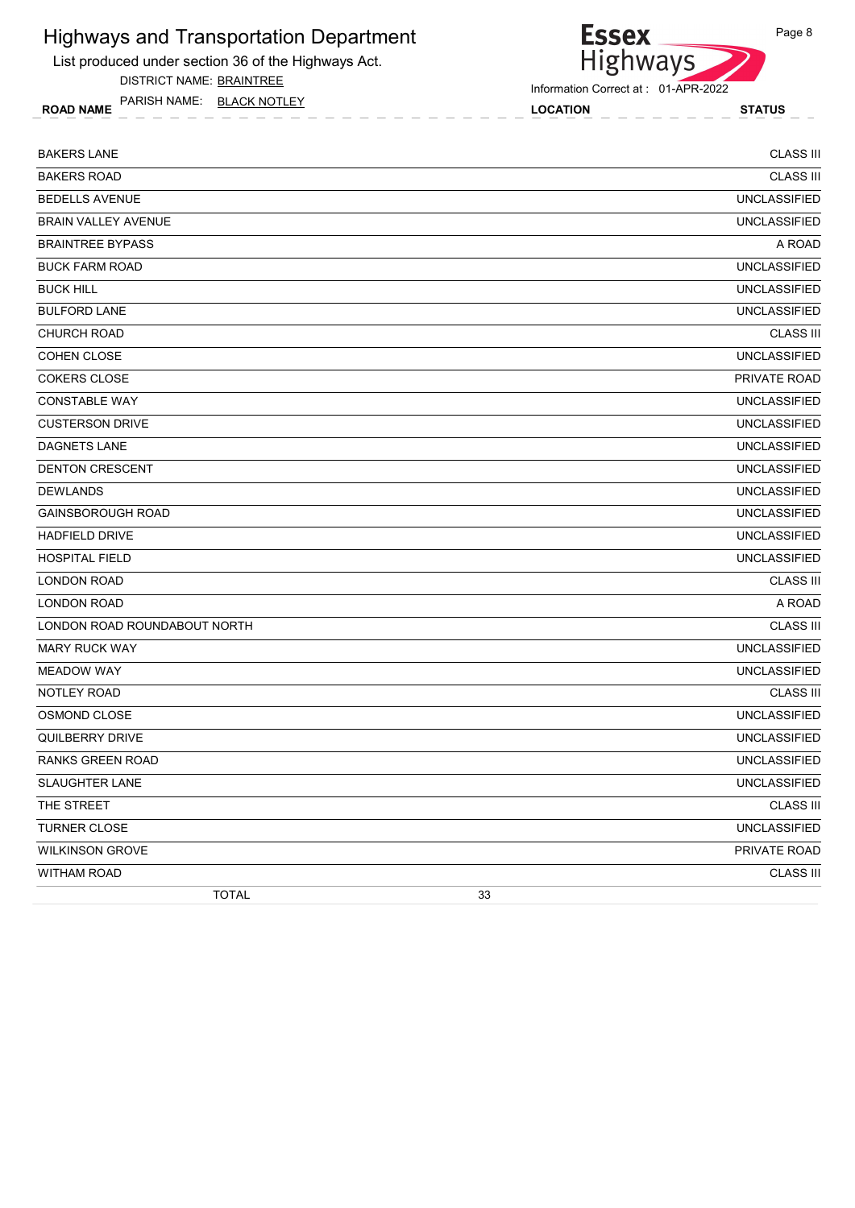# Highways and Transportation Department

List produced under section 36 of the Highways Act.

DISTRICT NAME: BRAINTREE

PARISH NAME: BLACK NOTLEY

Information Correct at : 01-APR-2022

| ROAD NAME | LOCATION | STATUS |
|---|---|---|
| BAKERS LANE | | CLASS III |
| BAKERS ROAD | | CLASS III |
| BEDELLS AVENUE | | UNCLASSIFIED |
| BRAIN VALLEY AVENUE | | UNCLASSIFIED |
| BRAINTREE BYPASS | | A ROAD |
| BUCK FARM ROAD | | UNCLASSIFIED |
| BUCK HILL | | UNCLASSIFIED |
| BULFORD LANE | | UNCLASSIFIED |
| CHURCH ROAD | | CLASS III |
| COHEN CLOSE | | UNCLASSIFIED |
| COKERS CLOSE | | PRIVATE ROAD |
| CONSTABLE WAY | | UNCLASSIFIED |
| CUSTERSON DRIVE | | UNCLASSIFIED |
| DAGNETS LANE | | UNCLASSIFIED |
| DENTON CRESCENT | | UNCLASSIFIED |
| DEWLANDS | | UNCLASSIFIED |
| GAINSBOROUGH ROAD | | UNCLASSIFIED |
| HADFIELD DRIVE | | UNCLASSIFIED |
| HOSPITAL FIELD | | UNCLASSIFIED |
| LONDON ROAD | | CLASS III |
| LONDON ROAD | | A ROAD |
| LONDON ROAD ROUNDABOUT NORTH | | CLASS III |
| MARY RUCK WAY | | UNCLASSIFIED |
| MEADOW WAY | | UNCLASSIFIED |
| NOTLEY ROAD | | CLASS III |
| OSMOND CLOSE | | UNCLASSIFIED |
| QUILBERRY DRIVE | | UNCLASSIFIED |
| RANKS GREEN ROAD | | UNCLASSIFIED |
| SLAUGHTER LANE | | UNCLASSIFIED |
| THE STREET | | CLASS III |
| TURNER CLOSE | | UNCLASSIFIED |
| WILKINSON GROVE | | PRIVATE ROAD |
| WITHAM ROAD | | CLASS III |
| TOTAL | 33 | |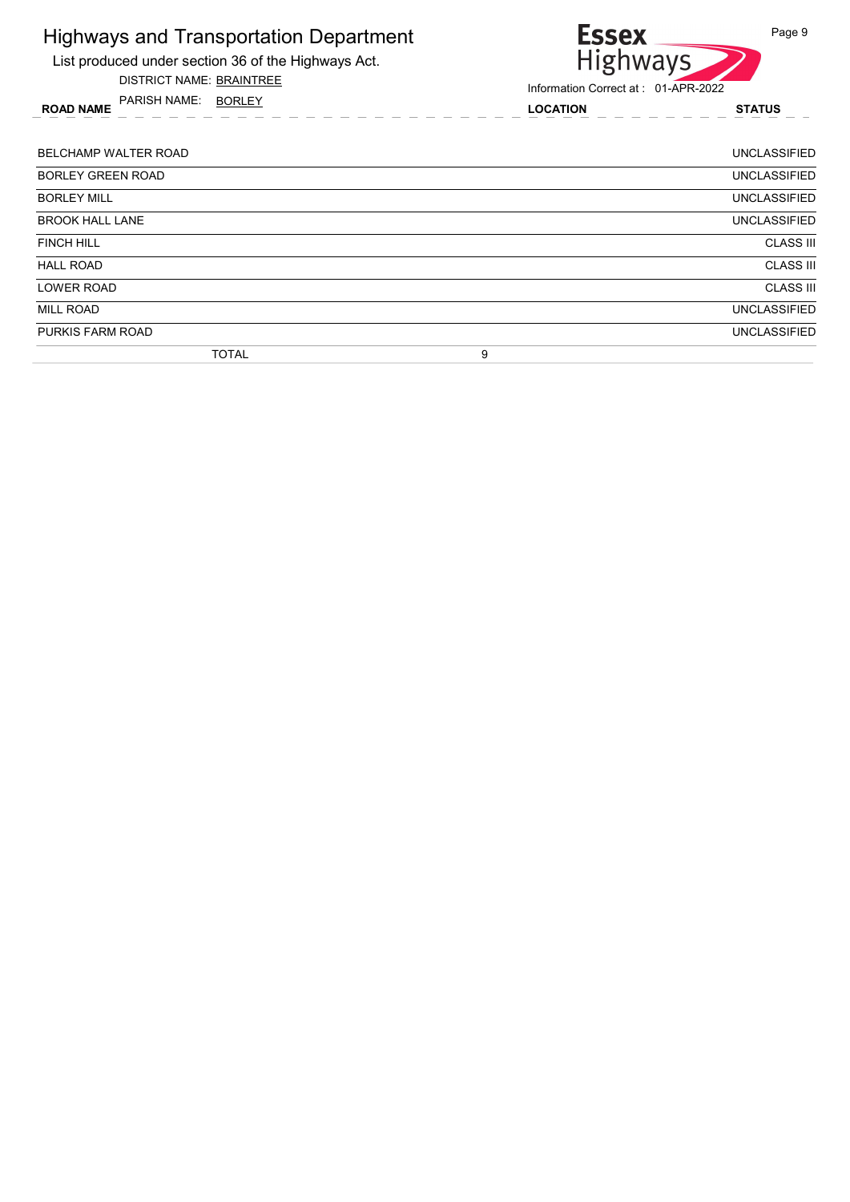# Highways and Transportation Department

List produced under section 36 of the Highways Act.

DISTRICT NAME: BRAINTREE

PARISH NAME: BORLEY

Information Correct at : 01-APR-2022

| ROAD NAME | LOCATION | STATUS |
|---|---|---|
| BELCHAMP WALTER ROAD | | UNCLASSIFIED |
| BORLEY GREEN ROAD | | UNCLASSIFIED |
| BORLEY MILL | | UNCLASSIFIED |
| BROOK HALL LANE | | UNCLASSIFIED |
| FINCH HILL | | CLASS III |
| HALL ROAD | | CLASS III |
| LOWER ROAD | | CLASS III |
| MILL ROAD | | UNCLASSIFIED |
| PURKIS FARM ROAD | | UNCLASSIFIED |
| TOTAL | 9 | |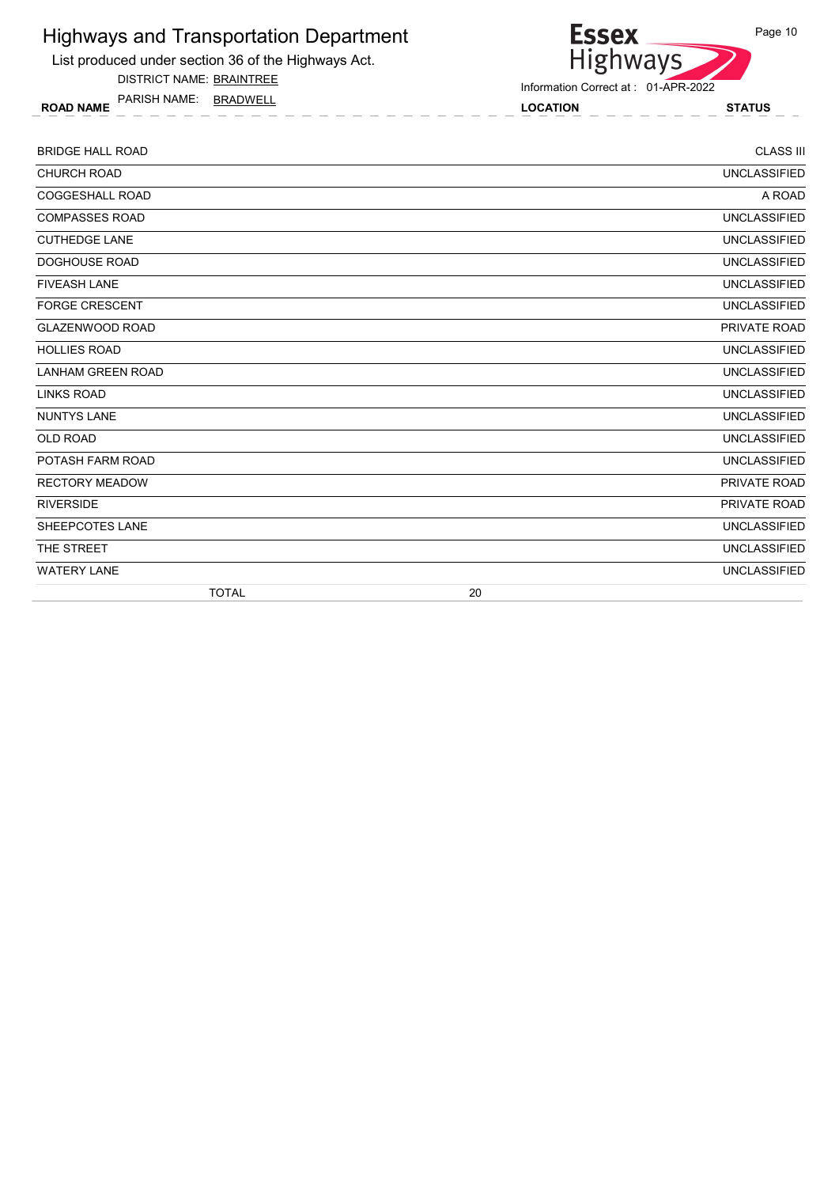# Highways and Transportation Department

List produced under section 36 of the Highways Act.

DISTRICT NAME: BRAINTREE

PARISH NAME: BRADWELL

Information Correct at : 01-APR-2022

| ROAD NAME | LOCATION | STATUS |
|---|---|---|
| BRIDGE HALL ROAD | | CLASS III |
| CHURCH ROAD | | UNCLASSIFIED |
| COGGESHALL ROAD | | A ROAD |
| COMPASSES ROAD | | UNCLASSIFIED |
| CUTHEDGE LANE | | UNCLASSIFIED |
| DOGHOUSE ROAD | | UNCLASSIFIED |
| FIVEASH LANE | | UNCLASSIFIED |
| FORGE CRESCENT | | UNCLASSIFIED |
| GLAZENWOOD ROAD | | PRIVATE ROAD |
| HOLLIES ROAD | | UNCLASSIFIED |
| LANHAM GREEN ROAD | | UNCLASSIFIED |
| LINKS ROAD | | UNCLASSIFIED |
| NUNTYS LANE | | UNCLASSIFIED |
| OLD ROAD | | UNCLASSIFIED |
| POTASH FARM ROAD | | UNCLASSIFIED |
| RECTORY MEADOW | | PRIVATE ROAD |
| RIVERSIDE | | PRIVATE ROAD |
| SHEEPCOTES LANE | | UNCLASSIFIED |
| THE STREET | | UNCLASSIFIED |
| WATERY LANE | | UNCLASSIFIED |
| TOTAL | 20 | |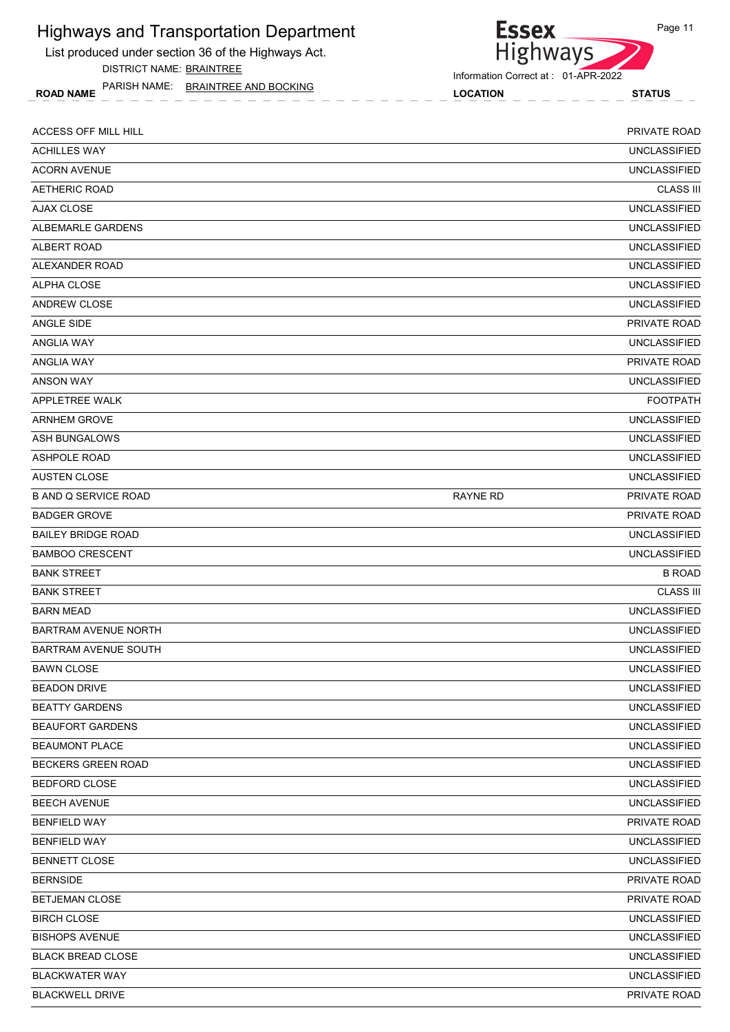# Highways and Transportation Department

List produced under section 36 of the Highways Act.

DISTRICT NAME: BRAINTREE

PARISH NAME: BRAINTREE AND BOCKING

Information Correct at : 01-APR-2022

| ROAD NAME | LOCATION | STATUS |
|---|---|---|
| ACCESS OFF MILL HILL | | PRIVATE ROAD |
| ACHILLES WAY | | UNCLASSIFIED |
| ACORN AVENUE | | UNCLASSIFIED |
| AETHERIC ROAD | | CLASS III |
| AJAX CLOSE | | UNCLASSIFIED |
| ALBEMARLE GARDENS | | UNCLASSIFIED |
| ALBERT ROAD | | UNCLASSIFIED |
| ALEXANDER ROAD | | UNCLASSIFIED |
| ALPHA CLOSE | | UNCLASSIFIED |
| ANDREW CLOSE | | UNCLASSIFIED |
| ANGLE SIDE | | PRIVATE ROAD |
| ANGLIA WAY | | UNCLASSIFIED |
| ANGLIA WAY | | PRIVATE ROAD |
| ANSON WAY | | UNCLASSIFIED |
| APPLETREE WALK | | FOOTPATH |
| ARNHEM GROVE | | UNCLASSIFIED |
| ASH BUNGALOWS | | UNCLASSIFIED |
| ASHPOLE ROAD | | UNCLASSIFIED |
| AUSTEN CLOSE | | UNCLASSIFIED |
| B AND Q SERVICE ROAD | RAYNE RD | PRIVATE ROAD |
| BADGER GROVE | | PRIVATE ROAD |
| BAILEY BRIDGE ROAD | | UNCLASSIFIED |
| BAMBOO CRESCENT | | UNCLASSIFIED |
| BANK STREET | | B ROAD |
| BANK STREET | | CLASS III |
| BARN MEAD | | UNCLASSIFIED |
| BARTRAM AVENUE NORTH | | UNCLASSIFIED |
| BARTRAM AVENUE SOUTH | | UNCLASSIFIED |
| BAWN CLOSE | | UNCLASSIFIED |
| BEADON DRIVE | | UNCLASSIFIED |
| BEATTY GARDENS | | UNCLASSIFIED |
| BEAUFORT GARDENS | | UNCLASSIFIED |
| BEAUMONT PLACE | | UNCLASSIFIED |
| BECKERS GREEN ROAD | | UNCLASSIFIED |
| BEDFORD CLOSE | | UNCLASSIFIED |
| BEECH AVENUE | | UNCLASSIFIED |
| BENFIELD WAY | | PRIVATE ROAD |
| BENFIELD WAY | | UNCLASSIFIED |
| BENNETT CLOSE | | UNCLASSIFIED |
| BERNSIDE | | PRIVATE ROAD |
| BETJEMAN CLOSE | | PRIVATE ROAD |
| BIRCH CLOSE | | UNCLASSIFIED |
| BISHOPS AVENUE | | UNCLASSIFIED |
| BLACK BREAD CLOSE | | UNCLASSIFIED |
| BLACKWATER WAY | | UNCLASSIFIED |
| BLACKWELL DRIVE | | PRIVATE ROAD |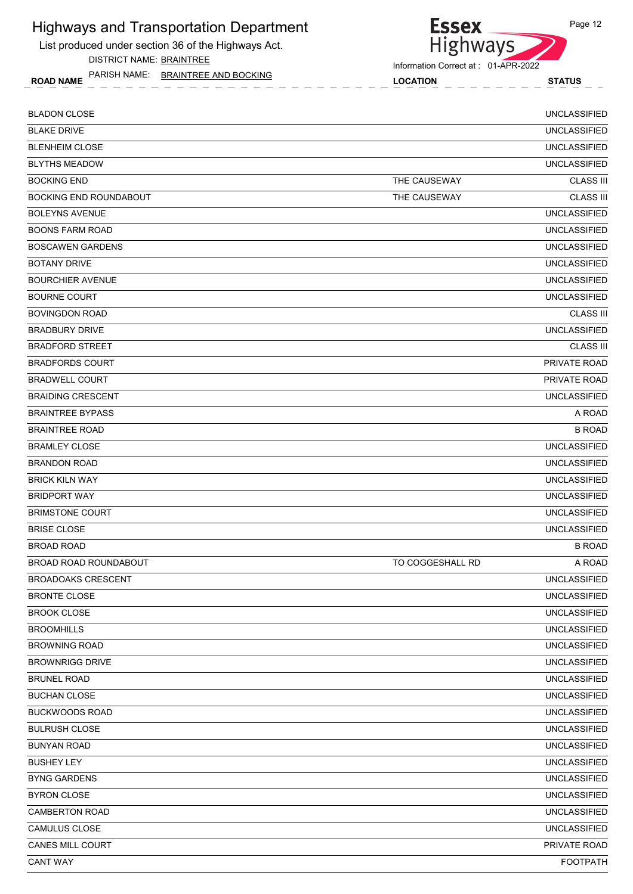# Highways and Transportation Department

List produced under section 36 of the Highways Act.

DISTRICT NAME: BRAINTREE

PARISH NAME: BRAINTREE AND BOCKING

Information Correct at : 01-APR-2022

| ROAD NAME | LOCATION | STATUS |
|---|---|---|
| BLADON CLOSE | | UNCLASSIFIED |
| BLAKE DRIVE | | UNCLASSIFIED |
| BLENHEIM CLOSE | | UNCLASSIFIED |
| BLYTHS MEADOW | | UNCLASSIFIED |
| BOCKING END | THE CAUSEWAY | CLASS III |
| BOCKING END ROUNDABOUT | THE CAUSEWAY | CLASS III |
| BOLEYNS AVENUE | | UNCLASSIFIED |
| BOONS FARM ROAD | | UNCLASSIFIED |
| BOSCAWEN GARDENS | | UNCLASSIFIED |
| BOTANY DRIVE | | UNCLASSIFIED |
| BOURCHIER AVENUE | | UNCLASSIFIED |
| BOURNE COURT | | UNCLASSIFIED |
| BOVINGDON ROAD | | CLASS III |
| BRADBURY DRIVE | | UNCLASSIFIED |
| BRADFORD STREET | | CLASS III |
| BRADFORDS COURT | | PRIVATE ROAD |
| BRADWELL COURT | | PRIVATE ROAD |
| BRAIDING CRESCENT | | UNCLASSIFIED |
| BRAINTREE BYPASS | | A ROAD |
| BRAINTREE ROAD | | B ROAD |
| BRAMLEY CLOSE | | UNCLASSIFIED |
| BRANDON ROAD | | UNCLASSIFIED |
| BRICK KILN WAY | | UNCLASSIFIED |
| BRIDPORT WAY | | UNCLASSIFIED |
| BRIMSTONE COURT | | UNCLASSIFIED |
| BRISE CLOSE | | UNCLASSIFIED |
| BROAD ROAD | | B ROAD |
| BROAD ROAD ROUNDABOUT | TO COGGESHALL RD | A ROAD |
| BROADOAKS CRESCENT | | UNCLASSIFIED |
| BRONTE CLOSE | | UNCLASSIFIED |
| BROOK CLOSE | | UNCLASSIFIED |
| BROOMHILLS | | UNCLASSIFIED |
| BROWNING ROAD | | UNCLASSIFIED |
| BROWNRIGG DRIVE | | UNCLASSIFIED |
| BRUNEL ROAD | | UNCLASSIFIED |
| BUCHAN CLOSE | | UNCLASSIFIED |
| BUCKWOODS ROAD | | UNCLASSIFIED |
| BULRUSH CLOSE | | UNCLASSIFIED |
| BUNYAN ROAD | | UNCLASSIFIED |
| BUSHEY LEY | | UNCLASSIFIED |
| BYNG GARDENS | | UNCLASSIFIED |
| BYRON CLOSE | | UNCLASSIFIED |
| CAMBERTON ROAD | | UNCLASSIFIED |
| CAMULUS CLOSE | | UNCLASSIFIED |
| CANES MILL COURT | | PRIVATE ROAD |
| CANT WAY | | FOOTPATH |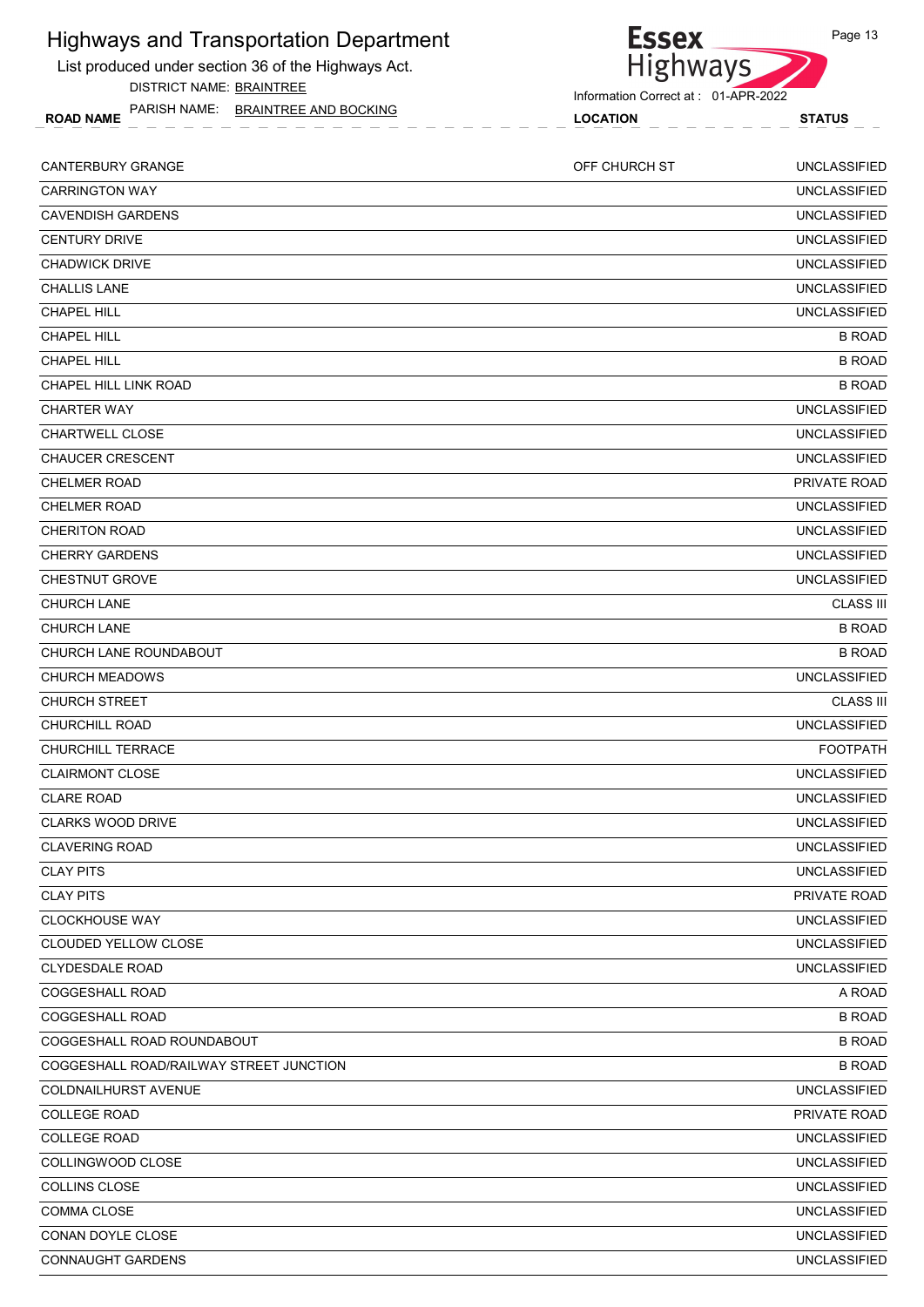# Highways and Transportation Department

List produced under section 36 of the Highways Act.

DISTRICT NAME: BRAINTREE

PARISH NAME: BRAINTREE AND BOCKING

Information Correct at : 01-APR-2022

| ROAD NAME | LOCATION | STATUS |
|---|---|---|
| CANTERBURY GRANGE | OFF CHURCH ST | UNCLASSIFIED |
| CARRINGTON WAY | | UNCLASSIFIED |
| CAVENDISH GARDENS | | UNCLASSIFIED |
| CENTURY DRIVE | | UNCLASSIFIED |
| CHADWICK DRIVE | | UNCLASSIFIED |
| CHALLIS LANE | | UNCLASSIFIED |
| CHAPEL HILL | | UNCLASSIFIED |
| CHAPEL HILL | | B ROAD |
| CHAPEL HILL | | B ROAD |
| CHAPEL HILL LINK ROAD | | B ROAD |
| CHARTER WAY | | UNCLASSIFIED |
| CHARTWELL CLOSE | | UNCLASSIFIED |
| CHAUCER CRESCENT | | UNCLASSIFIED |
| CHELMER ROAD | | PRIVATE ROAD |
| CHELMER ROAD | | UNCLASSIFIED |
| CHERITON ROAD | | UNCLASSIFIED |
| CHERRY GARDENS | | UNCLASSIFIED |
| CHESTNUT GROVE | | UNCLASSIFIED |
| CHURCH LANE | | CLASS III |
| CHURCH LANE | | B ROAD |
| CHURCH LANE ROUNDABOUT | | B ROAD |
| CHURCH MEADOWS | | UNCLASSIFIED |
| CHURCH STREET | | CLASS III |
| CHURCHILL ROAD | | UNCLASSIFIED |
| CHURCHILL TERRACE | | FOOTPATH |
| CLAIRMONT CLOSE | | UNCLASSIFIED |
| CLARE ROAD | | UNCLASSIFIED |
| CLARKS WOOD DRIVE | | UNCLASSIFIED |
| CLAVERING ROAD | | UNCLASSIFIED |
| CLAY PITS | | UNCLASSIFIED |
| CLAY PITS | | PRIVATE ROAD |
| CLOCKHOUSE WAY | | UNCLASSIFIED |
| CLOUDED YELLOW CLOSE | | UNCLASSIFIED |
| CLYDESDALE ROAD | | UNCLASSIFIED |
| COGGESHALL ROAD | | A ROAD |
| COGGESHALL ROAD | | B ROAD |
| COGGESHALL ROAD ROUNDABOUT | | B ROAD |
| COGGESHALL ROAD/RAILWAY STREET JUNCTION | | B ROAD |
| COLDNAILHURST AVENUE | | UNCLASSIFIED |
| COLLEGE ROAD | | PRIVATE ROAD |
| COLLEGE ROAD | | UNCLASSIFIED |
| COLLINGWOOD CLOSE | | UNCLASSIFIED |
| COLLINS CLOSE | | UNCLASSIFIED |
| COMMA CLOSE | | UNCLASSIFIED |
| CONAN DOYLE CLOSE | | UNCLASSIFIED |
| CONNAUGHT GARDENS | | UNCLASSIFIED |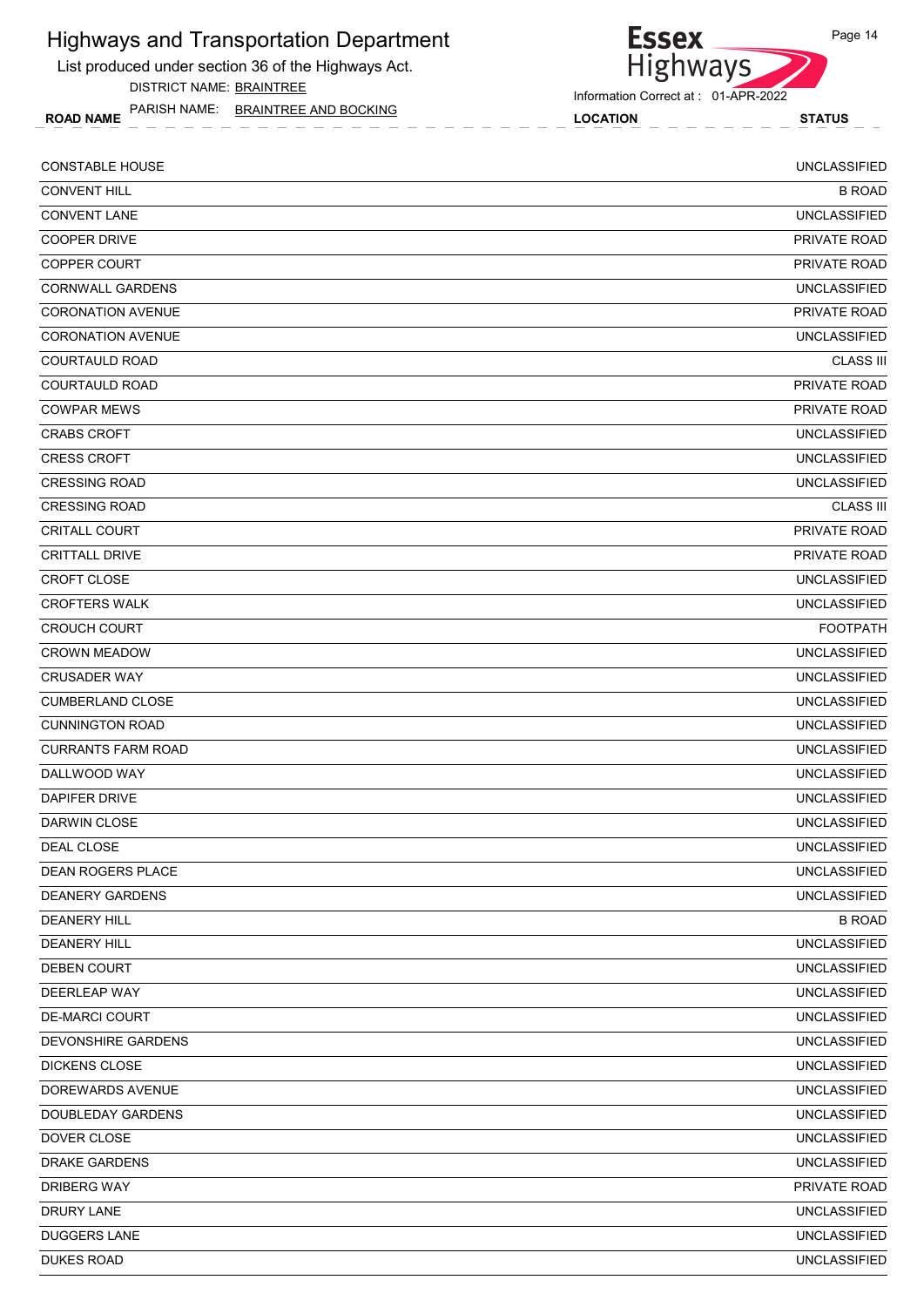# Highways and Transportation Department

List produced under section 36 of the Highways Act.

DISTRICT NAME: BRAINTREE

PARISH NAME: BRAINTREE AND BOCKING

Information Correct at : 01-APR-2022

| ROAD NAME | LOCATION | STATUS |
|---|---|---|
| CONSTABLE HOUSE | | UNCLASSIFIED |
| CONVENT HILL | | B ROAD |
| CONVENT LANE | | UNCLASSIFIED |
| COOPER DRIVE | | PRIVATE ROAD |
| COPPER COURT | | PRIVATE ROAD |
| CORNWALL GARDENS | | UNCLASSIFIED |
| CORONATION AVENUE | | PRIVATE ROAD |
| CORONATION AVENUE | | UNCLASSIFIED |
| COURTAULD ROAD | | CLASS III |
| COURTAULD ROAD | | PRIVATE ROAD |
| COWPAR MEWS | | PRIVATE ROAD |
| CRABS CROFT | | UNCLASSIFIED |
| CRESS CROFT | | UNCLASSIFIED |
| CRESSING ROAD | | UNCLASSIFIED |
| CRESSING ROAD | | CLASS III |
| CRITALL COURT | | PRIVATE ROAD |
| CRITTALL DRIVE | | PRIVATE ROAD |
| CROFT CLOSE | | UNCLASSIFIED |
| CROFTERS WALK | | UNCLASSIFIED |
| CROUCH COURT | | FOOTPATH |
| CROWN MEADOW | | UNCLASSIFIED |
| CRUSADER WAY | | UNCLASSIFIED |
| CUMBERLAND CLOSE | | UNCLASSIFIED |
| CUNNINGTON ROAD | | UNCLASSIFIED |
| CURRANTS FARM ROAD | | UNCLASSIFIED |
| DALLWOOD WAY | | UNCLASSIFIED |
| DAPIFER DRIVE | | UNCLASSIFIED |
| DARWIN CLOSE | | UNCLASSIFIED |
| DEAL CLOSE | | UNCLASSIFIED |
| DEAN ROGERS PLACE | | UNCLASSIFIED |
| DEANERY GARDENS | | UNCLASSIFIED |
| DEANERY HILL | | B ROAD |
| DEANERY HILL | | UNCLASSIFIED |
| DEBEN COURT | | UNCLASSIFIED |
| DEERLEAP WAY | | UNCLASSIFIED |
| DE-MARCI COURT | | UNCLASSIFIED |
| DEVONSHIRE GARDENS | | UNCLASSIFIED |
| DICKENS CLOSE | | UNCLASSIFIED |
| DOREWARDS AVENUE | | UNCLASSIFIED |
| DOUBLEDAY GARDENS | | UNCLASSIFIED |
| DOVER CLOSE | | UNCLASSIFIED |
| DRAKE GARDENS | | UNCLASSIFIED |
| DRIBERG WAY | | PRIVATE ROAD |
| DRURY LANE | | UNCLASSIFIED |
| DUGGERS LANE | | UNCLASSIFIED |
| DUKES ROAD | | UNCLASSIFIED |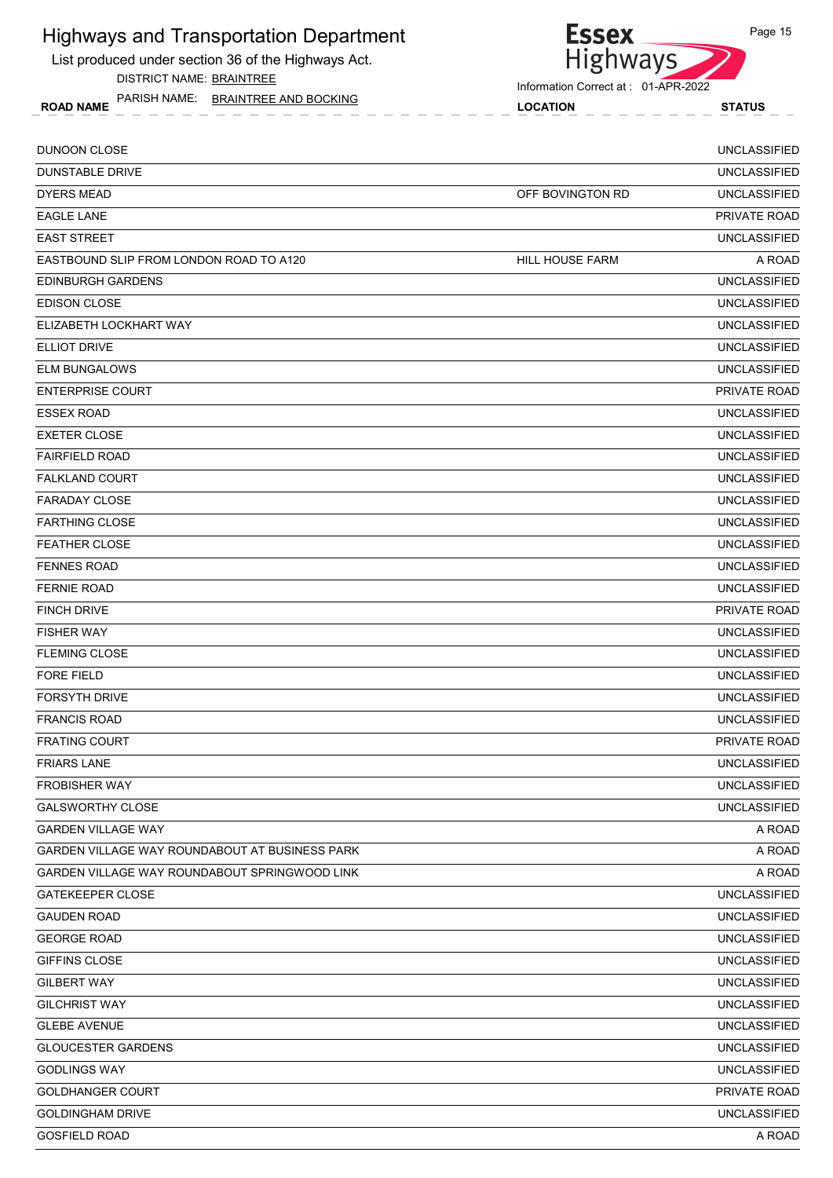# Highways and Transportation Department

List produced under section 36 of the Highways Act.

DISTRICT NAME: BRAINTREE

PARISH NAME: BRAINTREE AND BOCKING

Information Correct at : 01-APR-2022

| ROAD NAME | LOCATION | STATUS |
| --- | --- | --- |
| DUNOON CLOSE | | UNCLASSIFIED |
| DUNSTABLE DRIVE | | UNCLASSIFIED |
| DYERS MEAD | OFF BOVINGTON RD | UNCLASSIFIED |
| EAGLE LANE | | PRIVATE ROAD |
| EAST STREET | | UNCLASSIFIED |
| EASTBOUND SLIP FROM LONDON ROAD TO A120 | HILL HOUSE FARM | A ROAD |
| EDINBURGH GARDENS | | UNCLASSIFIED |
| EDISON CLOSE | | UNCLASSIFIED |
| ELIZABETH LOCKHART WAY | | UNCLASSIFIED |
| ELLIOT DRIVE | | UNCLASSIFIED |
| ELM BUNGALOWS | | UNCLASSIFIED |
| ENTERPRISE COURT | | PRIVATE ROAD |
| ESSEX ROAD | | UNCLASSIFIED |
| EXETER CLOSE | | UNCLASSIFIED |
| FAIRFIELD ROAD | | UNCLASSIFIED |
| FALKLAND COURT | | UNCLASSIFIED |
| FARADAY CLOSE | | UNCLASSIFIED |
| FARTHING CLOSE | | UNCLASSIFIED |
| FEATHER CLOSE | | UNCLASSIFIED |
| FENNES ROAD | | UNCLASSIFIED |
| FERNIE ROAD | | UNCLASSIFIED |
| FINCH DRIVE | | PRIVATE ROAD |
| FISHER WAY | | UNCLASSIFIED |
| FLEMING CLOSE | | UNCLASSIFIED |
| FORE FIELD | | UNCLASSIFIED |
| FORSYTH DRIVE | | UNCLASSIFIED |
| FRANCIS ROAD | | UNCLASSIFIED |
| FRATING COURT | | PRIVATE ROAD |
| FRIARS LANE | | UNCLASSIFIED |
| FROBISHER WAY | | UNCLASSIFIED |
| GALSWORTHY CLOSE | | UNCLASSIFIED |
| GARDEN VILLAGE WAY | | A ROAD |
| GARDEN VILLAGE WAY ROUNDABOUT AT BUSINESS PARK | | A ROAD |
| GARDEN VILLAGE WAY ROUNDABOUT SPRINGWOOD LINK | | A ROAD |
| GATEKEEPER CLOSE | | UNCLASSIFIED |
| GAUDEN ROAD | | UNCLASSIFIED |
| GEORGE ROAD | | UNCLASSIFIED |
| GIFFINS CLOSE | | UNCLASSIFIED |
| GILBERT WAY | | UNCLASSIFIED |
| GILCHRIST WAY | | UNCLASSIFIED |
| GLEBE AVENUE | | UNCLASSIFIED |
| GLOUCESTER GARDENS | | UNCLASSIFIED |
| GODLINGS WAY | | UNCLASSIFIED |
| GOLDHANGER COURT | | PRIVATE ROAD |
| GOLDINGHAM DRIVE | | UNCLASSIFIED |
| GOSFIELD ROAD | | A ROAD |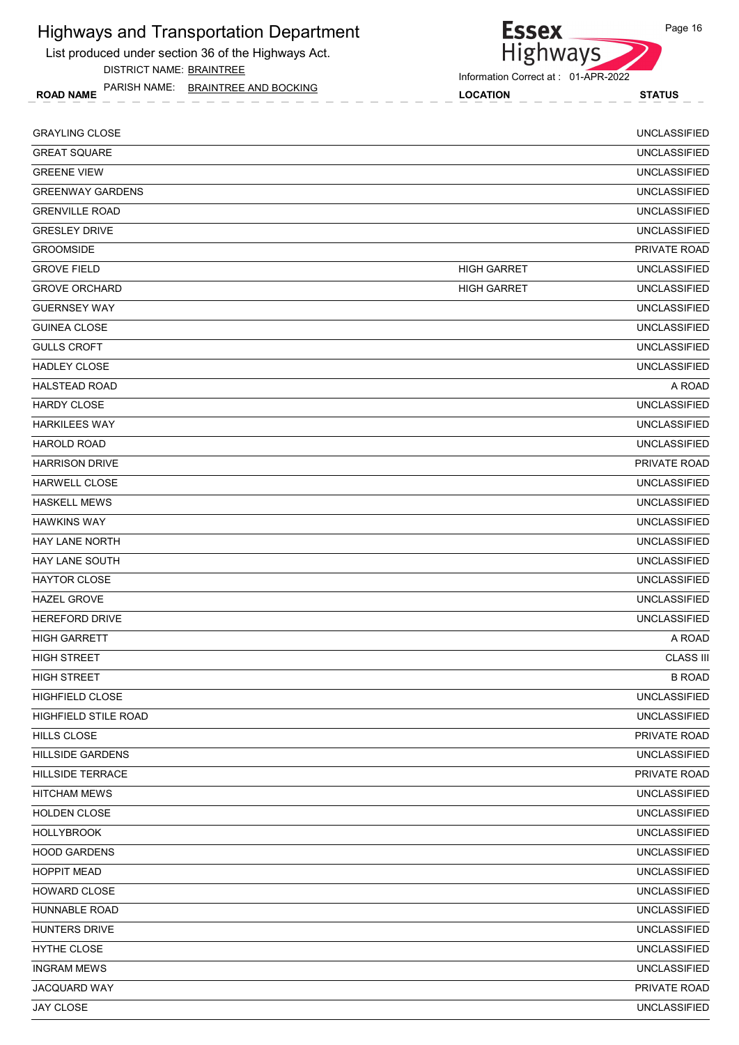# Highways and Transportation Department

List produced under section 36 of the Highways Act.

DISTRICT NAME: BRAINTREE

PARISH NAME: BRAINTREE AND BOCKING

Information Correct at : 01-APR-2022

| ROAD NAME | LOCATION | STATUS |
|---|---|---|
| GRAYLING CLOSE | | UNCLASSIFIED |
| GREAT SQUARE | | UNCLASSIFIED |
| GREENE VIEW | | UNCLASSIFIED |
| GREENWAY GARDENS | | UNCLASSIFIED |
| GRENVILLE ROAD | | UNCLASSIFIED |
| GRESLEY DRIVE | | UNCLASSIFIED |
| GROOMSIDE | | PRIVATE ROAD |
| GROVE FIELD | HIGH GARRET | UNCLASSIFIED |
| GROVE ORCHARD | HIGH GARRET | UNCLASSIFIED |
| GUERNSEY WAY | | UNCLASSIFIED |
| GUINEA CLOSE | | UNCLASSIFIED |
| GULLS CROFT | | UNCLASSIFIED |
| HADLEY CLOSE | | UNCLASSIFIED |
| HALSTEAD ROAD | | A ROAD |
| HARDY CLOSE | | UNCLASSIFIED |
| HARKILEES WAY | | UNCLASSIFIED |
| HAROLD ROAD | | UNCLASSIFIED |
| HARRISON DRIVE | | PRIVATE ROAD |
| HARWELL CLOSE | | UNCLASSIFIED |
| HASKELL MEWS | | UNCLASSIFIED |
| HAWKINS WAY | | UNCLASSIFIED |
| HAY LANE NORTH | | UNCLASSIFIED |
| HAY LANE SOUTH | | UNCLASSIFIED |
| HAYTOR CLOSE | | UNCLASSIFIED |
| HAZEL GROVE | | UNCLASSIFIED |
| HEREFORD DRIVE | | UNCLASSIFIED |
| HIGH GARRETT | | A ROAD |
| HIGH STREET | | CLASS III |
| HIGH STREET | | B ROAD |
| HIGHFIELD CLOSE | | UNCLASSIFIED |
| HIGHFIELD STILE ROAD | | UNCLASSIFIED |
| HILLS CLOSE | | PRIVATE ROAD |
| HILLSIDE GARDENS | | UNCLASSIFIED |
| HILLSIDE TERRACE | | PRIVATE ROAD |
| HITCHAM MEWS | | UNCLASSIFIED |
| HOLDEN CLOSE | | UNCLASSIFIED |
| HOLLYBROOK | | UNCLASSIFIED |
| HOOD GARDENS | | UNCLASSIFIED |
| HOPPIT MEAD | | UNCLASSIFIED |
| HOWARD CLOSE | | UNCLASSIFIED |
| HUNNABLE ROAD | | UNCLASSIFIED |
| HUNTERS DRIVE | | UNCLASSIFIED |
| HYTHE CLOSE | | UNCLASSIFIED |
| INGRAM MEWS | | UNCLASSIFIED |
| JACQUARD WAY | | PRIVATE ROAD |
| JAY CLOSE | | UNCLASSIFIED |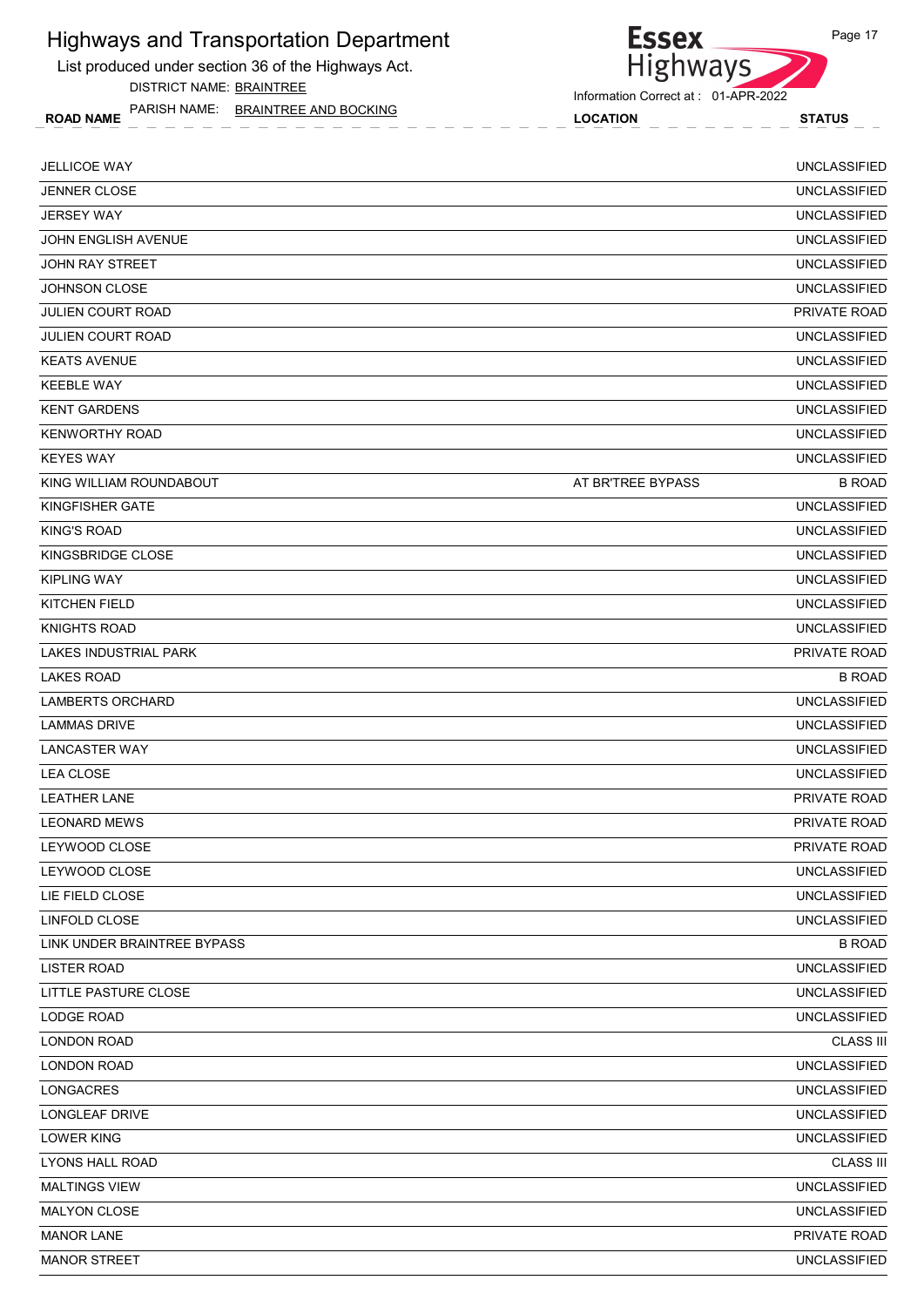# Highways and Transportation Department

List produced under section 36 of the Highways Act.

DISTRICT NAME: BRAINTREE

PARISH NAME: BRAINTREE AND BOCKING

Information Correct at : 01-APR-2022

| ROAD NAME | LOCATION | STATUS |
|---|---|---|
| JELLICOE WAY | | UNCLASSIFIED |
| JENNER CLOSE | | UNCLASSIFIED |
| JERSEY WAY | | UNCLASSIFIED |
| JOHN ENGLISH AVENUE | | UNCLASSIFIED |
| JOHN RAY STREET | | UNCLASSIFIED |
| JOHNSON CLOSE | | UNCLASSIFIED |
| JULIEN COURT ROAD | | PRIVATE ROAD |
| JULIEN COURT ROAD | | UNCLASSIFIED |
| KEATS AVENUE | | UNCLASSIFIED |
| KEEBLE WAY | | UNCLASSIFIED |
| KENT GARDENS | | UNCLASSIFIED |
| KENWORTHY ROAD | | UNCLASSIFIED |
| KEYES WAY | | UNCLASSIFIED |
| KING WILLIAM ROUNDABOUT | AT BR'TREE BYPASS | B ROAD |
| KINGFISHER GATE | | UNCLASSIFIED |
| KING'S ROAD | | UNCLASSIFIED |
| KINGSBRIDGE CLOSE | | UNCLASSIFIED |
| KIPLING WAY | | UNCLASSIFIED |
| KITCHEN FIELD | | UNCLASSIFIED |
| KNIGHTS ROAD | | UNCLASSIFIED |
| LAKES INDUSTRIAL PARK | | PRIVATE ROAD |
| LAKES ROAD | | B ROAD |
| LAMBERTS ORCHARD | | UNCLASSIFIED |
| LAMMAS DRIVE | | UNCLASSIFIED |
| LANCASTER WAY | | UNCLASSIFIED |
| LEA CLOSE | | UNCLASSIFIED |
| LEATHER LANE | | PRIVATE ROAD |
| LEONARD MEWS | | PRIVATE ROAD |
| LEYWOOD CLOSE | | PRIVATE ROAD |
| LEYWOOD CLOSE | | UNCLASSIFIED |
| LIE FIELD CLOSE | | UNCLASSIFIED |
| LINFOLD CLOSE | | UNCLASSIFIED |
| LINK UNDER BRAINTREE BYPASS | | B ROAD |
| LISTER ROAD | | UNCLASSIFIED |
| LITTLE PASTURE CLOSE | | UNCLASSIFIED |
| LODGE ROAD | | UNCLASSIFIED |
| LONDON ROAD | | CLASS III |
| LONDON ROAD | | UNCLASSIFIED |
| LONGACRES | | UNCLASSIFIED |
| LONGLEAF DRIVE | | UNCLASSIFIED |
| LOWER KING | | UNCLASSIFIED |
| LYONS HALL ROAD | | CLASS III |
| MALTINGS VIEW | | UNCLASSIFIED |
| MALYON CLOSE | | UNCLASSIFIED |
| MANOR LANE | | PRIVATE ROAD |
| MANOR STREET | | UNCLASSIFIED |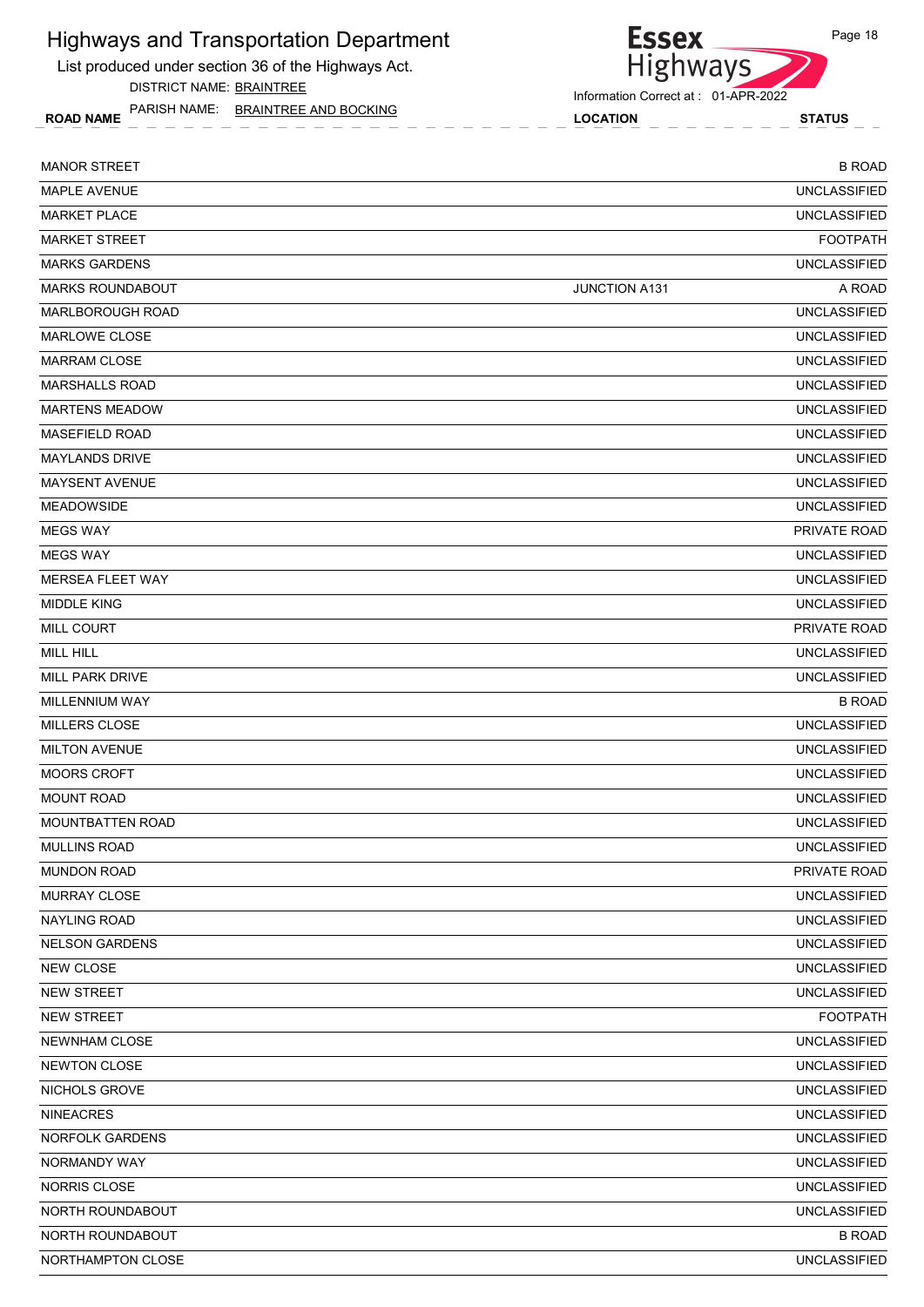# Highways and Transportation Department

List produced under section 36 of the Highways Act.

DISTRICT NAME: BRAINTREE

PARISH NAME: BRAINTREE AND BOCKING

Information Correct at : 01-APR-2022

| ROAD NAME | LOCATION | STATUS |
|---|---|---|
| MANOR STREET | | B ROAD |
| MAPLE AVENUE | | UNCLASSIFIED |
| MARKET PLACE | | UNCLASSIFIED |
| MARKET STREET | | FOOTPATH |
| MARKS GARDENS | | UNCLASSIFIED |
| MARKS ROUNDABOUT | JUNCTION A131 | A ROAD |
| MARLBOROUGH ROAD | | UNCLASSIFIED |
| MARLOWE CLOSE | | UNCLASSIFIED |
| MARRAM CLOSE | | UNCLASSIFIED |
| MARSHALLS ROAD | | UNCLASSIFIED |
| MARTENS MEADOW | | UNCLASSIFIED |
| MASEFIELD ROAD | | UNCLASSIFIED |
| MAYLANDS DRIVE | | UNCLASSIFIED |
| MAYSENT AVENUE | | UNCLASSIFIED |
| MEADOWSIDE | | UNCLASSIFIED |
| MEGS WAY | | PRIVATE ROAD |
| MEGS WAY | | UNCLASSIFIED |
| MERSEA FLEET WAY | | UNCLASSIFIED |
| MIDDLE KING | | UNCLASSIFIED |
| MILL COURT | | PRIVATE ROAD |
| MILL HILL | | UNCLASSIFIED |
| MILL PARK DRIVE | | UNCLASSIFIED |
| MILLENNIUM WAY | | B ROAD |
| MILLERS CLOSE | | UNCLASSIFIED |
| MILTON AVENUE | | UNCLASSIFIED |
| MOORS CROFT | | UNCLASSIFIED |
| MOUNT ROAD | | UNCLASSIFIED |
| MOUNTBATTEN ROAD | | UNCLASSIFIED |
| MULLINS ROAD | | UNCLASSIFIED |
| MUNDON ROAD | | PRIVATE ROAD |
| MURRAY CLOSE | | UNCLASSIFIED |
| NAYLING ROAD | | UNCLASSIFIED |
| NELSON GARDENS | | UNCLASSIFIED |
| NEW CLOSE | | UNCLASSIFIED |
| NEW STREET | | UNCLASSIFIED |
| NEW STREET | | FOOTPATH |
| NEWNHAM CLOSE | | UNCLASSIFIED |
| NEWTON CLOSE | | UNCLASSIFIED |
| NICHOLS GROVE | | UNCLASSIFIED |
| NINEACRES | | UNCLASSIFIED |
| NORFOLK GARDENS | | UNCLASSIFIED |
| NORMANDY WAY | | UNCLASSIFIED |
| NORRIS CLOSE | | UNCLASSIFIED |
| NORTH ROUNDABOUT | | UNCLASSIFIED |
| NORTH ROUNDABOUT | | B ROAD |
| NORTHAMPTON CLOSE | | UNCLASSIFIED |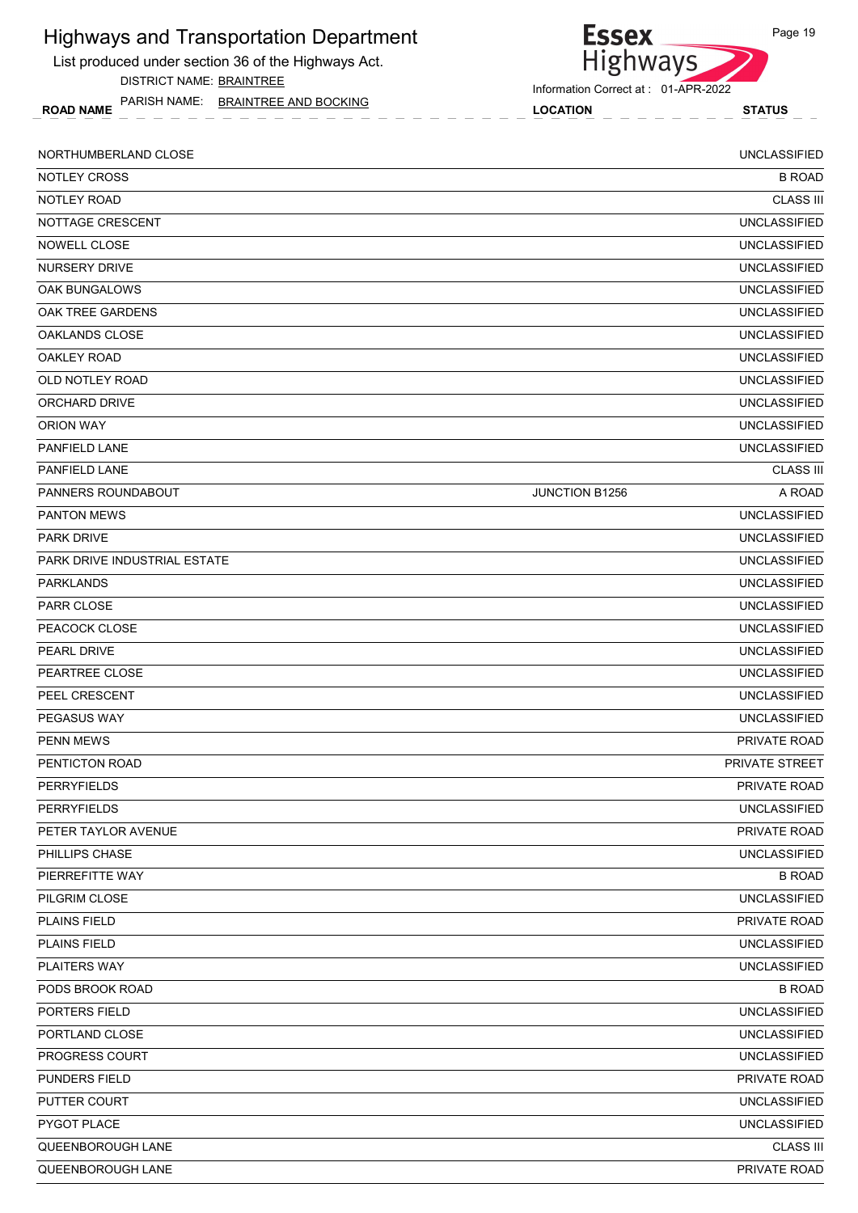# Highways and Transportation Department

List produced under section 36 of the Highways Act.

DISTRICT NAME: BRAINTREE

PARISH NAME: BRAINTREE AND BOCKING

Information Correct at : 01-APR-2022

| ROAD NAME | LOCATION | STATUS |
|---|---|---|
| NORTHUMBERLAND CLOSE | | UNCLASSIFIED |
| NOTLEY CROSS | | B ROAD |
| NOTLEY ROAD | | CLASS III |
| NOTTAGE CRESCENT | | UNCLASSIFIED |
| NOWELL CLOSE | | UNCLASSIFIED |
| NURSERY DRIVE | | UNCLASSIFIED |
| OAK BUNGALOWS | | UNCLASSIFIED |
| OAK TREE GARDENS | | UNCLASSIFIED |
| OAKLANDS CLOSE | | UNCLASSIFIED |
| OAKLEY ROAD | | UNCLASSIFIED |
| OLD NOTLEY ROAD | | UNCLASSIFIED |
| ORCHARD DRIVE | | UNCLASSIFIED |
| ORION WAY | | UNCLASSIFIED |
| PANFIELD LANE | | UNCLASSIFIED |
| PANFIELD LANE | | CLASS III |
| PANNERS ROUNDABOUT | JUNCTION B1256 | A ROAD |
| PANTON MEWS | | UNCLASSIFIED |
| PARK DRIVE | | UNCLASSIFIED |
| PARK DRIVE INDUSTRIAL ESTATE | | UNCLASSIFIED |
| PARKLANDS | | UNCLASSIFIED |
| PARR CLOSE | | UNCLASSIFIED |
| PEACOCK CLOSE | | UNCLASSIFIED |
| PEARL DRIVE | | UNCLASSIFIED |
| PEARTREE CLOSE | | UNCLASSIFIED |
| PEEL CRESCENT | | UNCLASSIFIED |
| PEGASUS WAY | | UNCLASSIFIED |
| PENN MEWS | | PRIVATE ROAD |
| PENTICTON ROAD | | PRIVATE STREET |
| PERRYFIELDS | | PRIVATE ROAD |
| PERRYFIELDS | | UNCLASSIFIED |
| PETER TAYLOR AVENUE | | PRIVATE ROAD |
| PHILLIPS CHASE | | UNCLASSIFIED |
| PIERREFITTE WAY | | B ROAD |
| PILGRIM CLOSE | | UNCLASSIFIED |
| PLAINS FIELD | | PRIVATE ROAD |
| PLAINS FIELD | | UNCLASSIFIED |
| PLAITERS WAY | | UNCLASSIFIED |
| PODS BROOK ROAD | | B ROAD |
| PORTERS FIELD | | UNCLASSIFIED |
| PORTLAND CLOSE | | UNCLASSIFIED |
| PROGRESS COURT | | UNCLASSIFIED |
| PUNDERS FIELD | | PRIVATE ROAD |
| PUTTER COURT | | UNCLASSIFIED |
| PYGOT PLACE | | UNCLASSIFIED |
| QUEENBOROUGH LANE | | CLASS III |
| QUEENBOROUGH LANE | | PRIVATE ROAD |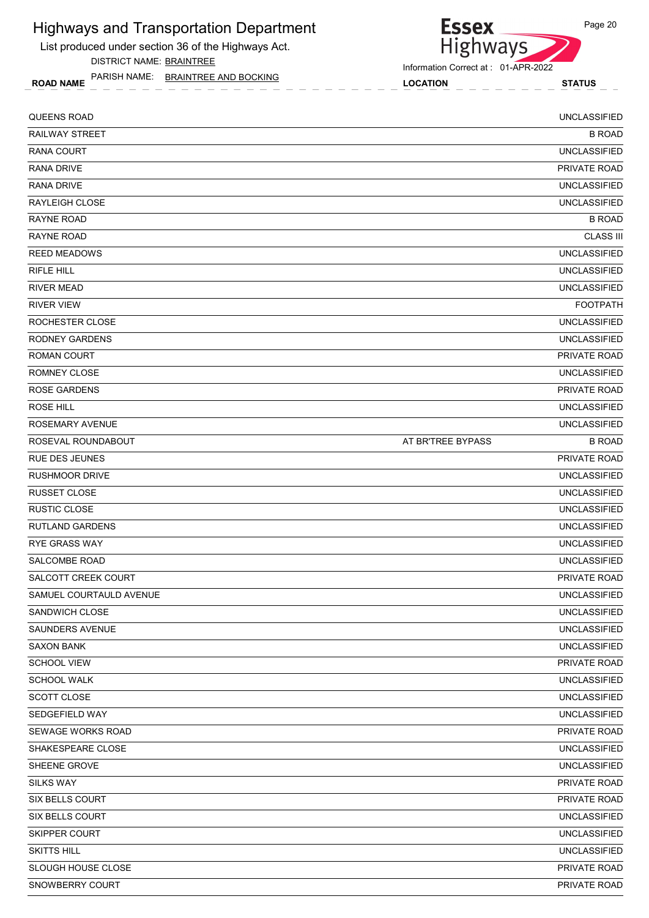# Highways and Transportation Department

List produced under section 36 of the Highways Act.

DISTRICT NAME: BRAINTREE

PARISH NAME: BRAINTREE AND BOCKING

Information Correct at : 01-APR-2022

| ROAD NAME | LOCATION | STATUS |
| --- | --- | --- |
| QUEENS ROAD | | UNCLASSIFIED |
| RAILWAY STREET | | B ROAD |
| RANA COURT | | UNCLASSIFIED |
| RANA DRIVE | | PRIVATE ROAD |
| RANA DRIVE | | UNCLASSIFIED |
| RAYLEIGH CLOSE | | UNCLASSIFIED |
| RAYNE ROAD | | B ROAD |
| RAYNE ROAD | | CLASS III |
| REED MEADOWS | | UNCLASSIFIED |
| RIFLE HILL | | UNCLASSIFIED |
| RIVER MEAD | | UNCLASSIFIED |
| RIVER VIEW | | FOOTPATH |
| ROCHESTER CLOSE | | UNCLASSIFIED |
| RODNEY GARDENS | | UNCLASSIFIED |
| ROMAN COURT | | PRIVATE ROAD |
| ROMNEY CLOSE | | UNCLASSIFIED |
| ROSE GARDENS | | PRIVATE ROAD |
| ROSE HILL | | UNCLASSIFIED |
| ROSEMARY AVENUE | | UNCLASSIFIED |
| ROSEVAL ROUNDABOUT | AT BR'TREE BYPASS | B ROAD |
| RUE DES JEUNES | | PRIVATE ROAD |
| RUSHMOOR DRIVE | | UNCLASSIFIED |
| RUSSET CLOSE | | UNCLASSIFIED |
| RUSTIC CLOSE | | UNCLASSIFIED |
| RUTLAND GARDENS | | UNCLASSIFIED |
| RYE GRASS WAY | | UNCLASSIFIED |
| SALCOMBE ROAD | | UNCLASSIFIED |
| SALCOTT CREEK COURT | | PRIVATE ROAD |
| SAMUEL COURTAULD AVENUE | | UNCLASSIFIED |
| SANDWICH CLOSE | | UNCLASSIFIED |
| SAUNDERS AVENUE | | UNCLASSIFIED |
| SAXON BANK | | UNCLASSIFIED |
| SCHOOL VIEW | | PRIVATE ROAD |
| SCHOOL WALK | | UNCLASSIFIED |
| SCOTT CLOSE | | UNCLASSIFIED |
| SEDGEFIELD WAY | | UNCLASSIFIED |
| SEWAGE WORKS ROAD | | PRIVATE ROAD |
| SHAKESPEARE CLOSE | | UNCLASSIFIED |
| SHEENE GROVE | | UNCLASSIFIED |
| SILKS WAY | | PRIVATE ROAD |
| SIX BELLS COURT | | PRIVATE ROAD |
| SIX BELLS COURT | | UNCLASSIFIED |
| SKIPPER COURT | | UNCLASSIFIED |
| SKITTS HILL | | UNCLASSIFIED |
| SLOUGH HOUSE CLOSE | | PRIVATE ROAD |
| SNOWBERRY COURT | | PRIVATE ROAD |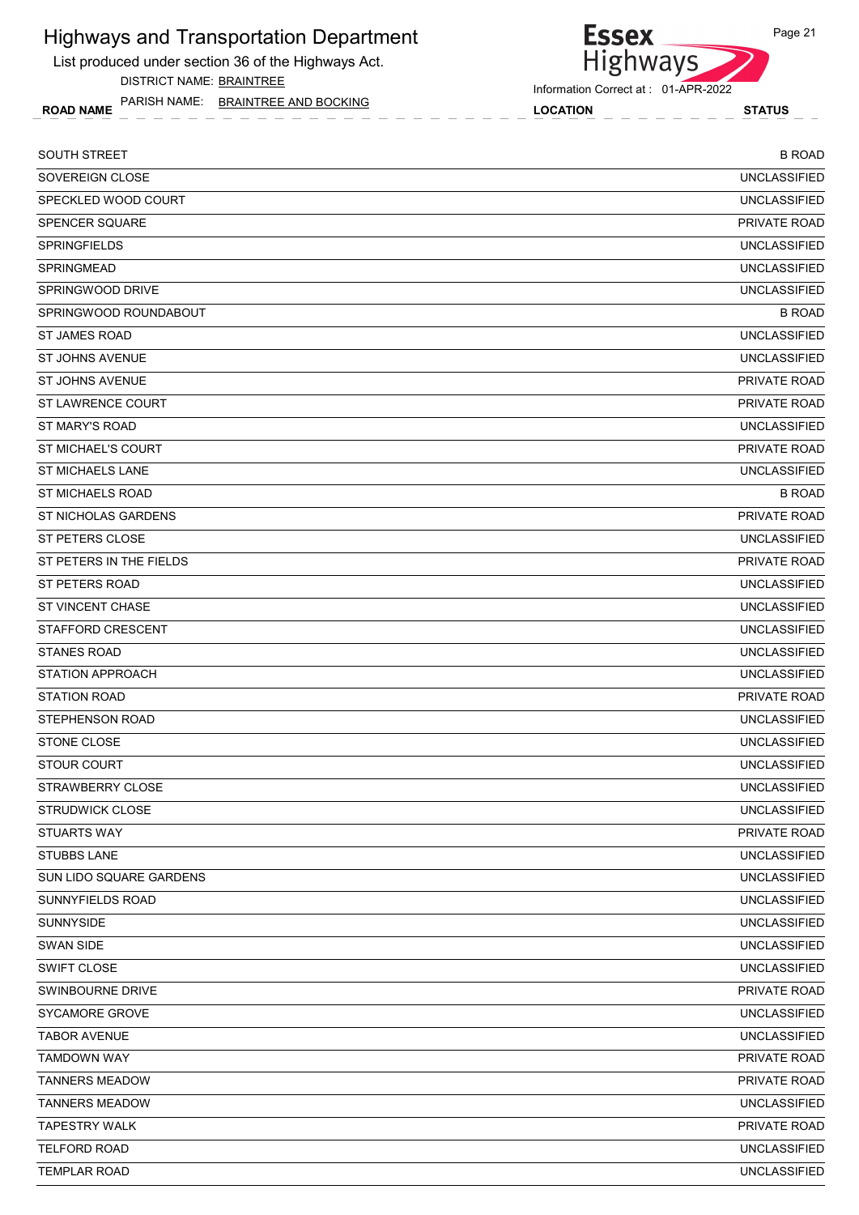# Highways and Transportation Department

List produced under section 36 of the Highways Act.

DISTRICT NAME: BRAINTREE

PARISH NAME: BRAINTREE AND BOCKING

Information Correct at : 01-APR-2022

| ROAD NAME | LOCATION | STATUS |
|---|---|---|
| SOUTH STREET | | B ROAD |
| SOVEREIGN CLOSE | | UNCLASSIFIED |
| SPECKLED WOOD COURT | | UNCLASSIFIED |
| SPENCER SQUARE | | PRIVATE ROAD |
| SPRINGFIELDS | | UNCLASSIFIED |
| SPRINGMEAD | | UNCLASSIFIED |
| SPRINGWOOD DRIVE | | UNCLASSIFIED |
| SPRINGWOOD ROUNDABOUT | | B ROAD |
| ST JAMES ROAD | | UNCLASSIFIED |
| ST JOHNS AVENUE | | UNCLASSIFIED |
| ST JOHNS AVENUE | | PRIVATE ROAD |
| ST LAWRENCE COURT | | PRIVATE ROAD |
| ST MARY'S ROAD | | UNCLASSIFIED |
| ST MICHAEL'S COURT | | PRIVATE ROAD |
| ST MICHAELS LANE | | UNCLASSIFIED |
| ST MICHAELS ROAD | | B ROAD |
| ST NICHOLAS GARDENS | | PRIVATE ROAD |
| ST PETERS CLOSE | | UNCLASSIFIED |
| ST PETERS IN THE FIELDS | | PRIVATE ROAD |
| ST PETERS ROAD | | UNCLASSIFIED |
| ST VINCENT CHASE | | UNCLASSIFIED |
| STAFFORD CRESCENT | | UNCLASSIFIED |
| STANES ROAD | | UNCLASSIFIED |
| STATION APPROACH | | UNCLASSIFIED |
| STATION ROAD | | PRIVATE ROAD |
| STEPHENSON ROAD | | UNCLASSIFIED |
| STONE CLOSE | | UNCLASSIFIED |
| STOUR COURT | | UNCLASSIFIED |
| STRAWBERRY CLOSE | | UNCLASSIFIED |
| STRUDWICK CLOSE | | UNCLASSIFIED |
| STUARTS WAY | | PRIVATE ROAD |
| STUBBS LANE | | UNCLASSIFIED |
| SUN LIDO SQUARE GARDENS | | UNCLASSIFIED |
| SUNNYFIELDS ROAD | | UNCLASSIFIED |
| SUNNYSIDE | | UNCLASSIFIED |
| SWAN SIDE | | UNCLASSIFIED |
| SWIFT CLOSE | | UNCLASSIFIED |
| SWINBOURNE DRIVE | | PRIVATE ROAD |
| SYCAMORE GROVE | | UNCLASSIFIED |
| TABOR AVENUE | | UNCLASSIFIED |
| TAMDOWN WAY | | PRIVATE ROAD |
| TANNERS MEADOW | | PRIVATE ROAD |
| TANNERS MEADOW | | UNCLASSIFIED |
| TAPESTRY WALK | | PRIVATE ROAD |
| TELFORD ROAD | | UNCLASSIFIED |
| TEMPLAR ROAD | | UNCLASSIFIED |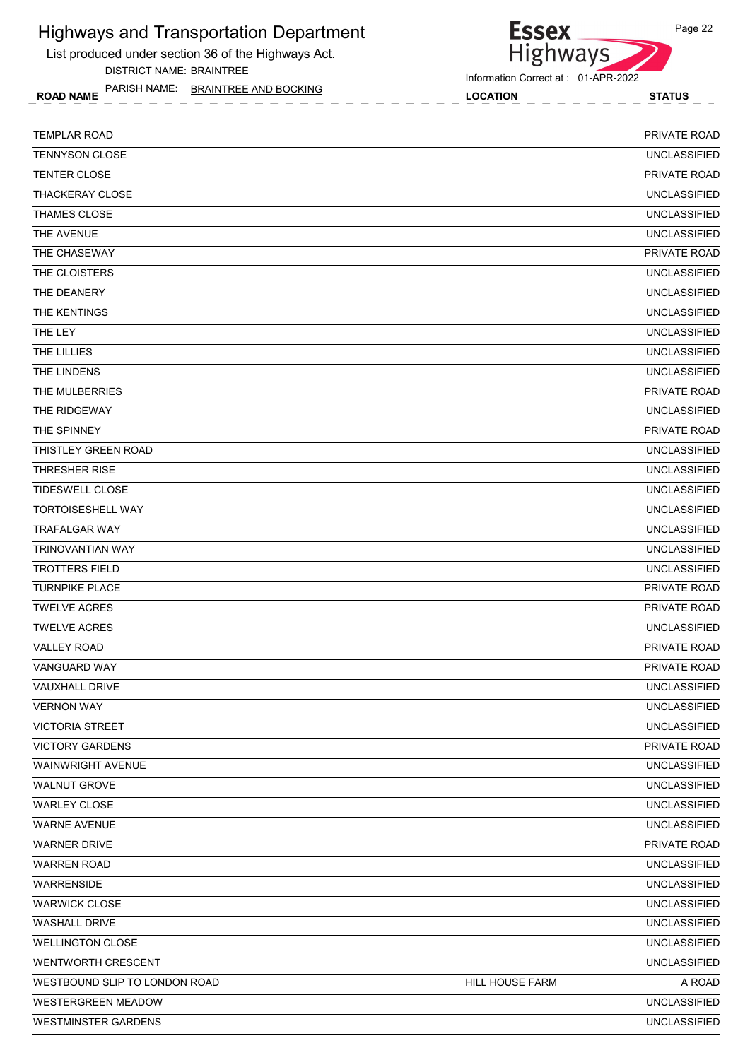# Highways and Transportation Department

List produced under section 36 of the Highways Act.

DISTRICT NAME: BRAINTREE

PARISH NAME: BRAINTREE AND BOCKING

Information Correct at : 01-APR-2022

| ROAD NAME | LOCATION | STATUS |
|---|---|---|
| TEMPLAR ROAD | | PRIVATE ROAD |
| TENNYSON CLOSE | | UNCLASSIFIED |
| TENTER CLOSE | | PRIVATE ROAD |
| THACKERAY CLOSE | | UNCLASSIFIED |
| THAMES CLOSE | | UNCLASSIFIED |
| THE AVENUE | | UNCLASSIFIED |
| THE CHASEWAY | | PRIVATE ROAD |
| THE CLOISTERS | | UNCLASSIFIED |
| THE DEANERY | | UNCLASSIFIED |
| THE KENTINGS | | UNCLASSIFIED |
| THE LEY | | UNCLASSIFIED |
| THE LILLIES | | UNCLASSIFIED |
| THE LINDENS | | UNCLASSIFIED |
| THE MULBERRIES | | PRIVATE ROAD |
| THE RIDGEWAY | | UNCLASSIFIED |
| THE SPINNEY | | PRIVATE ROAD |
| THISTLEY GREEN ROAD | | UNCLASSIFIED |
| THRESHER RISE | | UNCLASSIFIED |
| TIDESWELL CLOSE | | UNCLASSIFIED |
| TORTOISESHELL WAY | | UNCLASSIFIED |
| TRAFALGAR WAY | | UNCLASSIFIED |
| TRINOVANTIAN WAY | | UNCLASSIFIED |
| TROTTERS FIELD | | UNCLASSIFIED |
| TURNPIKE PLACE | | PRIVATE ROAD |
| TWELVE ACRES | | PRIVATE ROAD |
| TWELVE ACRES | | UNCLASSIFIED |
| VALLEY ROAD | | PRIVATE ROAD |
| VANGUARD WAY | | PRIVATE ROAD |
| VAUXHALL DRIVE | | UNCLASSIFIED |
| VERNON WAY | | UNCLASSIFIED |
| VICTORIA STREET | | UNCLASSIFIED |
| VICTORY GARDENS | | PRIVATE ROAD |
| WAINWRIGHT AVENUE | | UNCLASSIFIED |
| WALNUT GROVE | | UNCLASSIFIED |
| WARLEY CLOSE | | UNCLASSIFIED |
| WARNE AVENUE | | UNCLASSIFIED |
| WARNER DRIVE | | PRIVATE ROAD |
| WARREN ROAD | | UNCLASSIFIED |
| WARRENSIDE | | UNCLASSIFIED |
| WARWICK CLOSE | | UNCLASSIFIED |
| WASHALL DRIVE | | UNCLASSIFIED |
| WELLINGTON CLOSE | | UNCLASSIFIED |
| WENTWORTH CRESCENT | | UNCLASSIFIED |
| WESTBOUND SLIP TO LONDON ROAD | HILL HOUSE FARM | A ROAD |
| WESTERGREEN MEADOW | | UNCLASSIFIED |
| WESTMINSTER GARDENS | | UNCLASSIFIED |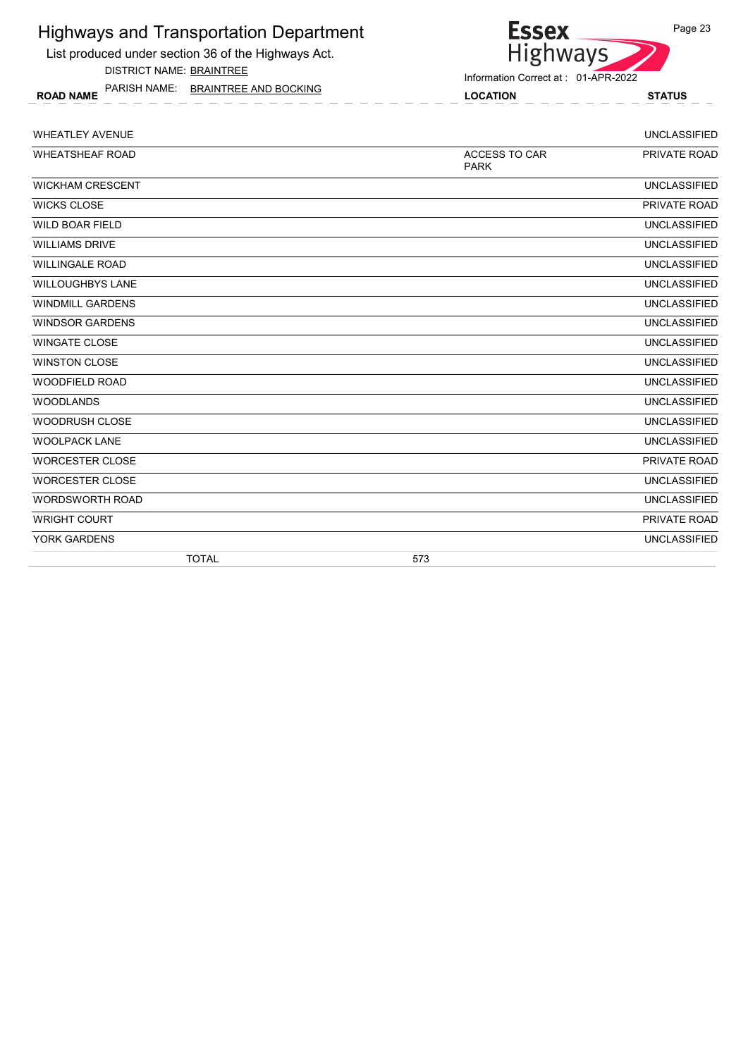# Highways and Transportation Department

List produced under section 36 of the Highways Act.

DISTRICT NAME: BRAINTREE

PARISH NAME: BRAINTREE AND BOCKING

Information Correct at : 01-APR-2022

| ROAD NAME | LOCATION | STATUS |
|---|---|---|
| WHEATLEY AVENUE | | UNCLASSIFIED |
| WHEATSHEAF ROAD | ACCESS TO CAR PARK | PRIVATE ROAD |
| WICKHAM CRESCENT | | UNCLASSIFIED |
| WICKS CLOSE | | PRIVATE ROAD |
| WILD BOAR FIELD | | UNCLASSIFIED |
| WILLIAMS DRIVE | | UNCLASSIFIED |
| WILLINGALE ROAD | | UNCLASSIFIED |
| WILLOUGHBYS LANE | | UNCLASSIFIED |
| WINDMILL GARDENS | | UNCLASSIFIED |
| WINDSOR GARDENS | | UNCLASSIFIED |
| WINGATE CLOSE | | UNCLASSIFIED |
| WINSTON CLOSE | | UNCLASSIFIED |
| WOODFIELD ROAD | | UNCLASSIFIED |
| WOODLANDS | | UNCLASSIFIED |
| WOODRUSH CLOSE | | UNCLASSIFIED |
| WOOLPACK LANE | | UNCLASSIFIED |
| WORCESTER CLOSE | | PRIVATE ROAD |
| WORCESTER CLOSE | | UNCLASSIFIED |
| WORDSWORTH ROAD | | UNCLASSIFIED |
| WRIGHT COURT | | PRIVATE ROAD |
| YORK GARDENS | | UNCLASSIFIED |
| TOTAL | 573 | |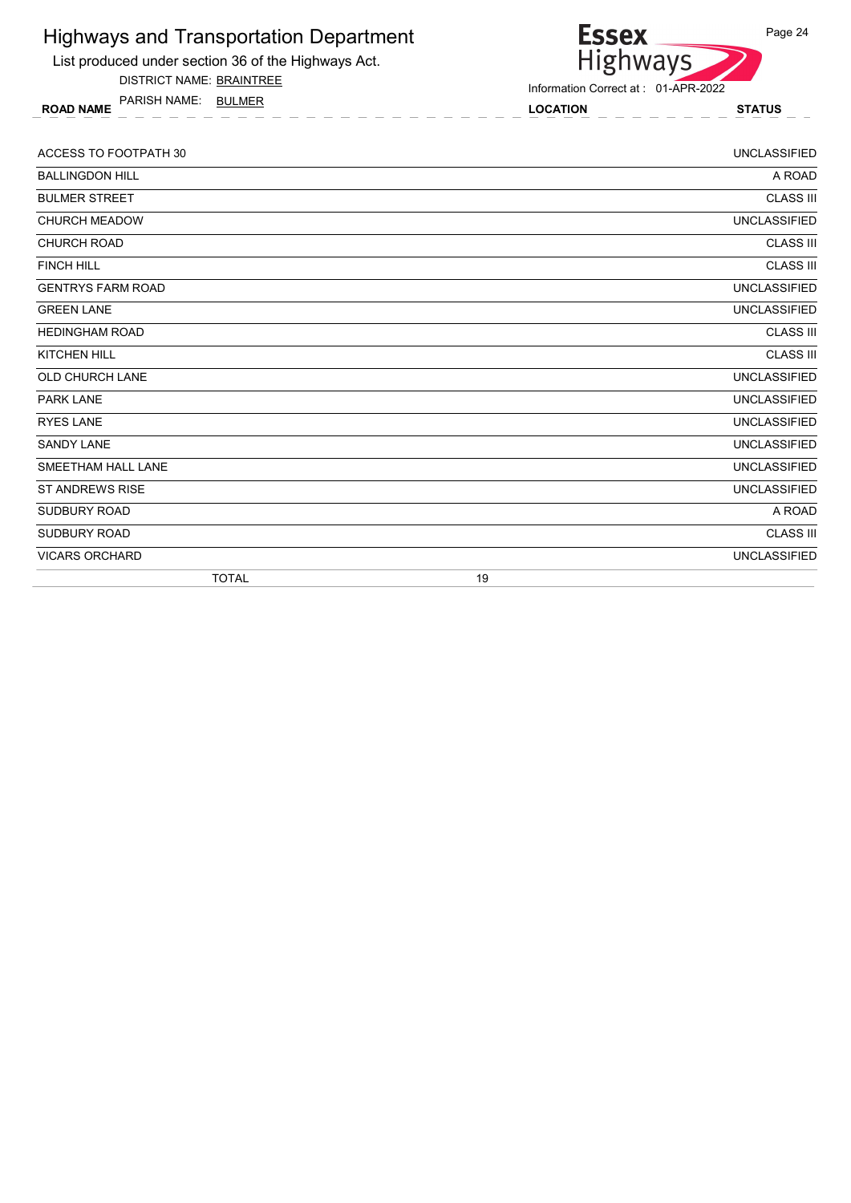# Highways and Transportation Department

List produced under section 36 of the Highways Act.

DISTRICT NAME: BRAINTREE

PARISH NAME: BULMER

Information Correct at : 01-APR-2022

| ROAD NAME | LOCATION | STATUS |
|---|---|---|
| ACCESS TO FOOTPATH 30 | | UNCLASSIFIED |
| BALLINGDON HILL | | A ROAD |
| BULMER STREET | | CLASS III |
| CHURCH MEADOW | | UNCLASSIFIED |
| CHURCH ROAD | | CLASS III |
| FINCH HILL | | CLASS III |
| GENTRYS FARM ROAD | | UNCLASSIFIED |
| GREEN LANE | | UNCLASSIFIED |
| HEDINGHAM ROAD | | CLASS III |
| KITCHEN HILL | | CLASS III |
| OLD CHURCH LANE | | UNCLASSIFIED |
| PARK LANE | | UNCLASSIFIED |
| RYES LANE | | UNCLASSIFIED |
| SANDY LANE | | UNCLASSIFIED |
| SMEETHAM HALL LANE | | UNCLASSIFIED |
| ST ANDREWS RISE | | UNCLASSIFIED |
| SUDBURY ROAD | | A ROAD |
| SUDBURY ROAD | | CLASS III |
| VICARS ORCHARD | | UNCLASSIFIED |
| TOTAL | 19 | |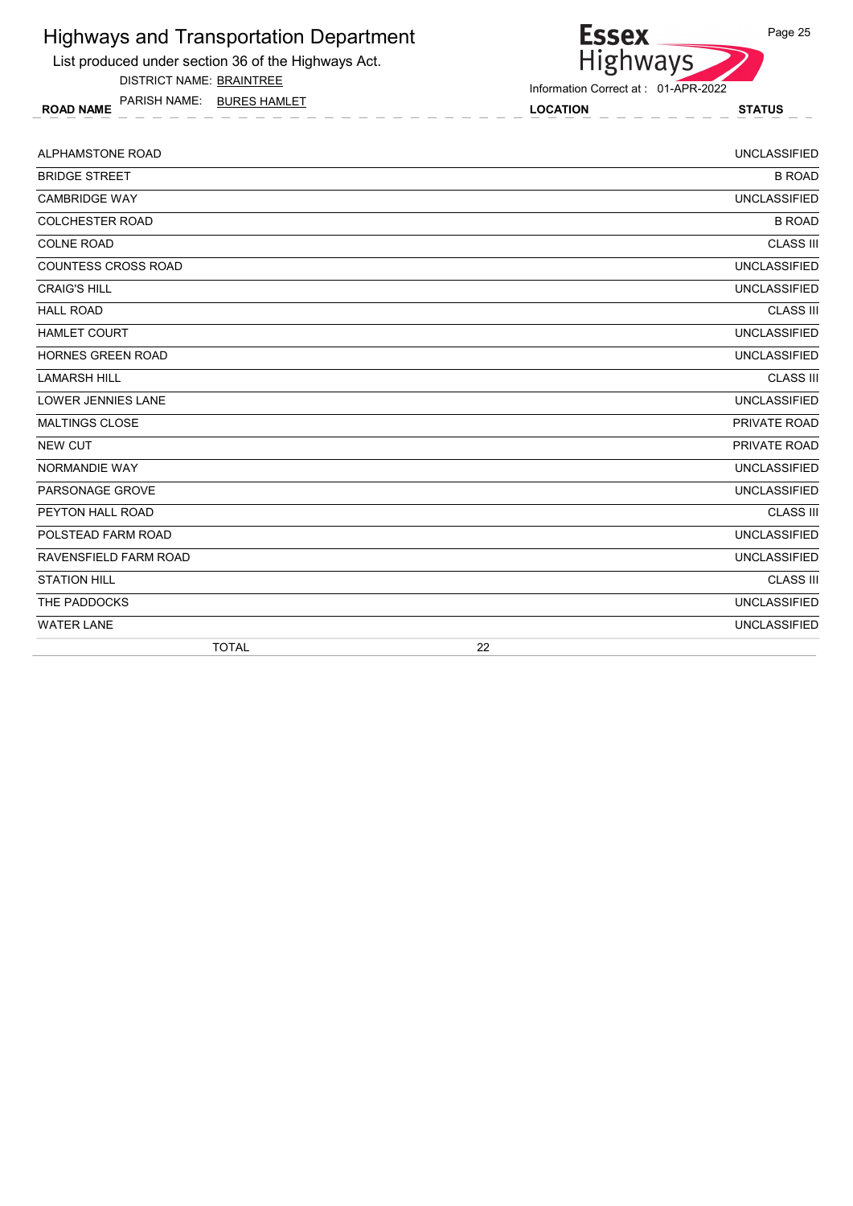# Highways and Transportation Department

List produced under section 36 of the Highways Act.

DISTRICT NAME: BRAINTREE

PARISH NAME: BURES HAMLET

Information Correct at : 01-APR-2022

| ROAD NAME | LOCATION | STATUS |
| --- | --- | --- |
| ALPHAMSTONE ROAD | | UNCLASSIFIED |
| BRIDGE STREET | | B ROAD |
| CAMBRIDGE WAY | | UNCLASSIFIED |
| COLCHESTER ROAD | | B ROAD |
| COLNE ROAD | | CLASS III |
| COUNTESS CROSS ROAD | | UNCLASSIFIED |
| CRAIG'S HILL | | UNCLASSIFIED |
| HALL ROAD | | CLASS III |
| HAMLET COURT | | UNCLASSIFIED |
| HORNES GREEN ROAD | | UNCLASSIFIED |
| LAMARSH HILL | | CLASS III |
| LOWER JENNIES LANE | | UNCLASSIFIED |
| MALTINGS CLOSE | | PRIVATE ROAD |
| NEW CUT | | PRIVATE ROAD |
| NORMANDIE WAY | | UNCLASSIFIED |
| PARSONAGE GROVE | | UNCLASSIFIED |
| PEYTON HALL ROAD | | CLASS III |
| POLSTEAD FARM ROAD | | UNCLASSIFIED |
| RAVENSFIELD FARM ROAD | | UNCLASSIFIED |
| STATION HILL | | CLASS III |
| THE PADDOCKS | | UNCLASSIFIED |
| WATER LANE | | UNCLASSIFIED |
| TOTAL | 22 | |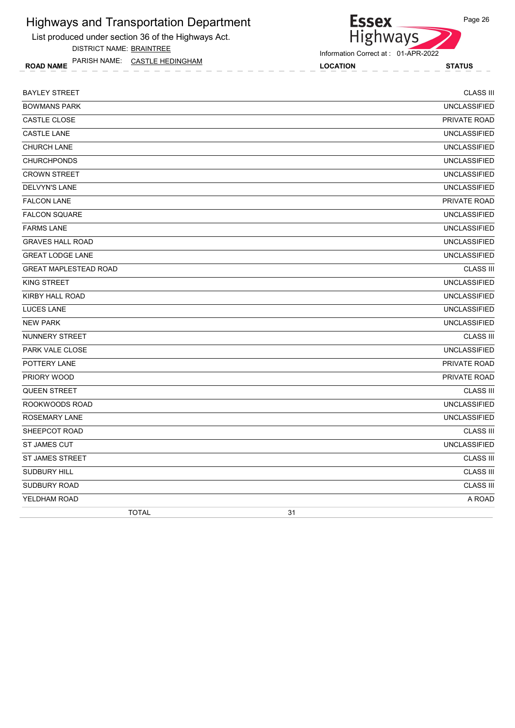# Highways and Transportation Department

List produced under section 36 of the Highways Act.

DISTRICT NAME: BRAINTREE

PARISH NAME: CASTLE HEDINGHAM

Information Correct at : 01-APR-2022

| ROAD NAME | LOCATION | STATUS |
|---|---|---|
| BAYLEY STREET | | CLASS III |
| BOWMANS PARK | | UNCLASSIFIED |
| CASTLE CLOSE | | PRIVATE ROAD |
| CASTLE LANE | | UNCLASSIFIED |
| CHURCH LANE | | UNCLASSIFIED |
| CHURCHPONDS | | UNCLASSIFIED |
| CROWN STREET | | UNCLASSIFIED |
| DELVYN'S LANE | | UNCLASSIFIED |
| FALCON LANE | | PRIVATE ROAD |
| FALCON SQUARE | | UNCLASSIFIED |
| FARMS LANE | | UNCLASSIFIED |
| GRAVES HALL ROAD | | UNCLASSIFIED |
| GREAT LODGE LANE | | UNCLASSIFIED |
| GREAT MAPLESTEAD ROAD | | CLASS III |
| KING STREET | | UNCLASSIFIED |
| KIRBY HALL ROAD | | UNCLASSIFIED |
| LUCES LANE | | UNCLASSIFIED |
| NEW PARK | | UNCLASSIFIED |
| NUNNERY STREET | | CLASS III |
| PARK VALE CLOSE | | UNCLASSIFIED |
| POTTERY LANE | | PRIVATE ROAD |
| PRIORY WOOD | | PRIVATE ROAD |
| QUEEN STREET | | CLASS III |
| ROOKWOODS ROAD | | UNCLASSIFIED |
| ROSEMARY LANE | | UNCLASSIFIED |
| SHEEPCOT ROAD | | CLASS III |
| ST JAMES CUT | | UNCLASSIFIED |
| ST JAMES STREET | | CLASS III |
| SUDBURY HILL | | CLASS III |
| SUDBURY ROAD | | CLASS III |
| YELDHAM ROAD | | A ROAD |
| TOTAL | 31 | |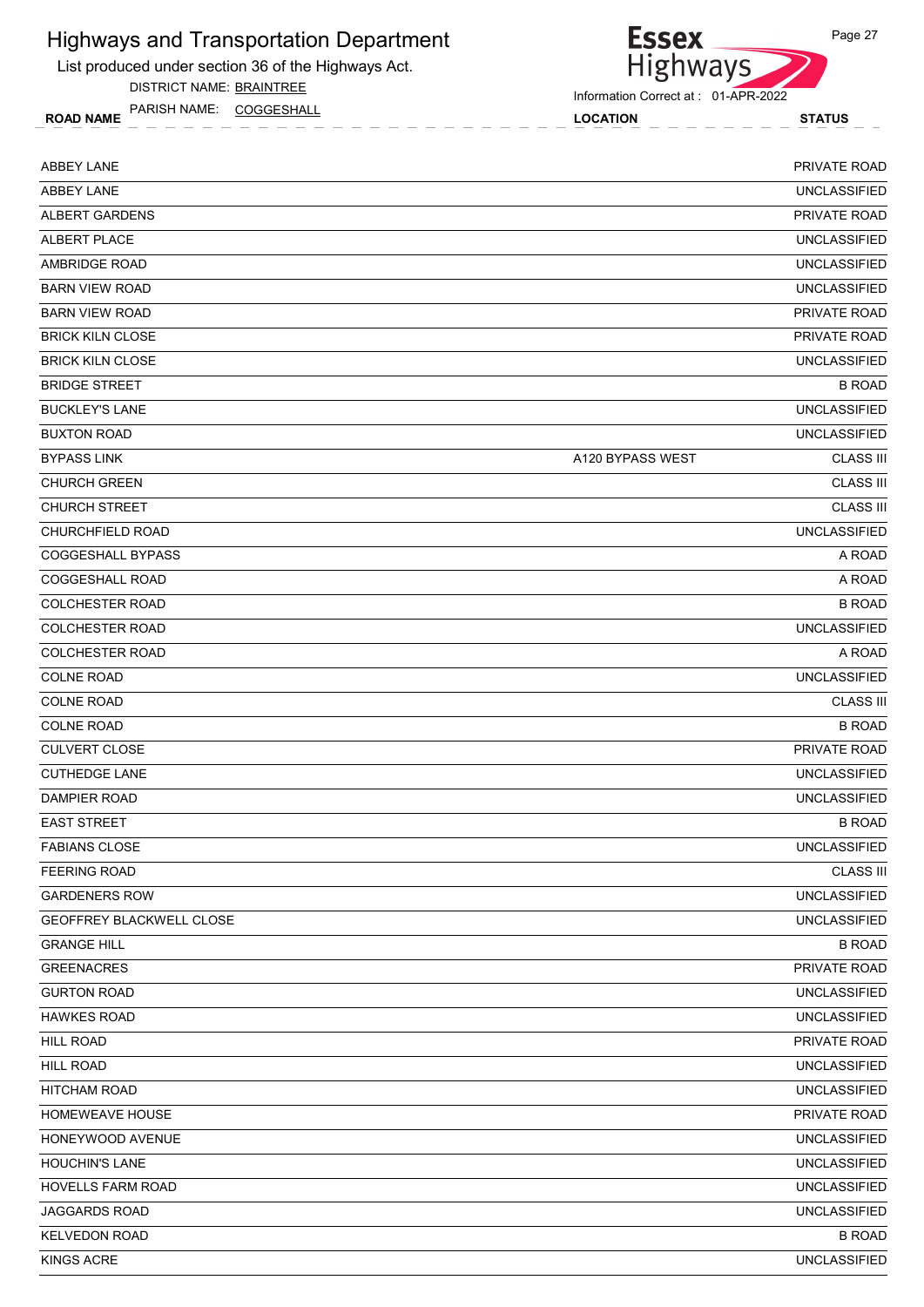# Highways and Transportation Department

List produced under section 36 of the Highways Act.

DISTRICT NAME: BRAINTREE

PARISH NAME: COGGESHALL

Information Correct at : 01-APR-2022

| ROAD NAME | LOCATION | STATUS |
|---|---|---|
| ABBEY LANE | | PRIVATE ROAD |
| ABBEY LANE | | UNCLASSIFIED |
| ALBERT GARDENS | | PRIVATE ROAD |
| ALBERT PLACE | | UNCLASSIFIED |
| AMBRIDGE ROAD | | UNCLASSIFIED |
| BARN VIEW ROAD | | UNCLASSIFIED |
| BARN VIEW ROAD | | PRIVATE ROAD |
| BRICK KILN CLOSE | | PRIVATE ROAD |
| BRICK KILN CLOSE | | UNCLASSIFIED |
| BRIDGE STREET | | B ROAD |
| BUCKLEY'S LANE | | UNCLASSIFIED |
| BUXTON ROAD | | UNCLASSIFIED |
| BYPASS LINK | A120 BYPASS WEST | CLASS III |
| CHURCH GREEN | | CLASS III |
| CHURCH STREET | | CLASS III |
| CHURCHFIELD ROAD | | UNCLASSIFIED |
| COGGESHALL BYPASS | | A ROAD |
| COGGESHALL ROAD | | A ROAD |
| COLCHESTER ROAD | | B ROAD |
| COLCHESTER ROAD | | UNCLASSIFIED |
| COLCHESTER ROAD | | A ROAD |
| COLNE ROAD | | UNCLASSIFIED |
| COLNE ROAD | | CLASS III |
| COLNE ROAD | | B ROAD |
| CULVERT CLOSE | | PRIVATE ROAD |
| CUTHEDGE LANE | | UNCLASSIFIED |
| DAMPIER ROAD | | UNCLASSIFIED |
| EAST STREET | | B ROAD |
| FABIANS CLOSE | | UNCLASSIFIED |
| FEERING ROAD | | CLASS III |
| GARDENERS ROW | | UNCLASSIFIED |
| GEOFFREY BLACKWELL CLOSE | | UNCLASSIFIED |
| GRANGE HILL | | B ROAD |
| GREENACRES | | PRIVATE ROAD |
| GURTON ROAD | | UNCLASSIFIED |
| HAWKES ROAD | | UNCLASSIFIED |
| HILL ROAD | | PRIVATE ROAD |
| HILL ROAD | | UNCLASSIFIED |
| HITCHAM ROAD | | UNCLASSIFIED |
| HOMEWEAVE HOUSE | | PRIVATE ROAD |
| HONEYWOOD AVENUE | | UNCLASSIFIED |
| HOUCHIN'S LANE | | UNCLASSIFIED |
| HOVELLS FARM ROAD | | UNCLASSIFIED |
| JAGGARDS ROAD | | UNCLASSIFIED |
| KELVEDON ROAD | | B ROAD |
| KINGS ACRE | | UNCLASSIFIED |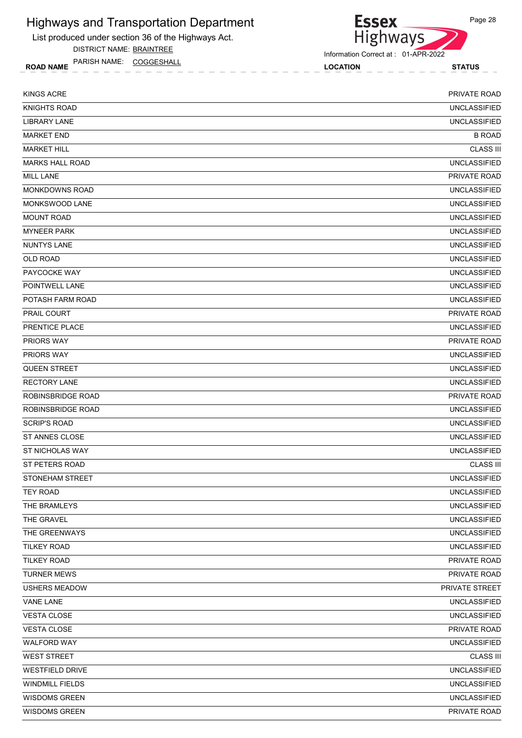# Highways and Transportation Department

List produced under section 36 of the Highways Act.

DISTRICT NAME: BRAINTREE

PARISH NAME: COGGESHALL

Information Correct at : 01-APR-2022

| ROAD NAME | LOCATION | STATUS |
|---|---|---|
| KINGS ACRE | | PRIVATE ROAD |
| KNIGHTS ROAD | | UNCLASSIFIED |
| LIBRARY LANE | | UNCLASSIFIED |
| MARKET END | | B ROAD |
| MARKET HILL | | CLASS III |
| MARKS HALL ROAD | | UNCLASSIFIED |
| MILL LANE | | PRIVATE ROAD |
| MONKDOWNS ROAD | | UNCLASSIFIED |
| MONKSWOOD LANE | | UNCLASSIFIED |
| MOUNT ROAD | | UNCLASSIFIED |
| MYNEER PARK | | UNCLASSIFIED |
| NUNTYS LANE | | UNCLASSIFIED |
| OLD ROAD | | UNCLASSIFIED |
| PAYCOCKE WAY | | UNCLASSIFIED |
| POINTWELL LANE | | UNCLASSIFIED |
| POTASH FARM ROAD | | UNCLASSIFIED |
| PRAIL COURT | | PRIVATE ROAD |
| PRENTICE PLACE | | UNCLASSIFIED |
| PRIORS WAY | | PRIVATE ROAD |
| PRIORS WAY | | UNCLASSIFIED |
| QUEEN STREET | | UNCLASSIFIED |
| RECTORY LANE | | UNCLASSIFIED |
| ROBINSBRIDGE ROAD | | PRIVATE ROAD |
| ROBINSBRIDGE ROAD | | UNCLASSIFIED |
| SCRIP'S ROAD | | UNCLASSIFIED |
| ST ANNES CLOSE | | UNCLASSIFIED |
| ST NICHOLAS WAY | | UNCLASSIFIED |
| ST PETERS ROAD | | CLASS III |
| STONEHAM STREET | | UNCLASSIFIED |
| TEY ROAD | | UNCLASSIFIED |
| THE BRAMLEYS | | UNCLASSIFIED |
| THE GRAVEL | | UNCLASSIFIED |
| THE GREENWAYS | | UNCLASSIFIED |
| TILKEY ROAD | | UNCLASSIFIED |
| TILKEY ROAD | | PRIVATE ROAD |
| TURNER MEWS | | PRIVATE ROAD |
| USHERS MEADOW | | PRIVATE STREET |
| VANE LANE | | UNCLASSIFIED |
| VESTA CLOSE | | UNCLASSIFIED |
| VESTA CLOSE | | PRIVATE ROAD |
| WALFORD WAY | | UNCLASSIFIED |
| WEST STREET | | CLASS III |
| WESTFIELD DRIVE | | UNCLASSIFIED |
| WINDMILL FIELDS | | UNCLASSIFIED |
| WISDOMS GREEN | | UNCLASSIFIED |
| WISDOMS GREEN | | PRIVATE ROAD |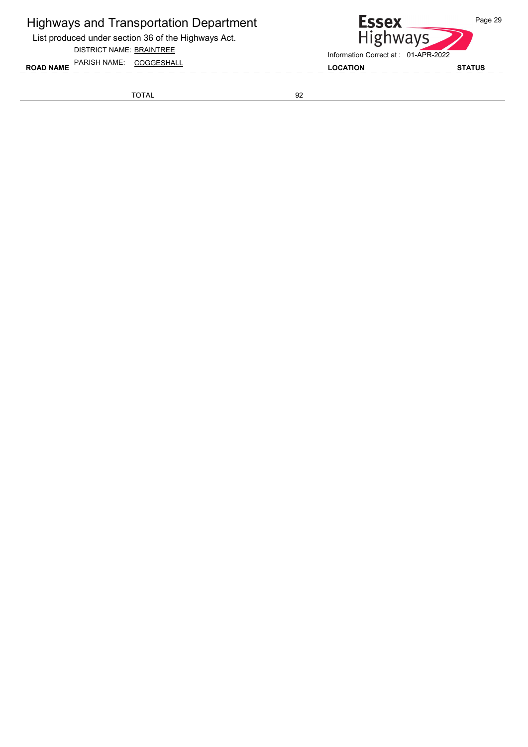# Highways and Transportation Department

List produced under section 36 of the Highways Act.

DISTRICT NAME: BRAINTREE

PARISH NAME: COGGESHALL

Information Correct at : 01-APR-2022

| ROAD NAME | | LOCATION | STATUS |
|---|---|---|---|
| TOTAL | 92 | | |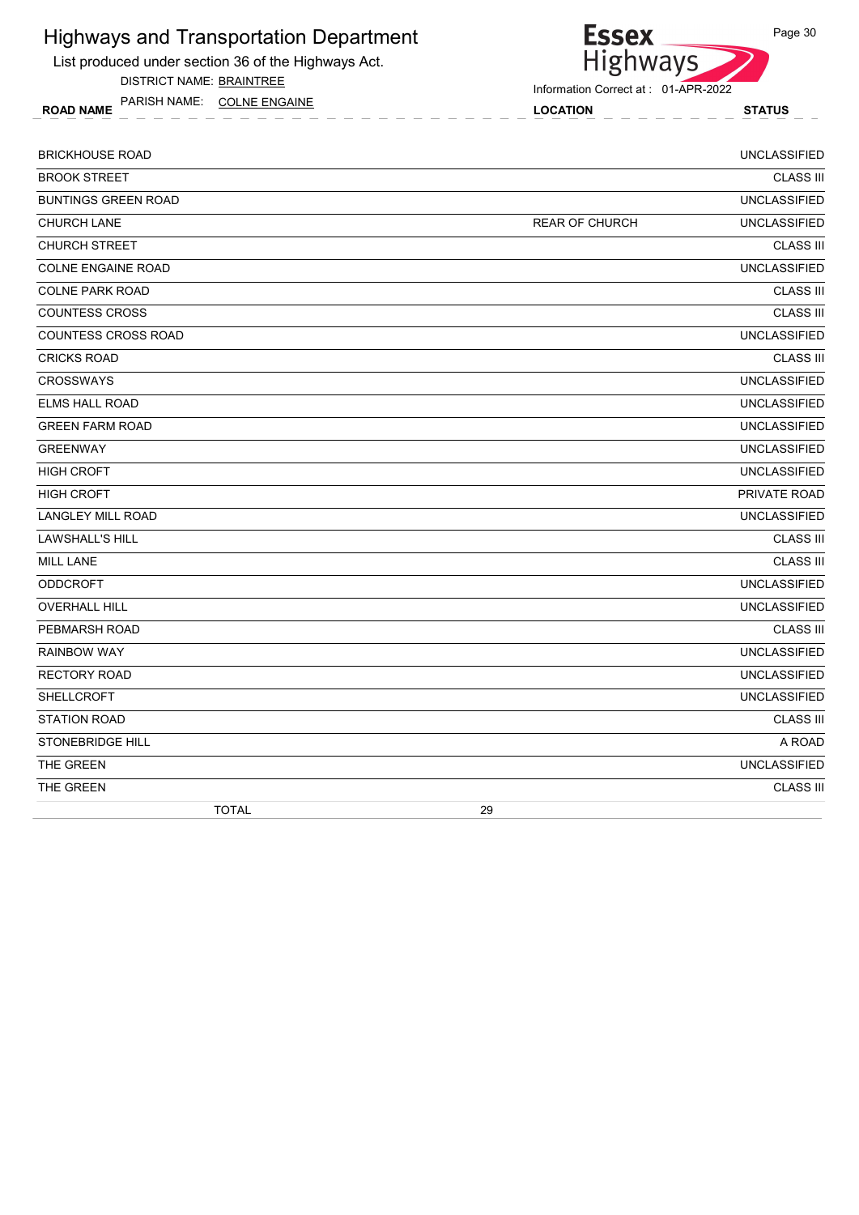# Highways and Transportation Department

List produced under section 36 of the Highways Act.

DISTRICT NAME: BRAINTREE

PARISH NAME: COLNE ENGAINE

Information Correct at : 01-APR-2022

| ROAD NAME | LOCATION | STATUS |
| --- | --- | --- |
| BRICKHOUSE ROAD | | UNCLASSIFIED |
| BROOK STREET | | CLASS III |
| BUNTINGS GREEN ROAD | | UNCLASSIFIED |
| CHURCH LANE | REAR OF CHURCH | UNCLASSIFIED |
| CHURCH STREET | | CLASS III |
| COLNE ENGAINE ROAD | | UNCLASSIFIED |
| COLNE PARK ROAD | | CLASS III |
| COUNTESS CROSS | | CLASS III |
| COUNTESS CROSS ROAD | | UNCLASSIFIED |
| CRICKS ROAD | | CLASS III |
| CROSSWAYS | | UNCLASSIFIED |
| ELMS HALL ROAD | | UNCLASSIFIED |
| GREEN FARM ROAD | | UNCLASSIFIED |
| GREENWAY | | UNCLASSIFIED |
| HIGH CROFT | | UNCLASSIFIED |
| HIGH CROFT | | PRIVATE ROAD |
| LANGLEY MILL ROAD | | UNCLASSIFIED |
| LAWSHALL'S HILL | | CLASS III |
| MILL LANE | | CLASS III |
| ODDCROFT | | UNCLASSIFIED |
| OVERHALL HILL | | UNCLASSIFIED |
| PEBMARSH ROAD | | CLASS III |
| RAINBOW WAY | | UNCLASSIFIED |
| RECTORY ROAD | | UNCLASSIFIED |
| SHELLCROFT | | UNCLASSIFIED |
| STATION ROAD | | CLASS III |
| STONEBRIDGE HILL | | A ROAD |
| THE GREEN | | UNCLASSIFIED |
| THE GREEN | | CLASS III |
| TOTAL | 29 | |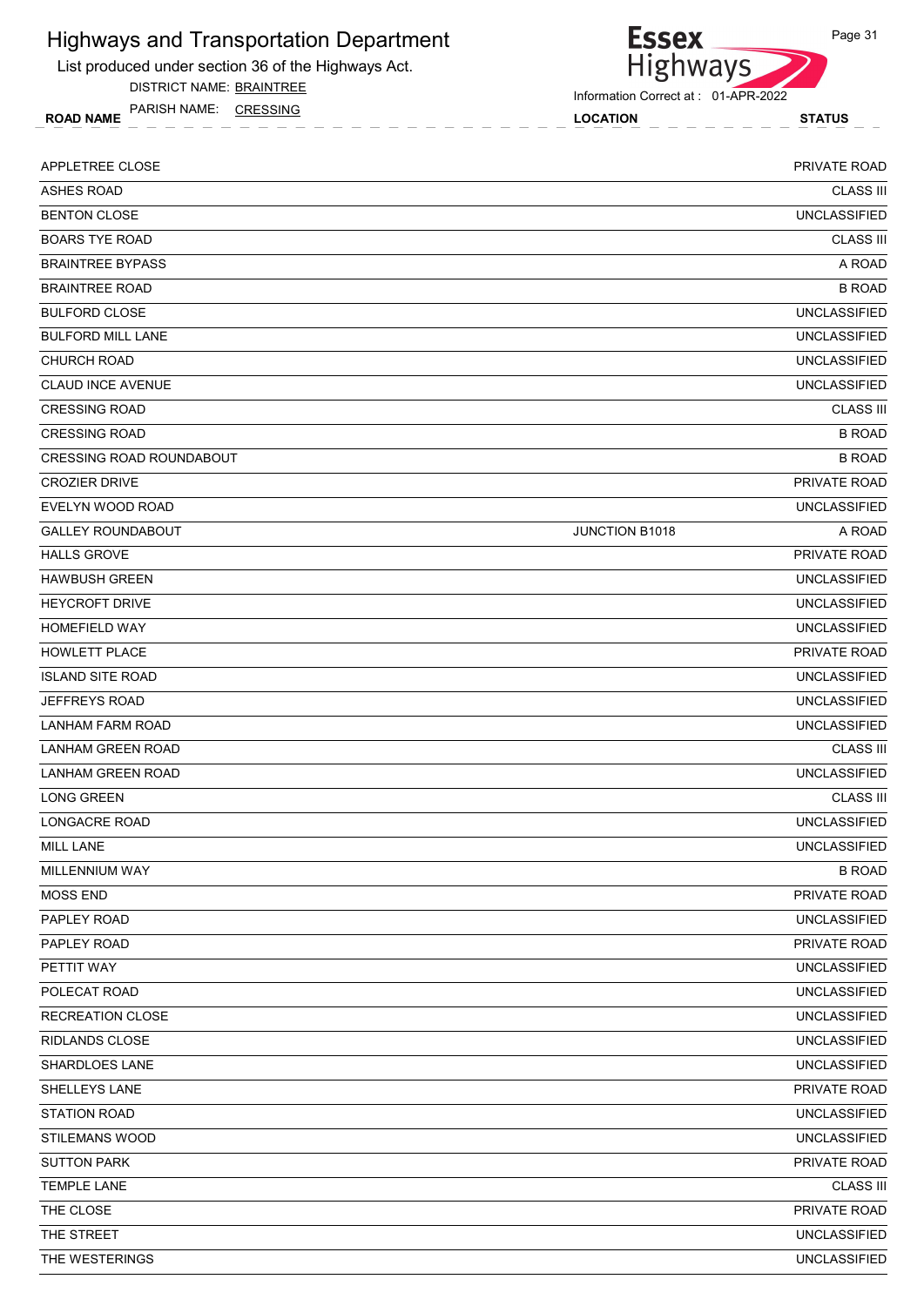# Highways and Transportation Department

List produced under section 36 of the Highways Act.

DISTRICT NAME: BRAINTREE

PARISH NAME: CRESSING

Information Correct at : 01-APR-2022

| ROAD NAME | LOCATION | STATUS |
|---|---|---|
| APPLETREE CLOSE | | PRIVATE ROAD |
| ASHES ROAD | | CLASS III |
| BENTON CLOSE | | UNCLASSIFIED |
| BOARS TYE ROAD | | CLASS III |
| BRAINTREE BYPASS | | A ROAD |
| BRAINTREE ROAD | | B ROAD |
| BULFORD CLOSE | | UNCLASSIFIED |
| BULFORD MILL LANE | | UNCLASSIFIED |
| CHURCH ROAD | | UNCLASSIFIED |
| CLAUD INCE AVENUE | | UNCLASSIFIED |
| CRESSING ROAD | | CLASS III |
| CRESSING ROAD | | B ROAD |
| CRESSING ROAD ROUNDABOUT | | B ROAD |
| CROZIER DRIVE | | PRIVATE ROAD |
| EVELYN WOOD ROAD | | UNCLASSIFIED |
| GALLEY ROUNDABOUT | JUNCTION B1018 | A ROAD |
| HALLS GROVE | | PRIVATE ROAD |
| HAWBUSH GREEN | | UNCLASSIFIED |
| HEYCROFT DRIVE | | UNCLASSIFIED |
| HOMEFIELD WAY | | UNCLASSIFIED |
| HOWLETT PLACE | | PRIVATE ROAD |
| ISLAND SITE ROAD | | UNCLASSIFIED |
| JEFFREYS ROAD | | UNCLASSIFIED |
| LANHAM FARM ROAD | | UNCLASSIFIED |
| LANHAM GREEN ROAD | | CLASS III |
| LANHAM GREEN ROAD | | UNCLASSIFIED |
| LONG GREEN | | CLASS III |
| LONGACRE ROAD | | UNCLASSIFIED |
| MILL LANE | | UNCLASSIFIED |
| MILLENNIUM WAY | | B ROAD |
| MOSS END | | PRIVATE ROAD |
| PAPLEY ROAD | | UNCLASSIFIED |
| PAPLEY ROAD | | PRIVATE ROAD |
| PETTIT WAY | | UNCLASSIFIED |
| POLECAT ROAD | | UNCLASSIFIED |
| RECREATION CLOSE | | UNCLASSIFIED |
| RIDLANDS CLOSE | | UNCLASSIFIED |
| SHARDLOES LANE | | UNCLASSIFIED |
| SHELLEYS LANE | | PRIVATE ROAD |
| STATION ROAD | | UNCLASSIFIED |
| STILEMANS WOOD | | UNCLASSIFIED |
| SUTTON PARK | | PRIVATE ROAD |
| TEMPLE LANE | | CLASS III |
| THE CLOSE | | PRIVATE ROAD |
| THE STREET | | UNCLASSIFIED |
| THE WESTERINGS | | UNCLASSIFIED |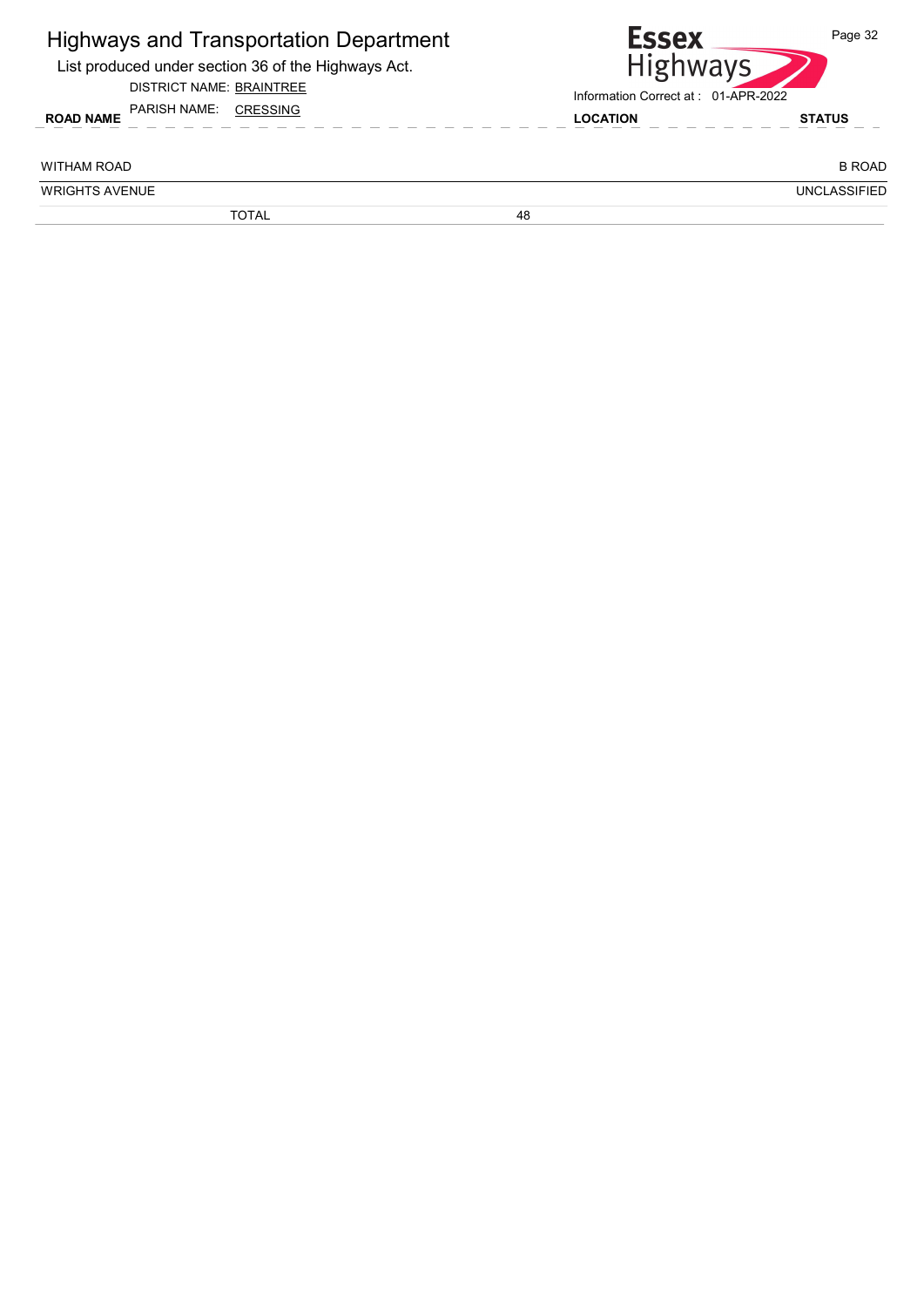# Highways and Transportation Department

List produced under section 36 of the Highways Act.

DISTRICT NAME: BRAINTREE

PARISH NAME: CRESSING

Information Correct at : 01-APR-2022

| ROAD NAME | LOCATION | STATUS |
|---|---|---|
| WITHAM ROAD | | B ROAD |
| WRIGHTS AVENUE | | UNCLASSIFIED |
| TOTAL | 48 | |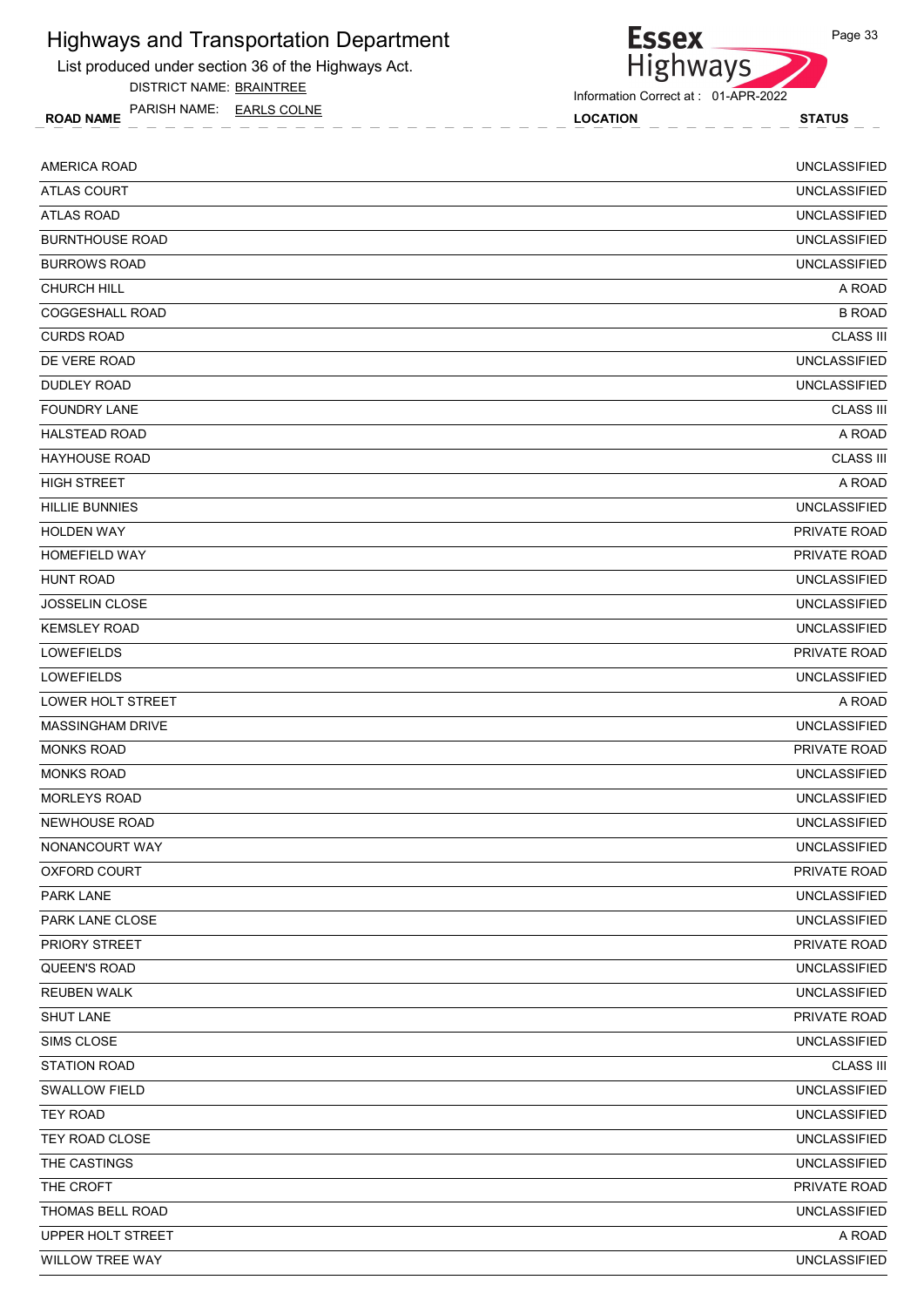# Highways and Transportation Department

List produced under section 36 of the Highways Act.

DISTRICT NAME: BRAINTREE

PARISH NAME: EARLS COLNE

Information Correct at : 01-APR-2022

| ROAD NAME | LOCATION | STATUS |
|---|---|---|
| AMERICA ROAD | | UNCLASSIFIED |
| ATLAS COURT | | UNCLASSIFIED |
| ATLAS ROAD | | UNCLASSIFIED |
| BURNTHOUSE ROAD | | UNCLASSIFIED |
| BURROWS ROAD | | UNCLASSIFIED |
| CHURCH HILL | | A ROAD |
| COGGESHALL ROAD | | B ROAD |
| CURDS ROAD | | CLASS III |
| DE VERE ROAD | | UNCLASSIFIED |
| DUDLEY ROAD | | UNCLASSIFIED |
| FOUNDRY LANE | | CLASS III |
| HALSTEAD ROAD | | A ROAD |
| HAYHOUSE ROAD | | CLASS III |
| HIGH STREET | | A ROAD |
| HILLIE BUNNIES | | UNCLASSIFIED |
| HOLDEN WAY | | PRIVATE ROAD |
| HOMEFIELD WAY | | PRIVATE ROAD |
| HUNT ROAD | | UNCLASSIFIED |
| JOSSELIN CLOSE | | UNCLASSIFIED |
| KEMSLEY ROAD | | UNCLASSIFIED |
| LOWEFIELDS | | PRIVATE ROAD |
| LOWEFIELDS | | UNCLASSIFIED |
| LOWER HOLT STREET | | A ROAD |
| MASSINGHAM DRIVE | | UNCLASSIFIED |
| MONKS ROAD | | PRIVATE ROAD |
| MONKS ROAD | | UNCLASSIFIED |
| MORLEYS ROAD | | UNCLASSIFIED |
| NEWHOUSE ROAD | | UNCLASSIFIED |
| NONANCOURT WAY | | UNCLASSIFIED |
| OXFORD COURT | | PRIVATE ROAD |
| PARK LANE | | UNCLASSIFIED |
| PARK LANE CLOSE | | UNCLASSIFIED |
| PRIORY STREET | | PRIVATE ROAD |
| QUEEN'S ROAD | | UNCLASSIFIED |
| REUBEN WALK | | UNCLASSIFIED |
| SHUT LANE | | PRIVATE ROAD |
| SIMS CLOSE | | UNCLASSIFIED |
| STATION ROAD | | CLASS III |
| SWALLOW FIELD | | UNCLASSIFIED |
| TEY ROAD | | UNCLASSIFIED |
| TEY ROAD CLOSE | | UNCLASSIFIED |
| THE CASTINGS | | UNCLASSIFIED |
| THE CROFT | | PRIVATE ROAD |
| THOMAS BELL ROAD | | UNCLASSIFIED |
| UPPER HOLT STREET | | A ROAD |
| WILLOW TREE WAY | | UNCLASSIFIED |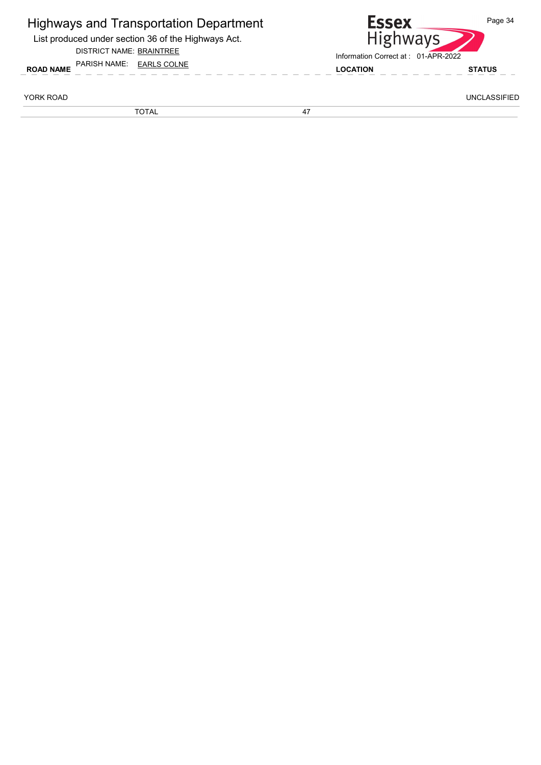# Highways and Transportation Department

List produced under section 36 of the Highways Act.

DISTRICT NAME: BRAINTREE

PARISH NAME: EARLS COLNE

Information Correct at : 01-APR-2022

| ROAD NAME | LOCATION | STATUS |
| --- | --- | --- |
| YORK ROAD | | UNCLASSIFIED |
| TOTAL | 47 | |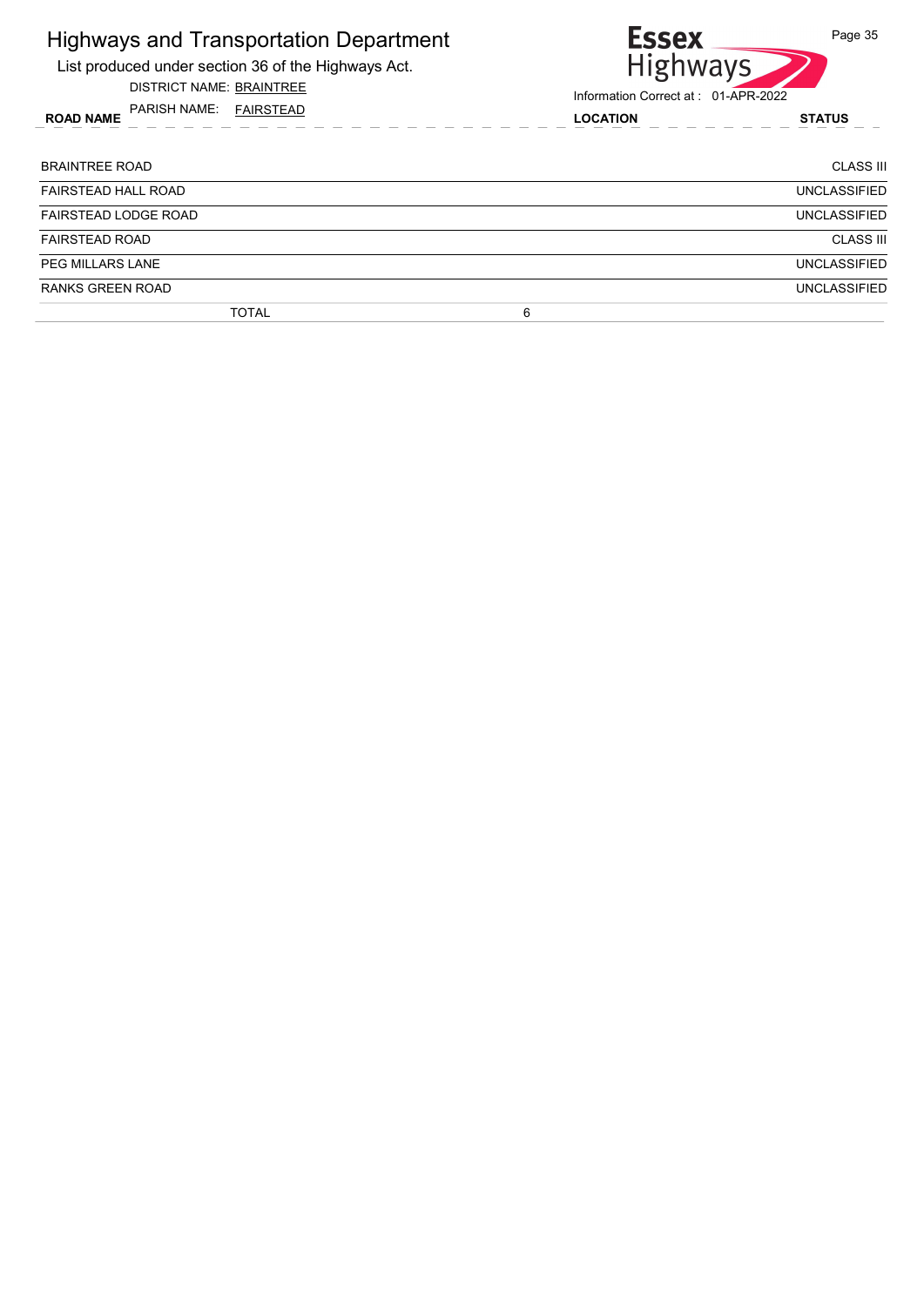# Highways and Transportation Department

List produced under section 36 of the Highways Act.

DISTRICT NAME: BRAINTREE

PARISH NAME: FAIRSTEAD

Information Correct at : 01-APR-2022

| ROAD NAME | LOCATION | STATUS |
|---|---|---|
| BRAINTREE ROAD | | CLASS III |
| FAIRSTEAD HALL ROAD | | UNCLASSIFIED |
| FAIRSTEAD LODGE ROAD | | UNCLASSIFIED |
| FAIRSTEAD ROAD | | CLASS III |
| PEG MILLARS LANE | | UNCLASSIFIED |
| RANKS GREEN ROAD | | UNCLASSIFIED |
| TOTAL | 6 | |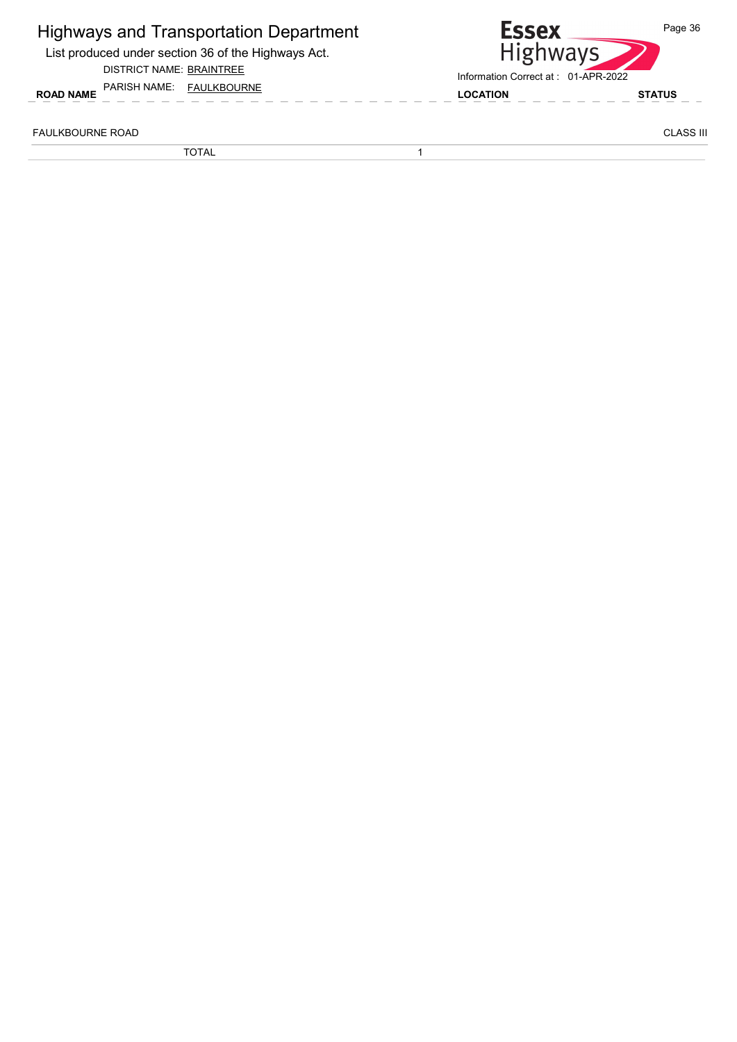# Highways and Transportation Department

List produced under section 36 of the Highways Act.

DISTRICT NAME: BRAINTREE

PARISH NAME: FAULKBOURNE

Essex Highways

Information Correct at : 01-APR-2022

| ROAD NAME | LOCATION | STATUS |
| --- | --- | --- |
| FAULKBOURNE ROAD | | CLASS III |
| TOTAL | 1 | |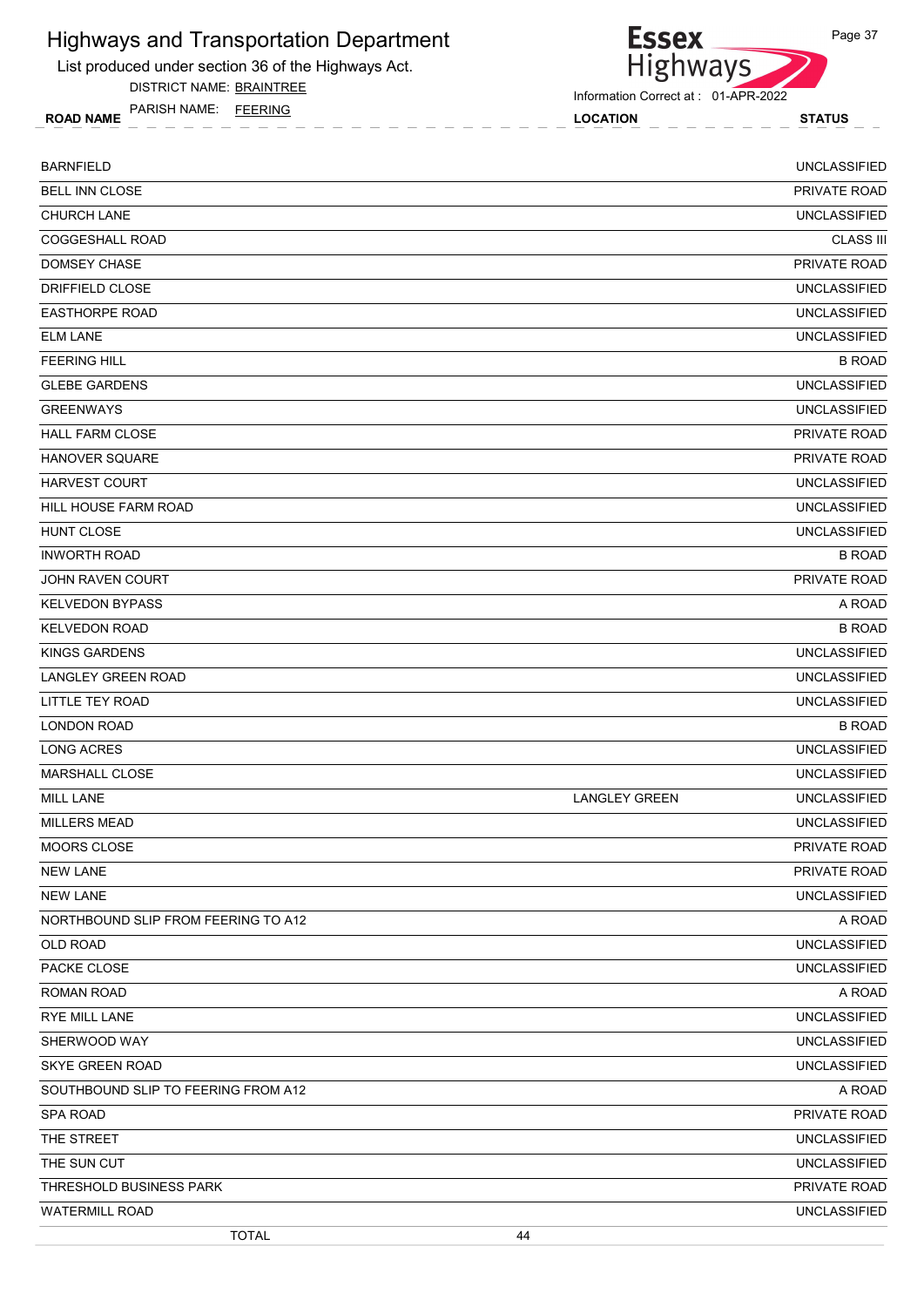# Highways and Transportation Department

List produced under section 36 of the Highways Act.

DISTRICT NAME: BRAINTREE

PARISH NAME: FEERING

Information Correct at : 01-APR-2022

| ROAD NAME | LOCATION | STATUS |
|---|---|---|
| BARNFIELD | | UNCLASSIFIED |
| BELL INN CLOSE | | PRIVATE ROAD |
| CHURCH LANE | | UNCLASSIFIED |
| COGGESHALL ROAD | | CLASS III |
| DOMSEY CHASE | | PRIVATE ROAD |
| DRIFFIELD CLOSE | | UNCLASSIFIED |
| EASTHORPE ROAD | | UNCLASSIFIED |
| ELM LANE | | UNCLASSIFIED |
| FEERING HILL | | B ROAD |
| GLEBE GARDENS | | UNCLASSIFIED |
| GREENWAYS | | UNCLASSIFIED |
| HALL FARM CLOSE | | PRIVATE ROAD |
| HANOVER SQUARE | | PRIVATE ROAD |
| HARVEST COURT | | UNCLASSIFIED |
| HILL HOUSE FARM ROAD | | UNCLASSIFIED |
| HUNT CLOSE | | UNCLASSIFIED |
| INWORTH ROAD | | B ROAD |
| JOHN RAVEN COURT | | PRIVATE ROAD |
| KELVEDON BYPASS | | A ROAD |
| KELVEDON ROAD | | B ROAD |
| KINGS GARDENS | | UNCLASSIFIED |
| LANGLEY GREEN ROAD | | UNCLASSIFIED |
| LITTLE TEY ROAD | | UNCLASSIFIED |
| LONDON ROAD | | B ROAD |
| LONG ACRES | | UNCLASSIFIED |
| MARSHALL CLOSE | | UNCLASSIFIED |
| MILL LANE | LANGLEY GREEN | UNCLASSIFIED |
| MILLERS MEAD | | UNCLASSIFIED |
| MOORS CLOSE | | PRIVATE ROAD |
| NEW LANE | | PRIVATE ROAD |
| NEW LANE | | UNCLASSIFIED |
| NORTHBOUND SLIP FROM FEERING TO A12 | | A ROAD |
| OLD ROAD | | UNCLASSIFIED |
| PACKE CLOSE | | UNCLASSIFIED |
| ROMAN ROAD | | A ROAD |
| RYE MILL LANE | | UNCLASSIFIED |
| SHERWOOD WAY | | UNCLASSIFIED |
| SKYE GREEN ROAD | | UNCLASSIFIED |
| SOUTHBOUND SLIP TO FEERING FROM A12 | | A ROAD |
| SPA ROAD | | PRIVATE ROAD |
| THE STREET | | UNCLASSIFIED |
| THE SUN CUT | | UNCLASSIFIED |
| THRESHOLD BUSINESS PARK | | PRIVATE ROAD |
| WATERMILL ROAD | | UNCLASSIFIED |
| TOTAL | 44 | |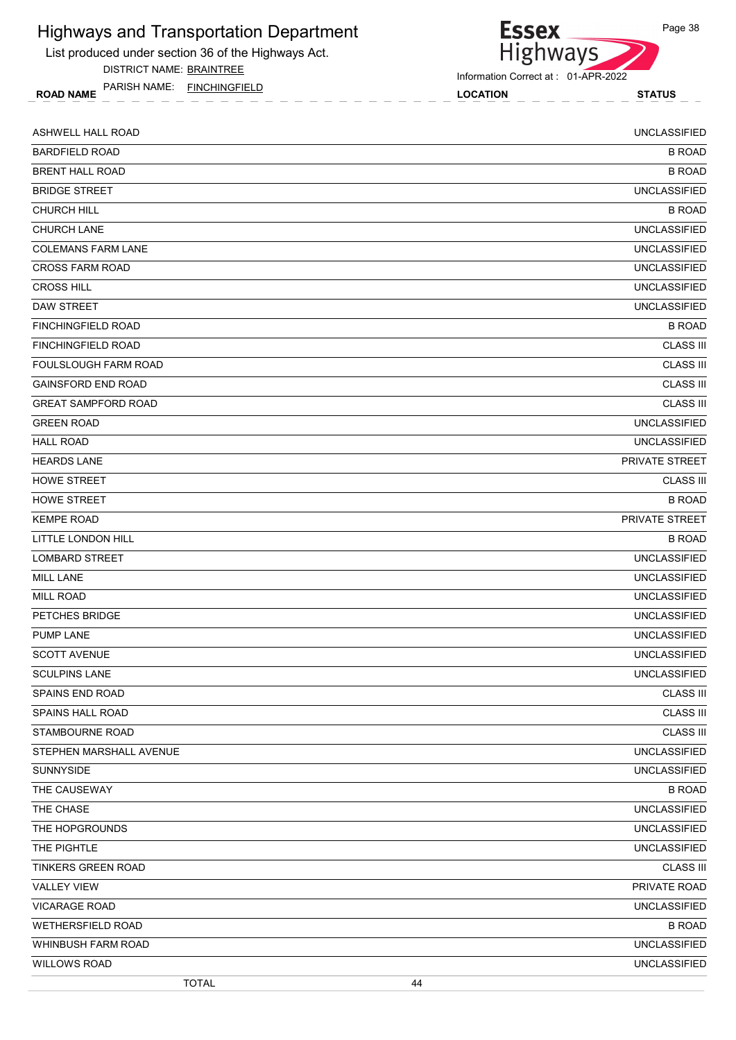# Highways and Transportation Department

List produced under section 36 of the Highways Act.

DISTRICT NAME: BRAINTREE

PARISH NAME: FINCHINGFIELD

Information Correct at : 01-APR-2022

| ROAD NAME | LOCATION | STATUS |
|---|---|---|
| ASHWELL HALL ROAD | | UNCLASSIFIED |
| BARDFIELD ROAD | | B ROAD |
| BRENT HALL ROAD | | B ROAD |
| BRIDGE STREET | | UNCLASSIFIED |
| CHURCH HILL | | B ROAD |
| CHURCH LANE | | UNCLASSIFIED |
| COLEMANS FARM LANE | | UNCLASSIFIED |
| CROSS FARM ROAD | | UNCLASSIFIED |
| CROSS HILL | | UNCLASSIFIED |
| DAW STREET | | UNCLASSIFIED |
| FINCHINGFIELD ROAD | | B ROAD |
| FINCHINGFIELD ROAD | | CLASS III |
| FOULSLOUGH FARM ROAD | | CLASS III |
| GAINSFORD END ROAD | | CLASS III |
| GREAT SAMPFORD ROAD | | CLASS III |
| GREEN ROAD | | UNCLASSIFIED |
| HALL ROAD | | UNCLASSIFIED |
| HEARDS LANE | | PRIVATE STREET |
| HOWE STREET | | CLASS III |
| HOWE STREET | | B ROAD |
| KEMPE ROAD | | PRIVATE STREET |
| LITTLE LONDON HILL | | B ROAD |
| LOMBARD STREET | | UNCLASSIFIED |
| MILL LANE | | UNCLASSIFIED |
| MILL ROAD | | UNCLASSIFIED |
| PETCHES BRIDGE | | UNCLASSIFIED |
| PUMP LANE | | UNCLASSIFIED |
| SCOTT AVENUE | | UNCLASSIFIED |
| SCULPINS LANE | | UNCLASSIFIED |
| SPAINS END ROAD | | CLASS III |
| SPAINS HALL ROAD | | CLASS III |
| STAMBOURNE ROAD | | CLASS III |
| STEPHEN MARSHALL AVENUE | | UNCLASSIFIED |
| SUNNYSIDE | | UNCLASSIFIED |
| THE CAUSEWAY | | B ROAD |
| THE CHASE | | UNCLASSIFIED |
| THE HOPGROUNDS | | UNCLASSIFIED |
| THE PIGHTLE | | UNCLASSIFIED |
| TINKERS GREEN ROAD | | CLASS III |
| VALLEY VIEW | | PRIVATE ROAD |
| VICARAGE ROAD | | UNCLASSIFIED |
| WETHERSFIELD ROAD | | B ROAD |
| WHINBUSH FARM ROAD | | UNCLASSIFIED |
| WILLOWS ROAD | | UNCLASSIFIED |
| TOTAL | 44 | |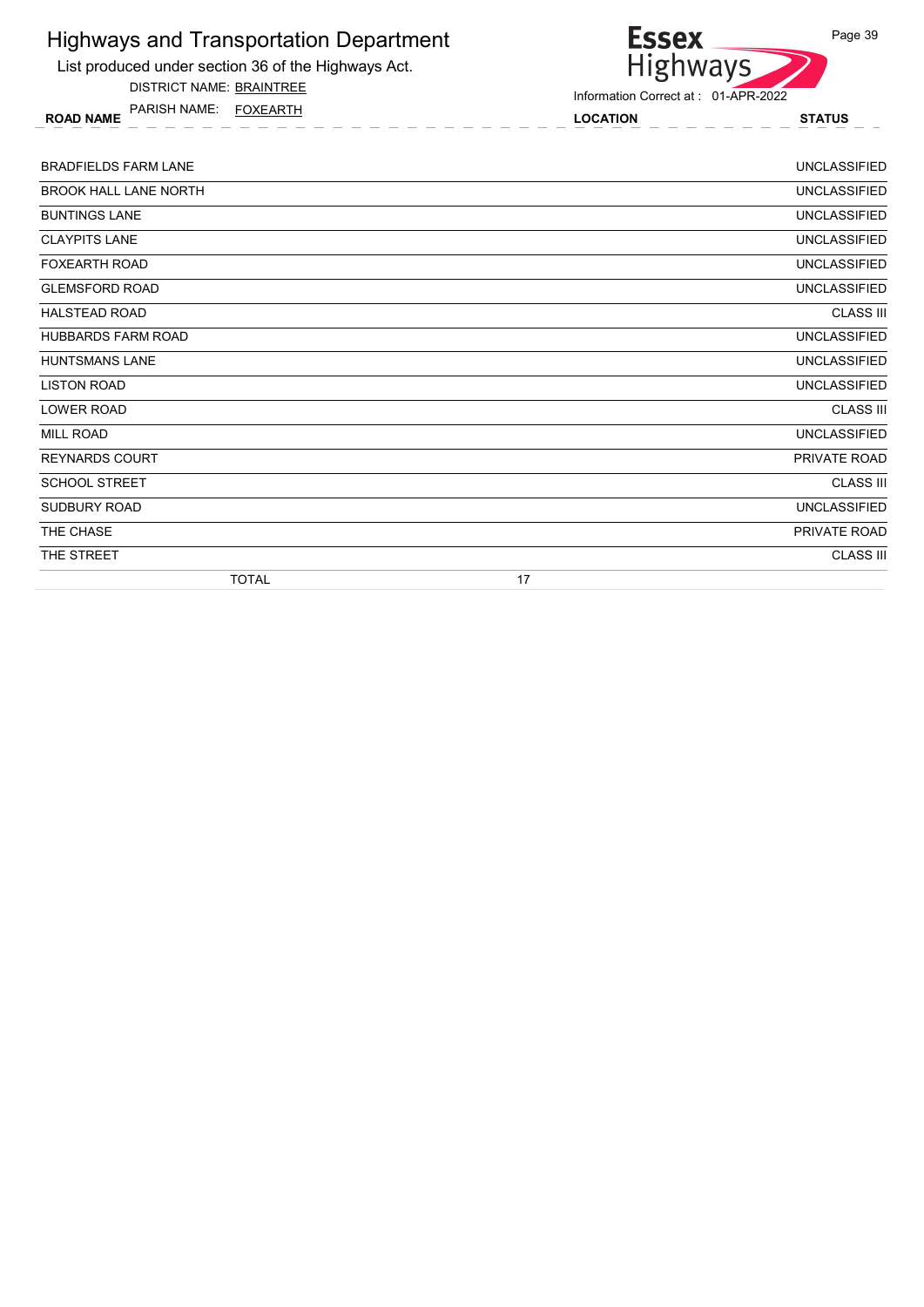# Highways and Transportation Department

List produced under section 36 of the Highways Act.

DISTRICT NAME: BRAINTREE

PARISH NAME: FOXEARTH

Information Correct at : 01-APR-2022

| ROAD NAME | LOCATION | STATUS |
|---|---|---|
| BRADFIELDS FARM LANE | | UNCLASSIFIED |
| BROOK HALL LANE NORTH | | UNCLASSIFIED |
| BUNTINGS LANE | | UNCLASSIFIED |
| CLAYPITS LANE | | UNCLASSIFIED |
| FOXEARTH ROAD | | UNCLASSIFIED |
| GLEMSFORD ROAD | | UNCLASSIFIED |
| HALSTEAD ROAD | | CLASS III |
| HUBBARDS FARM ROAD | | UNCLASSIFIED |
| HUNTSMANS LANE | | UNCLASSIFIED |
| LISTON ROAD | | UNCLASSIFIED |
| LOWER ROAD | | CLASS III |
| MILL ROAD | | UNCLASSIFIED |
| REYNARDS COURT | | PRIVATE ROAD |
| SCHOOL STREET | | CLASS III |
| SUDBURY ROAD | | UNCLASSIFIED |
| THE CHASE | | PRIVATE ROAD |
| THE STREET | | CLASS III |
| TOTAL | 17 | |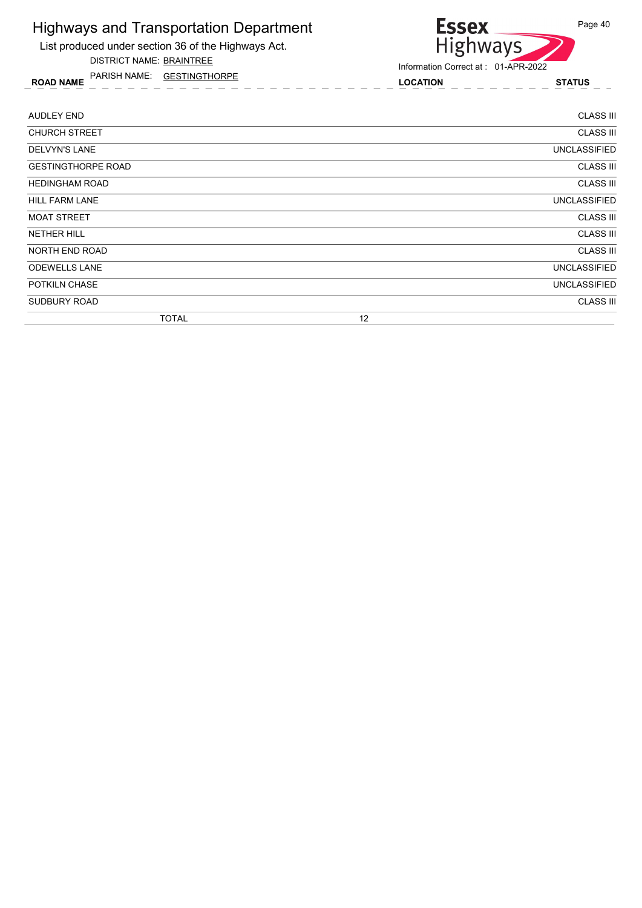# Highways and Transportation Department

List produced under section 36 of the Highways Act.

DISTRICT NAME: BRAINTREE

PARISH NAME: GESTINGTHORPE

Information Correct at : 01-APR-2022

| ROAD NAME | LOCATION | STATUS |
|---|---|---|
| AUDLEY END | | CLASS III |
| CHURCH STREET | | CLASS III |
| DELVYN'S LANE | | UNCLASSIFIED |
| GESTINGTHORPE ROAD | | CLASS III |
| HEDINGHAM ROAD | | CLASS III |
| HILL FARM LANE | | UNCLASSIFIED |
| MOAT STREET | | CLASS III |
| NETHER HILL | | CLASS III |
| NORTH END ROAD | | CLASS III |
| ODEWELLS LANE | | UNCLASSIFIED |
| POTKILN CHASE | | UNCLASSIFIED |
| SUDBURY ROAD | | CLASS III |
| TOTAL | 12 | |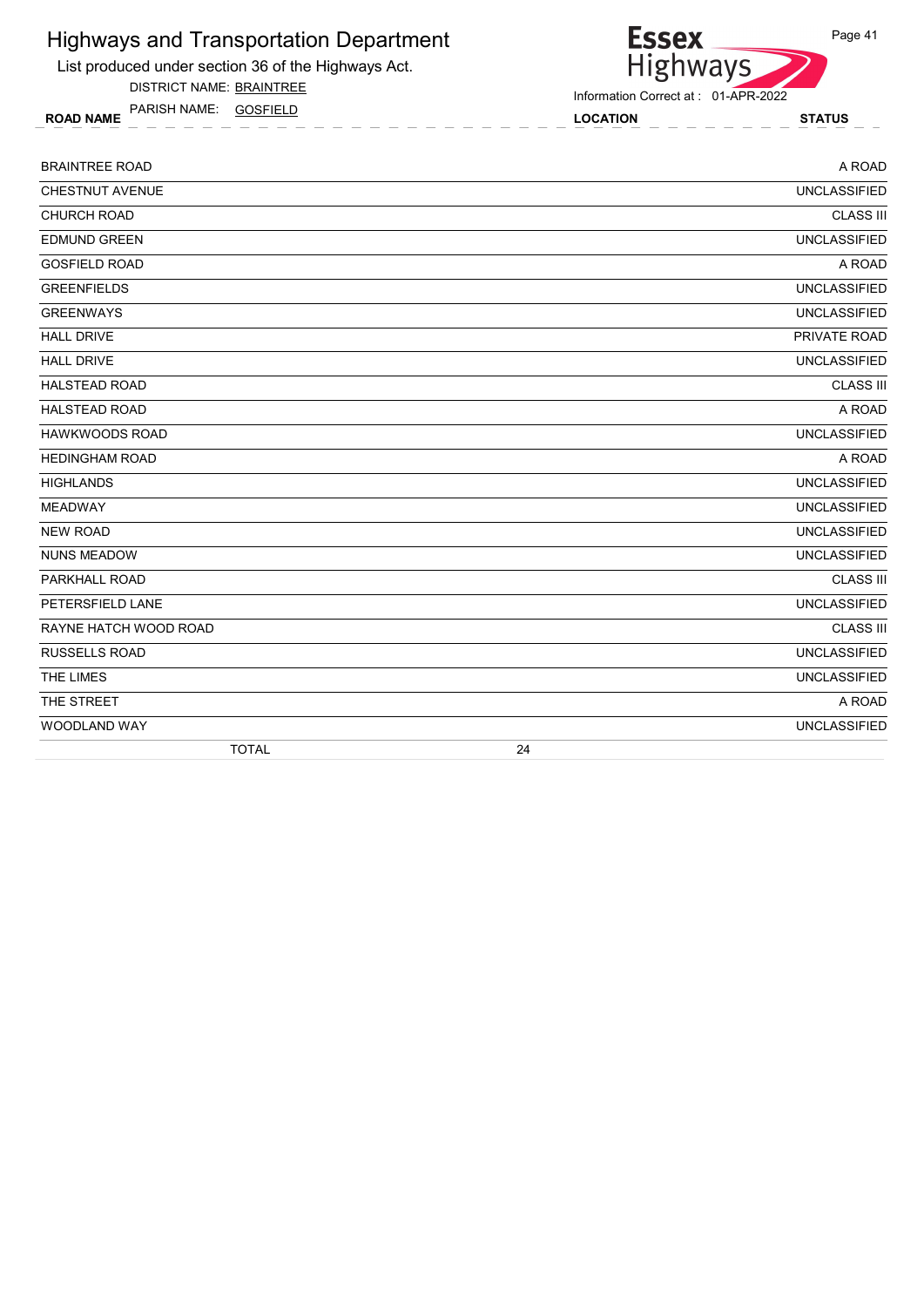# Highways and Transportation Department

List produced under section 36 of the Highways Act.

DISTRICT NAME: BRAINTREE

PARISH NAME: GOSFIELD

Information Correct at : 01-APR-2022

| ROAD NAME | LOCATION | STATUS |
|---|---|---|
| BRAINTREE ROAD | | A ROAD |
| CHESTNUT AVENUE | | UNCLASSIFIED |
| CHURCH ROAD | | CLASS III |
| EDMUND GREEN | | UNCLASSIFIED |
| GOSFIELD ROAD | | A ROAD |
| GREENFIELDS | | UNCLASSIFIED |
| GREENWAYS | | UNCLASSIFIED |
| HALL DRIVE | | PRIVATE ROAD |
| HALL DRIVE | | UNCLASSIFIED |
| HALSTEAD ROAD | | CLASS III |
| HALSTEAD ROAD | | A ROAD |
| HAWKWOODS ROAD | | UNCLASSIFIED |
| HEDINGHAM ROAD | | A ROAD |
| HIGHLANDS | | UNCLASSIFIED |
| MEADWAY | | UNCLASSIFIED |
| NEW ROAD | | UNCLASSIFIED |
| NUNS MEADOW | | UNCLASSIFIED |
| PARKHALL ROAD | | CLASS III |
| PETERSFIELD LANE | | UNCLASSIFIED |
| RAYNE HATCH WOOD ROAD | | CLASS III |
| RUSSELLS ROAD | | UNCLASSIFIED |
| THE LIMES | | UNCLASSIFIED |
| THE STREET | | A ROAD |
| WOODLAND WAY | | UNCLASSIFIED |
| TOTAL | 24 | |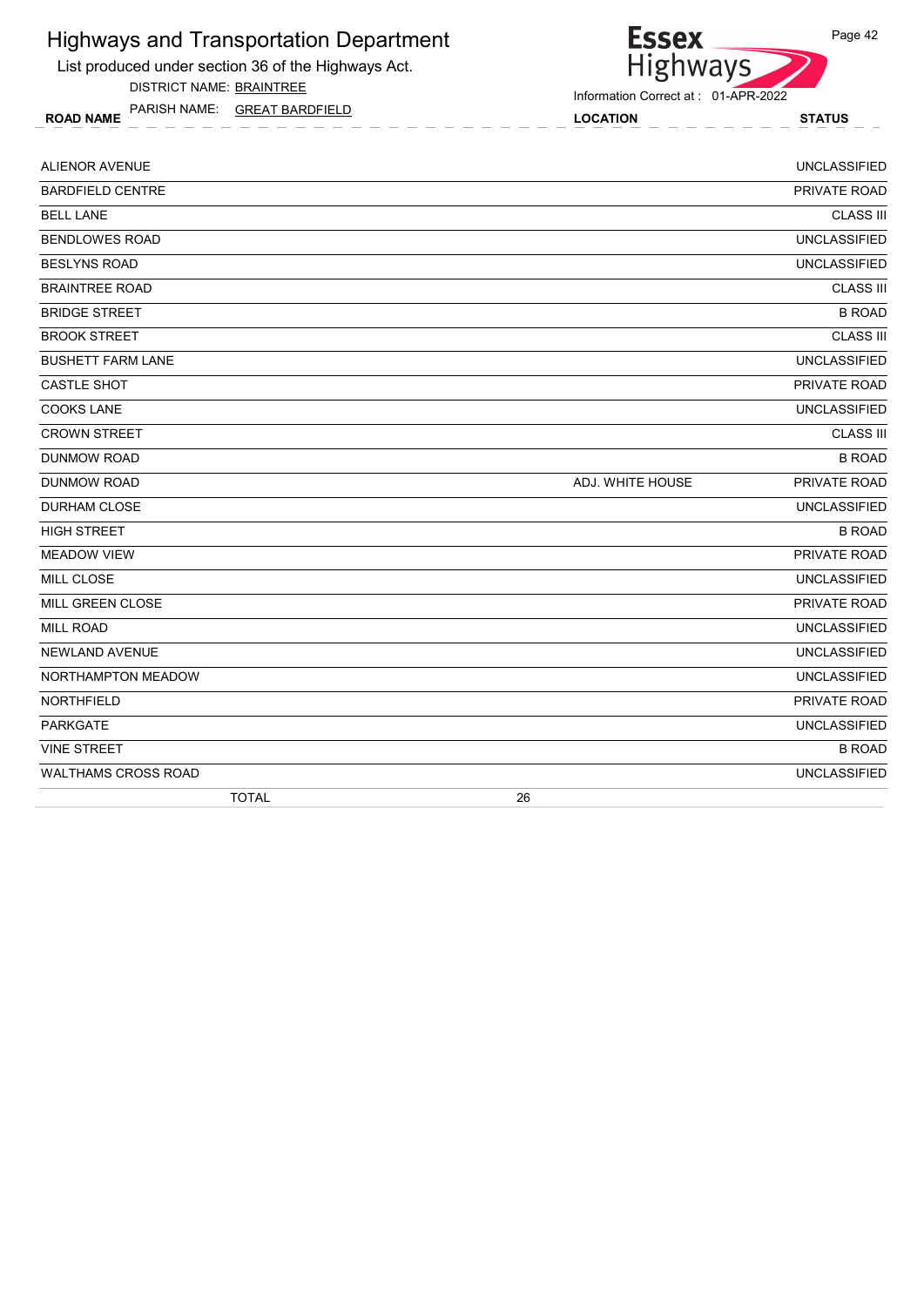# Highways and Transportation Department

List produced under section 36 of the Highways Act.

DISTRICT NAME: BRAINTREE

PARISH NAME: GREAT BARDFIELD

Information Correct at : 01-APR-2022

| ROAD NAME | LOCATION | STATUS |
|---|---|---|
| ALIENOR AVENUE | | UNCLASSIFIED |
| BARDFIELD CENTRE | | PRIVATE ROAD |
| BELL LANE | | CLASS III |
| BENDLOWES ROAD | | UNCLASSIFIED |
| BESLYNS ROAD | | UNCLASSIFIED |
| BRAINTREE ROAD | | CLASS III |
| BRIDGE STREET | | B ROAD |
| BROOK STREET | | CLASS III |
| BUSHETT FARM LANE | | UNCLASSIFIED |
| CASTLE SHOT | | PRIVATE ROAD |
| COOKS LANE | | UNCLASSIFIED |
| CROWN STREET | | CLASS III |
| DUNMOW ROAD | | B ROAD |
| DUNMOW ROAD | ADJ. WHITE HOUSE | PRIVATE ROAD |
| DURHAM CLOSE | | UNCLASSIFIED |
| HIGH STREET | | B ROAD |
| MEADOW VIEW | | PRIVATE ROAD |
| MILL CLOSE | | UNCLASSIFIED |
| MILL GREEN CLOSE | | PRIVATE ROAD |
| MILL ROAD | | UNCLASSIFIED |
| NEWLAND AVENUE | | UNCLASSIFIED |
| NORTHAMPTON MEADOW | | UNCLASSIFIED |
| NORTHFIELD | | PRIVATE ROAD |
| PARKGATE | | UNCLASSIFIED |
| VINE STREET | | B ROAD |
| WALTHAMS CROSS ROAD | | UNCLASSIFIED |
| TOTAL | 26 | |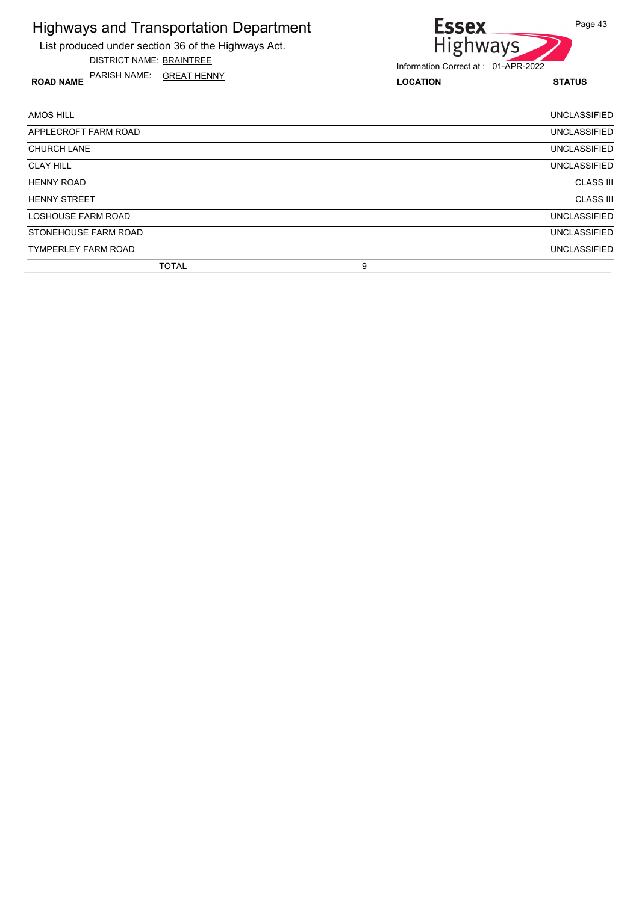# Highways and Transportation Department

List produced under section 36 of the Highways Act.

DISTRICT NAME: BRAINTREE

PARISH NAME: GREAT HENNY

Information Correct at : 01-APR-2022

| ROAD NAME | LOCATION | STATUS |
|---|---|---|
| AMOS HILL | | UNCLASSIFIED |
| APPLECROFT FARM ROAD | | UNCLASSIFIED |
| CHURCH LANE | | UNCLASSIFIED |
| CLAY HILL | | UNCLASSIFIED |
| HENNY ROAD | | CLASS III |
| HENNY STREET | | CLASS III |
| LOSHOUSE FARM ROAD | | UNCLASSIFIED |
| STONEHOUSE FARM ROAD | | UNCLASSIFIED |
| TYMPERLEY FARM ROAD | | UNCLASSIFIED |
| TOTAL | 9 | |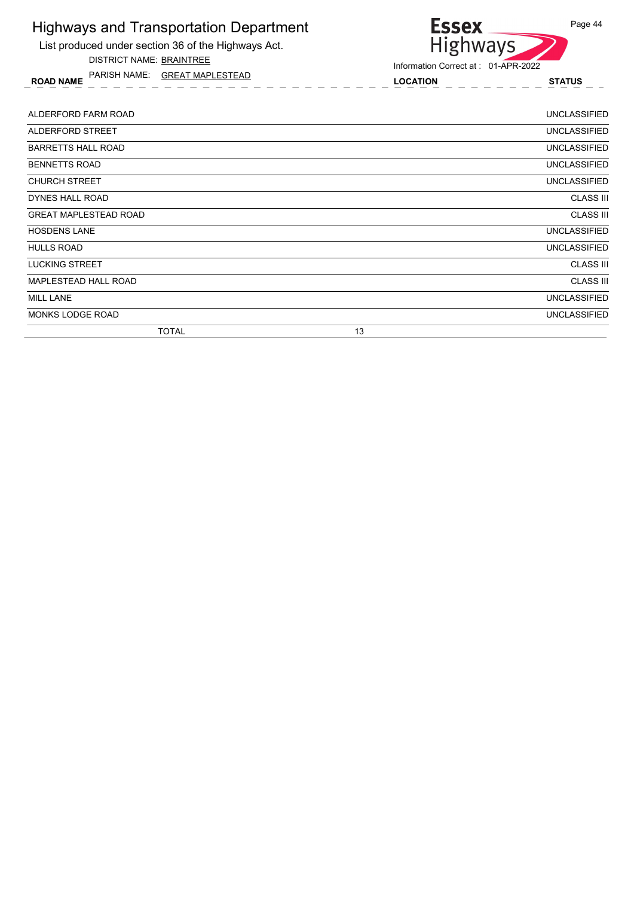# Highways and Transportation Department

List produced under section 36 of the Highways Act.

DISTRICT NAME: BRAINTREE

PARISH NAME: GREAT MAPLESTEAD

Information Correct at : 01-APR-2022

| ROAD NAME | LOCATION | STATUS |
|---|---|---|
| ALDERFORD FARM ROAD | | UNCLASSIFIED |
| ALDERFORD STREET | | UNCLASSIFIED |
| BARRETTS HALL ROAD | | UNCLASSIFIED |
| BENNETTS ROAD | | UNCLASSIFIED |
| CHURCH STREET | | UNCLASSIFIED |
| DYNES HALL ROAD | | CLASS III |
| GREAT MAPLESTEAD ROAD | | CLASS III |
| HOSDENS LANE | | UNCLASSIFIED |
| HULLS ROAD | | UNCLASSIFIED |
| LUCKING STREET | | CLASS III |
| MAPLESTEAD HALL ROAD | | CLASS III |
| MILL LANE | | UNCLASSIFIED |
| MONKS LODGE ROAD | | UNCLASSIFIED |
| TOTAL | 13 | |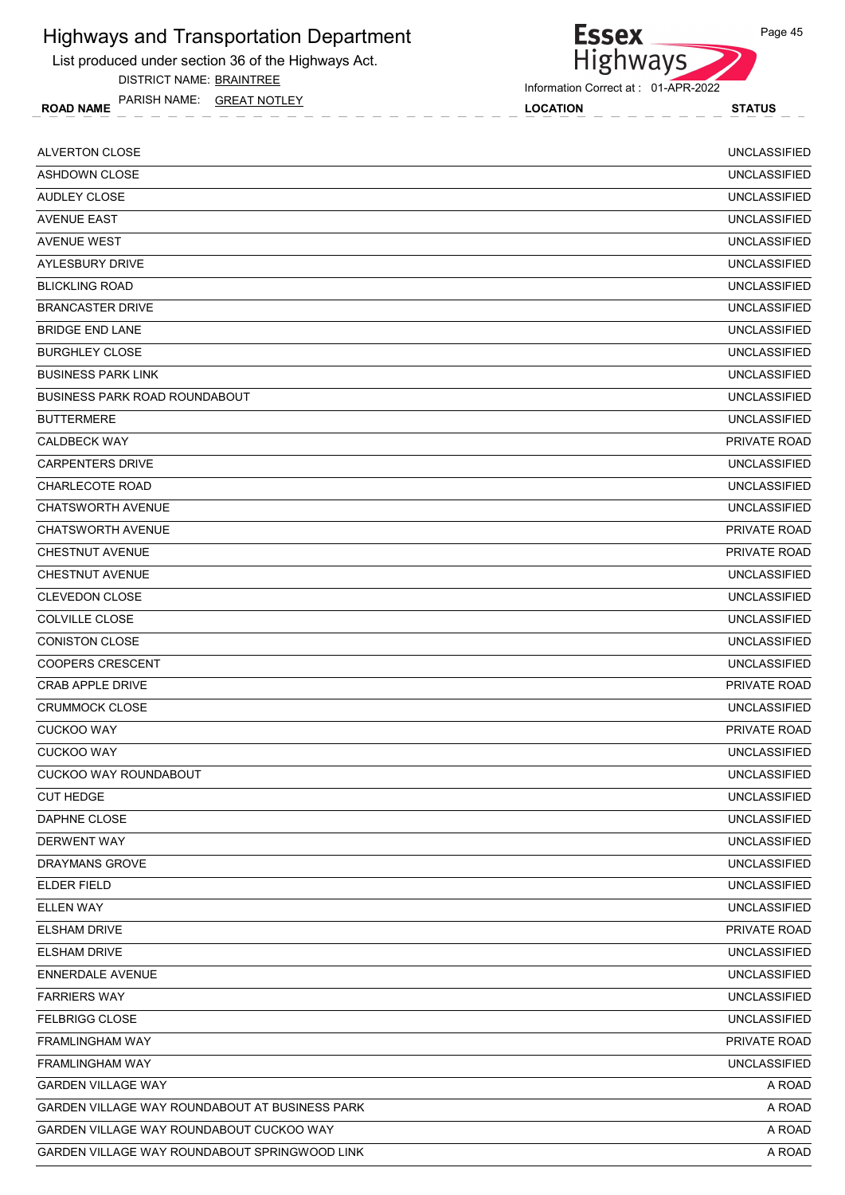# Highways and Transportation Department

List produced under section 36 of the Highways Act.

DISTRICT NAME: BRAINTREE

PARISH NAME: GREAT NOTLEY

Information Correct at : 01-APR-2022

| ROAD NAME | LOCATION | STATUS |
|---|---|---|
| ALVERTON CLOSE | | UNCLASSIFIED |
| ASHDOWN CLOSE | | UNCLASSIFIED |
| AUDLEY CLOSE | | UNCLASSIFIED |
| AVENUE EAST | | UNCLASSIFIED |
| AVENUE WEST | | UNCLASSIFIED |
| AYLESBURY DRIVE | | UNCLASSIFIED |
| BLICKLING ROAD | | UNCLASSIFIED |
| BRANCASTER DRIVE | | UNCLASSIFIED |
| BRIDGE END LANE | | UNCLASSIFIED |
| BURGHLEY CLOSE | | UNCLASSIFIED |
| BUSINESS PARK LINK | | UNCLASSIFIED |
| BUSINESS PARK ROAD ROUNDABOUT | | UNCLASSIFIED |
| BUTTERMERE | | UNCLASSIFIED |
| CALDBECK WAY | | PRIVATE ROAD |
| CARPENTERS DRIVE | | UNCLASSIFIED |
| CHARLECOTE ROAD | | UNCLASSIFIED |
| CHATSWORTH AVENUE | | UNCLASSIFIED |
| CHATSWORTH AVENUE | | PRIVATE ROAD |
| CHESTNUT AVENUE | | PRIVATE ROAD |
| CHESTNUT AVENUE | | UNCLASSIFIED |
| CLEVEDON CLOSE | | UNCLASSIFIED |
| COLVILLE CLOSE | | UNCLASSIFIED |
| CONISTON CLOSE | | UNCLASSIFIED |
| COOPERS CRESCENT | | UNCLASSIFIED |
| CRAB APPLE DRIVE | | PRIVATE ROAD |
| CRUMMOCK CLOSE | | UNCLASSIFIED |
| CUCKOO WAY | | PRIVATE ROAD |
| CUCKOO WAY | | UNCLASSIFIED |
| CUCKOO WAY ROUNDABOUT | | UNCLASSIFIED |
| CUT HEDGE | | UNCLASSIFIED |
| DAPHNE CLOSE | | UNCLASSIFIED |
| DERWENT WAY | | UNCLASSIFIED |
| DRAYMANS GROVE | | UNCLASSIFIED |
| ELDER FIELD | | UNCLASSIFIED |
| ELLEN WAY | | UNCLASSIFIED |
| ELSHAM DRIVE | | PRIVATE ROAD |
| ELSHAM DRIVE | | UNCLASSIFIED |
| ENNERDALE AVENUE | | UNCLASSIFIED |
| FARRIERS WAY | | UNCLASSIFIED |
| FELBRIGG CLOSE | | UNCLASSIFIED |
| FRAMLINGHAM WAY | | PRIVATE ROAD |
| FRAMLINGHAM WAY | | UNCLASSIFIED |
| GARDEN VILLAGE WAY | | A ROAD |
| GARDEN VILLAGE WAY ROUNDABOUT AT BUSINESS PARK | | A ROAD |
| GARDEN VILLAGE WAY ROUNDABOUT CUCKOO WAY | | A ROAD |
| GARDEN VILLAGE WAY ROUNDABOUT SPRINGWOOD LINK | | A ROAD |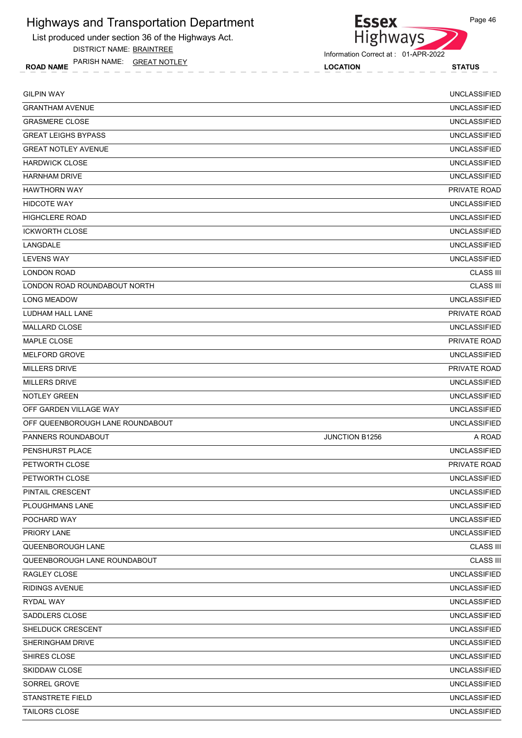# Highways and Transportation Department

List produced under section 36 of the Highways Act.

DISTRICT NAME: BRAINTREE

PARISH NAME: GREAT NOTLEY

Information Correct at : 01-APR-2022

| ROAD NAME | LOCATION | STATUS |
|---|---|---|
| GILPIN WAY | | UNCLASSIFIED |
| GRANTHAM AVENUE | | UNCLASSIFIED |
| GRASMERE CLOSE | | UNCLASSIFIED |
| GREAT LEIGHS BYPASS | | UNCLASSIFIED |
| GREAT NOTLEY AVENUE | | UNCLASSIFIED |
| HARDWICK CLOSE | | UNCLASSIFIED |
| HARNHAM DRIVE | | UNCLASSIFIED |
| HAWTHORN WAY | | PRIVATE ROAD |
| HIDCOTE WAY | | UNCLASSIFIED |
| HIGHCLERE ROAD | | UNCLASSIFIED |
| ICKWORTH CLOSE | | UNCLASSIFIED |
| LANGDALE | | UNCLASSIFIED |
| LEVENS WAY | | UNCLASSIFIED |
| LONDON ROAD | | CLASS III |
| LONDON ROAD ROUNDABOUT NORTH | | CLASS III |
| LONG MEADOW | | UNCLASSIFIED |
| LUDHAM HALL LANE | | PRIVATE ROAD |
| MALLARD CLOSE | | UNCLASSIFIED |
| MAPLE CLOSE | | PRIVATE ROAD |
| MELFORD GROVE | | UNCLASSIFIED |
| MILLERS DRIVE | | PRIVATE ROAD |
| MILLERS DRIVE | | UNCLASSIFIED |
| NOTLEY GREEN | | UNCLASSIFIED |
| OFF GARDEN VILLAGE WAY | | UNCLASSIFIED |
| OFF QUEENBOROUGH LANE ROUNDABOUT | | UNCLASSIFIED |
| PANNERS ROUNDABOUT | JUNCTION B1256 | A ROAD |
| PENSHURST PLACE | | UNCLASSIFIED |
| PETWORTH CLOSE | | PRIVATE ROAD |
| PETWORTH CLOSE | | UNCLASSIFIED |
| PINTAIL CRESCENT | | UNCLASSIFIED |
| PLOUGHMANS LANE | | UNCLASSIFIED |
| POCHARD WAY | | UNCLASSIFIED |
| PRIORY LANE | | UNCLASSIFIED |
| QUEENBOROUGH LANE | | CLASS III |
| QUEENBOROUGH LANE ROUNDABOUT | | CLASS III |
| RAGLEY CLOSE | | UNCLASSIFIED |
| RIDINGS AVENUE | | UNCLASSIFIED |
| RYDAL WAY | | UNCLASSIFIED |
| SADDLERS CLOSE | | UNCLASSIFIED |
| SHELDUCK CRESCENT | | UNCLASSIFIED |
| SHERINGHAM DRIVE | | UNCLASSIFIED |
| SHIRES CLOSE | | UNCLASSIFIED |
| SKIDDAW CLOSE | | UNCLASSIFIED |
| SORREL GROVE | | UNCLASSIFIED |
| STANSTRETE FIELD | | UNCLASSIFIED |
| TAILORS CLOSE | | UNCLASSIFIED |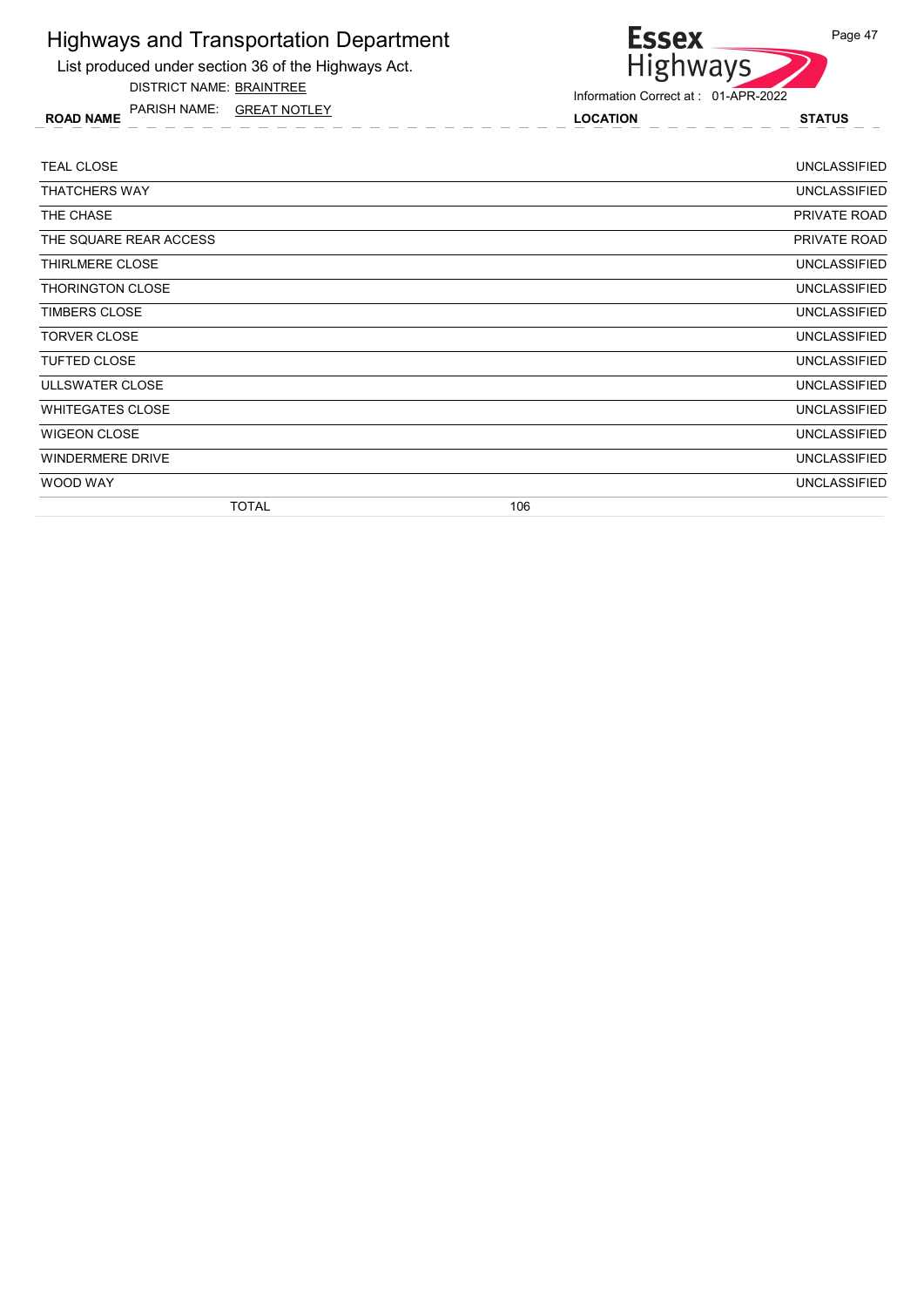# Highways and Transportation Department

List produced under section 36 of the Highways Act.

DISTRICT NAME: BRAINTREE

PARISH NAME: GREAT NOTLEY

Information Correct at : 01-APR-2022

| ROAD NAME | LOCATION | STATUS |
|---|---|---|
| TEAL CLOSE | | UNCLASSIFIED |
| THATCHERS WAY | | UNCLASSIFIED |
| THE CHASE | | PRIVATE ROAD |
| THE SQUARE REAR ACCESS | | PRIVATE ROAD |
| THIRLMERE CLOSE | | UNCLASSIFIED |
| THORINGTON CLOSE | | UNCLASSIFIED |
| TIMBERS CLOSE | | UNCLASSIFIED |
| TORVER CLOSE | | UNCLASSIFIED |
| TUFTED CLOSE | | UNCLASSIFIED |
| ULLSWATER CLOSE | | UNCLASSIFIED |
| WHITEGATES CLOSE | | UNCLASSIFIED |
| WIGEON CLOSE | | UNCLASSIFIED |
| WINDERMERE DRIVE | | UNCLASSIFIED |
| WOOD WAY | | UNCLASSIFIED |
| TOTAL | 106 | |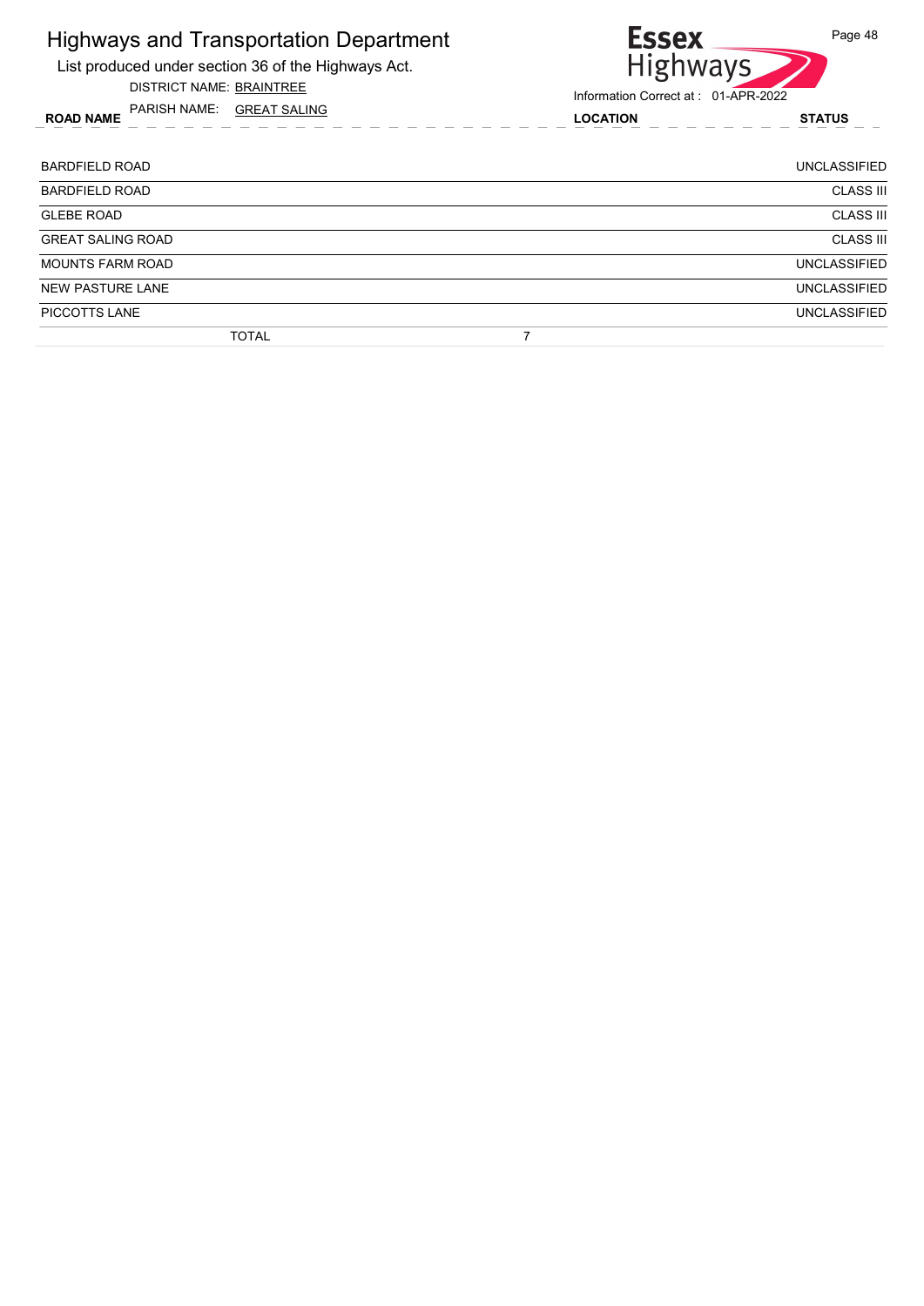# Highways and Transportation Department

List produced under section 36 of the Highways Act.

DISTRICT NAME: BRAINTREE

PARISH NAME: GREAT SALING

Information Correct at : 01-APR-2022

| ROAD NAME | LOCATION | STATUS |
|---|---|---|
| BARDFIELD ROAD | | UNCLASSIFIED |
| BARDFIELD ROAD | | CLASS III |
| GLEBE ROAD | | CLASS III |
| GREAT SALING ROAD | | CLASS III |
| MOUNTS FARM ROAD | | UNCLASSIFIED |
| NEW PASTURE LANE | | UNCLASSIFIED |
| PICCOTTS LANE | | UNCLASSIFIED |
| TOTAL | 7 | |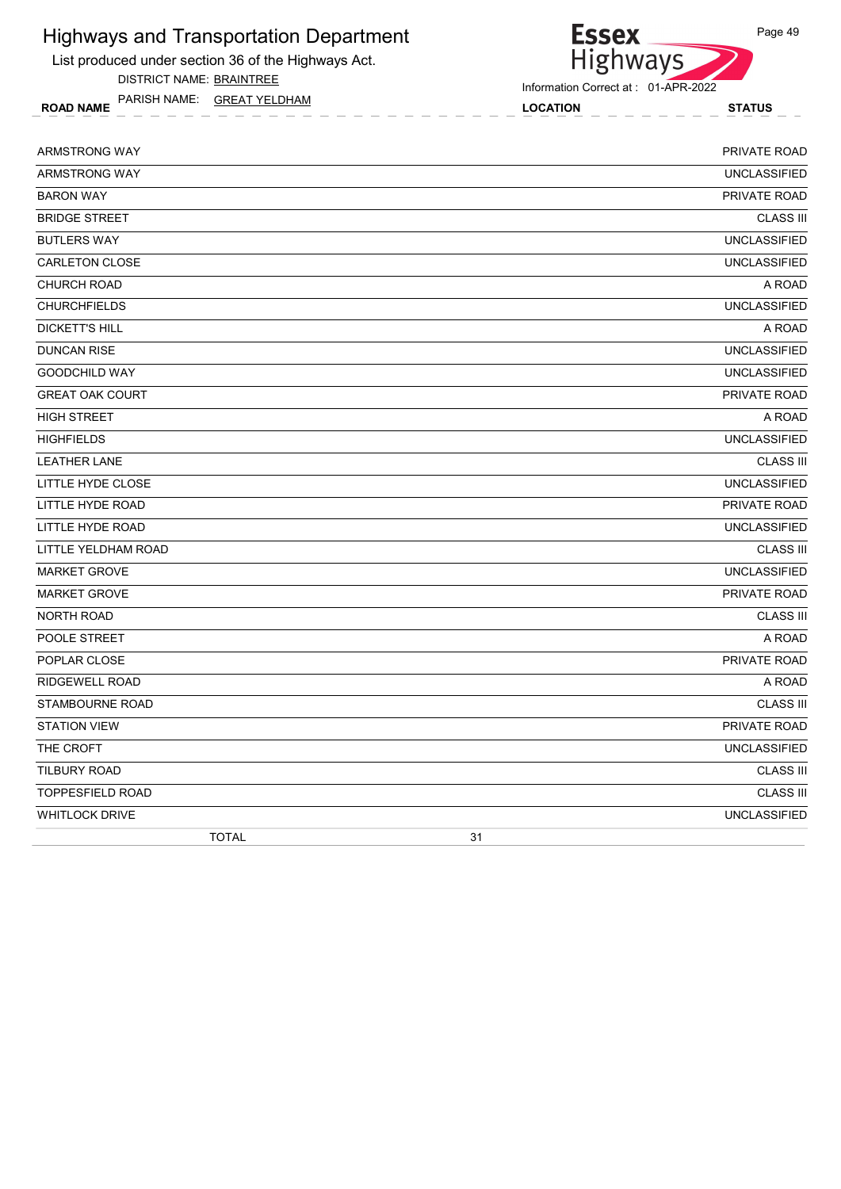# Highways and Transportation Department

List produced under section 36 of the Highways Act.

DISTRICT NAME: BRAINTREE

PARISH NAME: GREAT YELDHAM

Information Correct at : 01-APR-2022

| ROAD NAME | LOCATION | STATUS |
|---|---|---|
| ARMSTRONG WAY | | PRIVATE ROAD |
| ARMSTRONG WAY | | UNCLASSIFIED |
| BARON WAY | | PRIVATE ROAD |
| BRIDGE STREET | | CLASS III |
| BUTLERS WAY | | UNCLASSIFIED |
| CARLETON CLOSE | | UNCLASSIFIED |
| CHURCH ROAD | | A ROAD |
| CHURCHFIELDS | | UNCLASSIFIED |
| DICKETT'S HILL | | A ROAD |
| DUNCAN RISE | | UNCLASSIFIED |
| GOODCHILD WAY | | UNCLASSIFIED |
| GREAT OAK COURT | | PRIVATE ROAD |
| HIGH STREET | | A ROAD |
| HIGHFIELDS | | UNCLASSIFIED |
| LEATHER LANE | | CLASS III |
| LITTLE HYDE CLOSE | | UNCLASSIFIED |
| LITTLE HYDE ROAD | | PRIVATE ROAD |
| LITTLE HYDE ROAD | | UNCLASSIFIED |
| LITTLE YELDHAM ROAD | | CLASS III |
| MARKET GROVE | | UNCLASSIFIED |
| MARKET GROVE | | PRIVATE ROAD |
| NORTH ROAD | | CLASS III |
| POOLE STREET | | A ROAD |
| POPLAR CLOSE | | PRIVATE ROAD |
| RIDGEWELL ROAD | | A ROAD |
| STAMBOURNE ROAD | | CLASS III |
| STATION VIEW | | PRIVATE ROAD |
| THE CROFT | | UNCLASSIFIED |
| TILBURY ROAD | | CLASS III |
| TOPPESFIELD ROAD | | CLASS III |
| WHITLOCK DRIVE | | UNCLASSIFIED |
| TOTAL | 31 | |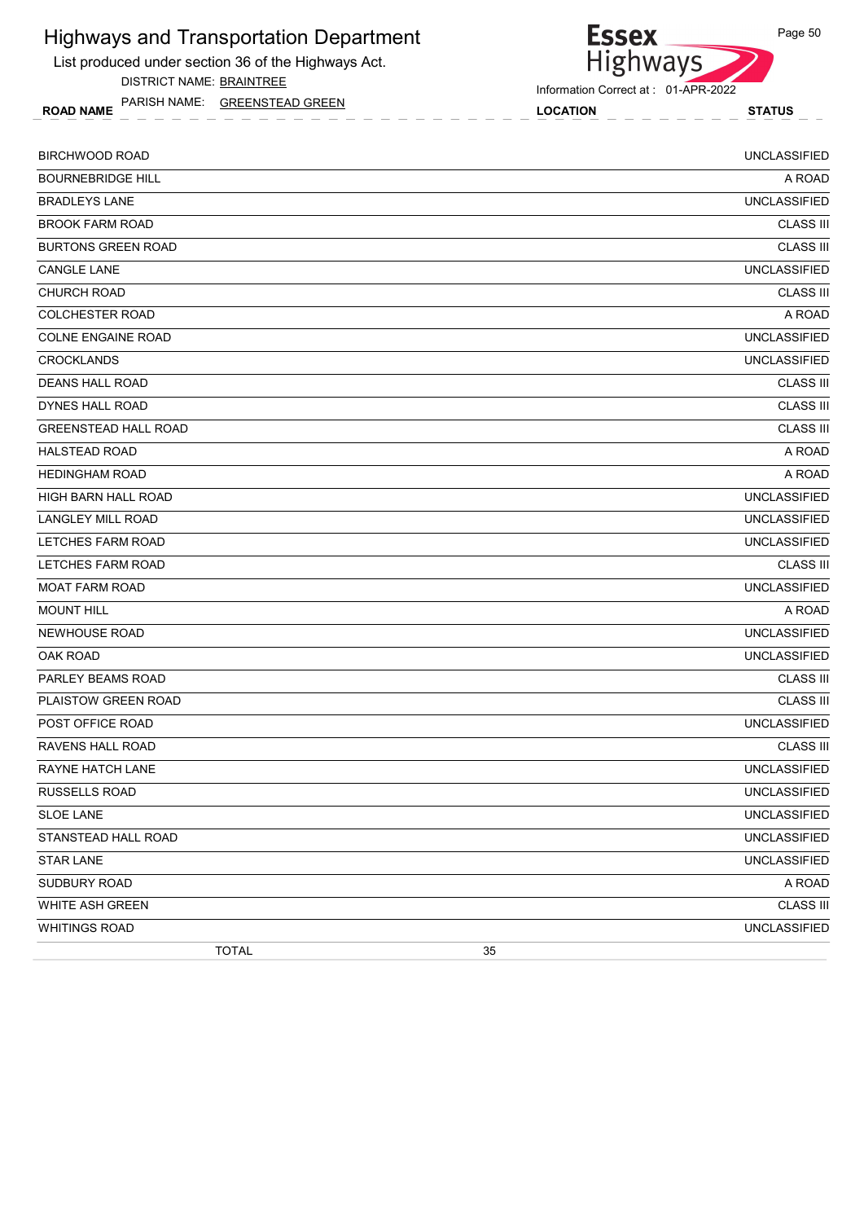# Highways and Transportation Department

List produced under section 36 of the Highways Act.

DISTRICT NAME: BRAINTREE

PARISH NAME: GREENSTEAD GREEN

Information Correct at : 01-APR-2022

| ROAD NAME | LOCATION | STATUS |
|---|---|---|
| BIRCHWOOD ROAD | | UNCLASSIFIED |
| BOURNEBRIDGE HILL | | A ROAD |
| BRADLEYS LANE | | UNCLASSIFIED |
| BROOK FARM ROAD | | CLASS III |
| BURTONS GREEN ROAD | | CLASS III |
| CANGLE LANE | | UNCLASSIFIED |
| CHURCH ROAD | | CLASS III |
| COLCHESTER ROAD | | A ROAD |
| COLNE ENGAINE ROAD | | UNCLASSIFIED |
| CROCKLANDS | | UNCLASSIFIED |
| DEANS HALL ROAD | | CLASS III |
| DYNES HALL ROAD | | CLASS III |
| GREENSTEAD HALL ROAD | | CLASS III |
| HALSTEAD ROAD | | A ROAD |
| HEDINGHAM ROAD | | A ROAD |
| HIGH BARN HALL ROAD | | UNCLASSIFIED |
| LANGLEY MILL ROAD | | UNCLASSIFIED |
| LETCHES FARM ROAD | | UNCLASSIFIED |
| LETCHES FARM ROAD | | CLASS III |
| MOAT FARM ROAD | | UNCLASSIFIED |
| MOUNT HILL | | A ROAD |
| NEWHOUSE ROAD | | UNCLASSIFIED |
| OAK ROAD | | UNCLASSIFIED |
| PARLEY BEAMS ROAD | | CLASS III |
| PLAISTOW GREEN ROAD | | CLASS III |
| POST OFFICE ROAD | | UNCLASSIFIED |
| RAVENS HALL ROAD | | CLASS III |
| RAYNE HATCH LANE | | UNCLASSIFIED |
| RUSSELLS ROAD | | UNCLASSIFIED |
| SLOE LANE | | UNCLASSIFIED |
| STANSTEAD HALL ROAD | | UNCLASSIFIED |
| STAR LANE | | UNCLASSIFIED |
| SUDBURY ROAD | | A ROAD |
| WHITE ASH GREEN | | CLASS III |
| WHITINGS ROAD | | UNCLASSIFIED |
| TOTAL | 35 | |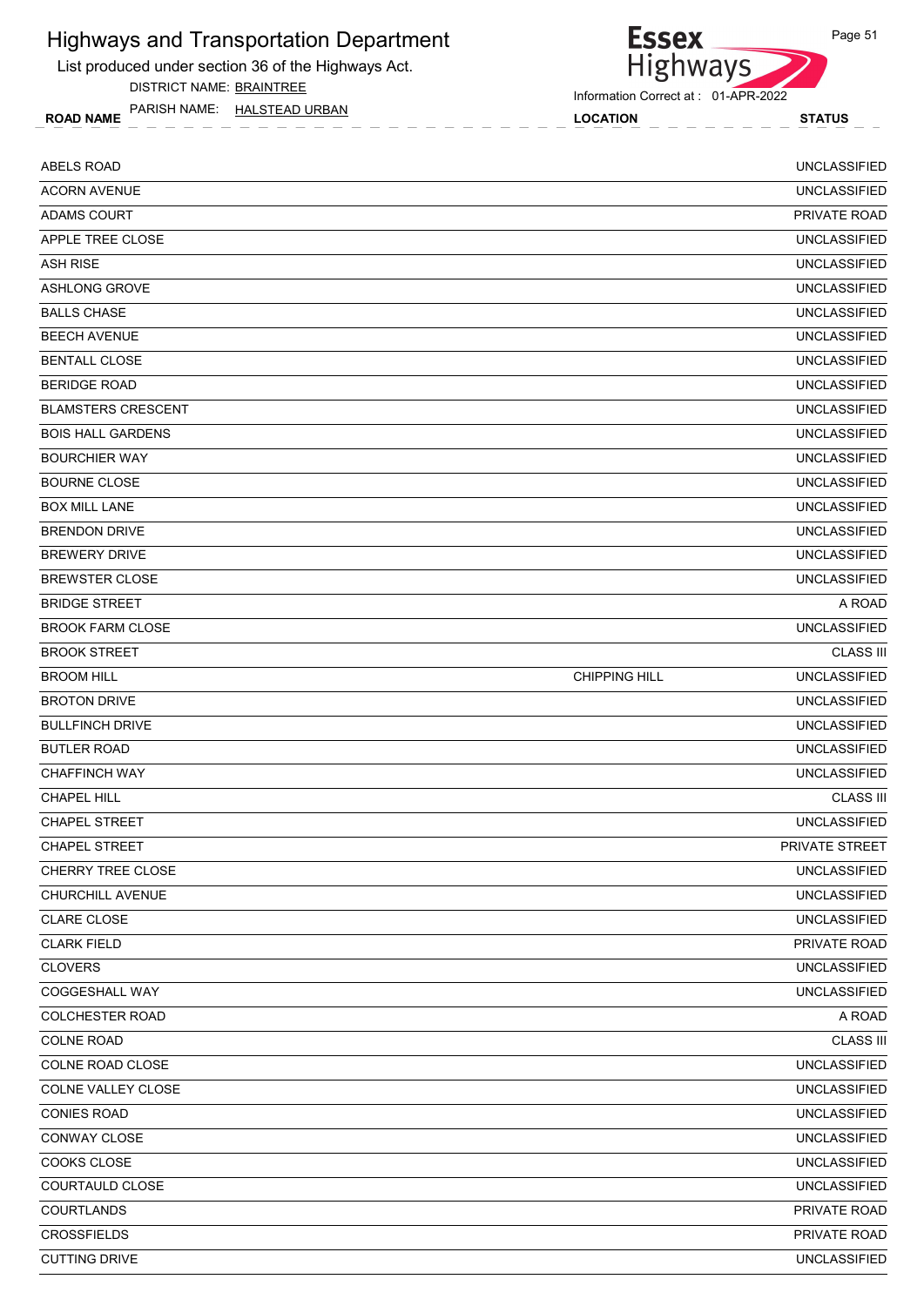# Highways and Transportation Department

List produced under section 36 of the Highways Act.

DISTRICT NAME: BRAINTREE

PARISH NAME: HALSTEAD URBAN

Information Correct at : 01-APR-2022

| ROAD NAME | LOCATION | STATUS |
|---|---|---|
| ABELS ROAD | | UNCLASSIFIED |
| ACORN AVENUE | | UNCLASSIFIED |
| ADAMS COURT | | PRIVATE ROAD |
| APPLE TREE CLOSE | | UNCLASSIFIED |
| ASH RISE | | UNCLASSIFIED |
| ASHLONG GROVE | | UNCLASSIFIED |
| BALLS CHASE | | UNCLASSIFIED |
| BEECH AVENUE | | UNCLASSIFIED |
| BENTALL CLOSE | | UNCLASSIFIED |
| BERIDGE ROAD | | UNCLASSIFIED |
| BLAMSTERS CRESCENT | | UNCLASSIFIED |
| BOIS HALL GARDENS | | UNCLASSIFIED |
| BOURCHIER WAY | | UNCLASSIFIED |
| BOURNE CLOSE | | UNCLASSIFIED |
| BOX MILL LANE | | UNCLASSIFIED |
| BRENDON DRIVE | | UNCLASSIFIED |
| BREWERY DRIVE | | UNCLASSIFIED |
| BREWSTER CLOSE | | UNCLASSIFIED |
| BRIDGE STREET | | A ROAD |
| BROOK FARM CLOSE | | UNCLASSIFIED |
| BROOK STREET | | CLASS III |
| BROOM HILL | CHIPPING HILL | UNCLASSIFIED |
| BROTON DRIVE | | UNCLASSIFIED |
| BULLFINCH DRIVE | | UNCLASSIFIED |
| BUTLER ROAD | | UNCLASSIFIED |
| CHAFFINCH WAY | | UNCLASSIFIED |
| CHAPEL HILL | | CLASS III |
| CHAPEL STREET | | UNCLASSIFIED |
| CHAPEL STREET | | PRIVATE STREET |
| CHERRY TREE CLOSE | | UNCLASSIFIED |
| CHURCHILL AVENUE | | UNCLASSIFIED |
| CLARE CLOSE | | UNCLASSIFIED |
| CLARK FIELD | | PRIVATE ROAD |
| CLOVERS | | UNCLASSIFIED |
| COGGESHALL WAY | | UNCLASSIFIED |
| COLCHESTER ROAD | | A ROAD |
| COLNE ROAD | | CLASS III |
| COLNE ROAD CLOSE | | UNCLASSIFIED |
| COLNE VALLEY CLOSE | | UNCLASSIFIED |
| CONIES ROAD | | UNCLASSIFIED |
| CONWAY CLOSE | | UNCLASSIFIED |
| COOKS CLOSE | | UNCLASSIFIED |
| COURTAULD CLOSE | | UNCLASSIFIED |
| COURTLANDS | | PRIVATE ROAD |
| CROSSFIELDS | | PRIVATE ROAD |
| CUTTING DRIVE | | UNCLASSIFIED |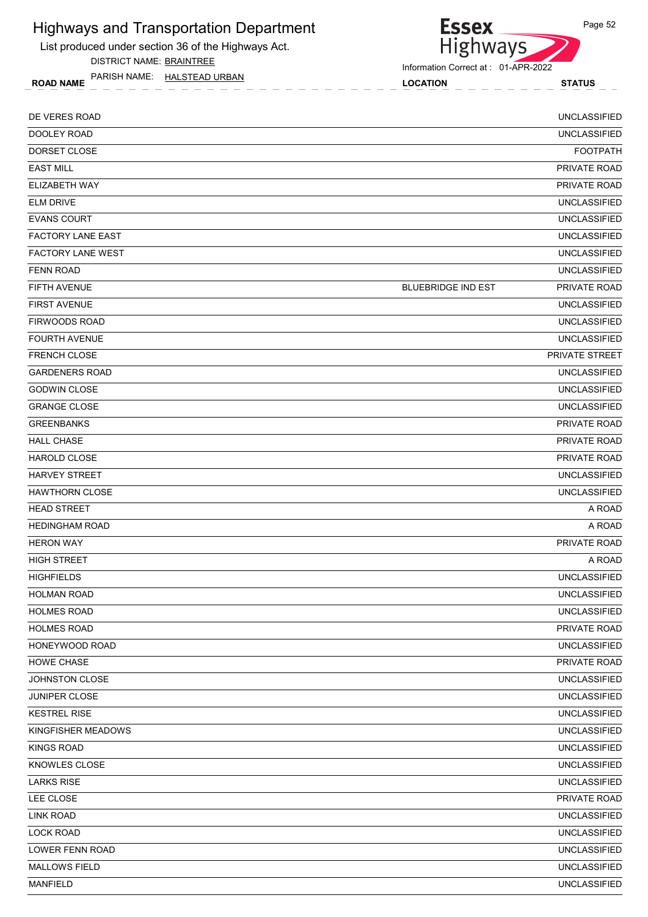# Highways and Transportation Department

List produced under section 36 of the Highways Act.

DISTRICT NAME: BRAINTREE

PARISH NAME: HALSTEAD URBAN

Information Correct at : 01-APR-2022

| ROAD NAME | LOCATION | STATUS |
|---|---|---|
| DE VERES ROAD | | UNCLASSIFIED |
| DOOLEY ROAD | | UNCLASSIFIED |
| DORSET CLOSE | | FOOTPATH |
| EAST MILL | | PRIVATE ROAD |
| ELIZABETH WAY | | PRIVATE ROAD |
| ELM DRIVE | | UNCLASSIFIED |
| EVANS COURT | | UNCLASSIFIED |
| FACTORY LANE EAST | | UNCLASSIFIED |
| FACTORY LANE WEST | | UNCLASSIFIED |
| FENN ROAD | | UNCLASSIFIED |
| FIFTH AVENUE | BLUEBRIDGE IND EST | PRIVATE ROAD |
| FIRST AVENUE | | UNCLASSIFIED |
| FIRWOODS ROAD | | UNCLASSIFIED |
| FOURTH AVENUE | | UNCLASSIFIED |
| FRENCH CLOSE | | PRIVATE STREET |
| GARDENERS ROAD | | UNCLASSIFIED |
| GODWIN CLOSE | | UNCLASSIFIED |
| GRANGE CLOSE | | UNCLASSIFIED |
| GREENBANKS | | PRIVATE ROAD |
| HALL CHASE | | PRIVATE ROAD |
| HAROLD CLOSE | | PRIVATE ROAD |
| HARVEY STREET | | UNCLASSIFIED |
| HAWTHORN CLOSE | | UNCLASSIFIED |
| HEAD STREET | | A ROAD |
| HEDINGHAM ROAD | | A ROAD |
| HERON WAY | | PRIVATE ROAD |
| HIGH STREET | | A ROAD |
| HIGHFIELDS | | UNCLASSIFIED |
| HOLMAN ROAD | | UNCLASSIFIED |
| HOLMES ROAD | | UNCLASSIFIED |
| HOLMES ROAD | | PRIVATE ROAD |
| HONEYWOOD ROAD | | UNCLASSIFIED |
| HOWE CHASE | | PRIVATE ROAD |
| JOHNSTON CLOSE | | UNCLASSIFIED |
| JUNIPER CLOSE | | UNCLASSIFIED |
| KESTREL RISE | | UNCLASSIFIED |
| KINGFISHER MEADOWS | | UNCLASSIFIED |
| KINGS ROAD | | UNCLASSIFIED |
| KNOWLES CLOSE | | UNCLASSIFIED |
| LARKS RISE | | UNCLASSIFIED |
| LEE CLOSE | | PRIVATE ROAD |
| LINK ROAD | | UNCLASSIFIED |
| LOCK ROAD | | UNCLASSIFIED |
| LOWER FENN ROAD | | UNCLASSIFIED |
| MALLOWS FIELD | | UNCLASSIFIED |
| MANFIELD | | UNCLASSIFIED |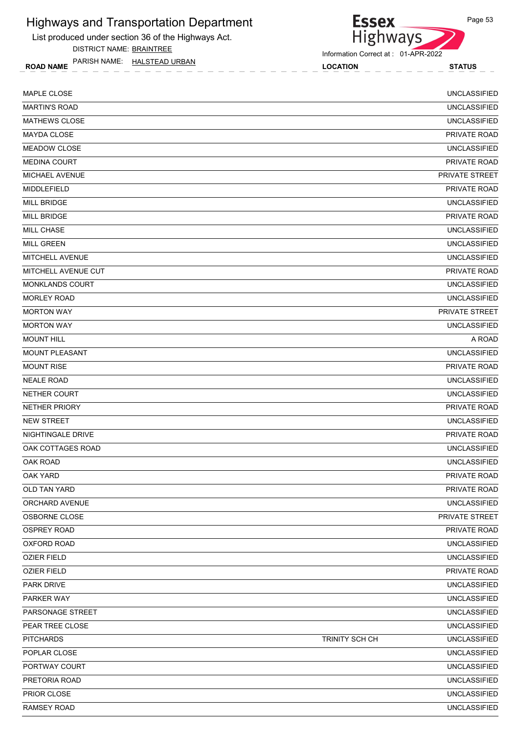# Highways and Transportation Department

List produced under section 36 of the Highways Act.

DISTRICT NAME: BRAINTREE

PARISH NAME: HALSTEAD URBAN

Information Correct at : 01-APR-2022

| ROAD NAME | LOCATION | STATUS |
|---|---|---|
| MAPLE CLOSE | | UNCLASSIFIED |
| MARTIN'S ROAD | | UNCLASSIFIED |
| MATHEWS CLOSE | | UNCLASSIFIED |
| MAYDA CLOSE | | PRIVATE ROAD |
| MEADOW CLOSE | | UNCLASSIFIED |
| MEDINA COURT | | PRIVATE ROAD |
| MICHAEL AVENUE | | PRIVATE STREET |
| MIDDLEFIELD | | PRIVATE ROAD |
| MILL BRIDGE | | UNCLASSIFIED |
| MILL BRIDGE | | PRIVATE ROAD |
| MILL CHASE | | UNCLASSIFIED |
| MILL GREEN | | UNCLASSIFIED |
| MITCHELL AVENUE | | UNCLASSIFIED |
| MITCHELL AVENUE CUT | | PRIVATE ROAD |
| MONKLANDS COURT | | UNCLASSIFIED |
| MORLEY ROAD | | UNCLASSIFIED |
| MORTON WAY | | PRIVATE STREET |
| MORTON WAY | | UNCLASSIFIED |
| MOUNT HILL | | A ROAD |
| MOUNT PLEASANT | | UNCLASSIFIED |
| MOUNT RISE | | PRIVATE ROAD |
| NEALE ROAD | | UNCLASSIFIED |
| NETHER COURT | | UNCLASSIFIED |
| NETHER PRIORY | | PRIVATE ROAD |
| NEW STREET | | UNCLASSIFIED |
| NIGHTINGALE DRIVE | | PRIVATE ROAD |
| OAK COTTAGES ROAD | | UNCLASSIFIED |
| OAK ROAD | | UNCLASSIFIED |
| OAK YARD | | PRIVATE ROAD |
| OLD TAN YARD | | PRIVATE ROAD |
| ORCHARD AVENUE | | UNCLASSIFIED |
| OSBORNE CLOSE | | PRIVATE STREET |
| OSPREY ROAD | | PRIVATE ROAD |
| OXFORD ROAD | | UNCLASSIFIED |
| OZIER FIELD | | UNCLASSIFIED |
| OZIER FIELD | | PRIVATE ROAD |
| PARK DRIVE | | UNCLASSIFIED |
| PARKER WAY | | UNCLASSIFIED |
| PARSONAGE STREET | | UNCLASSIFIED |
| PEAR TREE CLOSE | | UNCLASSIFIED |
| PITCHARDS | TRINITY SCH CH | UNCLASSIFIED |
| POPLAR CLOSE | | UNCLASSIFIED |
| PORTWAY COURT | | UNCLASSIFIED |
| PRETORIA ROAD | | UNCLASSIFIED |
| PRIOR CLOSE | | UNCLASSIFIED |
| RAMSEY ROAD | | UNCLASSIFIED |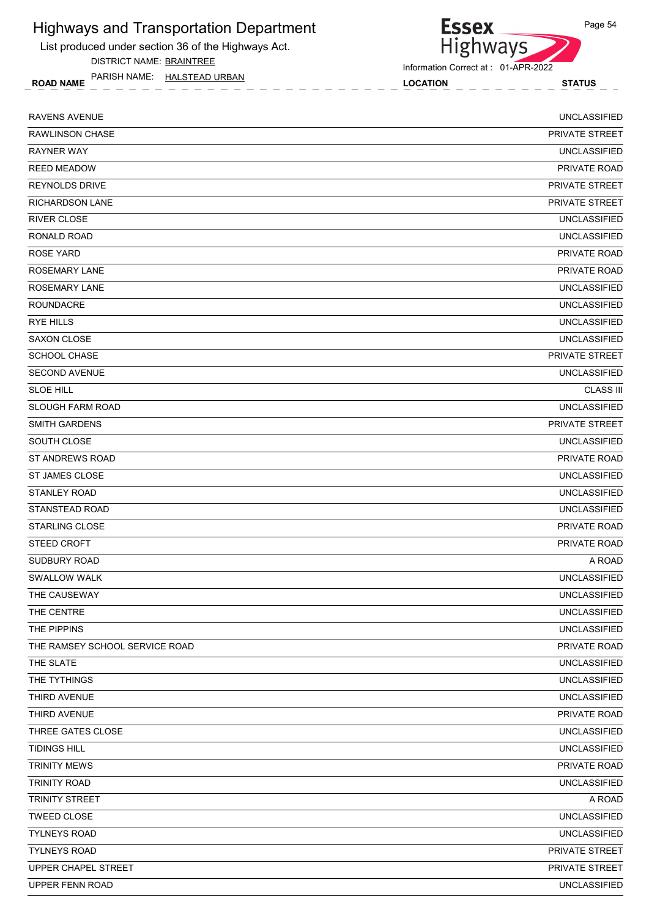# Highways and Transportation Department

List produced under section 36 of the Highways Act.

DISTRICT NAME: BRAINTREE

PARISH NAME: HALSTEAD URBAN

Information Correct at : 01-APR-2022

| ROAD NAME | LOCATION | STATUS |
|---|---|---|
| RAVENS AVENUE | | UNCLASSIFIED |
| RAWLINSON CHASE | | PRIVATE STREET |
| RAYNER WAY | | UNCLASSIFIED |
| REED MEADOW | | PRIVATE ROAD |
| REYNOLDS DRIVE | | PRIVATE STREET |
| RICHARDSON LANE | | PRIVATE STREET |
| RIVER CLOSE | | UNCLASSIFIED |
| RONALD ROAD | | UNCLASSIFIED |
| ROSE YARD | | PRIVATE ROAD |
| ROSEMARY LANE | | PRIVATE ROAD |
| ROSEMARY LANE | | UNCLASSIFIED |
| ROUNDACRE | | UNCLASSIFIED |
| RYE HILLS | | UNCLASSIFIED |
| SAXON CLOSE | | UNCLASSIFIED |
| SCHOOL CHASE | | PRIVATE STREET |
| SECOND AVENUE | | UNCLASSIFIED |
| SLOE HILL | | CLASS III |
| SLOUGH FARM ROAD | | UNCLASSIFIED |
| SMITH GARDENS | | PRIVATE STREET |
| SOUTH CLOSE | | UNCLASSIFIED |
| ST ANDREWS ROAD | | PRIVATE ROAD |
| ST JAMES CLOSE | | UNCLASSIFIED |
| STANLEY ROAD | | UNCLASSIFIED |
| STANSTEAD ROAD | | UNCLASSIFIED |
| STARLING CLOSE | | PRIVATE ROAD |
| STEED CROFT | | PRIVATE ROAD |
| SUDBURY ROAD | | A ROAD |
| SWALLOW WALK | | UNCLASSIFIED |
| THE CAUSEWAY | | UNCLASSIFIED |
| THE CENTRE | | UNCLASSIFIED |
| THE PIPPINS | | UNCLASSIFIED |
| THE RAMSEY SCHOOL SERVICE ROAD | | PRIVATE ROAD |
| THE SLATE | | UNCLASSIFIED |
| THE TYTHINGS | | UNCLASSIFIED |
| THIRD AVENUE | | UNCLASSIFIED |
| THIRD AVENUE | | PRIVATE ROAD |
| THREE GATES CLOSE | | UNCLASSIFIED |
| TIDINGS HILL | | UNCLASSIFIED |
| TRINITY MEWS | | PRIVATE ROAD |
| TRINITY ROAD | | UNCLASSIFIED |
| TRINITY STREET | | A ROAD |
| TWEED CLOSE | | UNCLASSIFIED |
| TYLNEYS ROAD | | UNCLASSIFIED |
| TYLNEYS ROAD | | PRIVATE STREET |
| UPPER CHAPEL STREET | | PRIVATE STREET |
| UPPER FENN ROAD | | UNCLASSIFIED |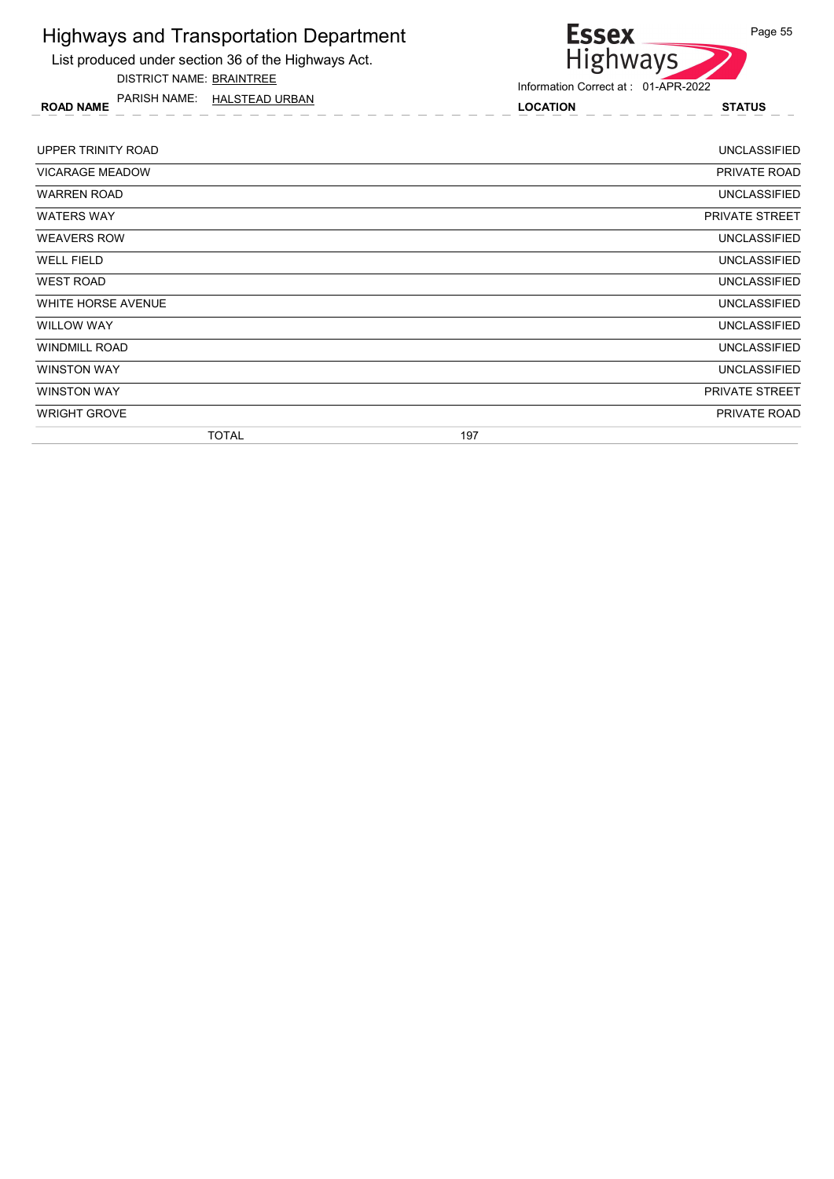# Highways and Transportation Department

List produced under section 36 of the Highways Act.

DISTRICT NAME: BRAINTREE

PARISH NAME: HALSTEAD URBAN

Information Correct at : 01-APR-2022

| ROAD NAME | LOCATION | STATUS |
|---|---|---|
| UPPER TRINITY ROAD | | UNCLASSIFIED |
| VICARAGE MEADOW | | PRIVATE ROAD |
| WARREN ROAD | | UNCLASSIFIED |
| WATERS WAY | | PRIVATE STREET |
| WEAVERS ROW | | UNCLASSIFIED |
| WELL FIELD | | UNCLASSIFIED |
| WEST ROAD | | UNCLASSIFIED |
| WHITE HORSE AVENUE | | UNCLASSIFIED |
| WILLOW WAY | | UNCLASSIFIED |
| WINDMILL ROAD | | UNCLASSIFIED |
| WINSTON WAY | | UNCLASSIFIED |
| WINSTON WAY | | PRIVATE STREET |
| WRIGHT GROVE | | PRIVATE ROAD |
| TOTAL | 197 | |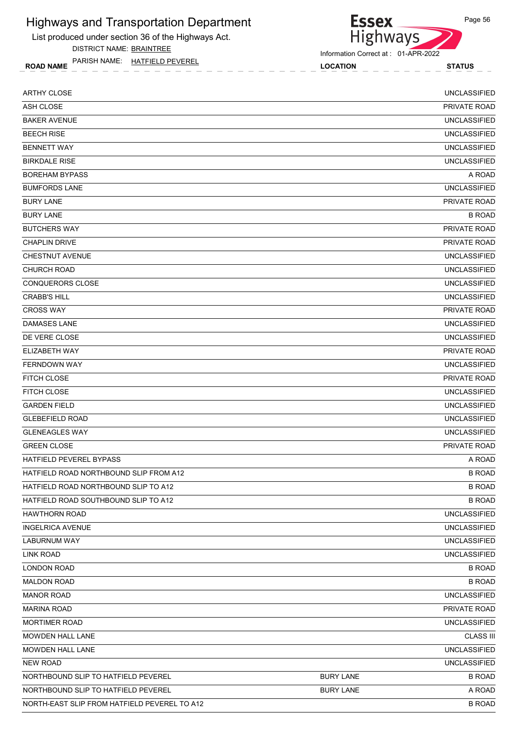# Highways and Transportation Department

List produced under section 36 of the Highways Act.

DISTRICT NAME: BRAINTREE

PARISH NAME: HATFIELD PEVEREL

Information Correct at : 01-APR-2022

| ROAD NAME | LOCATION | STATUS |
|---|---|---|
| ARTHY CLOSE | | UNCLASSIFIED |
| ASH CLOSE | | PRIVATE ROAD |
| BAKER AVENUE | | UNCLASSIFIED |
| BEECH RISE | | UNCLASSIFIED |
| BENNETT WAY | | UNCLASSIFIED |
| BIRKDALE RISE | | UNCLASSIFIED |
| BOREHAM BYPASS | | A ROAD |
| BUMFORDS LANE | | UNCLASSIFIED |
| BURY LANE | | PRIVATE ROAD |
| BURY LANE | | B ROAD |
| BUTCHERS WAY | | PRIVATE ROAD |
| CHAPLIN DRIVE | | PRIVATE ROAD |
| CHESTNUT AVENUE | | UNCLASSIFIED |
| CHURCH ROAD | | UNCLASSIFIED |
| CONQUERORS CLOSE | | UNCLASSIFIED |
| CRABB'S HILL | | UNCLASSIFIED |
| CROSS WAY | | PRIVATE ROAD |
| DAMASES LANE | | UNCLASSIFIED |
| DE VERE CLOSE | | UNCLASSIFIED |
| ELIZABETH WAY | | PRIVATE ROAD |
| FERNDOWN WAY | | UNCLASSIFIED |
| FITCH CLOSE | | PRIVATE ROAD |
| FITCH CLOSE | | UNCLASSIFIED |
| GARDEN FIELD | | UNCLASSIFIED |
| GLEBEFIELD ROAD | | UNCLASSIFIED |
| GLENEAGLES WAY | | UNCLASSIFIED |
| GREEN CLOSE | | PRIVATE ROAD |
| HATFIELD PEVEREL BYPASS | | A ROAD |
| HATFIELD ROAD NORTHBOUND SLIP FROM A12 | | B ROAD |
| HATFIELD ROAD NORTHBOUND SLIP TO A12 | | B ROAD |
| HATFIELD ROAD SOUTHBOUND SLIP TO A12 | | B ROAD |
| HAWTHORN ROAD | | UNCLASSIFIED |
| INGELRICA AVENUE | | UNCLASSIFIED |
| LABURNUM WAY | | UNCLASSIFIED |
| LINK ROAD | | UNCLASSIFIED |
| LONDON ROAD | | B ROAD |
| MALDON ROAD | | B ROAD |
| MANOR ROAD | | UNCLASSIFIED |
| MARINA ROAD | | PRIVATE ROAD |
| MORTIMER ROAD | | UNCLASSIFIED |
| MOWDEN HALL LANE | | CLASS III |
| MOWDEN HALL LANE | | UNCLASSIFIED |
| NEW ROAD | | UNCLASSIFIED |
| NORTHBOUND SLIP TO HATFIELD PEVEREL | BURY LANE | B ROAD |
| NORTHBOUND SLIP TO HATFIELD PEVEREL | BURY LANE | A ROAD |
| NORTH-EAST SLIP FROM HATFIELD PEVEREL TO A12 | | B ROAD |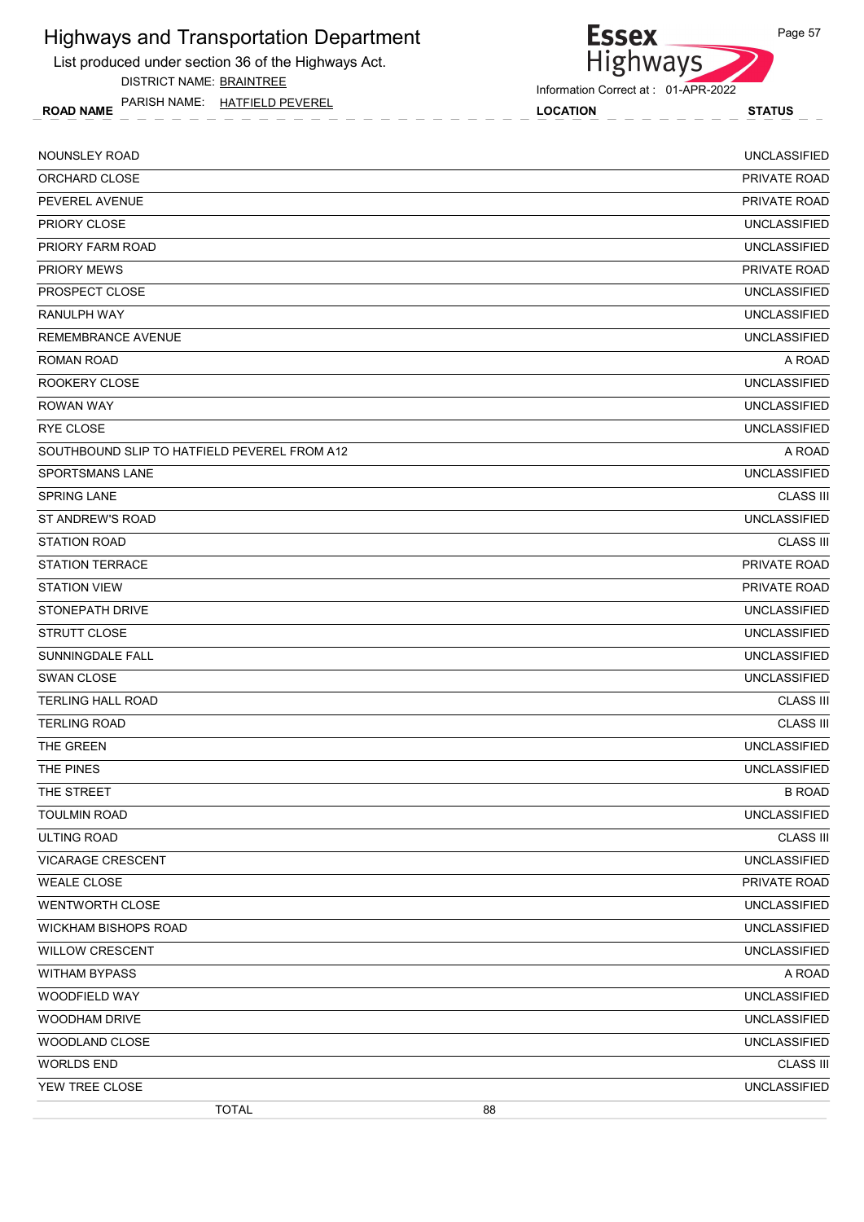# Highways and Transportation Department

List produced under section 36 of the Highways Act.

DISTRICT NAME: BRAINTREE

PARISH NAME: HATFIELD PEVEREL

Information Correct at : 01-APR-2022

| ROAD NAME | LOCATION | STATUS |
|---|---|---|
| NOUNSLEY ROAD | | UNCLASSIFIED |
| ORCHARD CLOSE | | PRIVATE ROAD |
| PEVEREL AVENUE | | PRIVATE ROAD |
| PRIORY CLOSE | | UNCLASSIFIED |
| PRIORY FARM ROAD | | UNCLASSIFIED |
| PRIORY MEWS | | PRIVATE ROAD |
| PROSPECT CLOSE | | UNCLASSIFIED |
| RANULPH WAY | | UNCLASSIFIED |
| REMEMBRANCE AVENUE | | UNCLASSIFIED |
| ROMAN ROAD | | A ROAD |
| ROOKERY CLOSE | | UNCLASSIFIED |
| ROWAN WAY | | UNCLASSIFIED |
| RYE CLOSE | | UNCLASSIFIED |
| SOUTHBOUND SLIP TO HATFIELD PEVEREL FROM A12 | | A ROAD |
| SPORTSMANS LANE | | UNCLASSIFIED |
| SPRING LANE | | CLASS III |
| ST ANDREW'S ROAD | | UNCLASSIFIED |
| STATION ROAD | | CLASS III |
| STATION TERRACE | | PRIVATE ROAD |
| STATION VIEW | | PRIVATE ROAD |
| STONEPATH DRIVE | | UNCLASSIFIED |
| STRUTT CLOSE | | UNCLASSIFIED |
| SUNNINGDALE FALL | | UNCLASSIFIED |
| SWAN CLOSE | | UNCLASSIFIED |
| TERLING HALL ROAD | | CLASS III |
| TERLING ROAD | | CLASS III |
| THE GREEN | | UNCLASSIFIED |
| THE PINES | | UNCLASSIFIED |
| THE STREET | | B ROAD |
| TOULMIN ROAD | | UNCLASSIFIED |
| ULTING ROAD | | CLASS III |
| VICARAGE CRESCENT | | UNCLASSIFIED |
| WEALE CLOSE | | PRIVATE ROAD |
| WENTWORTH CLOSE | | UNCLASSIFIED |
| WICKHAM BISHOPS ROAD | | UNCLASSIFIED |
| WILLOW CRESCENT | | UNCLASSIFIED |
| WITHAM BYPASS | | A ROAD |
| WOODFIELD WAY | | UNCLASSIFIED |
| WOODHAM DRIVE | | UNCLASSIFIED |
| WOODLAND CLOSE | | UNCLASSIFIED |
| WORLDS END | | CLASS III |
| YEW TREE CLOSE | | UNCLASSIFIED |
| TOTAL | 88 | |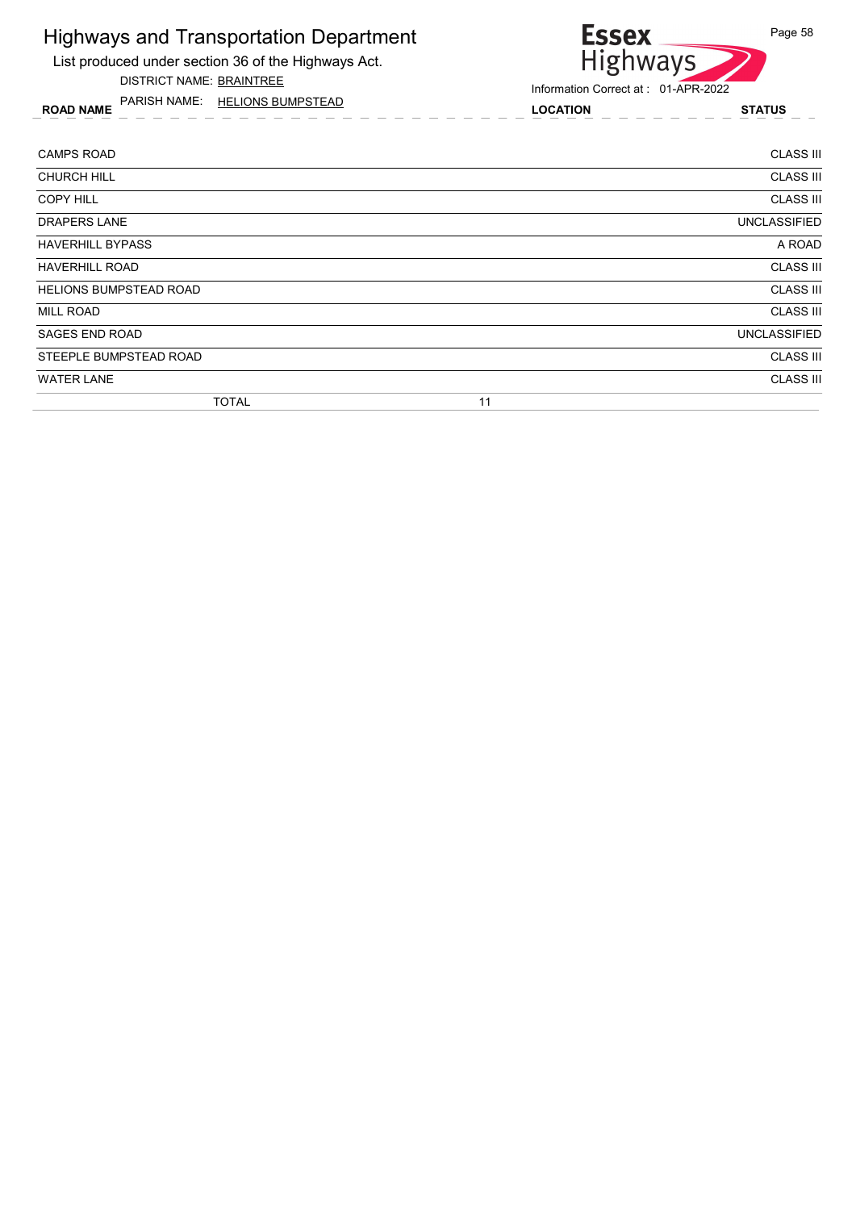# Highways and Transportation Department

List produced under section 36 of the Highways Act.

DISTRICT NAME: BRAINTREE

PARISH NAME: HELIONS BUMPSTEAD

Information Correct at : 01-APR-2022

| ROAD NAME | LOCATION | STATUS |
|---|---|---|
| CAMPS ROAD | | CLASS III |
| CHURCH HILL | | CLASS III |
| COPY HILL | | CLASS III |
| DRAPERS LANE | | UNCLASSIFIED |
| HAVERHILL BYPASS | | A ROAD |
| HAVERHILL ROAD | | CLASS III |
| HELIONS BUMPSTEAD ROAD | | CLASS III |
| MILL ROAD | | CLASS III |
| SAGES END ROAD | | UNCLASSIFIED |
| STEEPLE BUMPSTEAD ROAD | | CLASS III |
| WATER LANE | | CLASS III |
| TOTAL | 11 | |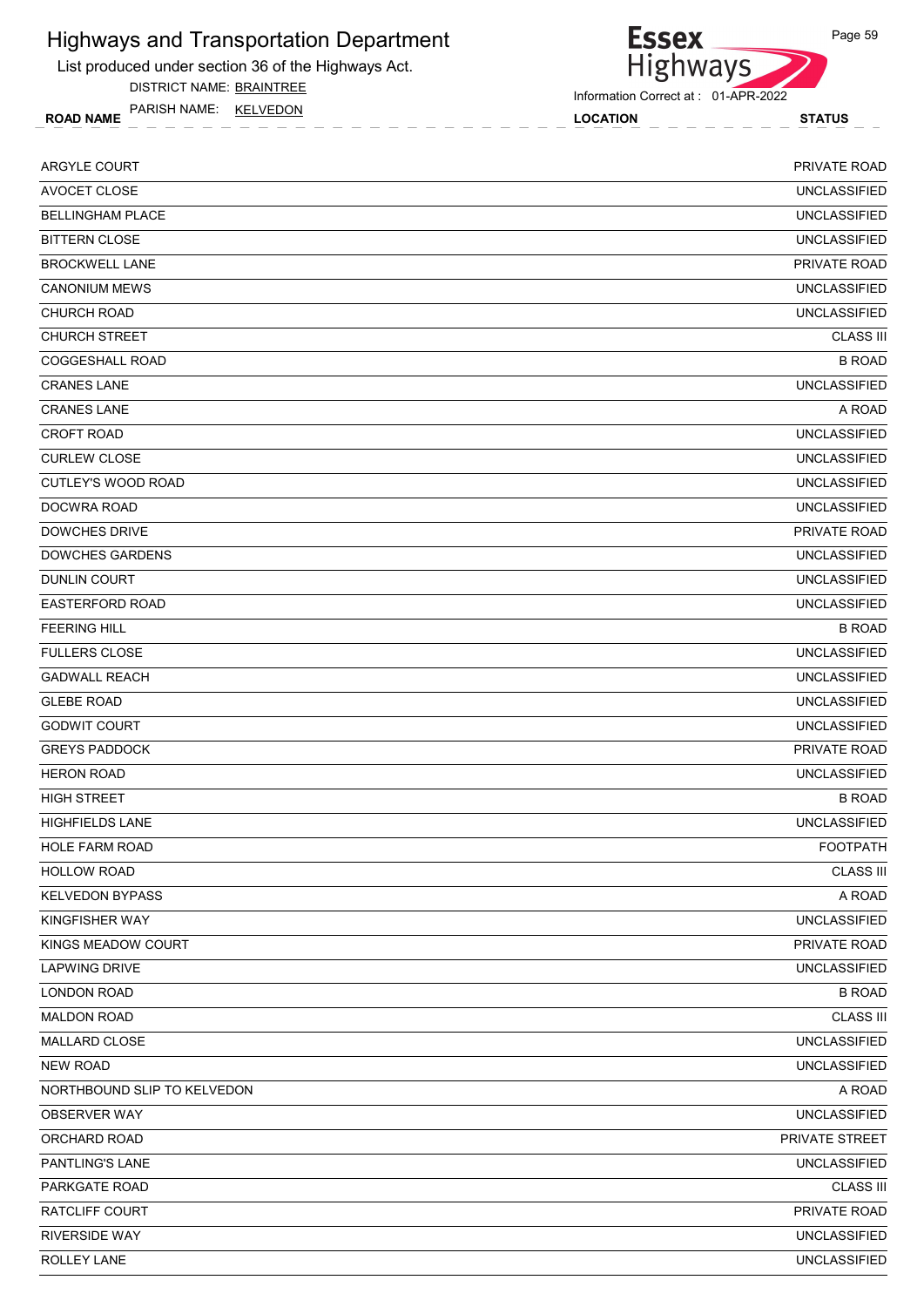# Highways and Transportation Department

List produced under section 36 of the Highways Act.

DISTRICT NAME: BRAINTREE

PARISH NAME: KELVEDON

Information Correct at : 01-APR-2022

| ROAD NAME | LOCATION | STATUS |
|---|---|---|
| ARGYLE COURT | | PRIVATE ROAD |
| AVOCET CLOSE | | UNCLASSIFIED |
| BELLINGHAM PLACE | | UNCLASSIFIED |
| BITTERN CLOSE | | UNCLASSIFIED |
| BROCKWELL LANE | | PRIVATE ROAD |
| CANONIUM MEWS | | UNCLASSIFIED |
| CHURCH ROAD | | UNCLASSIFIED |
| CHURCH STREET | | CLASS III |
| COGGESHALL ROAD | | B ROAD |
| CRANES LANE | | UNCLASSIFIED |
| CRANES LANE | | A ROAD |
| CROFT ROAD | | UNCLASSIFIED |
| CURLEW CLOSE | | UNCLASSIFIED |
| CUTLEY'S WOOD ROAD | | UNCLASSIFIED |
| DOCWRA ROAD | | UNCLASSIFIED |
| DOWCHES DRIVE | | PRIVATE ROAD |
| DOWCHES GARDENS | | UNCLASSIFIED |
| DUNLIN COURT | | UNCLASSIFIED |
| EASTERFORD ROAD | | UNCLASSIFIED |
| FEERING HILL | | B ROAD |
| FULLERS CLOSE | | UNCLASSIFIED |
| GADWALL REACH | | UNCLASSIFIED |
| GLEBE ROAD | | UNCLASSIFIED |
| GODWIT COURT | | UNCLASSIFIED |
| GREYS PADDOCK | | PRIVATE ROAD |
| HERON ROAD | | UNCLASSIFIED |
| HIGH STREET | | B ROAD |
| HIGHFIELDS LANE | | UNCLASSIFIED |
| HOLE FARM ROAD | | FOOTPATH |
| HOLLOW ROAD | | CLASS III |
| KELVEDON BYPASS | | A ROAD |
| KINGFISHER WAY | | UNCLASSIFIED |
| KINGS MEADOW COURT | | PRIVATE ROAD |
| LAPWING DRIVE | | UNCLASSIFIED |
| LONDON ROAD | | B ROAD |
| MALDON ROAD | | CLASS III |
| MALLARD CLOSE | | UNCLASSIFIED |
| NEW ROAD | | UNCLASSIFIED |
| NORTHBOUND SLIP TO KELVEDON | | A ROAD |
| OBSERVER WAY | | UNCLASSIFIED |
| ORCHARD ROAD | | PRIVATE STREET |
| PANTLING'S LANE | | UNCLASSIFIED |
| PARKGATE ROAD | | CLASS III |
| RATCLIFF COURT | | PRIVATE ROAD |
| RIVERSIDE WAY | | UNCLASSIFIED |
| ROLLEY LANE | | UNCLASSIFIED |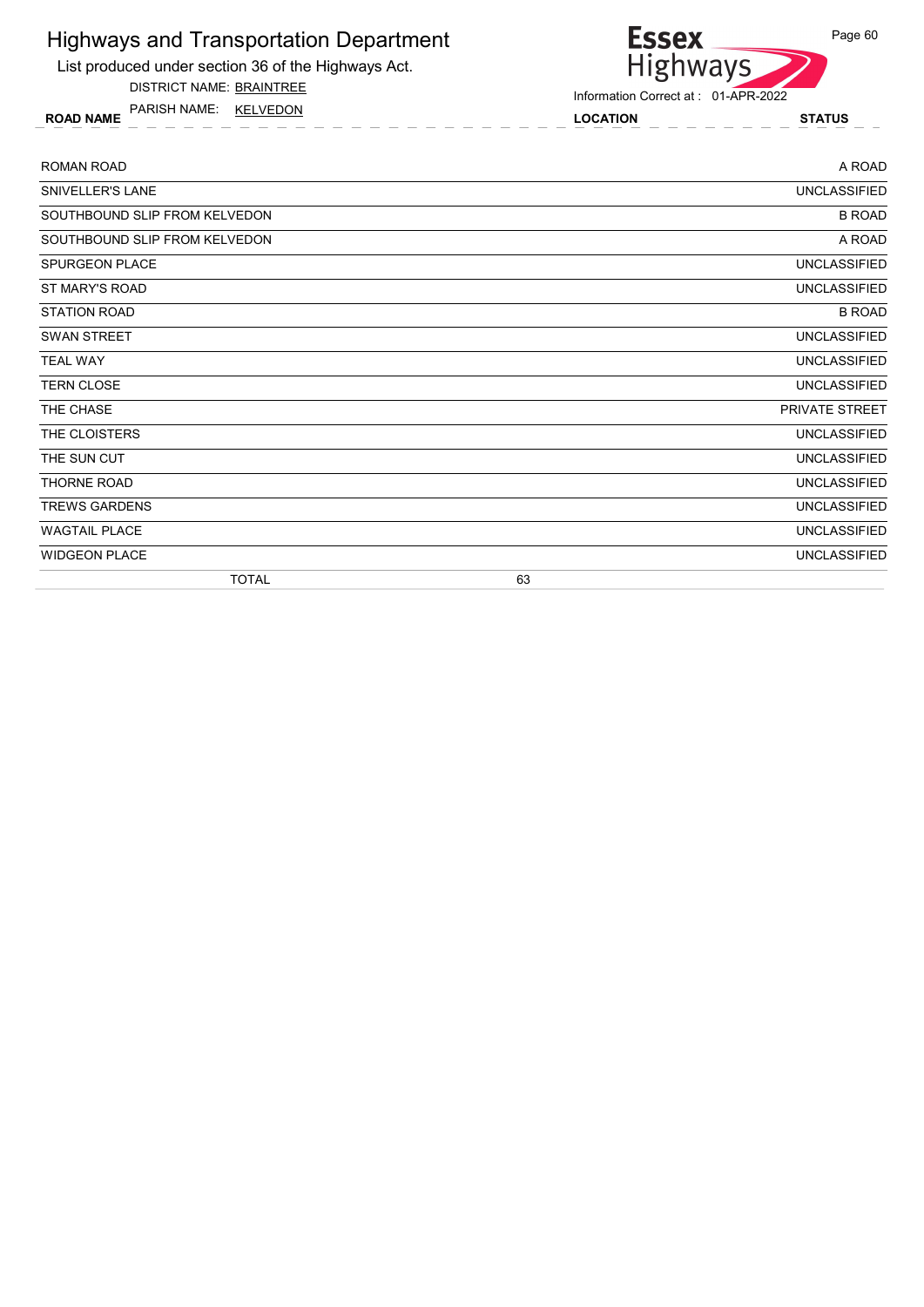# Highways and Transportation Department

List produced under section 36 of the Highways Act.

DISTRICT NAME: BRAINTREE

PARISH NAME: KELVEDON

Information Correct at : 01-APR-2022

| ROAD NAME | LOCATION | STATUS |
|---|---|---|
| ROMAN ROAD | | A ROAD |
| SNIVELLER'S LANE | | UNCLASSIFIED |
| SOUTHBOUND SLIP FROM KELVEDON | | B ROAD |
| SOUTHBOUND SLIP FROM KELVEDON | | A ROAD |
| SPURGEON PLACE | | UNCLASSIFIED |
| ST MARY'S ROAD | | UNCLASSIFIED |
| STATION ROAD | | B ROAD |
| SWAN STREET | | UNCLASSIFIED |
| TEAL WAY | | UNCLASSIFIED |
| TERN CLOSE | | UNCLASSIFIED |
| THE CHASE | | PRIVATE STREET |
| THE CLOISTERS | | UNCLASSIFIED |
| THE SUN CUT | | UNCLASSIFIED |
| THORNE ROAD | | UNCLASSIFIED |
| TREWS GARDENS | | UNCLASSIFIED |
| WAGTAIL PLACE | | UNCLASSIFIED |
| WIDGEON PLACE | | UNCLASSIFIED |
| TOTAL | 63 | |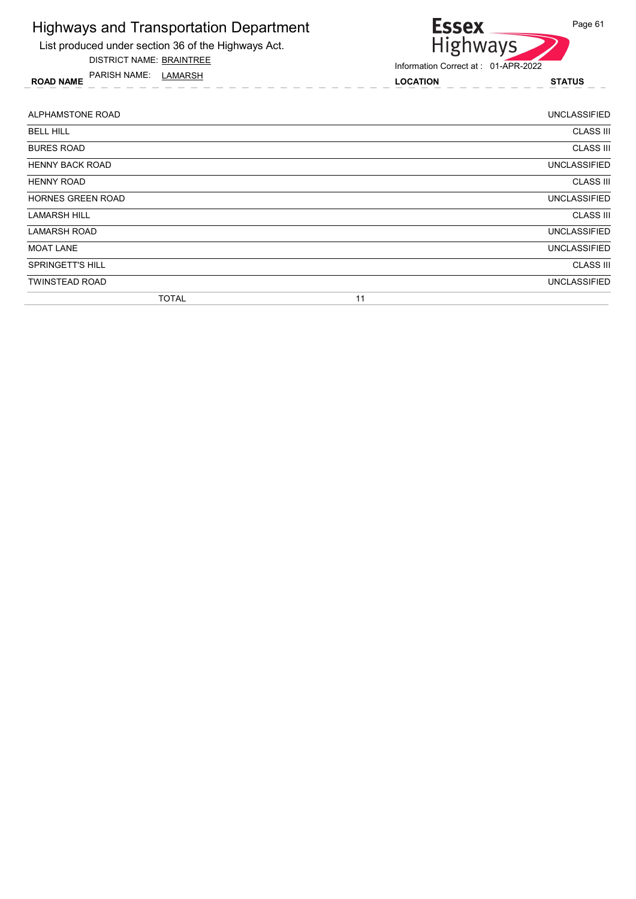# Highways and Transportation Department

List produced under section 36 of the Highways Act.

DISTRICT NAME: BRAINTREE

PARISH NAME: LAMARSH

Essex Highways

Information Correct at : 01-APR-2022

| ROAD NAME | LOCATION | STATUS |
|---|---|---|
| ALPHAMSTONE ROAD | | UNCLASSIFIED |
| BELL HILL | | CLASS III |
| BURES ROAD | | CLASS III |
| HENNY BACK ROAD | | UNCLASSIFIED |
| HENNY ROAD | | CLASS III |
| HORNES GREEN ROAD | | UNCLASSIFIED |
| LAMARSH HILL | | CLASS III |
| LAMARSH ROAD | | UNCLASSIFIED |
| MOAT LANE | | UNCLASSIFIED |
| SPRINGETT'S HILL | | CLASS III |
| TWINSTEAD ROAD | | UNCLASSIFIED |
| TOTAL | 11 | |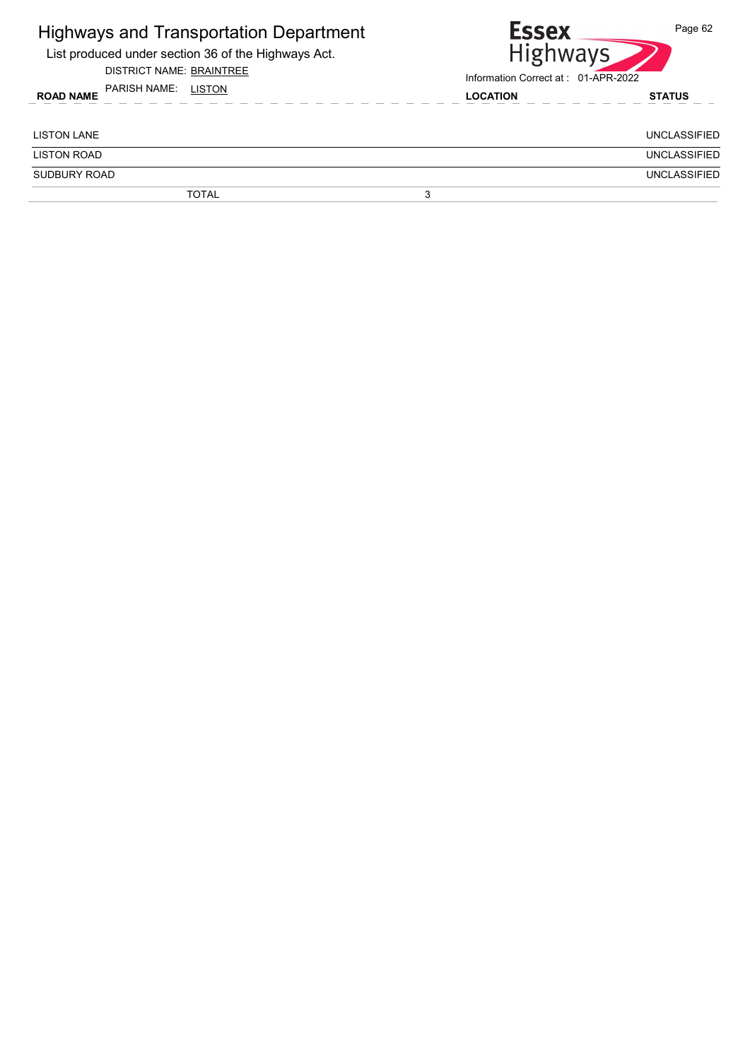# Highways and Transportation Department

List produced under section 36 of the Highways Act.

DISTRICT NAME: BRAINTREE

PARISH NAME: LISTON

Essex Highways

Information Correct at : 01-APR-2022

| ROAD NAME | LOCATION | STATUS |
|---|---|---|
| LISTON LANE | | UNCLASSIFIED |
| LISTON ROAD | | UNCLASSIFIED |
| SUDBURY ROAD | | UNCLASSIFIED |
| TOTAL | 3 | |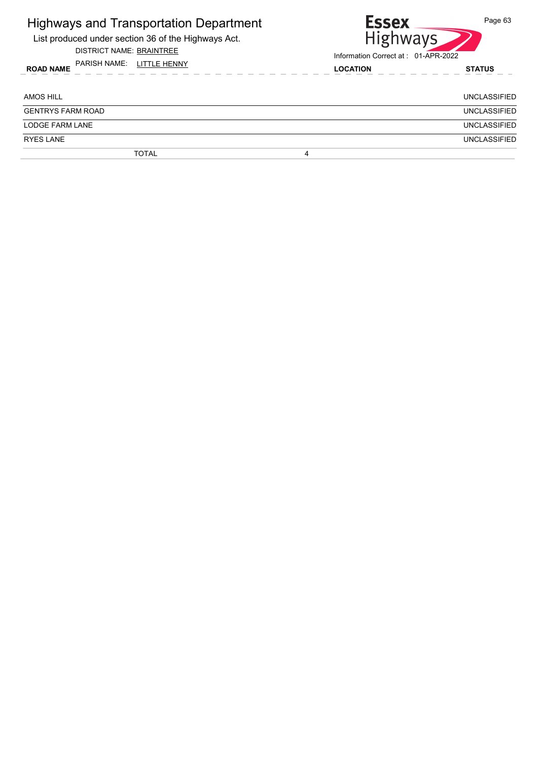# Highways and Transportation Department

List produced under section 36 of the Highways Act.

DISTRICT NAME: BRAINTREE

PARISH NAME: LITTLE HENNY

Essex Highways

Information Correct at : 01-APR-2022

| ROAD NAME | LOCATION | STATUS |
|---|---|---|
| AMOS HILL | | UNCLASSIFIED |
| GENTRYS FARM ROAD | | UNCLASSIFIED |
| LODGE FARM LANE | | UNCLASSIFIED |
| RYES LANE | | UNCLASSIFIED |
| TOTAL | 4 | |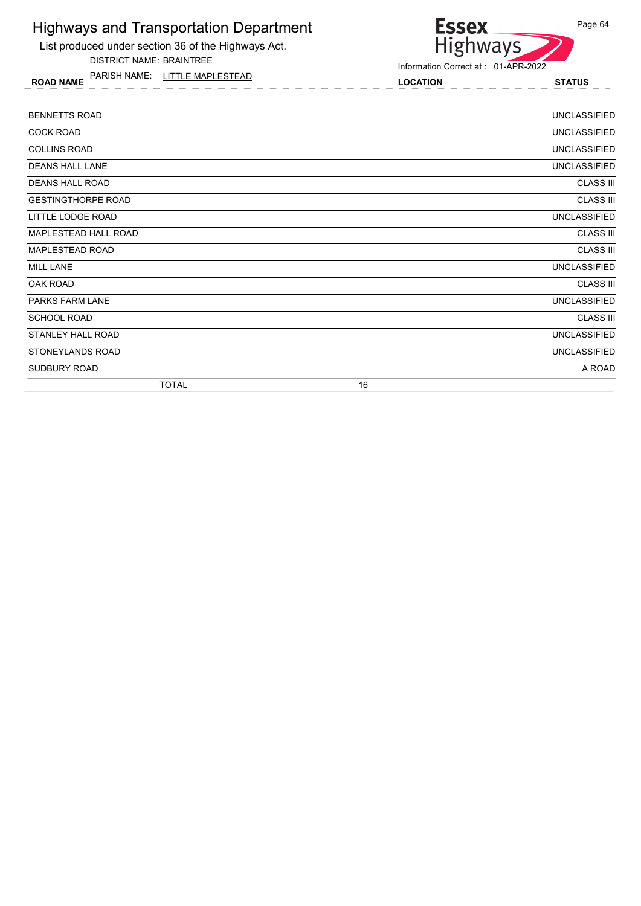# Highways and Transportation Department

List produced under section 36 of the Highways Act.

DISTRICT NAME: BRAINTREE

PARISH NAME: LITTLE MAPLESTEAD

Information Correct at : 01-APR-2022

| ROAD NAME | LOCATION | STATUS |
|---|---|---|
| BENNETTS ROAD | | UNCLASSIFIED |
| COCK ROAD | | UNCLASSIFIED |
| COLLINS ROAD | | UNCLASSIFIED |
| DEANS HALL LANE | | UNCLASSIFIED |
| DEANS HALL ROAD | | CLASS III |
| GESTINGTHORPE ROAD | | CLASS III |
| LITTLE LODGE ROAD | | UNCLASSIFIED |
| MAPLESTEAD HALL ROAD | | CLASS III |
| MAPLESTEAD ROAD | | CLASS III |
| MILL LANE | | UNCLASSIFIED |
| OAK ROAD | | CLASS III |
| PARKS FARM LANE | | UNCLASSIFIED |
| SCHOOL ROAD | | CLASS III |
| STANLEY HALL ROAD | | UNCLASSIFIED |
| STONEYLANDS ROAD | | UNCLASSIFIED |
| SUDBURY ROAD | | A ROAD |
| TOTAL | 16 | |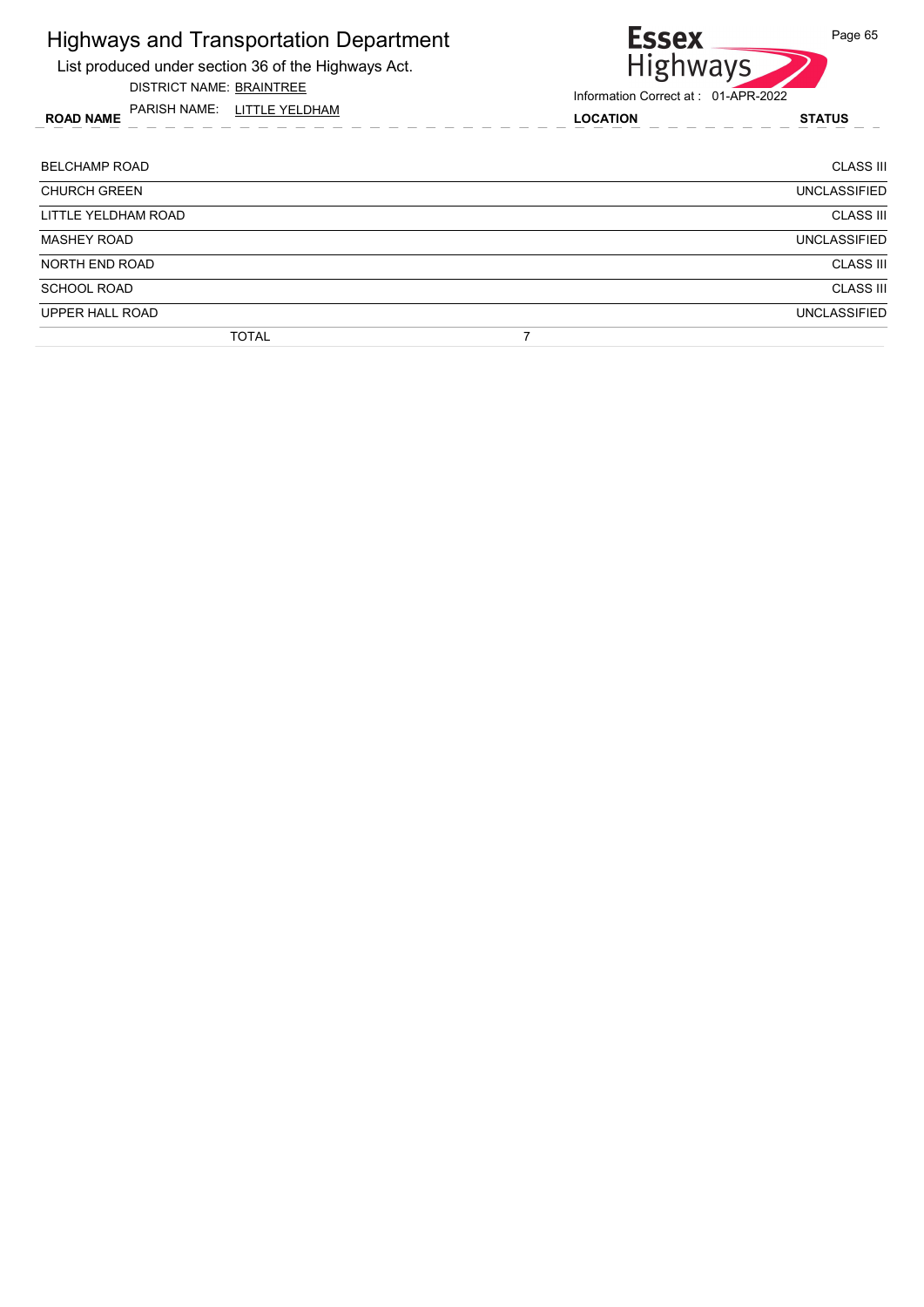# Highways and Transportation Department

List produced under section 36 of the Highways Act.

DISTRICT NAME: BRAINTREE

PARISH NAME: LITTLE YELDHAM

Information Correct at : 01-APR-2022

| ROAD NAME | LOCATION | STATUS |
|---|---|---|
| BELCHAMP ROAD | | CLASS III |
| CHURCH GREEN | | UNCLASSIFIED |
| LITTLE YELDHAM ROAD | | CLASS III |
| MASHEY ROAD | | UNCLASSIFIED |
| NORTH END ROAD | | CLASS III |
| SCHOOL ROAD | | CLASS III |
| UPPER HALL ROAD | | UNCLASSIFIED |
| TOTAL | 7 | |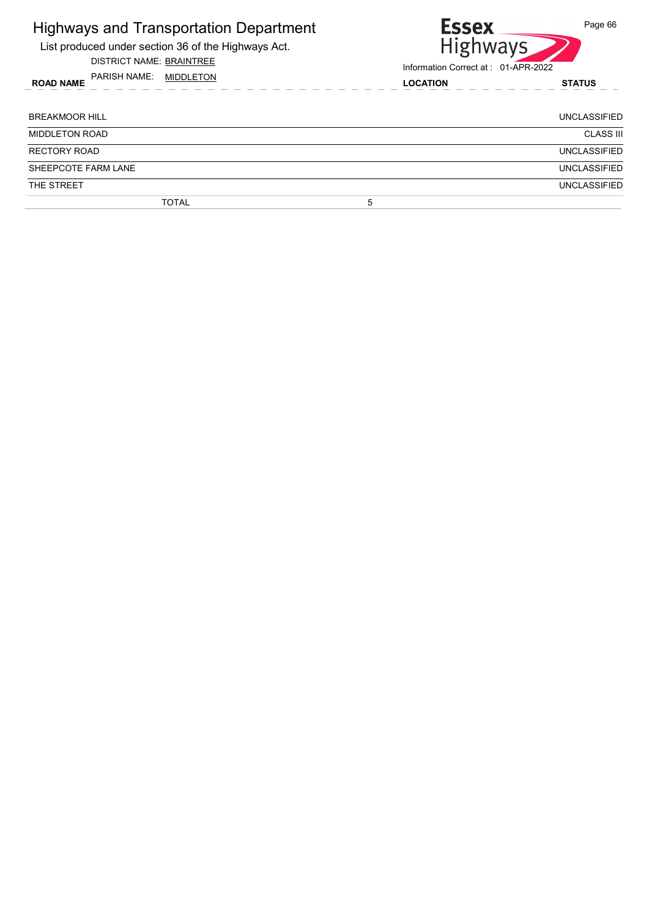# Highways and Transportation Department

List produced under section 36 of the Highways Act.

DISTRICT NAME: BRAINTREE

PARISH NAME: MIDDLETON

Information Correct at : 01-APR-2022

| ROAD NAME | LOCATION | STATUS |
|---|---|---|
| BREAKMOOR HILL | | UNCLASSIFIED |
| MIDDLETON ROAD | | CLASS III |
| RECTORY ROAD | | UNCLASSIFIED |
| SHEEPCOTE FARM LANE | | UNCLASSIFIED |
| THE STREET | | UNCLASSIFIED |
| TOTAL | 5 | |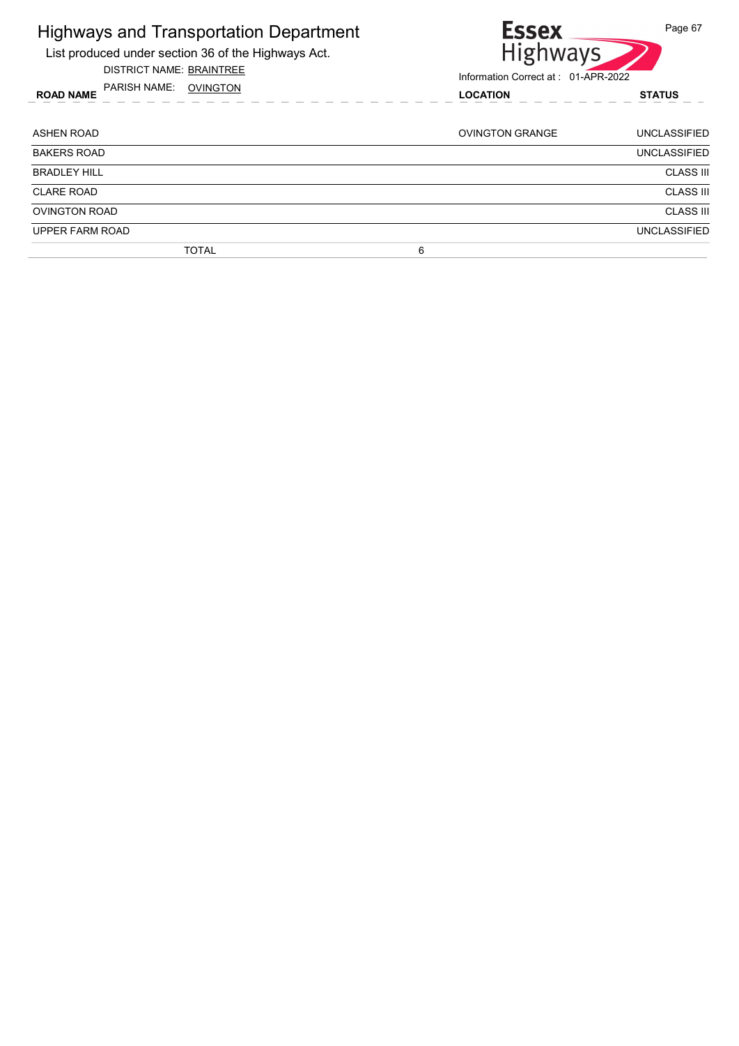# Highways and Transportation Department

List produced under section 36 of the Highways Act.

DISTRICT NAME: BRAINTREE

PARISH NAME: OVINGTON

Essex Highways

Information Correct at : 01-APR-2022

| ROAD NAME | LOCATION | STATUS |
| --- | --- | --- |
| ASHEN ROAD | OVINGTON GRANGE | UNCLASSIFIED |
| BAKERS ROAD | | UNCLASSIFIED |
| BRADLEY HILL | | CLASS III |
| CLARE ROAD | | CLASS III |
| OVINGTON ROAD | | CLASS III |
| UPPER FARM ROAD | | UNCLASSIFIED |
| TOTAL 6 | | |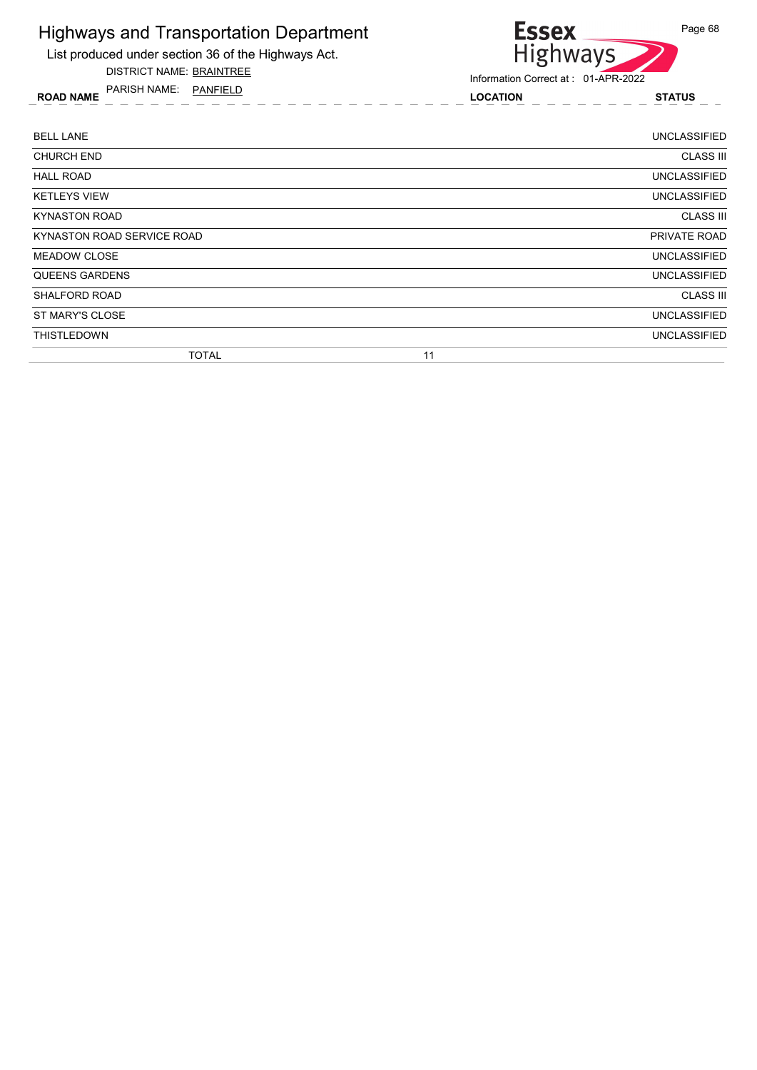# Highways and Transportation Department

List produced under section 36 of the Highways Act.

DISTRICT NAME: BRAINTREE

PARISH NAME: PANFIELD

Essex Highways

Information Correct at : 01-APR-2022

| ROAD NAME | LOCATION | STATUS |
|---|---|---|
| BELL LANE | | UNCLASSIFIED |
| CHURCH END | | CLASS III |
| HALL ROAD | | UNCLASSIFIED |
| KETLEYS VIEW | | UNCLASSIFIED |
| KYNASTON ROAD | | CLASS III |
| KYNASTON ROAD SERVICE ROAD | | PRIVATE ROAD |
| MEADOW CLOSE | | UNCLASSIFIED |
| QUEENS GARDENS | | UNCLASSIFIED |
| SHALFORD ROAD | | CLASS III |
| ST MARY'S CLOSE | | UNCLASSIFIED |
| THISTLEDOWN | | UNCLASSIFIED |
| TOTAL | 11 | |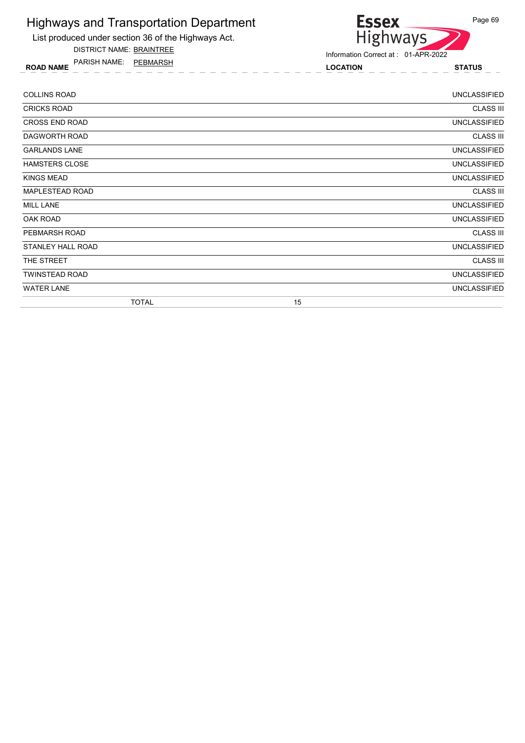# Highways and Transportation Department

List produced under section 36 of the Highways Act.

DISTRICT NAME: BRAINTREE

PARISH NAME: PEBMARSH

Information Correct at : 01-APR-2022

| ROAD NAME | LOCATION | STATUS |
|---|---|---|
| COLLINS ROAD | | UNCLASSIFIED |
| CRICKS ROAD | | CLASS III |
| CROSS END ROAD | | UNCLASSIFIED |
| DAGWORTH ROAD | | CLASS III |
| GARLANDS LANE | | UNCLASSIFIED |
| HAMSTERS CLOSE | | UNCLASSIFIED |
| KINGS MEAD | | UNCLASSIFIED |
| MAPLESTEAD ROAD | | CLASS III |
| MILL LANE | | UNCLASSIFIED |
| OAK ROAD | | UNCLASSIFIED |
| PEBMARSH ROAD | | CLASS III |
| STANLEY HALL ROAD | | UNCLASSIFIED |
| THE STREET | | CLASS III |
| TWINSTEAD ROAD | | UNCLASSIFIED |
| WATER LANE | | UNCLASSIFIED |
| TOTAL | 15 | |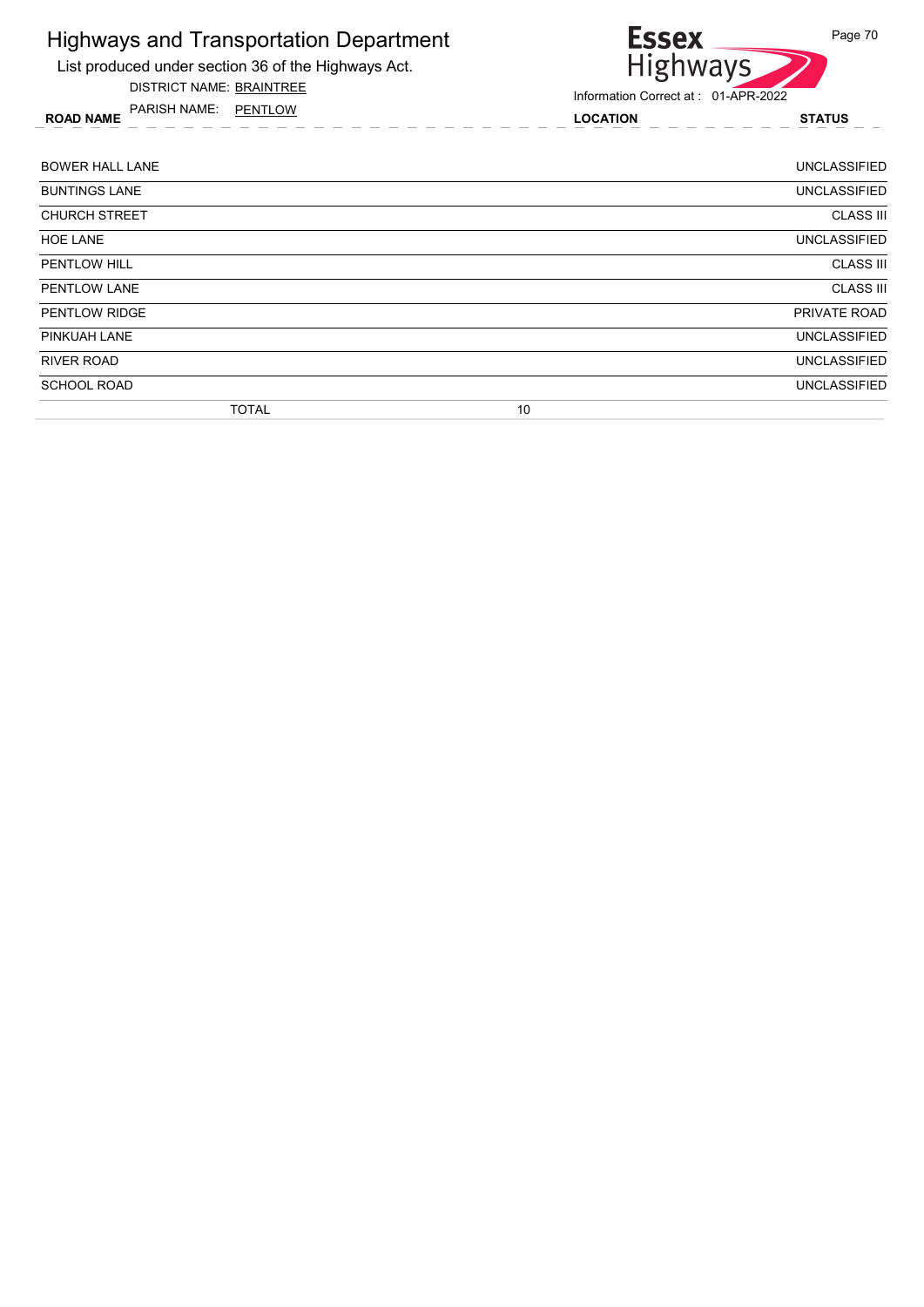# Highways and Transportation Department

List produced under section 36 of the Highways Act.

DISTRICT NAME: BRAINTREE

PARISH NAME: PENTLOW

Essex Highways

Information Correct at : 01-APR-2022

| ROAD NAME | LOCATION | STATUS |
|---|---|---|
| BOWER HALL LANE | | UNCLASSIFIED |
| BUNTINGS LANE | | UNCLASSIFIED |
| CHURCH STREET | | CLASS III |
| HOE LANE | | UNCLASSIFIED |
| PENTLOW HILL | | CLASS III |
| PENTLOW LANE | | CLASS III |
| PENTLOW RIDGE | | PRIVATE ROAD |
| PINKUAH LANE | | UNCLASSIFIED |
| RIVER ROAD | | UNCLASSIFIED |
| SCHOOL ROAD | | UNCLASSIFIED |
| TOTAL | 10 | |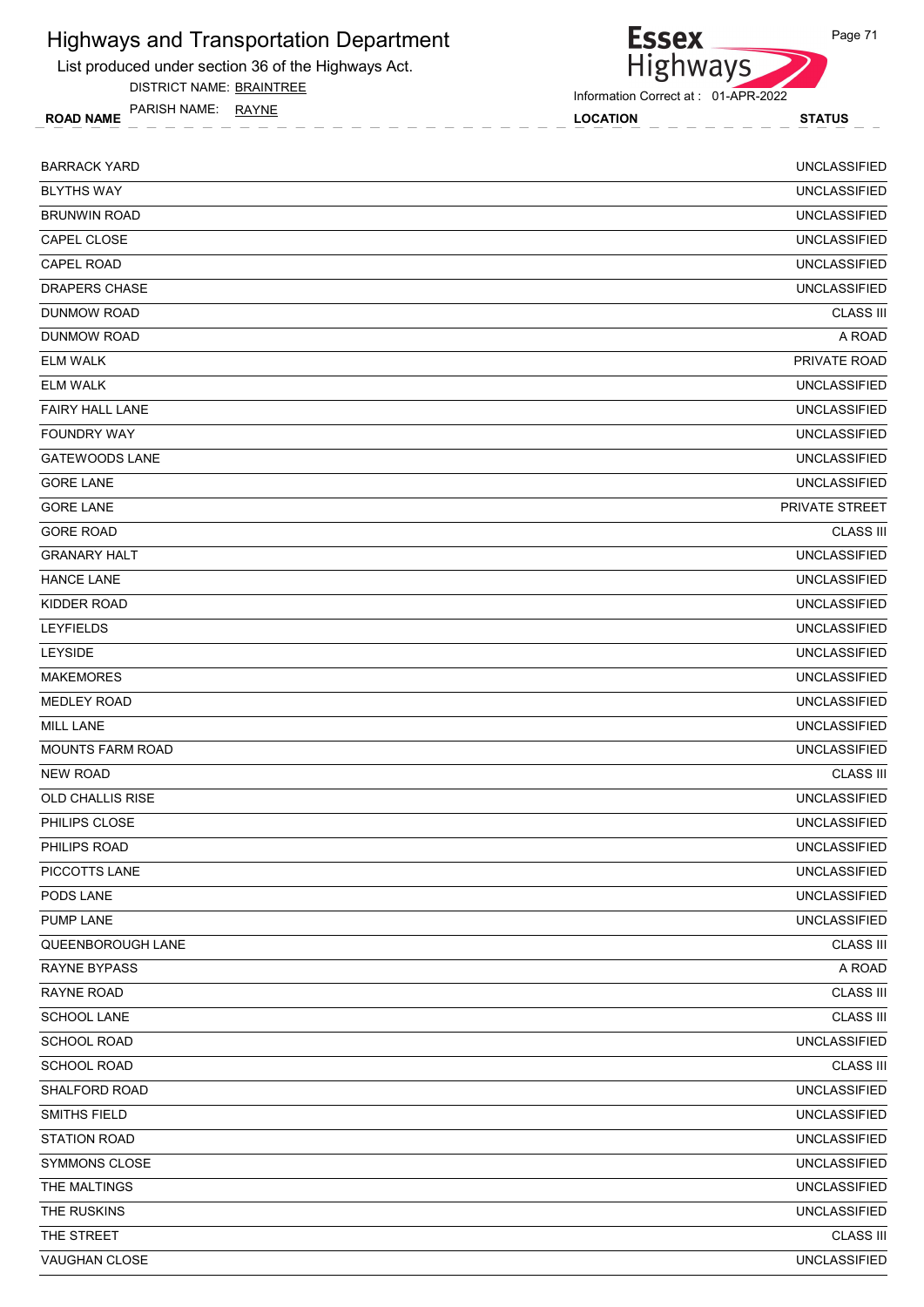# Highways and Transportation Department

List produced under section 36 of the Highways Act.

DISTRICT NAME: BRAINTREE

PARISH NAME: RAYNE

Information Correct at : 01-APR-2022

| ROAD NAME | LOCATION | STATUS |
|---|---|---|
| BARRACK YARD | | UNCLASSIFIED |
| BLYTHS WAY | | UNCLASSIFIED |
| BRUNWIN ROAD | | UNCLASSIFIED |
| CAPEL CLOSE | | UNCLASSIFIED |
| CAPEL ROAD | | UNCLASSIFIED |
| DRAPERS CHASE | | UNCLASSIFIED |
| DUNMOW ROAD | | CLASS III |
| DUNMOW ROAD | | A ROAD |
| ELM WALK | | PRIVATE ROAD |
| ELM WALK | | UNCLASSIFIED |
| FAIRY HALL LANE | | UNCLASSIFIED |
| FOUNDRY WAY | | UNCLASSIFIED |
| GATEWOODS LANE | | UNCLASSIFIED |
| GORE LANE | | UNCLASSIFIED |
| GORE LANE | | PRIVATE STREET |
| GORE ROAD | | CLASS III |
| GRANARY HALT | | UNCLASSIFIED |
| HANCE LANE | | UNCLASSIFIED |
| KIDDER ROAD | | UNCLASSIFIED |
| LEYFIELDS | | UNCLASSIFIED |
| LEYSIDE | | UNCLASSIFIED |
| MAKEMORES | | UNCLASSIFIED |
| MEDLEY ROAD | | UNCLASSIFIED |
| MILL LANE | | UNCLASSIFIED |
| MOUNTS FARM ROAD | | UNCLASSIFIED |
| NEW ROAD | | CLASS III |
| OLD CHALLIS RISE | | UNCLASSIFIED |
| PHILIPS CLOSE | | UNCLASSIFIED |
| PHILIPS ROAD | | UNCLASSIFIED |
| PICCOTTS LANE | | UNCLASSIFIED |
| PODS LANE | | UNCLASSIFIED |
| PUMP LANE | | UNCLASSIFIED |
| QUEENBOROUGH LANE | | CLASS III |
| RAYNE BYPASS | | A ROAD |
| RAYNE ROAD | | CLASS III |
| SCHOOL LANE | | CLASS III |
| SCHOOL ROAD | | UNCLASSIFIED |
| SCHOOL ROAD | | CLASS III |
| SHALFORD ROAD | | UNCLASSIFIED |
| SMITHS FIELD | | UNCLASSIFIED |
| STATION ROAD | | UNCLASSIFIED |
| SYMMONS CLOSE | | UNCLASSIFIED |
| THE MALTINGS | | UNCLASSIFIED |
| THE RUSKINS | | UNCLASSIFIED |
| THE STREET | | CLASS III |
| VAUGHAN CLOSE | | UNCLASSIFIED |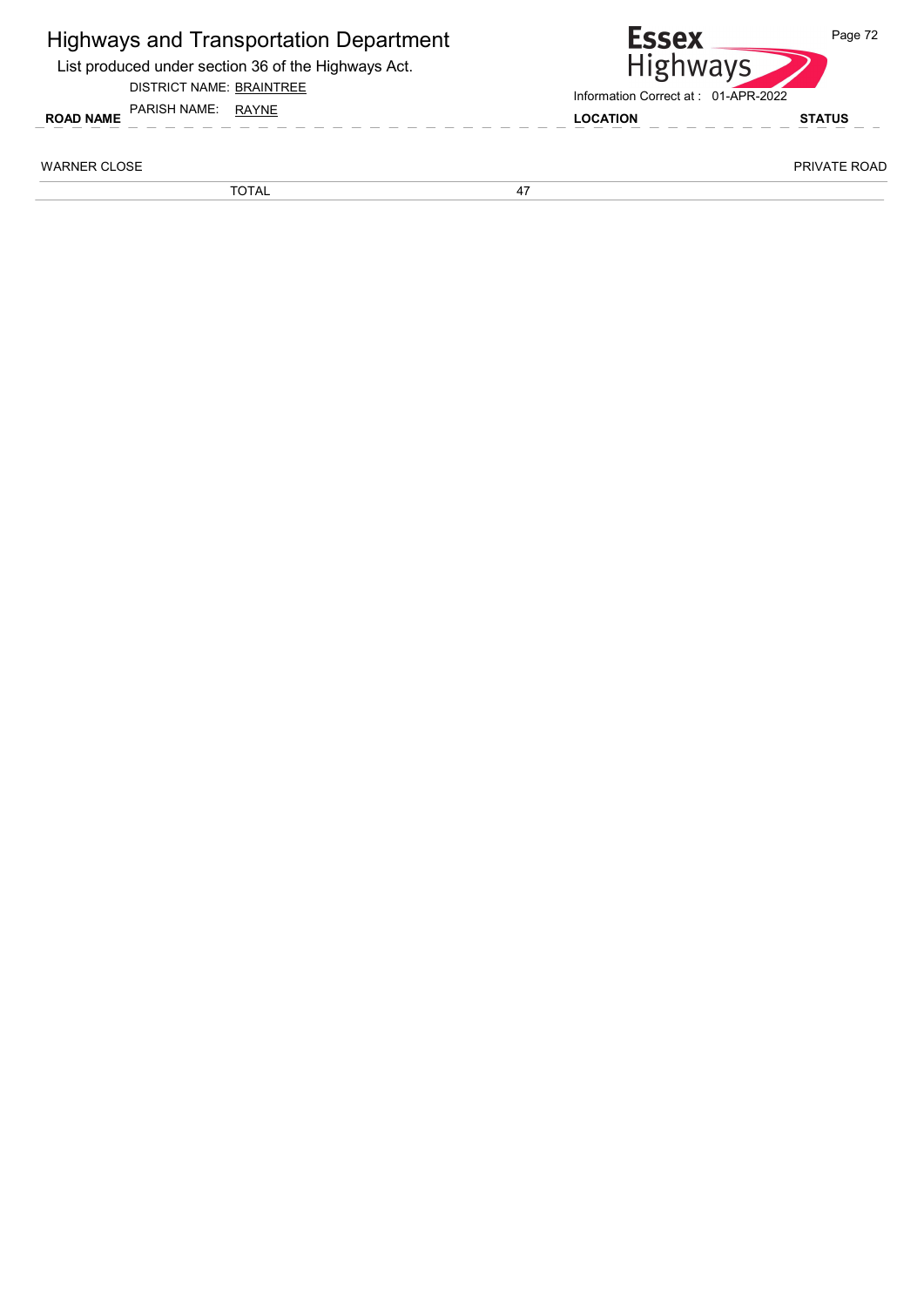# Highways and Transportation Department

List produced under section 36 of the Highways Act.

DISTRICT NAME: BRAINTREE

PARISH NAME: RAYNE

Essex Highways

Information Correct at : 01-APR-2022

| ROAD NAME | LOCATION | STATUS |
|---|---|---|
| WARNER CLOSE | | PRIVATE ROAD |
| TOTAL | 47 | |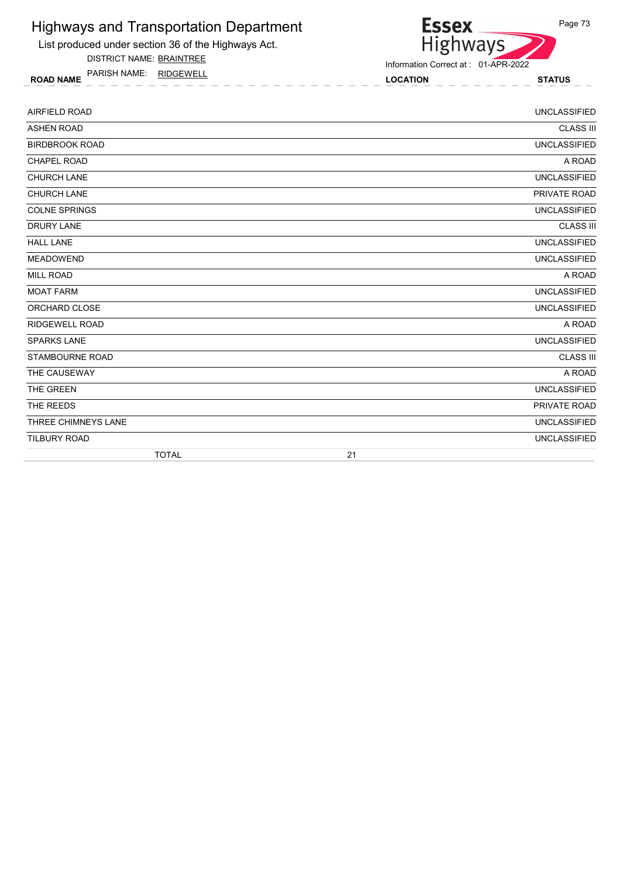# Highways and Transportation Department

List produced under section 36 of the Highways Act.

DISTRICT NAME: BRAINTREE

PARISH NAME: RIDGEWELL

Information Correct at : 01-APR-2022

| ROAD NAME | LOCATION | STATUS |
|---|---|---|
| AIRFIELD ROAD | | UNCLASSIFIED |
| ASHEN ROAD | | CLASS III |
| BIRDBROOK ROAD | | UNCLASSIFIED |
| CHAPEL ROAD | | A ROAD |
| CHURCH LANE | | UNCLASSIFIED |
| CHURCH LANE | | PRIVATE ROAD |
| COLNE SPRINGS | | UNCLASSIFIED |
| DRURY LANE | | CLASS III |
| HALL LANE | | UNCLASSIFIED |
| MEADOWEND | | UNCLASSIFIED |
| MILL ROAD | | A ROAD |
| MOAT FARM | | UNCLASSIFIED |
| ORCHARD CLOSE | | UNCLASSIFIED |
| RIDGEWELL ROAD | | A ROAD |
| SPARKS LANE | | UNCLASSIFIED |
| STAMBOURNE ROAD | | CLASS III |
| THE CAUSEWAY | | A ROAD |
| THE GREEN | | UNCLASSIFIED |
| THE REEDS | | PRIVATE ROAD |
| THREE CHIMNEYS LANE | | UNCLASSIFIED |
| TILBURY ROAD | | UNCLASSIFIED |
| TOTAL | 21 | |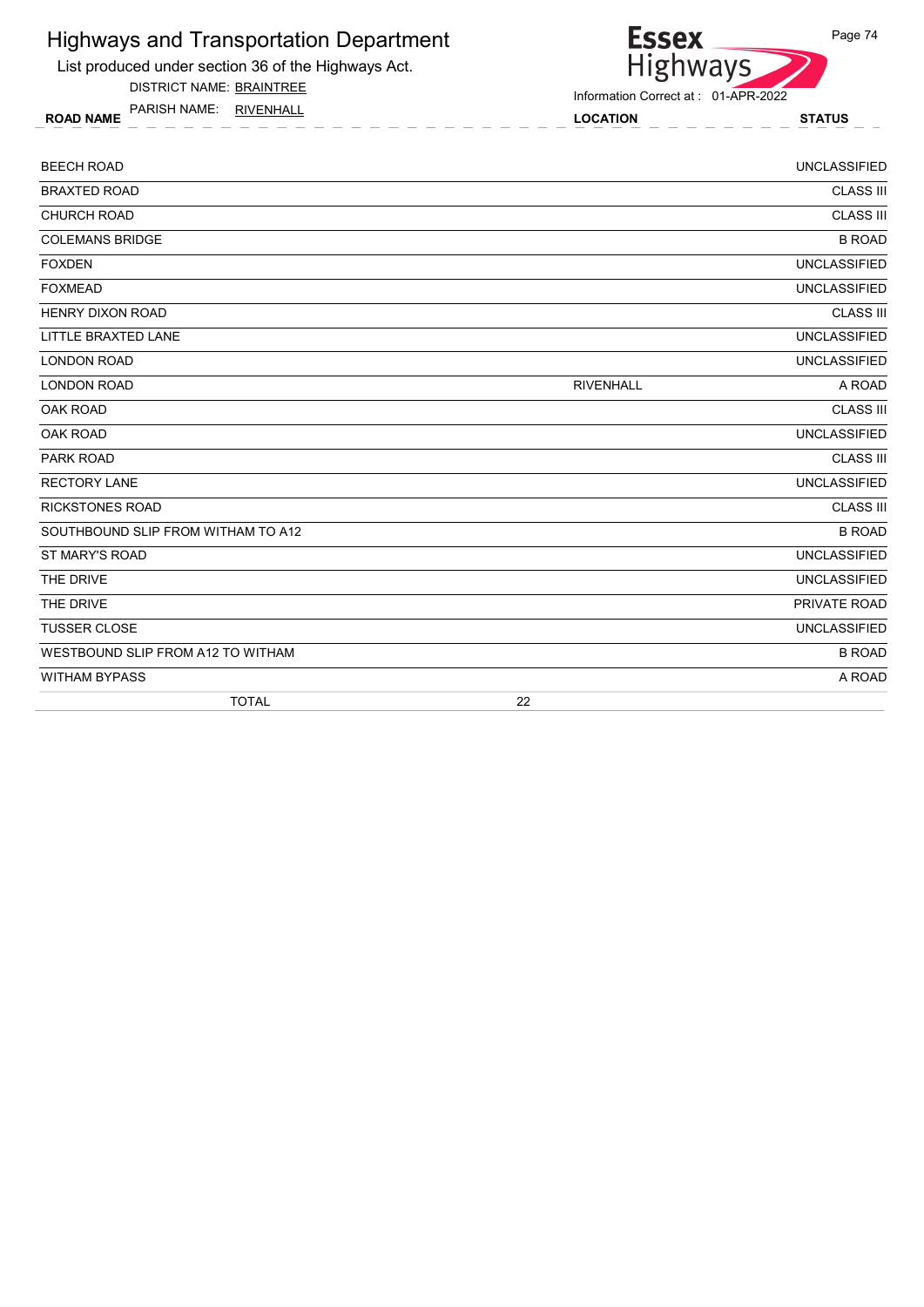# Highways and Transportation Department

List produced under section 36 of the Highways Act.

DISTRICT NAME: BRAINTREE

PARISH NAME: RIVENHALL

Essex Highways

Information Correct at : 01-APR-2022

| ROAD NAME | LOCATION | STATUS |
|---|---|---|
| BEECH ROAD | | UNCLASSIFIED |
| BRAXTED ROAD | | CLASS III |
| CHURCH ROAD | | CLASS III |
| COLEMANS BRIDGE | | B ROAD |
| FOXDEN | | UNCLASSIFIED |
| FOXMEAD | | UNCLASSIFIED |
| HENRY DIXON ROAD | | CLASS III |
| LITTLE BRAXTED LANE | | UNCLASSIFIED |
| LONDON ROAD | | UNCLASSIFIED |
| LONDON ROAD | RIVENHALL | A ROAD |
| OAK ROAD | | CLASS III |
| OAK ROAD | | UNCLASSIFIED |
| PARK ROAD | | CLASS III |
| RECTORY LANE | | UNCLASSIFIED |
| RICKSTONES ROAD | | CLASS III |
| SOUTHBOUND SLIP FROM WITHAM TO A12 | | B ROAD |
| ST MARY'S ROAD | | UNCLASSIFIED |
| THE DRIVE | | UNCLASSIFIED |
| THE DRIVE | | PRIVATE ROAD |
| TUSSER CLOSE | | UNCLASSIFIED |
| WESTBOUND SLIP FROM A12 TO WITHAM | | B ROAD |
| WITHAM BYPASS | | A ROAD |
| TOTAL | 22 | |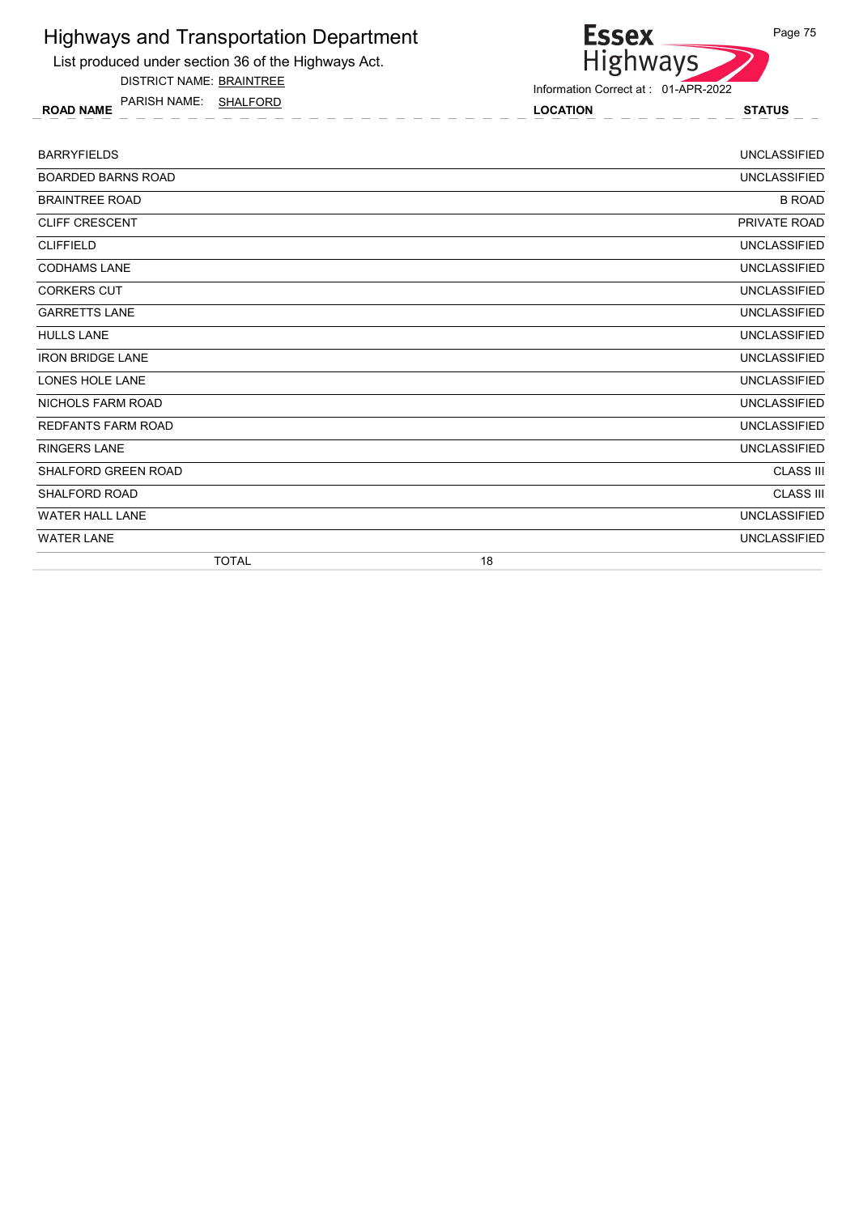# Highways and Transportation Department

List produced under section 36 of the Highways Act.

DISTRICT NAME: BRAINTREE

PARISH NAME: SHALFORD

Information Correct at : 01-APR-2022

| ROAD NAME | LOCATION | STATUS |
|---|---|---|
| BARRYFIELDS | | UNCLASSIFIED |
| BOARDED BARNS ROAD | | UNCLASSIFIED |
| BRAINTREE ROAD | | B ROAD |
| CLIFF CRESCENT | | PRIVATE ROAD |
| CLIFFIELD | | UNCLASSIFIED |
| CODHAMS LANE | | UNCLASSIFIED |
| CORKERS CUT | | UNCLASSIFIED |
| GARRETTS LANE | | UNCLASSIFIED |
| HULLS LANE | | UNCLASSIFIED |
| IRON BRIDGE LANE | | UNCLASSIFIED |
| LONES HOLE LANE | | UNCLASSIFIED |
| NICHOLS FARM ROAD | | UNCLASSIFIED |
| REDFANTS FARM ROAD | | UNCLASSIFIED |
| RINGERS LANE | | UNCLASSIFIED |
| SHALFORD GREEN ROAD | | CLASS III |
| SHALFORD ROAD | | CLASS III |
| WATER HALL LANE | | UNCLASSIFIED |
| WATER LANE | | UNCLASSIFIED |
| TOTAL | 18 | |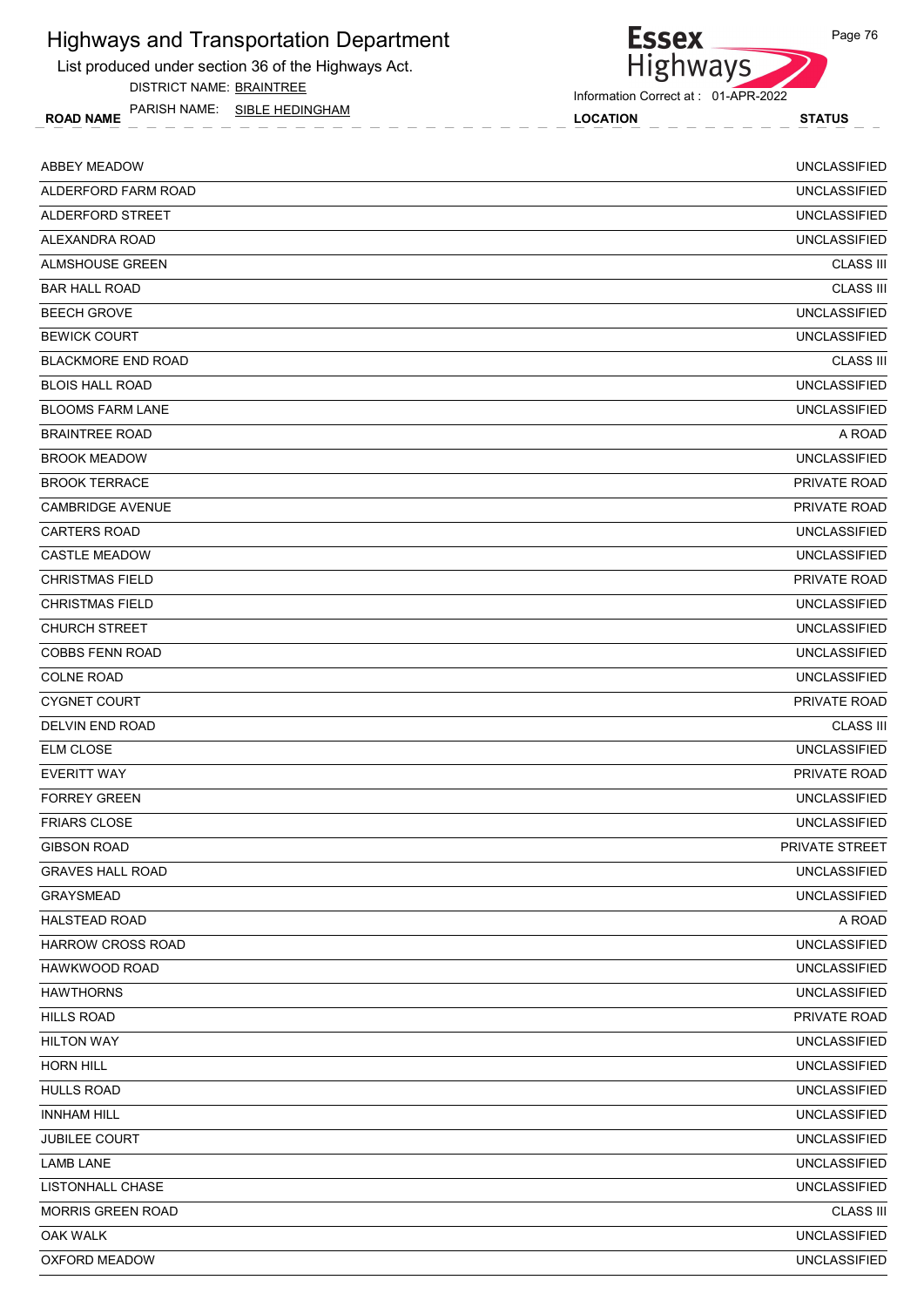# Highways and Transportation Department

List produced under section 36 of the Highways Act.

DISTRICT NAME: BRAINTREE

PARISH NAME: SIBLE HEDINGHAM

Information Correct at : 01-APR-2022

| ROAD NAME | LOCATION | STATUS |
|---|---|---|
| ABBEY MEADOW | | UNCLASSIFIED |
| ALDERFORD FARM ROAD | | UNCLASSIFIED |
| ALDERFORD STREET | | UNCLASSIFIED |
| ALEXANDRA ROAD | | UNCLASSIFIED |
| ALMSHOUSE GREEN | | CLASS III |
| BAR HALL ROAD | | CLASS III |
| BEECH GROVE | | UNCLASSIFIED |
| BEWICK COURT | | UNCLASSIFIED |
| BLACKMORE END ROAD | | CLASS III |
| BLOIS HALL ROAD | | UNCLASSIFIED |
| BLOOMS FARM LANE | | UNCLASSIFIED |
| BRAINTREE ROAD | | A ROAD |
| BROOK MEADOW | | UNCLASSIFIED |
| BROOK TERRACE | | PRIVATE ROAD |
| CAMBRIDGE AVENUE | | PRIVATE ROAD |
| CARTERS ROAD | | UNCLASSIFIED |
| CASTLE MEADOW | | UNCLASSIFIED |
| CHRISTMAS FIELD | | PRIVATE ROAD |
| CHRISTMAS FIELD | | UNCLASSIFIED |
| CHURCH STREET | | UNCLASSIFIED |
| COBBS FENN ROAD | | UNCLASSIFIED |
| COLNE ROAD | | UNCLASSIFIED |
| CYGNET COURT | | PRIVATE ROAD |
| DELVIN END ROAD | | CLASS III |
| ELM CLOSE | | UNCLASSIFIED |
| EVERITT WAY | | PRIVATE ROAD |
| FORREY GREEN | | UNCLASSIFIED |
| FRIARS CLOSE | | UNCLASSIFIED |
| GIBSON ROAD | | PRIVATE STREET |
| GRAVES HALL ROAD | | UNCLASSIFIED |
| GRAYSMEAD | | UNCLASSIFIED |
| HALSTEAD ROAD | | A ROAD |
| HARROW CROSS ROAD | | UNCLASSIFIED |
| HAWKWOOD ROAD | | UNCLASSIFIED |
| HAWTHORNS | | UNCLASSIFIED |
| HILLS ROAD | | PRIVATE ROAD |
| HILTON WAY | | UNCLASSIFIED |
| HORN HILL | | UNCLASSIFIED |
| HULLS ROAD | | UNCLASSIFIED |
| INNHAM HILL | | UNCLASSIFIED |
| JUBILEE COURT | | UNCLASSIFIED |
| LAMB LANE | | UNCLASSIFIED |
| LISTONHALL CHASE | | UNCLASSIFIED |
| MORRIS GREEN ROAD | | CLASS III |
| OAK WALK | | UNCLASSIFIED |
| OXFORD MEADOW | | UNCLASSIFIED |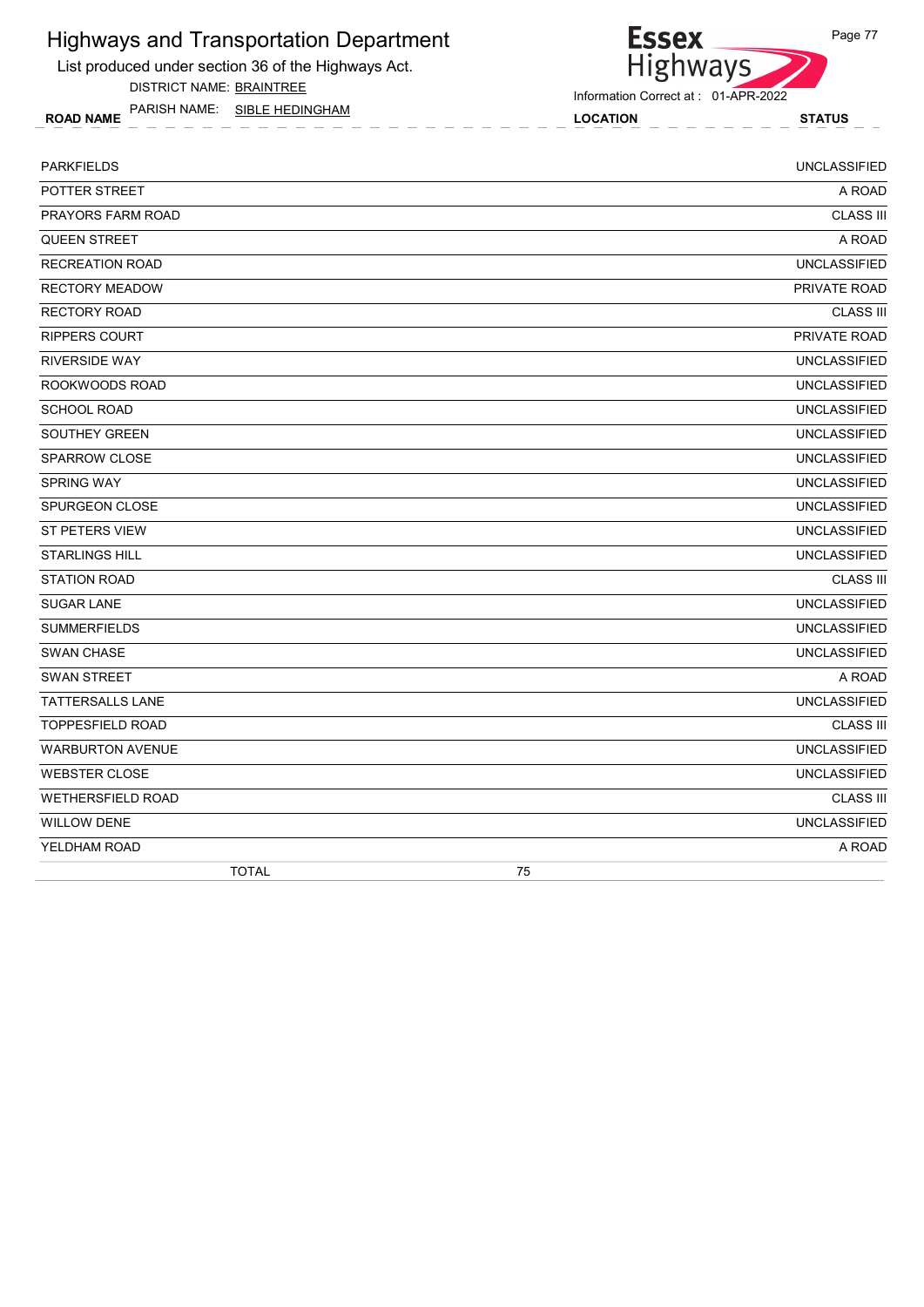# Highways and Transportation Department

List produced under section 36 of the Highways Act.

DISTRICT NAME: BRAINTREE

PARISH NAME: SIBLE HEDINGHAM

Information Correct at : 01-APR-2022

| ROAD NAME | LOCATION | STATUS |
|---|---|---|
| PARKFIELDS | | UNCLASSIFIED |
| POTTER STREET | | A ROAD |
| PRAYORS FARM ROAD | | CLASS III |
| QUEEN STREET | | A ROAD |
| RECREATION ROAD | | UNCLASSIFIED |
| RECTORY MEADOW | | PRIVATE ROAD |
| RECTORY ROAD | | CLASS III |
| RIPPERS COURT | | PRIVATE ROAD |
| RIVERSIDE WAY | | UNCLASSIFIED |
| ROOKWOODS ROAD | | UNCLASSIFIED |
| SCHOOL ROAD | | UNCLASSIFIED |
| SOUTHEY GREEN | | UNCLASSIFIED |
| SPARROW CLOSE | | UNCLASSIFIED |
| SPRING WAY | | UNCLASSIFIED |
| SPURGEON CLOSE | | UNCLASSIFIED |
| ST PETERS VIEW | | UNCLASSIFIED |
| STARLINGS HILL | | UNCLASSIFIED |
| STATION ROAD | | CLASS III |
| SUGAR LANE | | UNCLASSIFIED |
| SUMMERFIELDS | | UNCLASSIFIED |
| SWAN CHASE | | UNCLASSIFIED |
| SWAN STREET | | A ROAD |
| TATTERSALLS LANE | | UNCLASSIFIED |
| TOPPESFIELD ROAD | | CLASS III |
| WARBURTON AVENUE | | UNCLASSIFIED |
| WEBSTER CLOSE | | UNCLASSIFIED |
| WETHERSFIELD ROAD | | CLASS III |
| WILLOW DENE | | UNCLASSIFIED |
| YELDHAM ROAD | | A ROAD |
| TOTAL | 75 | |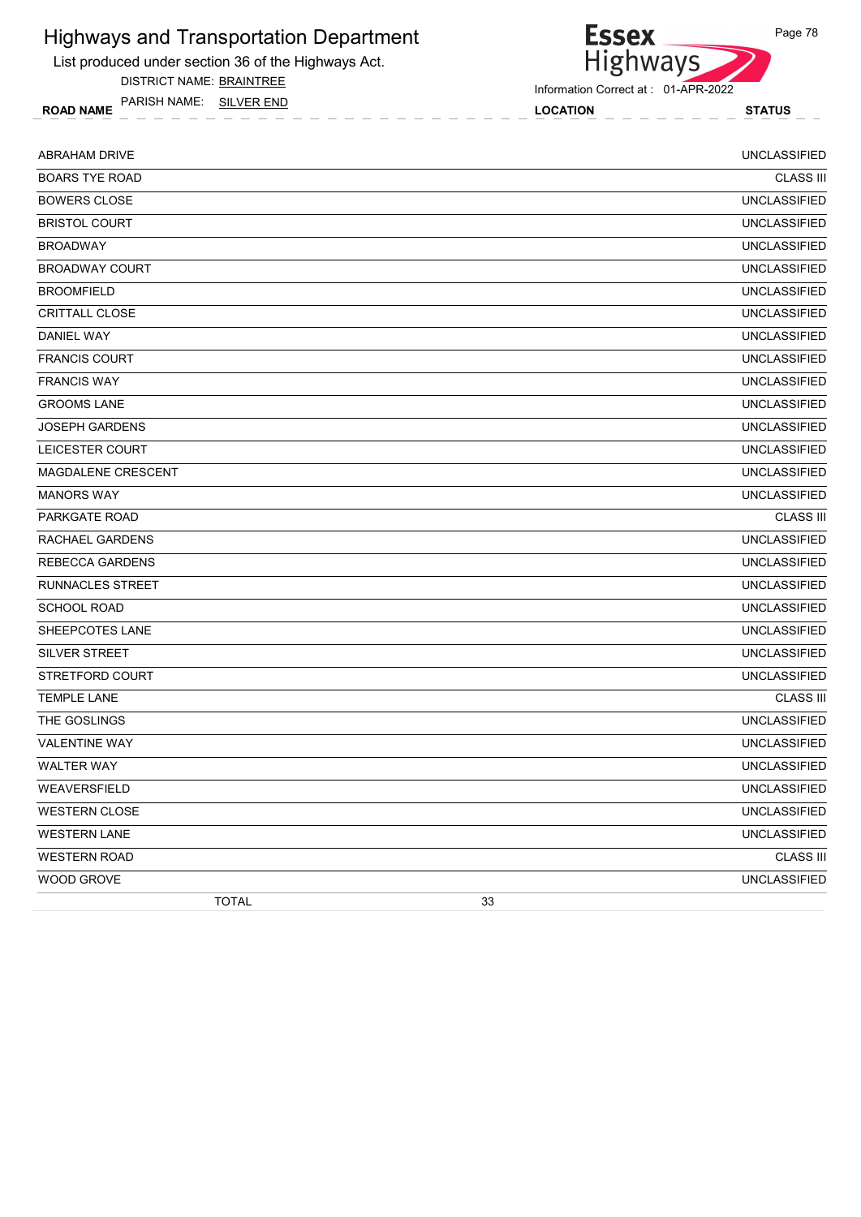# Highways and Transportation Department

List produced under section 36 of the Highways Act.

DISTRICT NAME: BRAINTREE

PARISH NAME: SILVER END

Information Correct at : 01-APR-2022

| ROAD NAME | LOCATION | STATUS |
|---|---|---|
| ABRAHAM DRIVE | | UNCLASSIFIED |
| BOARS TYE ROAD | | CLASS III |
| BOWERS CLOSE | | UNCLASSIFIED |
| BRISTOL COURT | | UNCLASSIFIED |
| BROADWAY | | UNCLASSIFIED |
| BROADWAY COURT | | UNCLASSIFIED |
| BROOMFIELD | | UNCLASSIFIED |
| CRITTALL CLOSE | | UNCLASSIFIED |
| DANIEL WAY | | UNCLASSIFIED |
| FRANCIS COURT | | UNCLASSIFIED |
| FRANCIS WAY | | UNCLASSIFIED |
| GROOMS LANE | | UNCLASSIFIED |
| JOSEPH GARDENS | | UNCLASSIFIED |
| LEICESTER COURT | | UNCLASSIFIED |
| MAGDALENE CRESCENT | | UNCLASSIFIED |
| MANORS WAY | | UNCLASSIFIED |
| PARKGATE ROAD | | CLASS III |
| RACHAEL GARDENS | | UNCLASSIFIED |
| REBECCA GARDENS | | UNCLASSIFIED |
| RUNNACLES STREET | | UNCLASSIFIED |
| SCHOOL ROAD | | UNCLASSIFIED |
| SHEEPCOTES LANE | | UNCLASSIFIED |
| SILVER STREET | | UNCLASSIFIED |
| STRETFORD COURT | | UNCLASSIFIED |
| TEMPLE LANE | | CLASS III |
| THE GOSLINGS | | UNCLASSIFIED |
| VALENTINE WAY | | UNCLASSIFIED |
| WALTER WAY | | UNCLASSIFIED |
| WEAVERSFIELD | | UNCLASSIFIED |
| WESTERN CLOSE | | UNCLASSIFIED |
| WESTERN LANE | | UNCLASSIFIED |
| WESTERN ROAD | | CLASS III |
| WOOD GROVE | | UNCLASSIFIED |
| TOTAL | 33 | |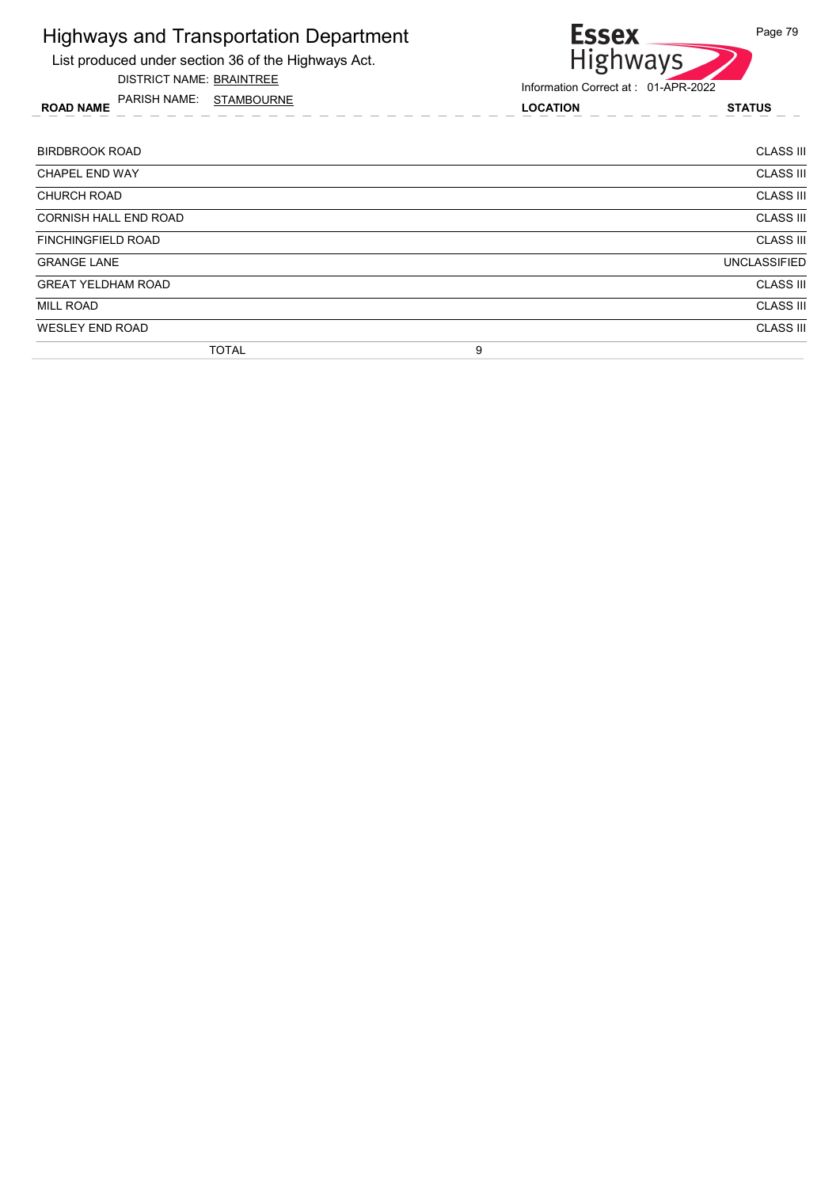# Highways and Transportation Department

List produced under section 36 of the Highways Act.

DISTRICT NAME: BRAINTREE

PARISH NAME: STAMBOURNE

Essex Highways

Information Correct at : 01-APR-2022

| ROAD NAME | LOCATION | STATUS |
|---|---|---|
| BIRDBROOK ROAD | | CLASS III |
| CHAPEL END WAY | | CLASS III |
| CHURCH ROAD | | CLASS III |
| CORNISH HALL END ROAD | | CLASS III |
| FINCHINGFIELD ROAD | | CLASS III |
| GRANGE LANE | | UNCLASSIFIED |
| GREAT YELDHAM ROAD | | CLASS III |
| MILL ROAD | | CLASS III |
| WESLEY END ROAD | | CLASS III |
| TOTAL | 9 | |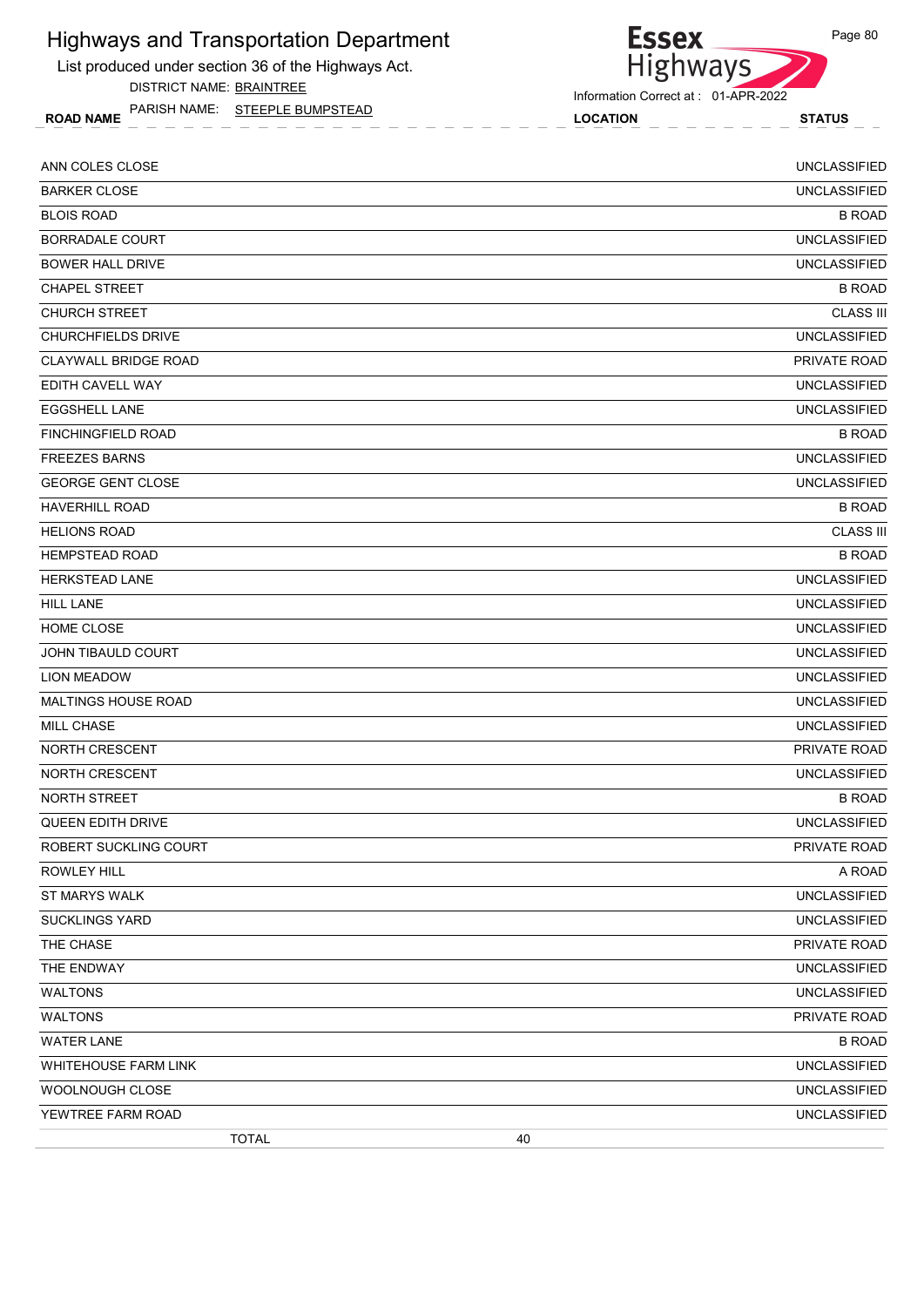# Highways and Transportation Department

List produced under section 36 of the Highways Act.

DISTRICT NAME: BRAINTREE

PARISH NAME: STEEPLE BUMPSTEAD

Information Correct at : 01-APR-2022

| ROAD NAME | LOCATION | STATUS |
|---|---|---|
| ANN COLES CLOSE | | UNCLASSIFIED |
| BARKER CLOSE | | UNCLASSIFIED |
| BLOIS ROAD | | B ROAD |
| BORRADALE COURT | | UNCLASSIFIED |
| BOWER HALL DRIVE | | UNCLASSIFIED |
| CHAPEL STREET | | B ROAD |
| CHURCH STREET | | CLASS III |
| CHURCHFIELDS DRIVE | | UNCLASSIFIED |
| CLAYWALL BRIDGE ROAD | | PRIVATE ROAD |
| EDITH CAVELL WAY | | UNCLASSIFIED |
| EGGSHELL LANE | | UNCLASSIFIED |
| FINCHINGFIELD ROAD | | B ROAD |
| FREEZES BARNS | | UNCLASSIFIED |
| GEORGE GENT CLOSE | | UNCLASSIFIED |
| HAVERHILL ROAD | | B ROAD |
| HELIONS ROAD | | CLASS III |
| HEMPSTEAD ROAD | | B ROAD |
| HERKSTEAD LANE | | UNCLASSIFIED |
| HILL LANE | | UNCLASSIFIED |
| HOME CLOSE | | UNCLASSIFIED |
| JOHN TIBAULD COURT | | UNCLASSIFIED |
| LION MEADOW | | UNCLASSIFIED |
| MALTINGS HOUSE ROAD | | UNCLASSIFIED |
| MILL CHASE | | UNCLASSIFIED |
| NORTH CRESCENT | | PRIVATE ROAD |
| NORTH CRESCENT | | UNCLASSIFIED |
| NORTH STREET | | B ROAD |
| QUEEN EDITH DRIVE | | UNCLASSIFIED |
| ROBERT SUCKLING COURT | | PRIVATE ROAD |
| ROWLEY HILL | | A ROAD |
| ST MARYS WALK | | UNCLASSIFIED |
| SUCKLINGS YARD | | UNCLASSIFIED |
| THE CHASE | | PRIVATE ROAD |
| THE ENDWAY | | UNCLASSIFIED |
| WALTONS | | UNCLASSIFIED |
| WALTONS | | PRIVATE ROAD |
| WATER LANE | | B ROAD |
| WHITEHOUSE FARM LINK | | UNCLASSIFIED |
| WOOLNOUGH CLOSE | | UNCLASSIFIED |
| YEWTREE FARM ROAD | | UNCLASSIFIED |
| TOTAL | 40 | |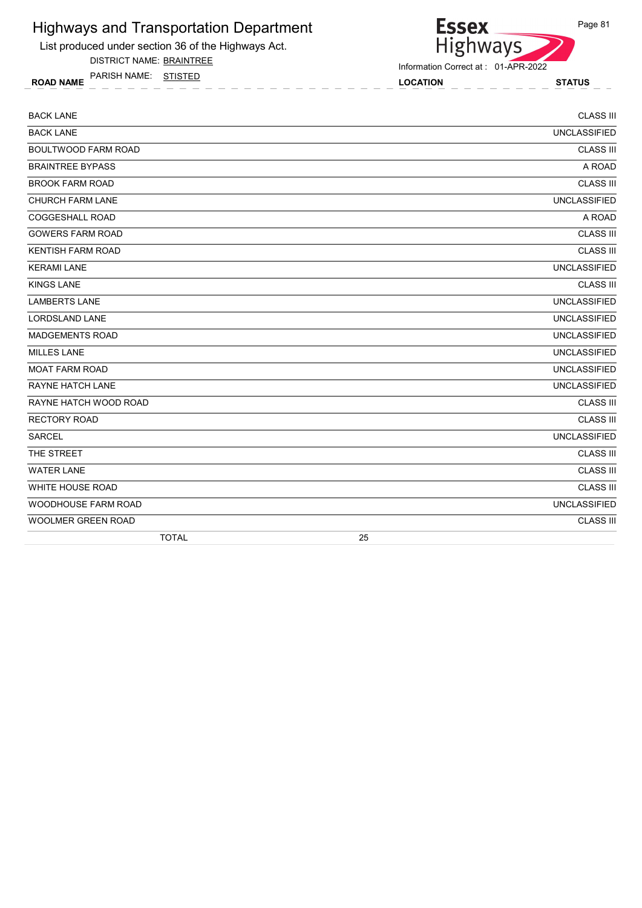# Highways and Transportation Department

List produced under section 36 of the Highways Act.

DISTRICT NAME: BRAINTREE

PARISH NAME: STISTED

Information Correct at : 01-APR-2022

| ROAD NAME | LOCATION | STATUS |
|---|---|---|
| BACK LANE | | CLASS III |
| BACK LANE | | UNCLASSIFIED |
| BOULTWOOD FARM ROAD | | CLASS III |
| BRAINTREE BYPASS | | A ROAD |
| BROOK FARM ROAD | | CLASS III |
| CHURCH FARM LANE | | UNCLASSIFIED |
| COGGESHALL ROAD | | A ROAD |
| GOWERS FARM ROAD | | CLASS III |
| KENTISH FARM ROAD | | CLASS III |
| KERAMI LANE | | UNCLASSIFIED |
| KINGS LANE | | CLASS III |
| LAMBERTS LANE | | UNCLASSIFIED |
| LORDSLAND LANE | | UNCLASSIFIED |
| MADGEMENTS ROAD | | UNCLASSIFIED |
| MILLES LANE | | UNCLASSIFIED |
| MOAT FARM ROAD | | UNCLASSIFIED |
| RAYNE HATCH LANE | | UNCLASSIFIED |
| RAYNE HATCH WOOD ROAD | | CLASS III |
| RECTORY ROAD | | CLASS III |
| SARCEL | | UNCLASSIFIED |
| THE STREET | | CLASS III |
| WATER LANE | | CLASS III |
| WHITE HOUSE ROAD | | CLASS III |
| WOODHOUSE FARM ROAD | | UNCLASSIFIED |
| WOOLMER GREEN ROAD | | CLASS III |
| TOTAL | 25 | |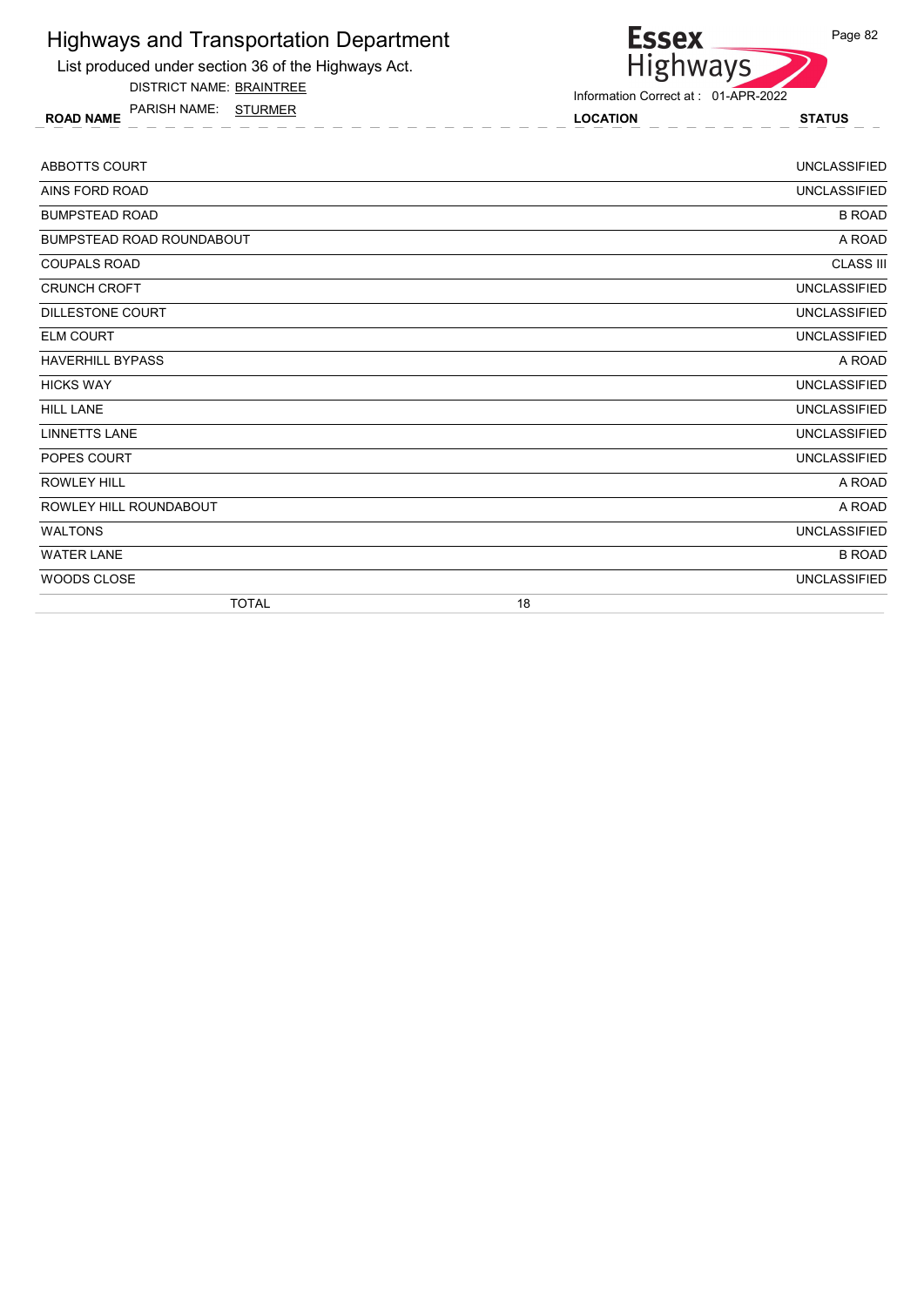# Highways and Transportation Department

List produced under section 36 of the Highways Act.

DISTRICT NAME: BRAINTREE

PARISH NAME: STURMER

Information Correct at : 01-APR-2022

| ROAD NAME | LOCATION | STATUS |
|---|---|---|
| ABBOTTS COURT | | UNCLASSIFIED |
| AINS FORD ROAD | | UNCLASSIFIED |
| BUMPSTEAD ROAD | | B ROAD |
| BUMPSTEAD ROAD ROUNDABOUT | | A ROAD |
| COUPALS ROAD | | CLASS III |
| CRUNCH CROFT | | UNCLASSIFIED |
| DILLESTONE COURT | | UNCLASSIFIED |
| ELM COURT | | UNCLASSIFIED |
| HAVERHILL BYPASS | | A ROAD |
| HICKS WAY | | UNCLASSIFIED |
| HILL LANE | | UNCLASSIFIED |
| LINNETTS LANE | | UNCLASSIFIED |
| POPES COURT | | UNCLASSIFIED |
| ROWLEY HILL | | A ROAD |
| ROWLEY HILL ROUNDABOUT | | A ROAD |
| WALTONS | | UNCLASSIFIED |
| WATER LANE | | B ROAD |
| WOODS CLOSE | | UNCLASSIFIED |
| TOTAL | 18 | |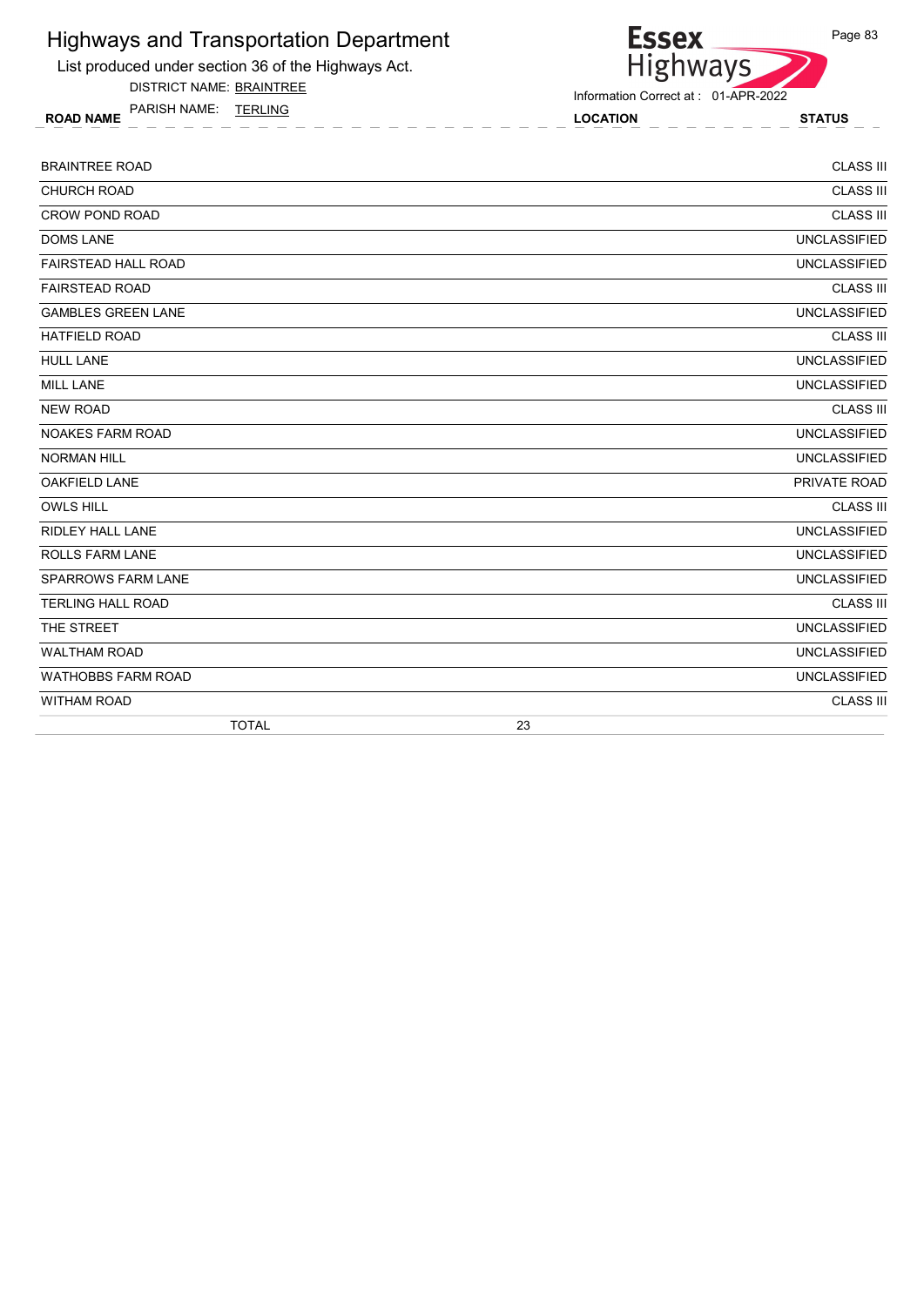# Highways and Transportation Department

List produced under section 36 of the Highways Act.

DISTRICT NAME: BRAINTREE

PARISH NAME: TERLING

Information Correct at : 01-APR-2022

| ROAD NAME | LOCATION | STATUS |
|---|---|---|
| BRAINTREE ROAD | | CLASS III |
| CHURCH ROAD | | CLASS III |
| CROW POND ROAD | | CLASS III |
| DOMS LANE | | UNCLASSIFIED |
| FAIRSTEAD HALL ROAD | | UNCLASSIFIED |
| FAIRSTEAD ROAD | | CLASS III |
| GAMBLES GREEN LANE | | UNCLASSIFIED |
| HATFIELD ROAD | | CLASS III |
| HULL LANE | | UNCLASSIFIED |
| MILL LANE | | UNCLASSIFIED |
| NEW ROAD | | CLASS III |
| NOAKES FARM ROAD | | UNCLASSIFIED |
| NORMAN HILL | | UNCLASSIFIED |
| OAKFIELD LANE | | PRIVATE ROAD |
| OWLS HILL | | CLASS III |
| RIDLEY HALL LANE | | UNCLASSIFIED |
| ROLLS FARM LANE | | UNCLASSIFIED |
| SPARROWS FARM LANE | | UNCLASSIFIED |
| TERLING HALL ROAD | | CLASS III |
| THE STREET | | UNCLASSIFIED |
| WALTHAM ROAD | | UNCLASSIFIED |
| WATHOBBS FARM ROAD | | UNCLASSIFIED |
| WITHAM ROAD | | CLASS III |
| TOTAL | 23 | |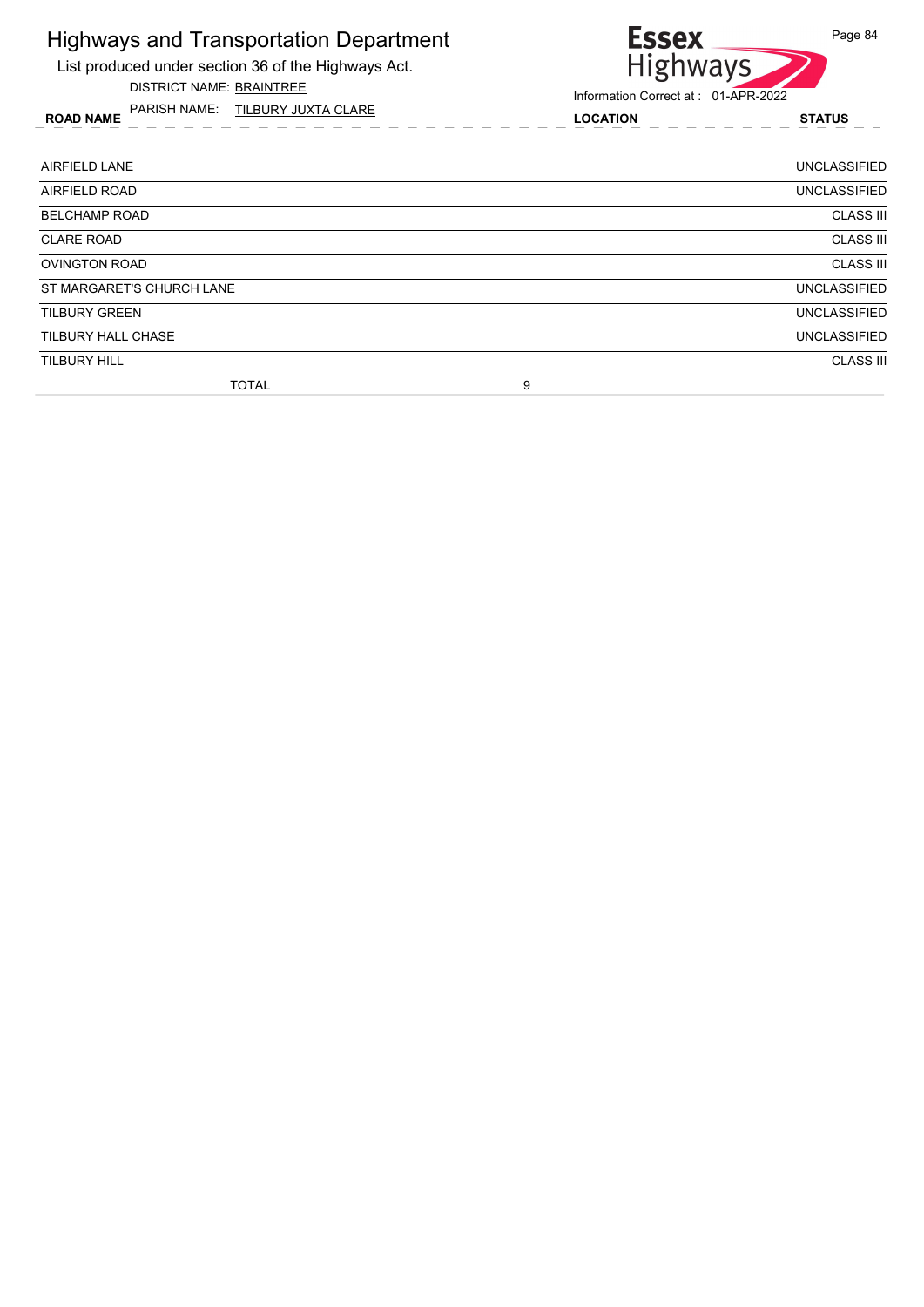# Highways and Transportation Department

List produced under section 36 of the Highways Act.

DISTRICT NAME: BRAINTREE

PARISH NAME: TILBURY JUXTA CLARE

Essex Highways

Information Correct at : 01-APR-2022

| ROAD NAME | LOCATION | STATUS |
|---|---|---|
| AIRFIELD LANE | | UNCLASSIFIED |
| AIRFIELD ROAD | | UNCLASSIFIED |
| BELCHAMP ROAD | | CLASS III |
| CLARE ROAD | | CLASS III |
| OVINGTON ROAD | | CLASS III |
| ST MARGARET'S CHURCH LANE | | UNCLASSIFIED |
| TILBURY GREEN | | UNCLASSIFIED |
| TILBURY HALL CHASE | | UNCLASSIFIED |
| TILBURY HILL | | CLASS III |
| TOTAL | 9 | |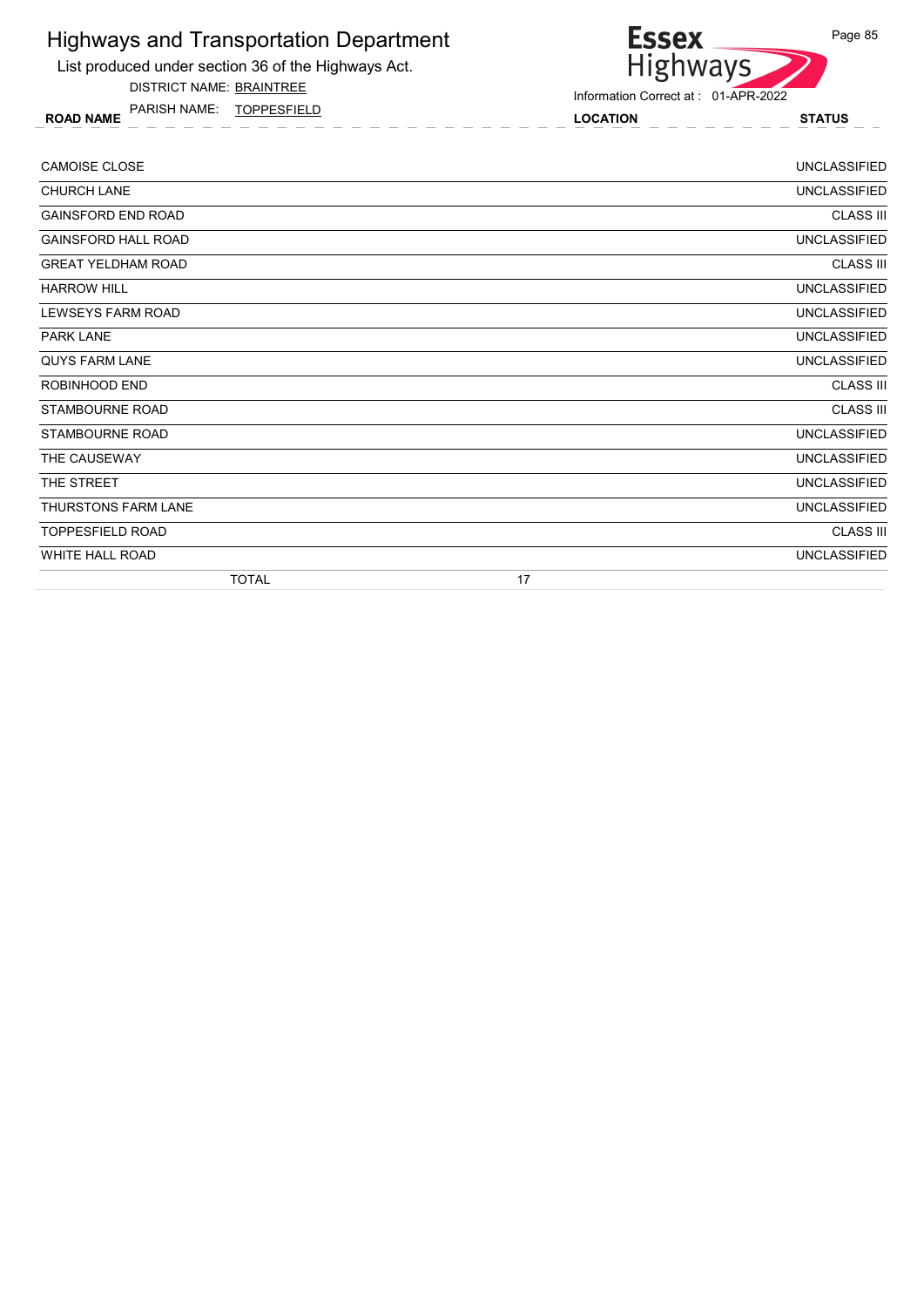# Highways and Transportation Department

List produced under section 36 of the Highways Act.

DISTRICT NAME: BRAINTREE

PARISH NAME: TOPPESFIELD

Information Correct at : 01-APR-2022

| ROAD NAME | LOCATION | STATUS |
|---|---|---|
| CAMOISE CLOSE | | UNCLASSIFIED |
| CHURCH LANE | | UNCLASSIFIED |
| GAINSFORD END ROAD | | CLASS III |
| GAINSFORD HALL ROAD | | UNCLASSIFIED |
| GREAT YELDHAM ROAD | | CLASS III |
| HARROW HILL | | UNCLASSIFIED |
| LEWSEYS FARM ROAD | | UNCLASSIFIED |
| PARK LANE | | UNCLASSIFIED |
| QUYS FARM LANE | | UNCLASSIFIED |
| ROBINHOOD END | | CLASS III |
| STAMBOURNE ROAD | | CLASS III |
| STAMBOURNE ROAD | | UNCLASSIFIED |
| THE CAUSEWAY | | UNCLASSIFIED |
| THE STREET | | UNCLASSIFIED |
| THURSTONS FARM LANE | | UNCLASSIFIED |
| TOPPESFIELD ROAD | | CLASS III |
| WHITE HALL ROAD | | UNCLASSIFIED |
| TOTAL | 17 | |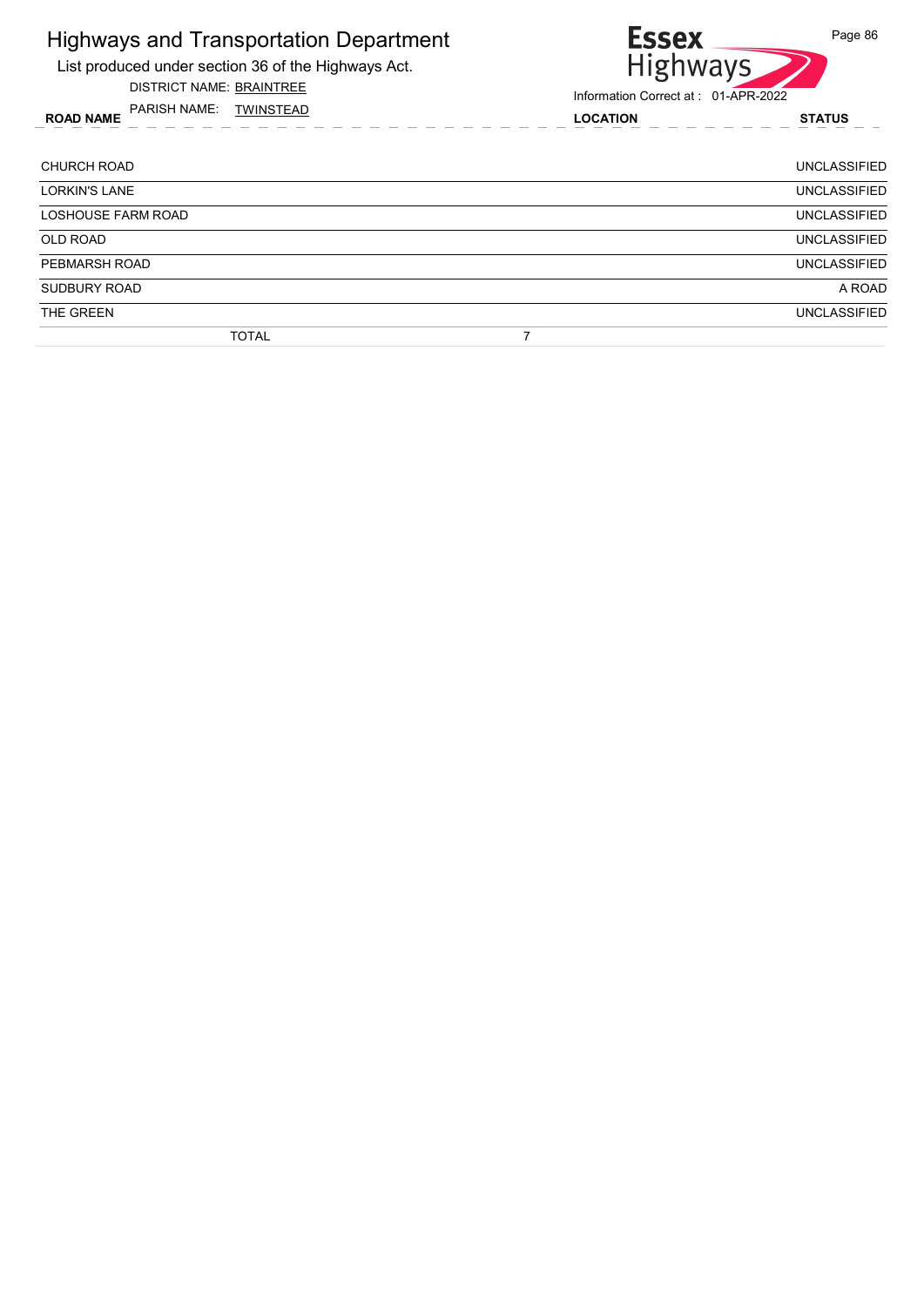# Highways and Transportation Department

List produced under section 36 of the Highways Act.

DISTRICT NAME: BRAINTREE

PARISH NAME: TWINSTEAD

Information Correct at : 01-APR-2022

| ROAD NAME | LOCATION | STATUS |
|---|---|---|
| CHURCH ROAD | | UNCLASSIFIED |
| LORKIN'S LANE | | UNCLASSIFIED |
| LOSHOUSE FARM ROAD | | UNCLASSIFIED |
| OLD ROAD | | UNCLASSIFIED |
| PEBMARSH ROAD | | UNCLASSIFIED |
| SUDBURY ROAD | | A ROAD |
| THE GREEN | | UNCLASSIFIED |
| TOTAL | 7 | |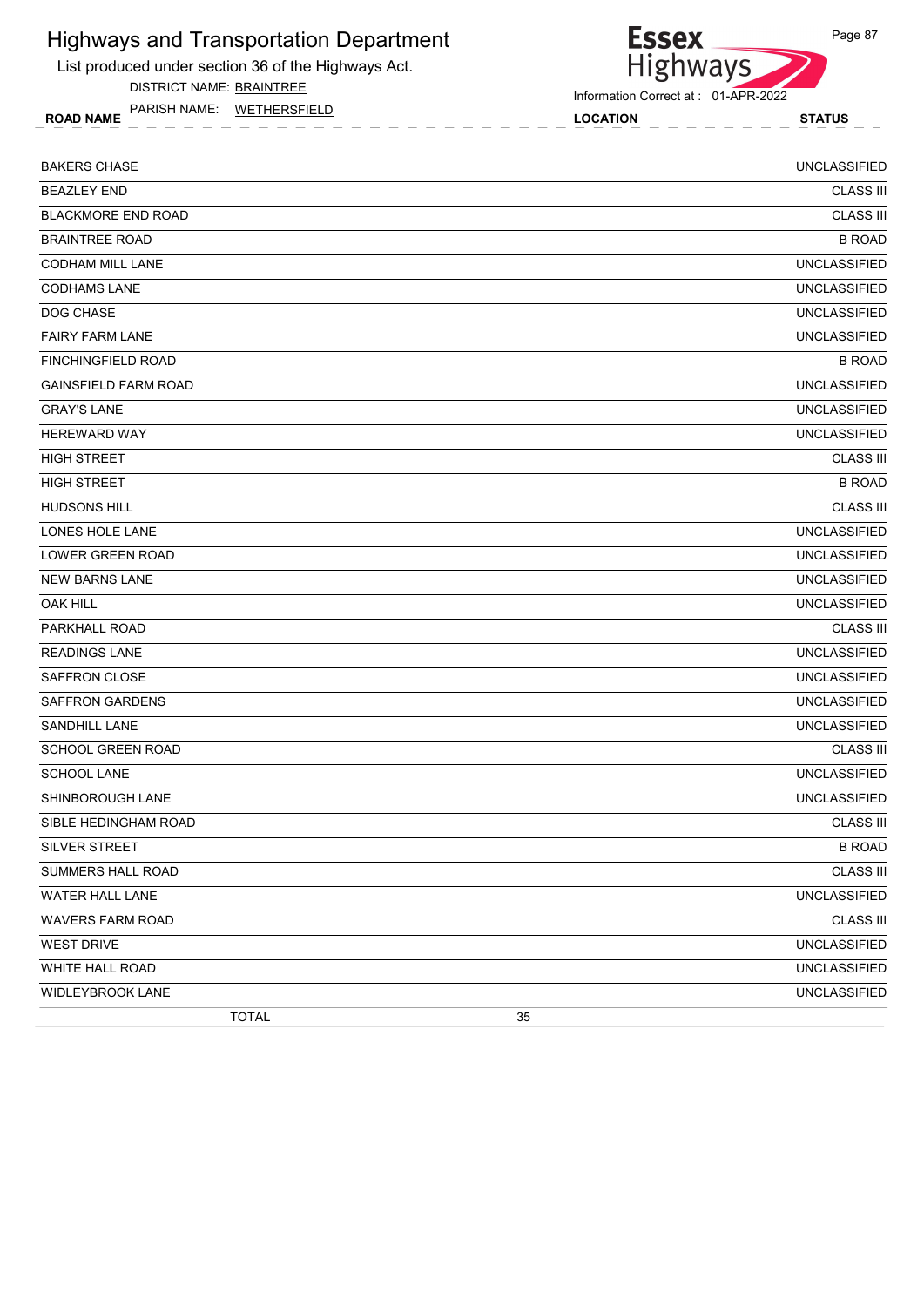# Highways and Transportation Department

List produced under section 36 of the Highways Act.

DISTRICT NAME: BRAINTREE

PARISH NAME: WETHERSFIELD

Information Correct at : 01-APR-2022

| ROAD NAME | LOCATION | STATUS |
|---|---|---|
| BAKERS CHASE | | UNCLASSIFIED |
| BEAZLEY END | | CLASS III |
| BLACKMORE END ROAD | | CLASS III |
| BRAINTREE ROAD | | B ROAD |
| CODHAM MILL LANE | | UNCLASSIFIED |
| CODHAMS LANE | | UNCLASSIFIED |
| DOG CHASE | | UNCLASSIFIED |
| FAIRY FARM LANE | | UNCLASSIFIED |
| FINCHINGFIELD ROAD | | B ROAD |
| GAINSFIELD FARM ROAD | | UNCLASSIFIED |
| GRAY'S LANE | | UNCLASSIFIED |
| HEREWARD WAY | | UNCLASSIFIED |
| HIGH STREET | | CLASS III |
| HIGH STREET | | B ROAD |
| HUDSONS HILL | | CLASS III |
| LONES HOLE LANE | | UNCLASSIFIED |
| LOWER GREEN ROAD | | UNCLASSIFIED |
| NEW BARNS LANE | | UNCLASSIFIED |
| OAK HILL | | UNCLASSIFIED |
| PARKHALL ROAD | | CLASS III |
| READINGS LANE | | UNCLASSIFIED |
| SAFFRON CLOSE | | UNCLASSIFIED |
| SAFFRON GARDENS | | UNCLASSIFIED |
| SANDHILL LANE | | UNCLASSIFIED |
| SCHOOL GREEN ROAD | | CLASS III |
| SCHOOL LANE | | UNCLASSIFIED |
| SHINBOROUGH LANE | | UNCLASSIFIED |
| SIBLE HEDINGHAM ROAD | | CLASS III |
| SILVER STREET | | B ROAD |
| SUMMERS HALL ROAD | | CLASS III |
| WATER HALL LANE | | UNCLASSIFIED |
| WAVERS FARM ROAD | | CLASS III |
| WEST DRIVE | | UNCLASSIFIED |
| WHITE HALL ROAD | | UNCLASSIFIED |
| WIDLEYBROOK LANE | | UNCLASSIFIED |
| TOTAL | 35 | |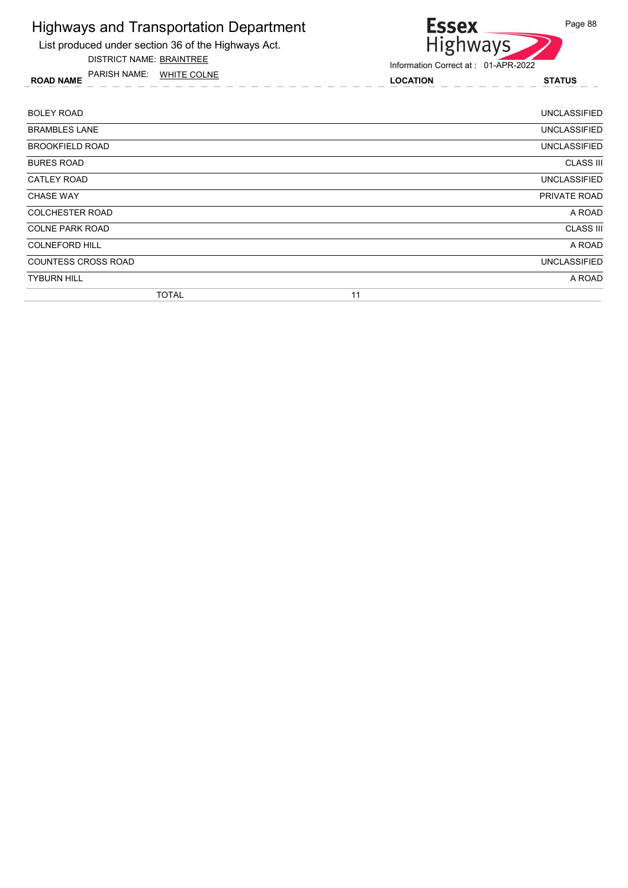# Highways and Transportation Department

List produced under section 36 of the Highways Act.

DISTRICT NAME: BRAINTREE

PARISH NAME: WHITE COLNE

Information Correct at : 01-APR-2022

| ROAD NAME | LOCATION | STATUS |
|---|---|---|
| BOLEY ROAD | | UNCLASSIFIED |
| BRAMBLES LANE | | UNCLASSIFIED |
| BROOKFIELD ROAD | | UNCLASSIFIED |
| BURES ROAD | | CLASS III |
| CATLEY ROAD | | UNCLASSIFIED |
| CHASE WAY | | PRIVATE ROAD |
| COLCHESTER ROAD | | A ROAD |
| COLNE PARK ROAD | | CLASS III |
| COLNEFORD HILL | | A ROAD |
| COUNTESS CROSS ROAD | | UNCLASSIFIED |
| TYBURN HILL | | A ROAD |
| TOTAL | 11 | |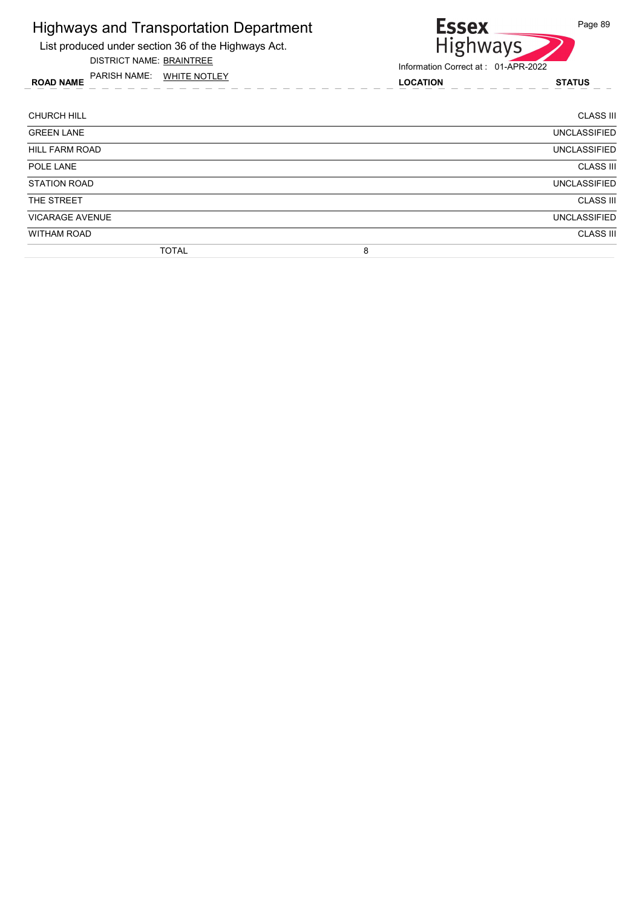# Highways and Transportation Department

List produced under section 36 of the Highways Act.

DISTRICT NAME: BRAINTREE

PARISH NAME: WHITE NOTLEY

Essex Highways

Information Correct at : 01-APR-2022

| ROAD NAME | LOCATION | STATUS |
|---|---|---|
| CHURCH HILL | | CLASS III |
| GREEN LANE | | UNCLASSIFIED |
| HILL FARM ROAD | | UNCLASSIFIED |
| POLE LANE | | CLASS III |
| STATION ROAD | | UNCLASSIFIED |
| THE STREET | | CLASS III |
| VICARAGE AVENUE | | UNCLASSIFIED |
| WITHAM ROAD | | CLASS III |
| TOTAL | 8 | |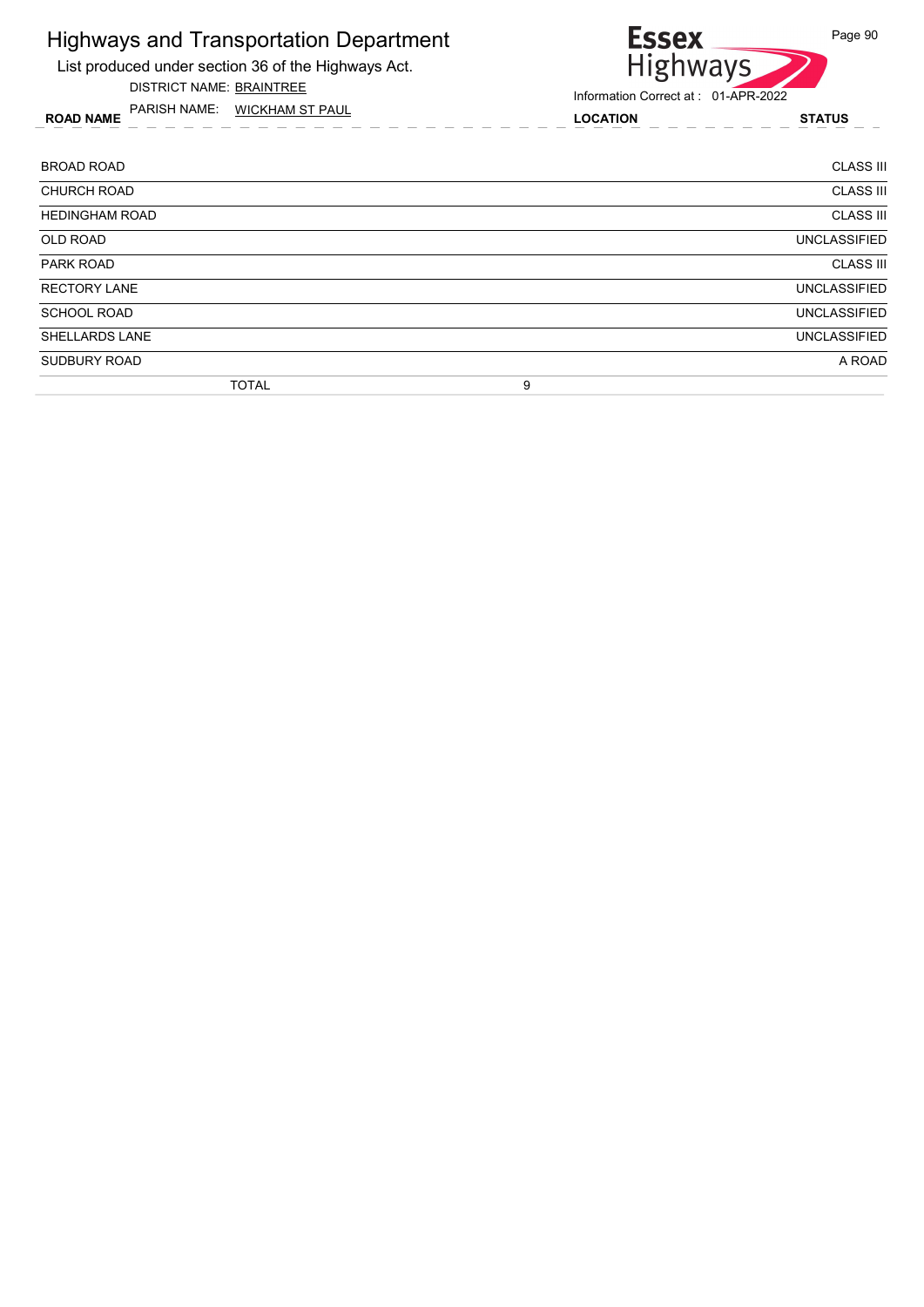# Highways and Transportation Department

List produced under section 36 of the Highways Act.

DISTRICT NAME: BRAINTREE

PARISH NAME: WICKHAM ST PAUL

Essex Highways

Information Correct at : 01-APR-2022

| ROAD NAME | LOCATION | STATUS |
|---|---|---|
| BROAD ROAD | | CLASS III |
| CHURCH ROAD | | CLASS III |
| HEDINGHAM ROAD | | CLASS III |
| OLD ROAD | | UNCLASSIFIED |
| PARK ROAD | | CLASS III |
| RECTORY LANE | | UNCLASSIFIED |
| SCHOOL ROAD | | UNCLASSIFIED |
| SHELLARDS LANE | | UNCLASSIFIED |
| SUDBURY ROAD | | A ROAD |
| TOTAL | 9 | |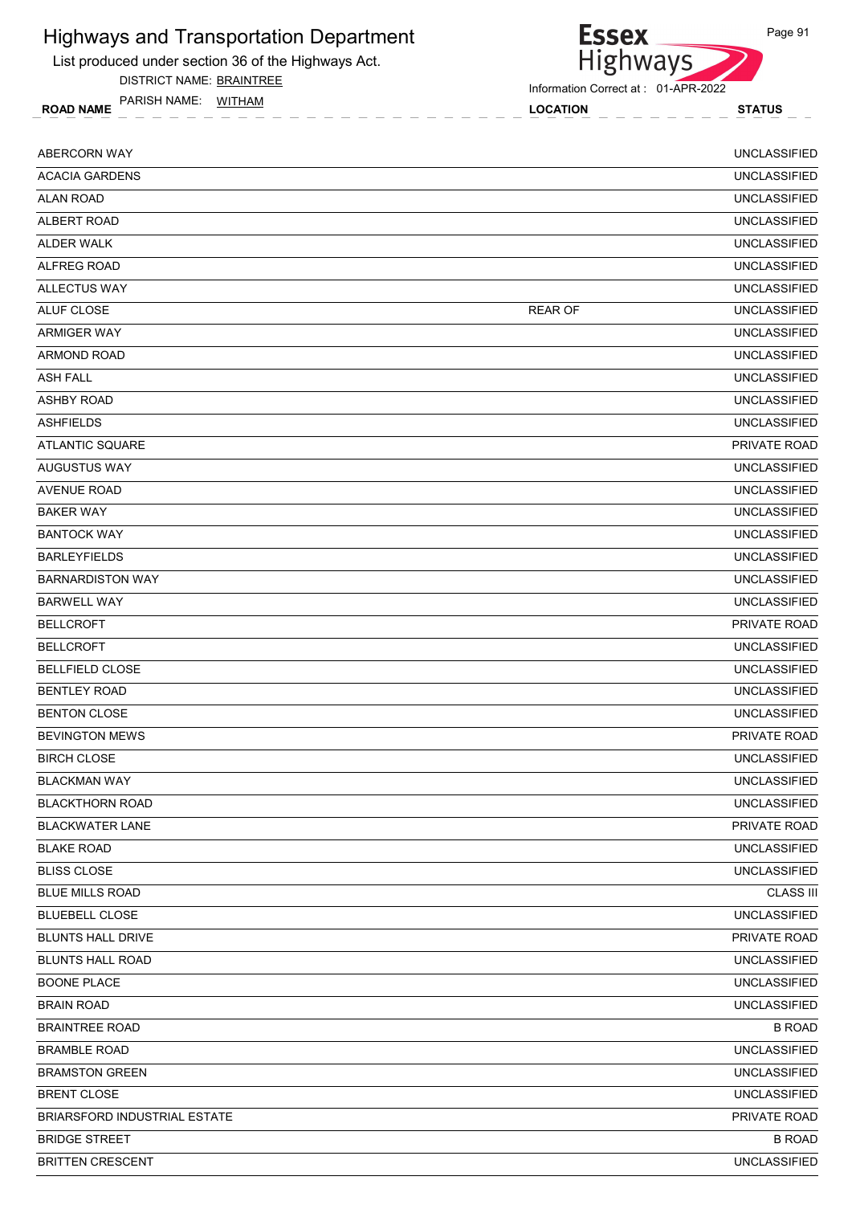# Highways and Transportation Department

List produced under section 36 of the Highways Act.

DISTRICT NAME: BRAINTREE

PARISH NAME: WITHAM

Information Correct at : 01-APR-2022

| ROAD NAME | LOCATION | STATUS |
|---|---|---|
| ABERCORN WAY | | UNCLASSIFIED |
| ACACIA GARDENS | | UNCLASSIFIED |
| ALAN ROAD | | UNCLASSIFIED |
| ALBERT ROAD | | UNCLASSIFIED |
| ALDER WALK | | UNCLASSIFIED |
| ALFREG ROAD | | UNCLASSIFIED |
| ALLECTUS WAY | | UNCLASSIFIED |
| ALUF CLOSE | REAR OF | UNCLASSIFIED |
| ARMIGER WAY | | UNCLASSIFIED |
| ARMOND ROAD | | UNCLASSIFIED |
| ASH FALL | | UNCLASSIFIED |
| ASHBY ROAD | | UNCLASSIFIED |
| ASHFIELDS | | UNCLASSIFIED |
| ATLANTIC SQUARE | | PRIVATE ROAD |
| AUGUSTUS WAY | | UNCLASSIFIED |
| AVENUE ROAD | | UNCLASSIFIED |
| BAKER WAY | | UNCLASSIFIED |
| BANTOCK WAY | | UNCLASSIFIED |
| BARLEYFIELDS | | UNCLASSIFIED |
| BARNARDISTON WAY | | UNCLASSIFIED |
| BARWELL WAY | | UNCLASSIFIED |
| BELLCROFT | | PRIVATE ROAD |
| BELLCROFT | | UNCLASSIFIED |
| BELLFIELD CLOSE | | UNCLASSIFIED |
| BENTLEY ROAD | | UNCLASSIFIED |
| BENTON CLOSE | | UNCLASSIFIED |
| BEVINGTON MEWS | | PRIVATE ROAD |
| BIRCH CLOSE | | UNCLASSIFIED |
| BLACKMAN WAY | | UNCLASSIFIED |
| BLACKTHORN ROAD | | UNCLASSIFIED |
| BLACKWATER LANE | | PRIVATE ROAD |
| BLAKE ROAD | | UNCLASSIFIED |
| BLISS CLOSE | | UNCLASSIFIED |
| BLUE MILLS ROAD | | CLASS III |
| BLUEBELL CLOSE | | UNCLASSIFIED |
| BLUNTS HALL DRIVE | | PRIVATE ROAD |
| BLUNTS HALL ROAD | | UNCLASSIFIED |
| BOONE PLACE | | UNCLASSIFIED |
| BRAIN ROAD | | UNCLASSIFIED |
| BRAINTREE ROAD | | B ROAD |
| BRAMBLE ROAD | | UNCLASSIFIED |
| BRAMSTON GREEN | | UNCLASSIFIED |
| BRENT CLOSE | | UNCLASSIFIED |
| BRIARSFORD INDUSTRIAL ESTATE | | PRIVATE ROAD |
| BRIDGE STREET | | B ROAD |
| BRITTEN CRESCENT | | UNCLASSIFIED |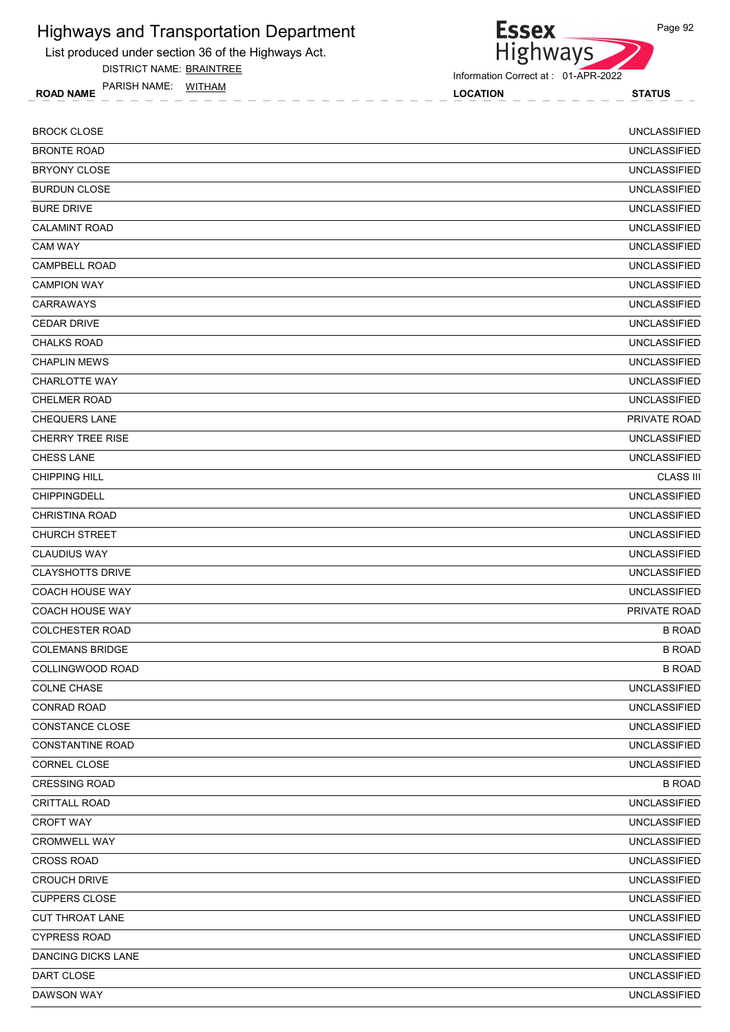# Highways and Transportation Department

List produced under section 36 of the Highways Act.

DISTRICT NAME: BRAINTREE

PARISH NAME: WITHAM

Information Correct at : 01-APR-2022

| ROAD NAME | LOCATION | STATUS |
|---|---|---|
| BROCK CLOSE | | UNCLASSIFIED |
| BRONTE ROAD | | UNCLASSIFIED |
| BRYONY CLOSE | | UNCLASSIFIED |
| BURDUN CLOSE | | UNCLASSIFIED |
| BURE DRIVE | | UNCLASSIFIED |
| CALAMINT ROAD | | UNCLASSIFIED |
| CAM WAY | | UNCLASSIFIED |
| CAMPBELL ROAD | | UNCLASSIFIED |
| CAMPION WAY | | UNCLASSIFIED |
| CARRAWAYS | | UNCLASSIFIED |
| CEDAR DRIVE | | UNCLASSIFIED |
| CHALKS ROAD | | UNCLASSIFIED |
| CHAPLIN MEWS | | UNCLASSIFIED |
| CHARLOTTE WAY | | UNCLASSIFIED |
| CHELMER ROAD | | UNCLASSIFIED |
| CHEQUERS LANE | | PRIVATE ROAD |
| CHERRY TREE RISE | | UNCLASSIFIED |
| CHESS LANE | | UNCLASSIFIED |
| CHIPPING HILL | | CLASS III |
| CHIPPINGDELL | | UNCLASSIFIED |
| CHRISTINA ROAD | | UNCLASSIFIED |
| CHURCH STREET | | UNCLASSIFIED |
| CLAUDIUS WAY | | UNCLASSIFIED |
| CLAYSHOTTS DRIVE | | UNCLASSIFIED |
| COACH HOUSE WAY | | UNCLASSIFIED |
| COACH HOUSE WAY | | PRIVATE ROAD |
| COLCHESTER ROAD | | B ROAD |
| COLEMANS BRIDGE | | B ROAD |
| COLLINGWOOD ROAD | | B ROAD |
| COLNE CHASE | | UNCLASSIFIED |
| CONRAD ROAD | | UNCLASSIFIED |
| CONSTANCE CLOSE | | UNCLASSIFIED |
| CONSTANTINE ROAD | | UNCLASSIFIED |
| CORNEL CLOSE | | UNCLASSIFIED |
| CRESSING ROAD | | B ROAD |
| CRITTALL ROAD | | UNCLASSIFIED |
| CROFT WAY | | UNCLASSIFIED |
| CROMWELL WAY | | UNCLASSIFIED |
| CROSS ROAD | | UNCLASSIFIED |
| CROUCH DRIVE | | UNCLASSIFIED |
| CUPPERS CLOSE | | UNCLASSIFIED |
| CUT THROAT LANE | | UNCLASSIFIED |
| CYPRESS ROAD | | UNCLASSIFIED |
| DANCING DICKS LANE | | UNCLASSIFIED |
| DART CLOSE | | UNCLASSIFIED |
| DAWSON WAY | | UNCLASSIFIED |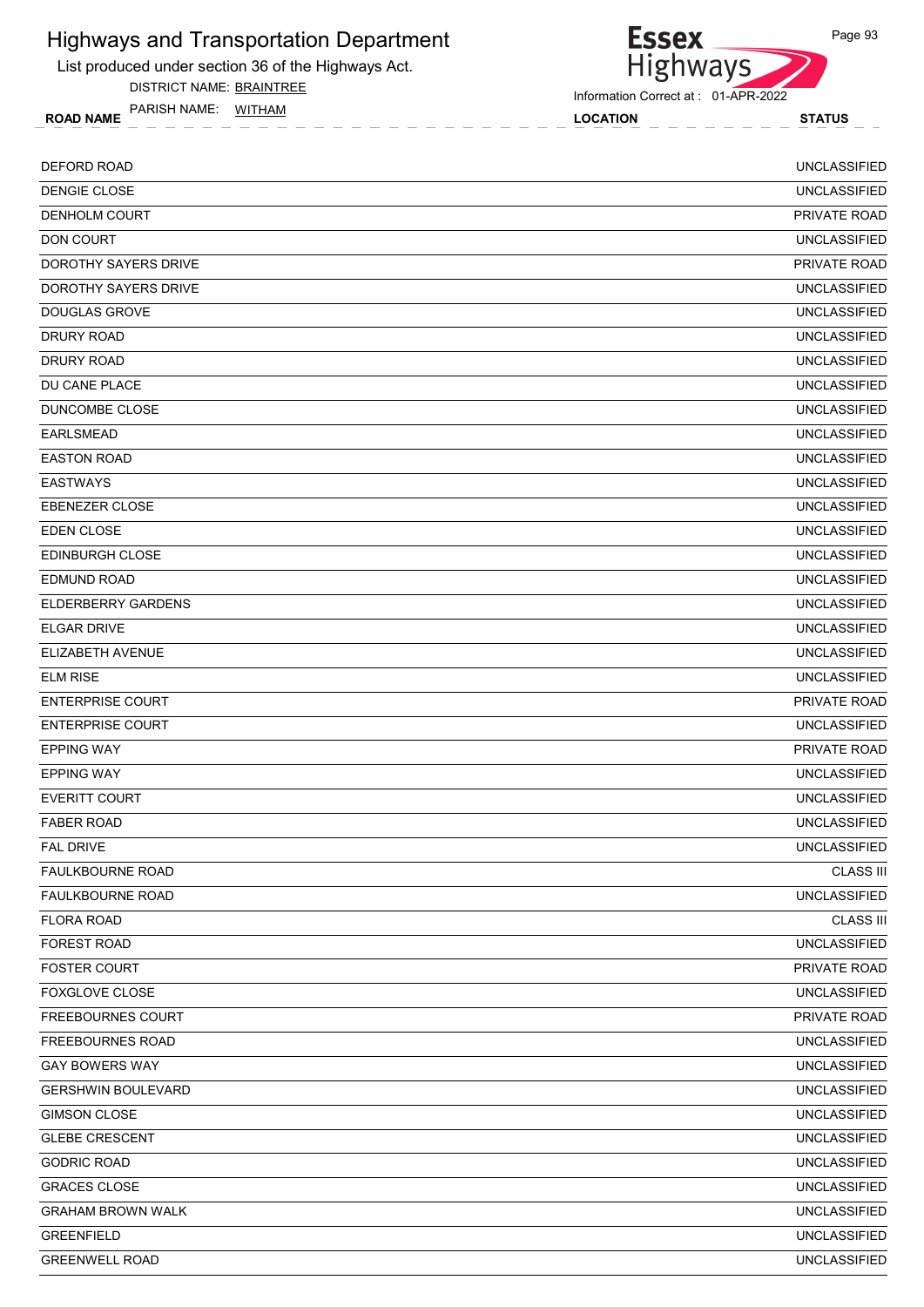# Highways and Transportation Department

List produced under section 36 of the Highways Act.

DISTRICT NAME: BRAINTREE

PARISH NAME: WITHAM

Information Correct at : 01-APR-2022

| ROAD NAME | LOCATION | STATUS |
|---|---|---|
| DEFORD ROAD | | UNCLASSIFIED |
| DENGIE CLOSE | | UNCLASSIFIED |
| DENHOLM COURT | | PRIVATE ROAD |
| DON COURT | | UNCLASSIFIED |
| DOROTHY SAYERS DRIVE | | PRIVATE ROAD |
| DOROTHY SAYERS DRIVE | | UNCLASSIFIED |
| DOUGLAS GROVE | | UNCLASSIFIED |
| DRURY ROAD | | UNCLASSIFIED |
| DRURY ROAD | | UNCLASSIFIED |
| DU CANE PLACE | | UNCLASSIFIED |
| DUNCOMBE CLOSE | | UNCLASSIFIED |
| EARLSMEAD | | UNCLASSIFIED |
| EASTON ROAD | | UNCLASSIFIED |
| EASTWAYS | | UNCLASSIFIED |
| EBENEZER CLOSE | | UNCLASSIFIED |
| EDEN CLOSE | | UNCLASSIFIED |
| EDINBURGH CLOSE | | UNCLASSIFIED |
| EDMUND ROAD | | UNCLASSIFIED |
| ELDERBERRY GARDENS | | UNCLASSIFIED |
| ELGAR DRIVE | | UNCLASSIFIED |
| ELIZABETH AVENUE | | UNCLASSIFIED |
| ELM RISE | | UNCLASSIFIED |
| ENTERPRISE COURT | | PRIVATE ROAD |
| ENTERPRISE COURT | | UNCLASSIFIED |
| EPPING WAY | | PRIVATE ROAD |
| EPPING WAY | | UNCLASSIFIED |
| EVERITT COURT | | UNCLASSIFIED |
| FABER ROAD | | UNCLASSIFIED |
| FAL DRIVE | | UNCLASSIFIED |
| FAULKBOURNE ROAD | | CLASS III |
| FAULKBOURNE ROAD | | UNCLASSIFIED |
| FLORA ROAD | | CLASS III |
| FOREST ROAD | | UNCLASSIFIED |
| FOSTER COURT | | PRIVATE ROAD |
| FOXGLOVE CLOSE | | UNCLASSIFIED |
| FREEBOURNES COURT | | PRIVATE ROAD |
| FREEBOURNES ROAD | | UNCLASSIFIED |
| GAY BOWERS WAY | | UNCLASSIFIED |
| GERSHWIN BOULEVARD | | UNCLASSIFIED |
| GIMSON CLOSE | | UNCLASSIFIED |
| GLEBE CRESCENT | | UNCLASSIFIED |
| GODRIC ROAD | | UNCLASSIFIED |
| GRACES CLOSE | | UNCLASSIFIED |
| GRAHAM BROWN WALK | | UNCLASSIFIED |
| GREENFIELD | | UNCLASSIFIED |
| GREENWELL ROAD | | UNCLASSIFIED |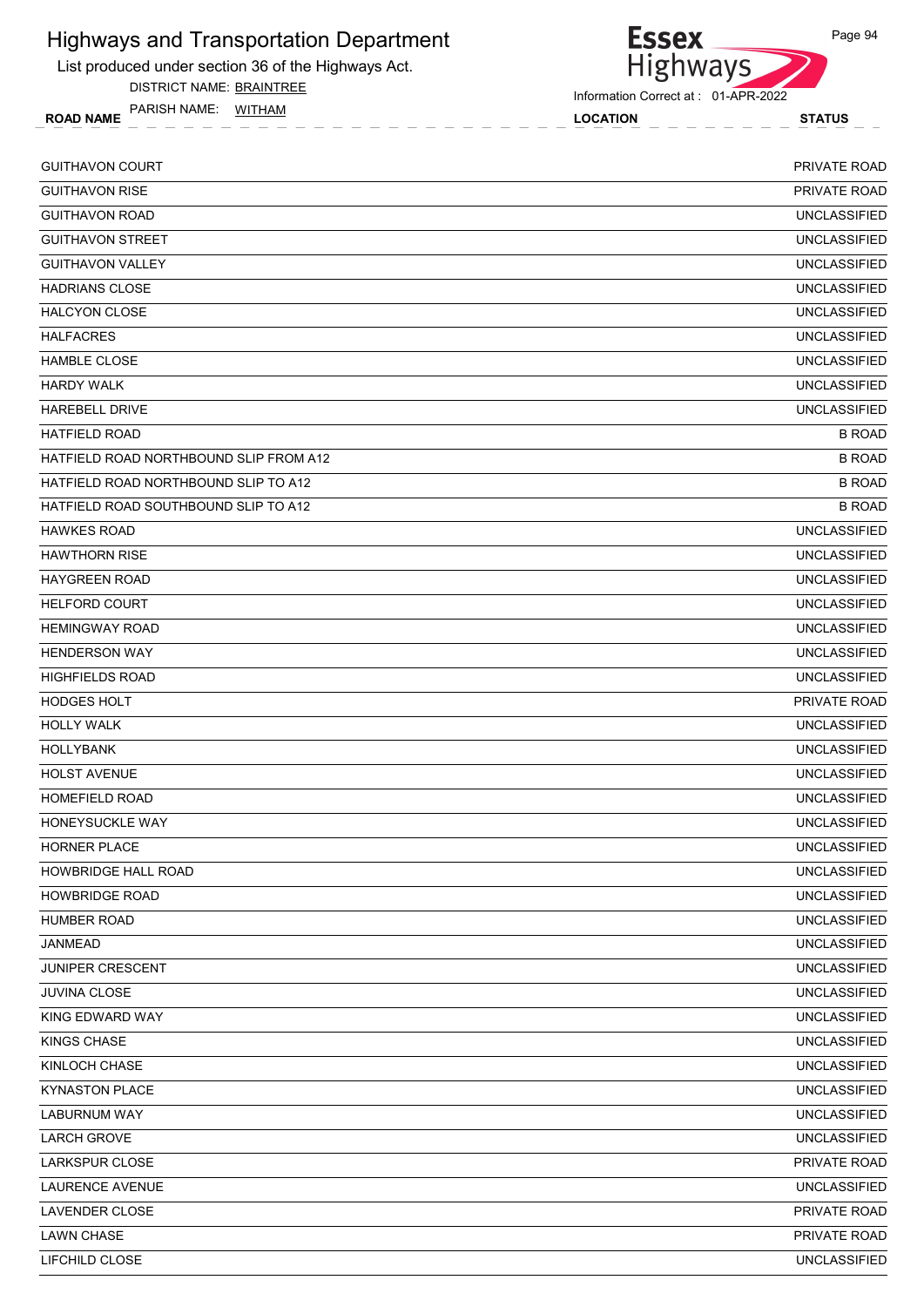# Highways and Transportation Department

List produced under section 36 of the Highways Act.

DISTRICT NAME: BRAINTREE

PARISH NAME: WITHAM

Information Correct at : 01-APR-2022

| ROAD NAME | LOCATION | STATUS |
|---|---|---|
| GUITHAVON COURT | | PRIVATE ROAD |
| GUITHAVON RISE | | PRIVATE ROAD |
| GUITHAVON ROAD | | UNCLASSIFIED |
| GUITHAVON STREET | | UNCLASSIFIED |
| GUITHAVON VALLEY | | UNCLASSIFIED |
| HADRIANS CLOSE | | UNCLASSIFIED |
| HALCYON CLOSE | | UNCLASSIFIED |
| HALFACRES | | UNCLASSIFIED |
| HAMBLE CLOSE | | UNCLASSIFIED |
| HARDY WALK | | UNCLASSIFIED |
| HAREBELL DRIVE | | UNCLASSIFIED |
| HATFIELD ROAD | | B ROAD |
| HATFIELD ROAD NORTHBOUND SLIP FROM A12 | | B ROAD |
| HATFIELD ROAD NORTHBOUND SLIP TO A12 | | B ROAD |
| HATFIELD ROAD SOUTHBOUND SLIP TO A12 | | B ROAD |
| HAWKES ROAD | | UNCLASSIFIED |
| HAWTHORN RISE | | UNCLASSIFIED |
| HAYGREEN ROAD | | UNCLASSIFIED |
| HELFORD COURT | | UNCLASSIFIED |
| HEMINGWAY ROAD | | UNCLASSIFIED |
| HENDERSON WAY | | UNCLASSIFIED |
| HIGHFIELDS ROAD | | UNCLASSIFIED |
| HODGES HOLT | | PRIVATE ROAD |
| HOLLY WALK | | UNCLASSIFIED |
| HOLLYBANK | | UNCLASSIFIED |
| HOLST AVENUE | | UNCLASSIFIED |
| HOMEFIELD ROAD | | UNCLASSIFIED |
| HONEYSUCKLE WAY | | UNCLASSIFIED |
| HORNER PLACE | | UNCLASSIFIED |
| HOWBRIDGE HALL ROAD | | UNCLASSIFIED |
| HOWBRIDGE ROAD | | UNCLASSIFIED |
| HUMBER ROAD | | UNCLASSIFIED |
| JANMEAD | | UNCLASSIFIED |
| JUNIPER CRESCENT | | UNCLASSIFIED |
| JUVINA CLOSE | | UNCLASSIFIED |
| KING EDWARD WAY | | UNCLASSIFIED |
| KINGS CHASE | | UNCLASSIFIED |
| KINLOCH CHASE | | UNCLASSIFIED |
| KYNASTON PLACE | | UNCLASSIFIED |
| LABURNUM WAY | | UNCLASSIFIED |
| LARCH GROVE | | UNCLASSIFIED |
| LARKSPUR CLOSE | | PRIVATE ROAD |
| LAURENCE AVENUE | | UNCLASSIFIED |
| LAVENDER CLOSE | | PRIVATE ROAD |
| LAWN CHASE | | PRIVATE ROAD |
| LIFCHILD CLOSE | | UNCLASSIFIED |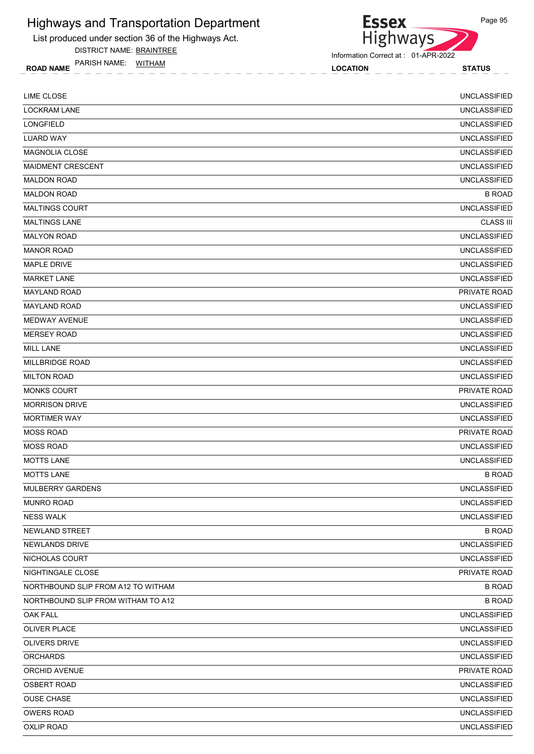# Highways and Transportation Department

List produced under section 36 of the Highways Act.

DISTRICT NAME: BRAINTREE

PARISH NAME: WITHAM

Information Correct at : 01-APR-2022

| ROAD NAME | LOCATION | STATUS |
|---|---|---|
| LIME CLOSE | | UNCLASSIFIED |
| LOCKRAM LANE | | UNCLASSIFIED |
| LONGFIELD | | UNCLASSIFIED |
| LUARD WAY | | UNCLASSIFIED |
| MAGNOLIA CLOSE | | UNCLASSIFIED |
| MAIDMENT CRESCENT | | UNCLASSIFIED |
| MALDON ROAD | | UNCLASSIFIED |
| MALDON ROAD | | B ROAD |
| MALTINGS COURT | | UNCLASSIFIED |
| MALTINGS LANE | | CLASS III |
| MALYON ROAD | | UNCLASSIFIED |
| MANOR ROAD | | UNCLASSIFIED |
| MAPLE DRIVE | | UNCLASSIFIED |
| MARKET LANE | | UNCLASSIFIED |
| MAYLAND ROAD | | PRIVATE ROAD |
| MAYLAND ROAD | | UNCLASSIFIED |
| MEDWAY AVENUE | | UNCLASSIFIED |
| MERSEY ROAD | | UNCLASSIFIED |
| MILL LANE | | UNCLASSIFIED |
| MILLBRIDGE ROAD | | UNCLASSIFIED |
| MILTON ROAD | | UNCLASSIFIED |
| MONKS COURT | | PRIVATE ROAD |
| MORRISON DRIVE | | UNCLASSIFIED |
| MORTIMER WAY | | UNCLASSIFIED |
| MOSS ROAD | | PRIVATE ROAD |
| MOSS ROAD | | UNCLASSIFIED |
| MOTTS LANE | | UNCLASSIFIED |
| MOTTS LANE | | B ROAD |
| MULBERRY GARDENS | | UNCLASSIFIED |
| MUNRO ROAD | | UNCLASSIFIED |
| NESS WALK | | UNCLASSIFIED |
| NEWLAND STREET | | B ROAD |
| NEWLANDS DRIVE | | UNCLASSIFIED |
| NICHOLAS COURT | | UNCLASSIFIED |
| NIGHTINGALE CLOSE | | PRIVATE ROAD |
| NORTHBOUND SLIP FROM A12 TO WITHAM | | B ROAD |
| NORTHBOUND SLIP FROM WITHAM TO A12 | | B ROAD |
| OAK FALL | | UNCLASSIFIED |
| OLIVER PLACE | | UNCLASSIFIED |
| OLIVERS DRIVE | | UNCLASSIFIED |
| ORCHARDS | | UNCLASSIFIED |
| ORCHID AVENUE | | PRIVATE ROAD |
| OSBERT ROAD | | UNCLASSIFIED |
| OUSE CHASE | | UNCLASSIFIED |
| OWERS ROAD | | UNCLASSIFIED |
| OXLIP ROAD | | UNCLASSIFIED |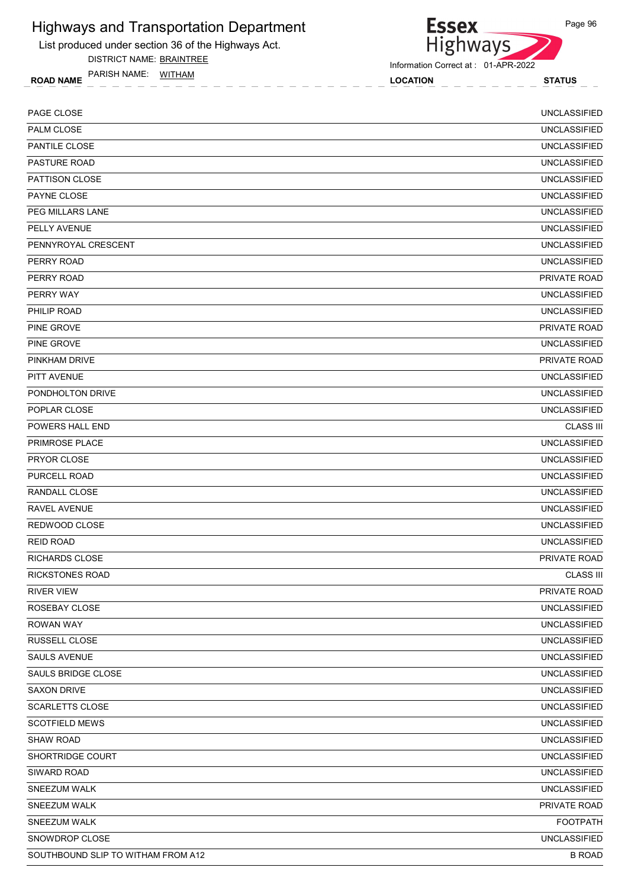# Highways and Transportation Department

List produced under section 36 of the Highways Act.

DISTRICT NAME: BRAINTREE

PARISH NAME: WITHAM

Information Correct at : 01-APR-2022

| ROAD NAME | LOCATION | STATUS |
|---|---|---|
| PAGE CLOSE | | UNCLASSIFIED |
| PALM CLOSE | | UNCLASSIFIED |
| PANTILE CLOSE | | UNCLASSIFIED |
| PASTURE ROAD | | UNCLASSIFIED |
| PATTISON CLOSE | | UNCLASSIFIED |
| PAYNE CLOSE | | UNCLASSIFIED |
| PEG MILLARS LANE | | UNCLASSIFIED |
| PELLY AVENUE | | UNCLASSIFIED |
| PENNYROYAL CRESCENT | | UNCLASSIFIED |
| PERRY ROAD | | UNCLASSIFIED |
| PERRY ROAD | | PRIVATE ROAD |
| PERRY WAY | | UNCLASSIFIED |
| PHILIP ROAD | | UNCLASSIFIED |
| PINE GROVE | | PRIVATE ROAD |
| PINE GROVE | | UNCLASSIFIED |
| PINKHAM DRIVE | | PRIVATE ROAD |
| PITT AVENUE | | UNCLASSIFIED |
| PONDHOLTON DRIVE | | UNCLASSIFIED |
| POPLAR CLOSE | | UNCLASSIFIED |
| POWERS HALL END | | CLASS III |
| PRIMROSE PLACE | | UNCLASSIFIED |
| PRYOR CLOSE | | UNCLASSIFIED |
| PURCELL ROAD | | UNCLASSIFIED |
| RANDALL CLOSE | | UNCLASSIFIED |
| RAVEL AVENUE | | UNCLASSIFIED |
| REDWOOD CLOSE | | UNCLASSIFIED |
| REID ROAD | | UNCLASSIFIED |
| RICHARDS CLOSE | | PRIVATE ROAD |
| RICKSTONES ROAD | | CLASS III |
| RIVER VIEW | | PRIVATE ROAD |
| ROSEBAY CLOSE | | UNCLASSIFIED |
| ROWAN WAY | | UNCLASSIFIED |
| RUSSELL CLOSE | | UNCLASSIFIED |
| SAULS AVENUE | | UNCLASSIFIED |
| SAULS BRIDGE CLOSE | | UNCLASSIFIED |
| SAXON DRIVE | | UNCLASSIFIED |
| SCARLETTS CLOSE | | UNCLASSIFIED |
| SCOTFIELD MEWS | | UNCLASSIFIED |
| SHAW ROAD | | UNCLASSIFIED |
| SHORTRIDGE COURT | | UNCLASSIFIED |
| SIWARD ROAD | | UNCLASSIFIED |
| SNEEZUM WALK | | UNCLASSIFIED |
| SNEEZUM WALK | | PRIVATE ROAD |
| SNEEZUM WALK | | FOOTPATH |
| SNOWDROP CLOSE | | UNCLASSIFIED |
| SOUTHBOUND SLIP TO WITHAM FROM A12 | | B ROAD |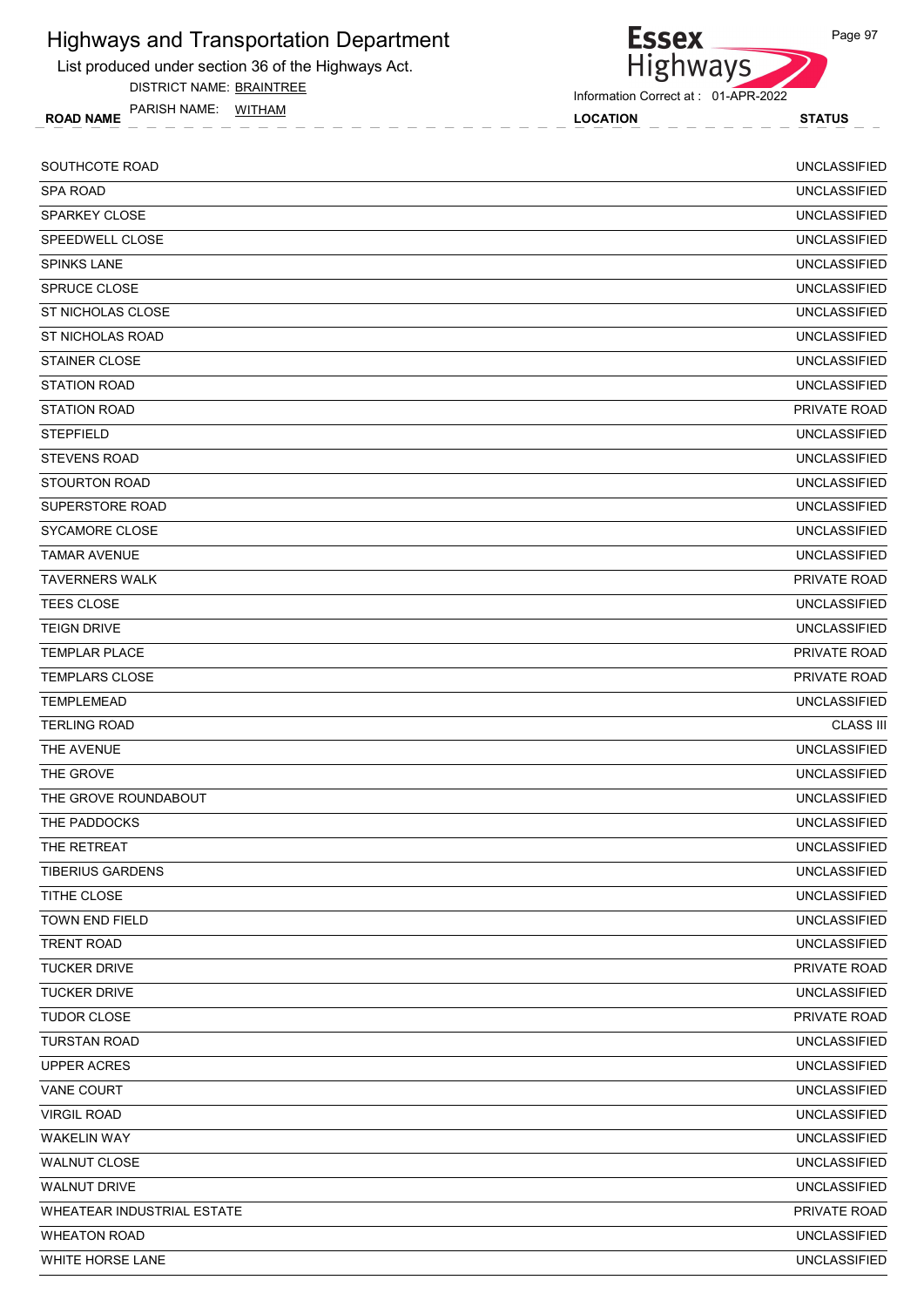# Highways and Transportation Department

List produced under section 36 of the Highways Act.

DISTRICT NAME: BRAINTREE

PARISH NAME: WITHAM

Information Correct at : 01-APR-2022

| ROAD NAME | LOCATION | STATUS |
| --- | --- | --- |
| SOUTHCOTE ROAD | | UNCLASSIFIED |
| SPA ROAD | | UNCLASSIFIED |
| SPARKEY CLOSE | | UNCLASSIFIED |
| SPEEDWELL CLOSE | | UNCLASSIFIED |
| SPINKS LANE | | UNCLASSIFIED |
| SPRUCE CLOSE | | UNCLASSIFIED |
| ST NICHOLAS CLOSE | | UNCLASSIFIED |
| ST NICHOLAS ROAD | | UNCLASSIFIED |
| STAINER CLOSE | | UNCLASSIFIED |
| STATION ROAD | | UNCLASSIFIED |
| STATION ROAD | | PRIVATE ROAD |
| STEPFIELD | | UNCLASSIFIED |
| STEVENS ROAD | | UNCLASSIFIED |
| STOURTON ROAD | | UNCLASSIFIED |
| SUPERSTORE ROAD | | UNCLASSIFIED |
| SYCAMORE CLOSE | | UNCLASSIFIED |
| TAMAR AVENUE | | UNCLASSIFIED |
| TAVERNERS WALK | | PRIVATE ROAD |
| TEES CLOSE | | UNCLASSIFIED |
| TEIGN DRIVE | | UNCLASSIFIED |
| TEMPLAR PLACE | | PRIVATE ROAD |
| TEMPLARS CLOSE | | PRIVATE ROAD |
| TEMPLEMEAD | | UNCLASSIFIED |
| TERLING ROAD | | CLASS III |
| THE AVENUE | | UNCLASSIFIED |
| THE GROVE | | UNCLASSIFIED |
| THE GROVE ROUNDABOUT | | UNCLASSIFIED |
| THE PADDOCKS | | UNCLASSIFIED |
| THE RETREAT | | UNCLASSIFIED |
| TIBERIUS GARDENS | | UNCLASSIFIED |
| TITHE CLOSE | | UNCLASSIFIED |
| TOWN END FIELD | | UNCLASSIFIED |
| TRENT ROAD | | UNCLASSIFIED |
| TUCKER DRIVE | | PRIVATE ROAD |
| TUCKER DRIVE | | UNCLASSIFIED |
| TUDOR CLOSE | | PRIVATE ROAD |
| TURSTAN ROAD | | UNCLASSIFIED |
| UPPER ACRES | | UNCLASSIFIED |
| VANE COURT | | UNCLASSIFIED |
| VIRGIL ROAD | | UNCLASSIFIED |
| WAKELIN WAY | | UNCLASSIFIED |
| WALNUT CLOSE | | UNCLASSIFIED |
| WALNUT DRIVE | | UNCLASSIFIED |
| WHEATEAR INDUSTRIAL ESTATE | | PRIVATE ROAD |
| WHEATON ROAD | | UNCLASSIFIED |
| WHITE HORSE LANE | | UNCLASSIFIED |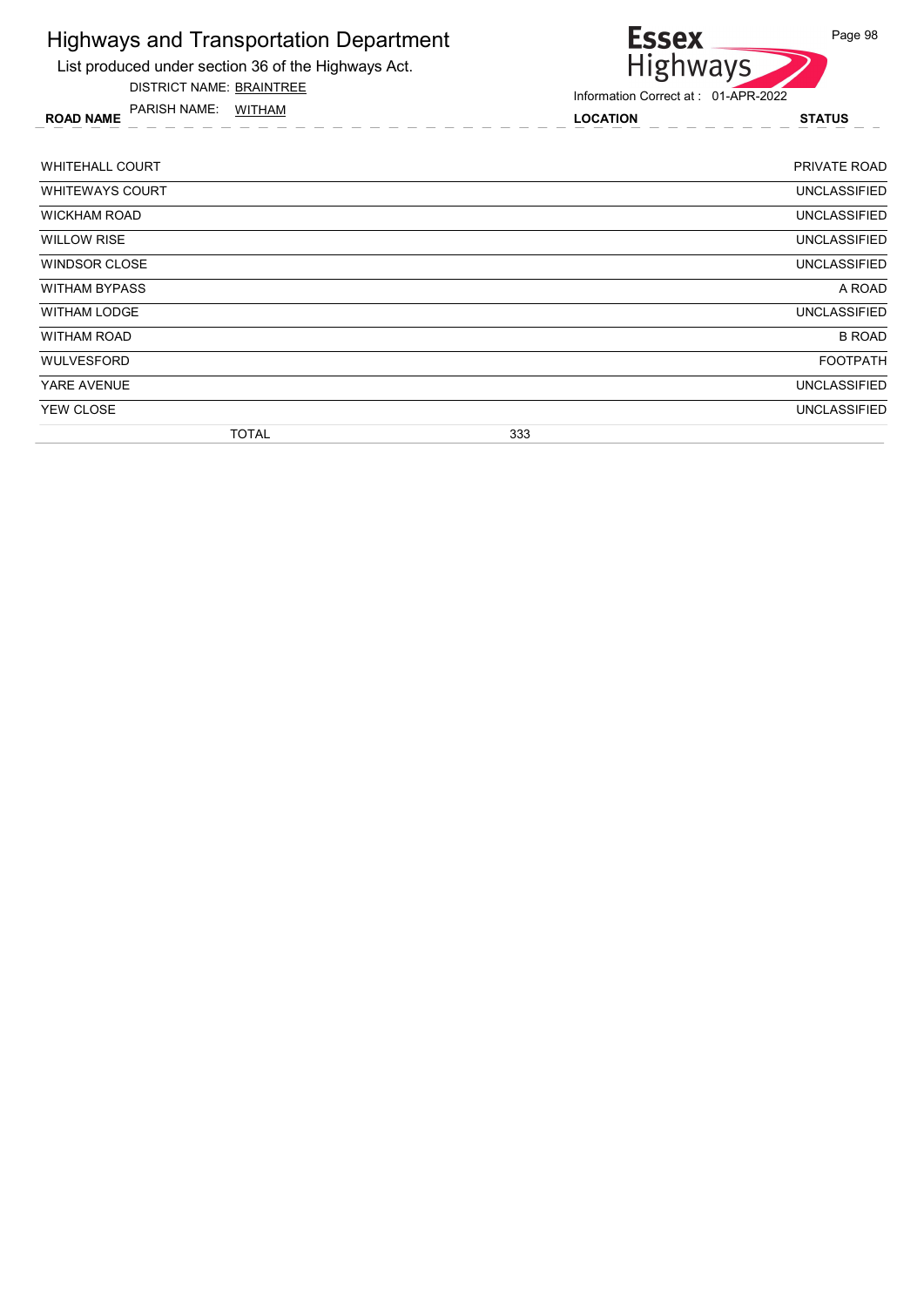# Highways and Transportation Department

List produced under section 36 of the Highways Act.

DISTRICT NAME: BRAINTREE

PARISH NAME: WITHAM

Information Correct at : 01-APR-2022

| ROAD NAME | LOCATION | STATUS |
|---|---|---|
| WHITEHALL COURT | | PRIVATE ROAD |
| WHITEWAYS COURT | | UNCLASSIFIED |
| WICKHAM ROAD | | UNCLASSIFIED |
| WILLOW RISE | | UNCLASSIFIED |
| WINDSOR CLOSE | | UNCLASSIFIED |
| WITHAM BYPASS | | A ROAD |
| WITHAM LODGE | | UNCLASSIFIED |
| WITHAM ROAD | | B ROAD |
| WULVESFORD | | FOOTPATH |
| YARE AVENUE | | UNCLASSIFIED |
| YEW CLOSE | | UNCLASSIFIED |
| TOTAL | 333 | |